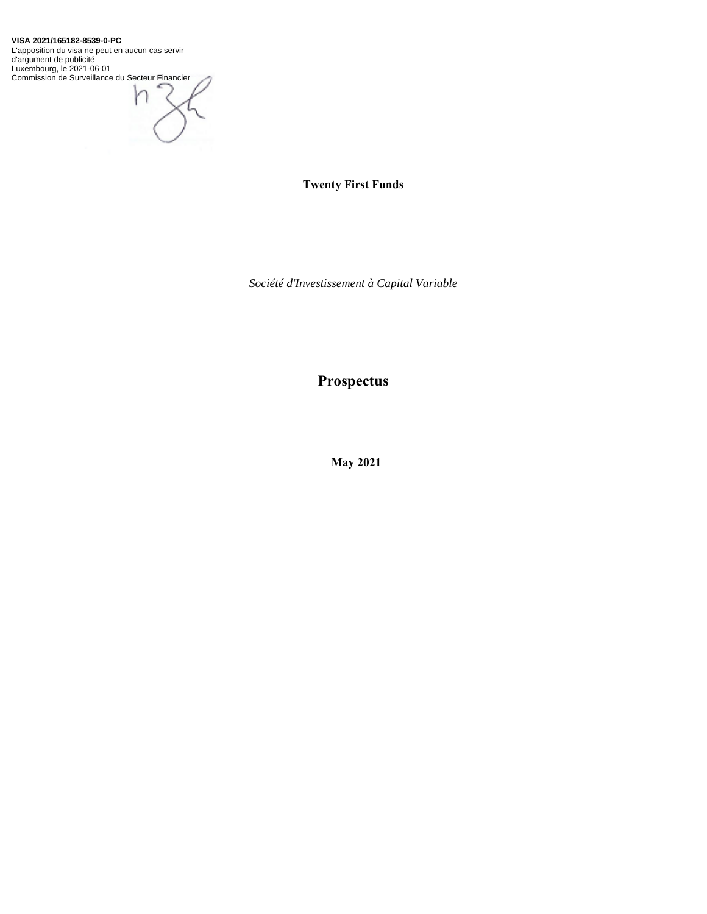**VISA 2021/165182-8539-0-PC**
L'apposition du visa ne peut en aucun cas servir d'argument de publicité
Luxembourg, le 2021-06-01
Commission de Surveillance du Secteur Financier

**Twenty First Funds**

*Société d'Investissement à Capital Variable*

# Prospectus

**May 2021**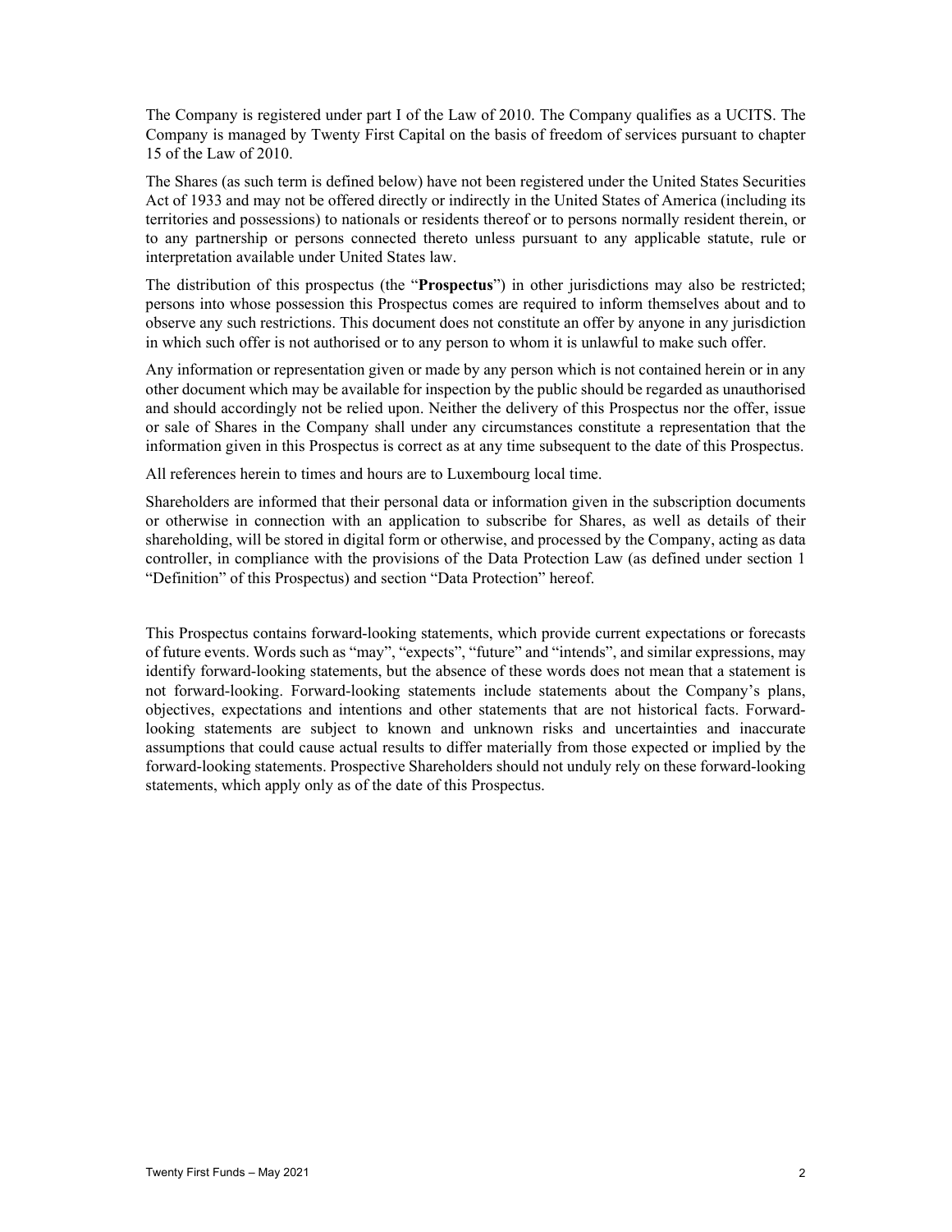The Company is registered under part I of the Law of 2010. The Company qualifies as a UCITS. The Company is managed by Twenty First Capital on the basis of freedom of services pursuant to chapter 15 of the Law of 2010.

The Shares (as such term is defined below) have not been registered under the United States Securities Act of 1933 and may not be offered directly or indirectly in the United States of America (including its territories and possessions) to nationals or residents thereof or to persons normally resident therein, or to any partnership or persons connected thereto unless pursuant to any applicable statute, rule or interpretation available under United States law.

The distribution of this prospectus (the "**Prospectus**") in other jurisdictions may also be restricted; persons into whose possession this Prospectus comes are required to inform themselves about and to observe any such restrictions. This document does not constitute an offer by anyone in any jurisdiction in which such offer is not authorised or to any person to whom it is unlawful to make such offer.

Any information or representation given or made by any person which is not contained herein or in any other document which may be available for inspection by the public should be regarded as unauthorised and should accordingly not be relied upon. Neither the delivery of this Prospectus nor the offer, issue or sale of Shares in the Company shall under any circumstances constitute a representation that the information given in this Prospectus is correct as at any time subsequent to the date of this Prospectus.

All references herein to times and hours are to Luxembourg local time.

Shareholders are informed that their personal data or information given in the subscription documents or otherwise in connection with an application to subscribe for Shares, as well as details of their shareholding, will be stored in digital form or otherwise, and processed by the Company, acting as data controller, in compliance with the provisions of the Data Protection Law (as defined under section 1 "Definition" of this Prospectus) and section "Data Protection" hereof.

This Prospectus contains forward-looking statements, which provide current expectations or forecasts of future events. Words such as "may", "expects", "future" and "intends", and similar expressions, may identify forward-looking statements, but the absence of these words does not mean that a statement is not forward-looking. Forward-looking statements include statements about the Company's plans, objectives, expectations and intentions and other statements that are not historical facts. Forward-looking statements are subject to known and unknown risks and uncertainties and inaccurate assumptions that could cause actual results to differ materially from those expected or implied by the forward-looking statements. Prospective Shareholders should not unduly rely on these forward-looking statements, which apply only as of the date of this Prospectus.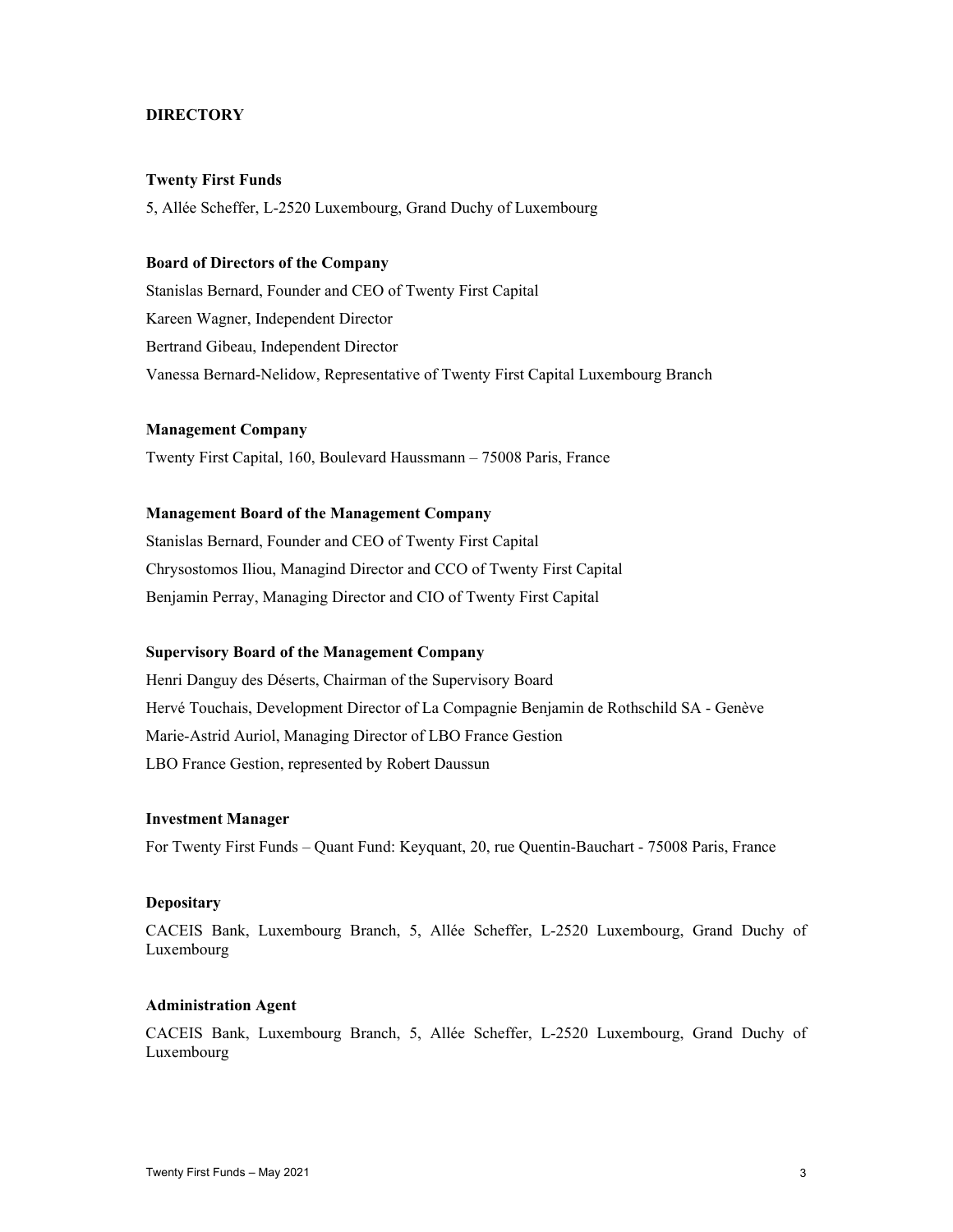# DIRECTORY

**Twenty First Funds**

5, Allée Scheffer, L-2520 Luxembourg, Grand Duchy of Luxembourg

**Board of Directors of the Company**

Stanislas Bernard, Founder and CEO of Twenty First Capital

Kareen Wagner, Independent Director

Bertrand Gibeau, Independent Director

Vanessa Bernard-Nelidow, Representative of Twenty First Capital Luxembourg Branch

**Management Company**

Twenty First Capital, 160, Boulevard Haussmann – 75008 Paris, France

**Management Board of the Management Company**

Stanislas Bernard, Founder and CEO of Twenty First Capital

Chrysostomos Iliou, Managind Director and CCO of Twenty First Capital

Benjamin Perray, Managing Director and CIO of Twenty First Capital

**Supervisory Board of the Management Company**

Henri Danguy des Déserts, Chairman of the Supervisory Board

Hervé Touchais, Development Director of La Compagnie Benjamin de Rothschild SA - Genève

Marie-Astrid Auriol, Managing Director of LBO France Gestion

LBO France Gestion, represented by Robert Daussun

**Investment Manager**

For Twenty First Funds – Quant Fund: Keyquant, 20, rue Quentin-Bauchart - 75008 Paris, France

**Depositary**

CACEIS Bank, Luxembourg Branch, 5, Allée Scheffer, L-2520 Luxembourg, Grand Duchy of Luxembourg

**Administration Agent**

CACEIS Bank, Luxembourg Branch, 5, Allée Scheffer, L-2520 Luxembourg, Grand Duchy of Luxembourg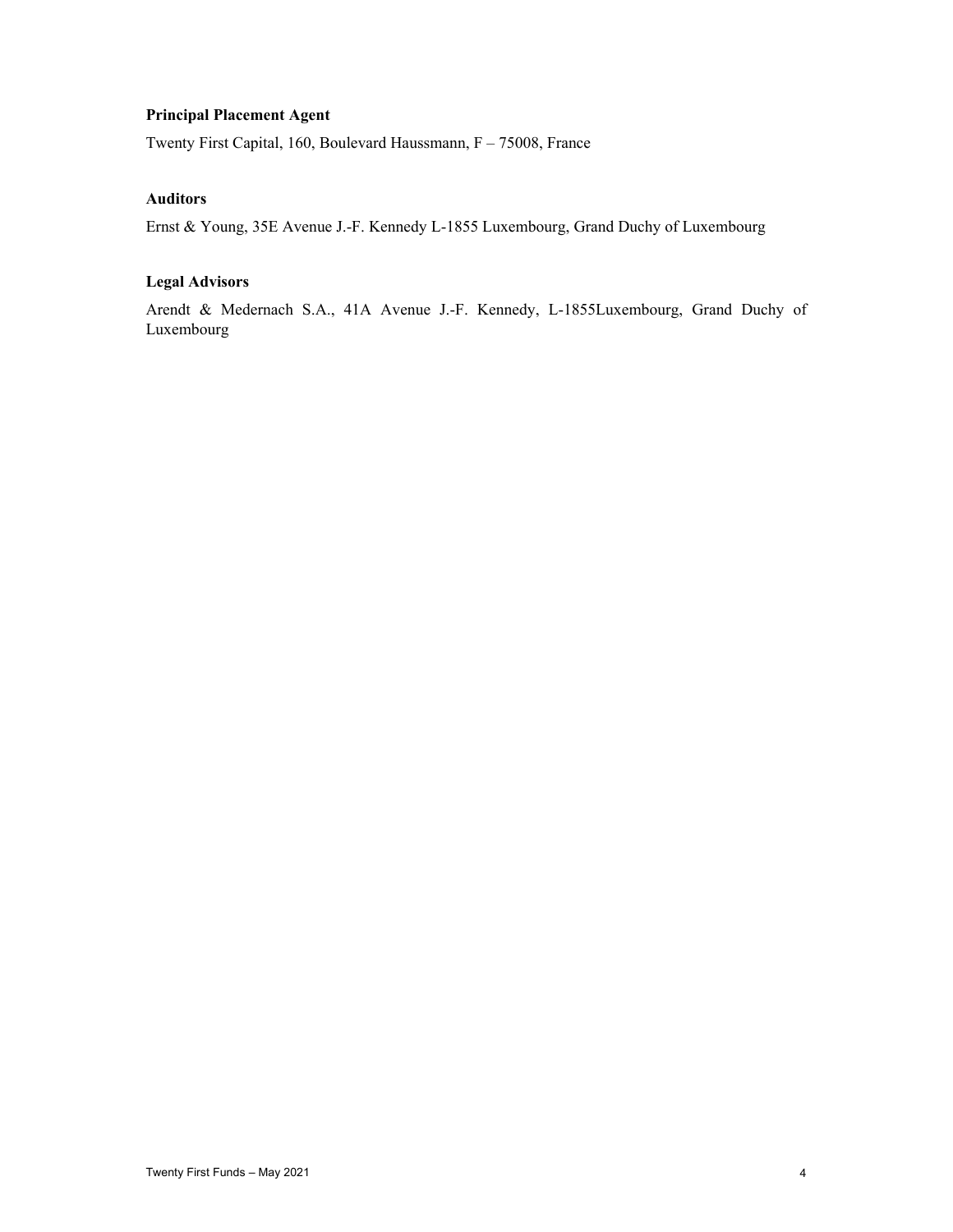**Principal Placement Agent**

Twenty First Capital, 160, Boulevard Haussmann, F – 75008, France

**Auditors**

Ernst & Young, 35E Avenue J.-F. Kennedy L-1855 Luxembourg, Grand Duchy of Luxembourg

**Legal Advisors**

Arendt & Medernach S.A., 41A Avenue J.-F. Kennedy, L-1855Luxembourg, Grand Duchy of Luxembourg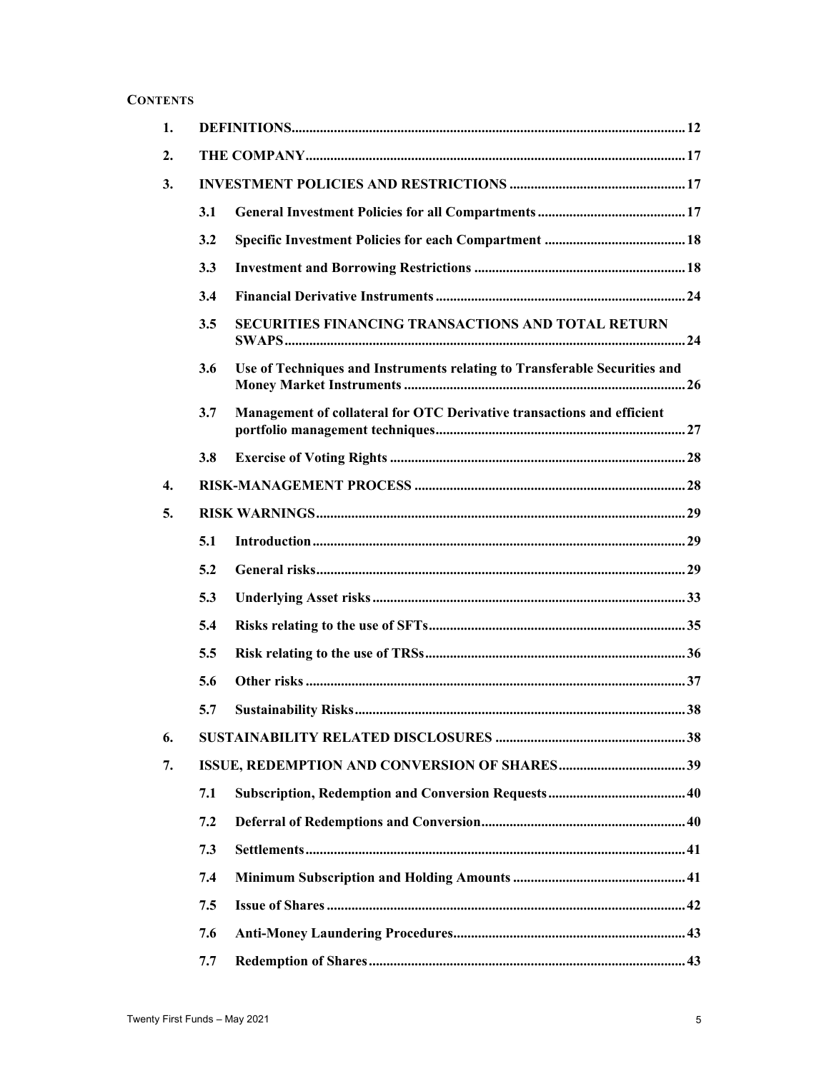**CONTENTS**

| | | | |
|---|---|---|---|
| **1.** | **DEFINITIONS** | | **12** |
| **2.** | **THE COMPANY** | | **17** |
| **3.** | **INVESTMENT POLICIES AND RESTRICTIONS** | | **17** |
| | **3.1** | **General Investment Policies for all Compartments** | **17** |
| | **3.2** | **Specific Investment Policies for each Compartment** | **18** |
| | **3.3** | **Investment and Borrowing Restrictions** | **18** |
| | **3.4** | **Financial Derivative Instruments** | **24** |
| | **3.5** | **SECURITIES FINANCING TRANSACTIONS AND TOTAL RETURN SWAPS** | **24** |
| | **3.6** | **Use of Techniques and Instruments relating to Transferable Securities and Money Market Instruments** | **26** |
| | **3.7** | **Management of collateral for OTC Derivative transactions and efficient portfolio management techniques** | **27** |
| | **3.8** | **Exercise of Voting Rights** | **28** |
| **4.** | **RISK-MANAGEMENT PROCESS** | | **28** |
| **5.** | **RISK WARNINGS** | | **29** |
| | **5.1** | **Introduction** | **29** |
| | **5.2** | **General risks** | **29** |
| | **5.3** | **Underlying Asset risks** | **33** |
| | **5.4** | **Risks relating to the use of SFTs** | **35** |
| | **5.5** | **Risk relating to the use of TRSs** | **36** |
| | **5.6** | **Other risks** | **37** |
| | **5.7** | **Sustainability Risks** | **38** |
| **6.** | **SUSTAINABILITY RELATED DISCLOSURES** | | **38** |
| **7.** | **ISSUE, REDEMPTION AND CONVERSION OF SHARES** | | **39** |
| | **7.1** | **Subscription, Redemption and Conversion Requests** | **40** |
| | **7.2** | **Deferral of Redemptions and Conversion** | **40** |
| | **7.3** | **Settlements** | **41** |
| | **7.4** | **Minimum Subscription and Holding Amounts** | **41** |
| | **7.5** | **Issue of Shares** | **42** |
| | **7.6** | **Anti-Money Laundering Procedures** | **43** |
| | **7.7** | **Redemption of Shares** | **43** |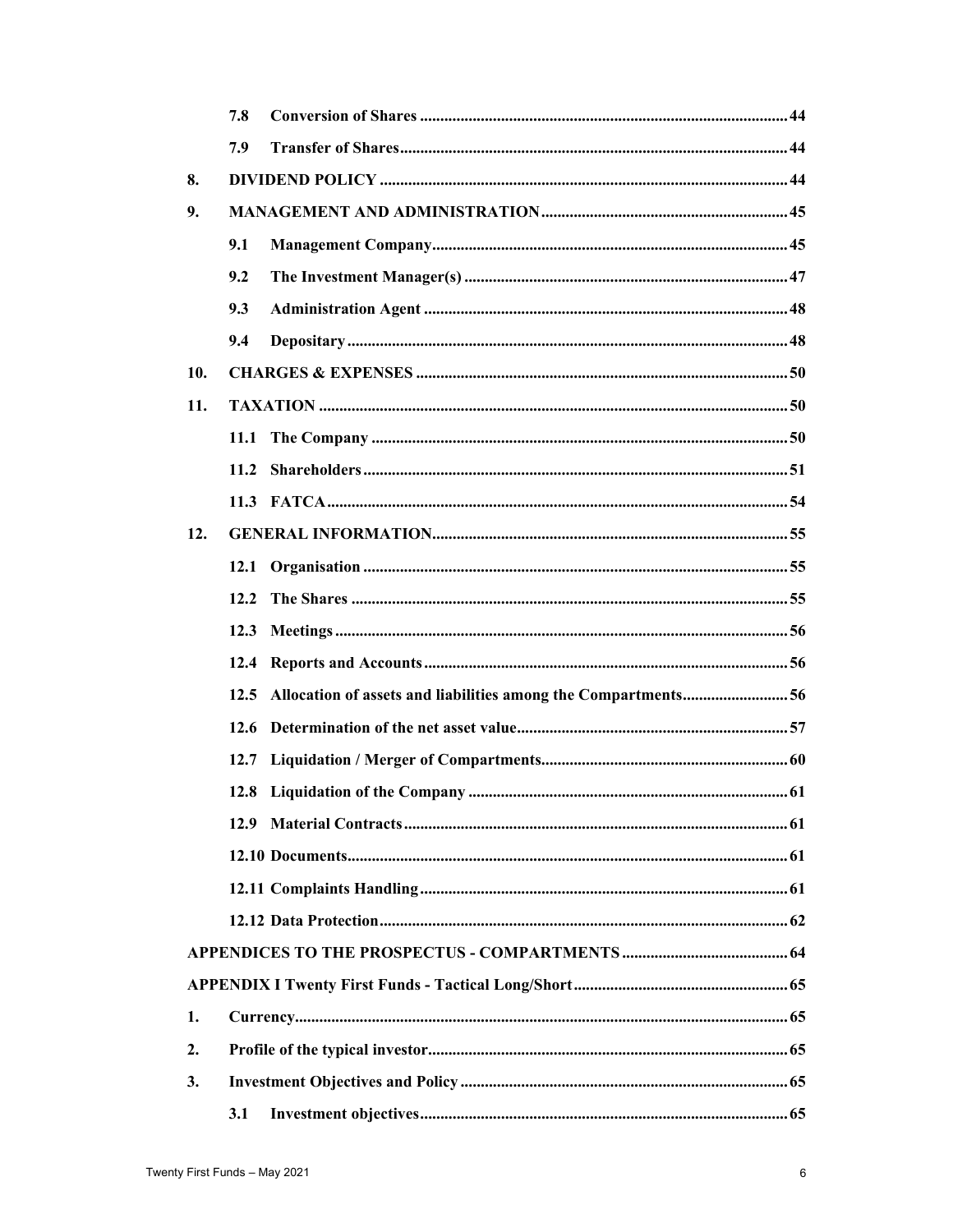| | | |
|---|---|---|
| 7.8 | **Conversion of Shares** | **44** |
| 7.9 | **Transfer of Shares** | **44** |
| **8.** | **DIVIDEND POLICY** | **44** |
| **9.** | **MANAGEMENT AND ADMINISTRATION** | **45** |
| 9.1 | **Management Company** | **45** |
| 9.2 | **The Investment Manager(s)** | **47** |
| 9.3 | **Administration Agent** | **48** |
| 9.4 | **Depositary** | **48** |
| **10.** | **CHARGES & EXPENSES** | **50** |
| **11.** | **TAXATION** | **50** |
| 11.1 | **The Company** | **50** |
| 11.2 | **Shareholders** | **51** |
| 11.3 | **FATCA** | **54** |
| **12.** | **GENERAL INFORMATION** | **55** |
| 12.1 | **Organisation** | **55** |
| 12.2 | **The Shares** | **55** |
| 12.3 | **Meetings** | **56** |
| 12.4 | **Reports and Accounts** | **56** |
| 12.5 | **Allocation of assets and liabilities among the Compartments** | **56** |
| 12.6 | **Determination of the net asset value** | **57** |
| 12.7 | **Liquidation / Merger of Compartments** | **60** |
| 12.8 | **Liquidation of the Company** | **61** |
| 12.9 | **Material Contracts** | **61** |
| 12.10 | **Documents** | **61** |
| 12.11 | **Complaints Handling** | **61** |
| 12.12 | **Data Protection** | **62** |
| | **APPENDICES TO THE PROSPECTUS - COMPARTMENTS** | **64** |
| | **APPENDIX I Twenty First Funds - Tactical Long/Short** | **65** |
| **1.** | **Currency** | **65** |
| **2.** | **Profile of the typical investor** | **65** |
| **3.** | **Investment Objectives and Policy** | **65** |
| 3.1 | **Investment objectives** | **65** |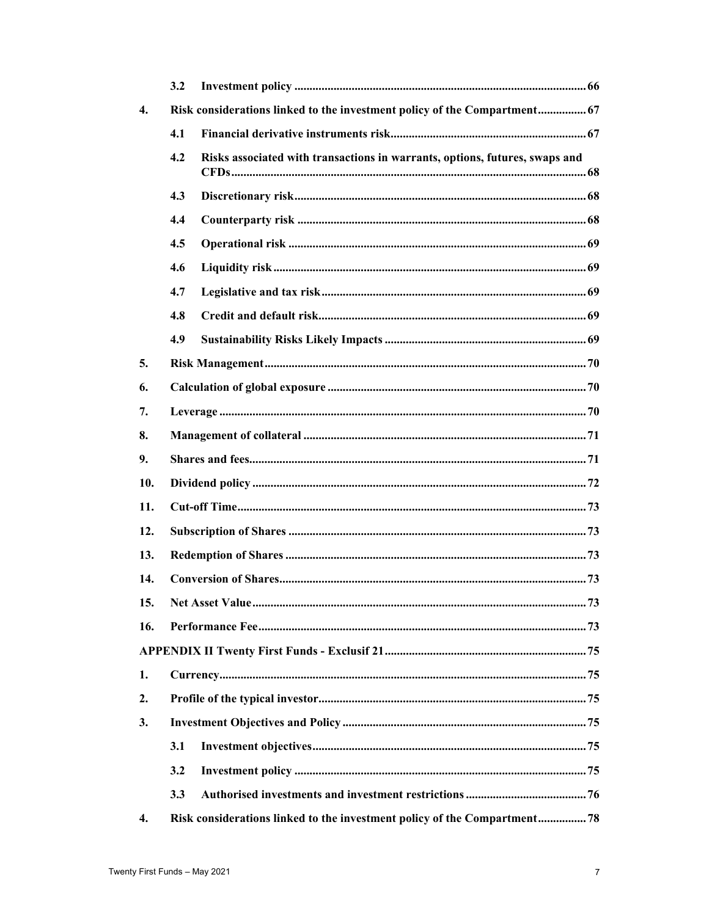| | | | |
|---|---|---|---|
| | 3.2 | Investment policy | 66 |
| 4. | Risk considerations linked to the investment policy of the Compartment | | 67 |
| | 4.1 | Financial derivative instruments risk | 67 |
| | 4.2 | Risks associated with transactions in warrants, options, futures, swaps and CFDs | 68 |
| | 4.3 | Discretionary risk | 68 |
| | 4.4 | Counterparty risk | 68 |
| | 4.5 | Operational risk | 69 |
| | 4.6 | Liquidity risk | 69 |
| | 4.7 | Legislative and tax risk | 69 |
| | 4.8 | Credit and default risk | 69 |
| | 4.9 | Sustainability Risks Likely Impacts | 69 |
| 5. | Risk Management | | 70 |
| 6. | Calculation of global exposure | | 70 |
| 7. | Leverage | | 70 |
| 8. | Management of collateral | | 71 |
| 9. | Shares and fees | | 71 |
| 10. | Dividend policy | | 72 |
| 11. | Cut-off Time | | 73 |
| 12. | Subscription of Shares | | 73 |
| 13. | Redemption of Shares | | 73 |
| 14. | Conversion of Shares | | 73 |
| 15. | Net Asset Value | | 73 |
| 16. | Performance Fee | | 73 |
| | APPENDIX II Twenty First Funds - Exclusif 21 | | 75 |
| 1. | Currency | | 75 |
| 2. | Profile of the typical investor | | 75 |
| 3. | Investment Objectives and Policy | | 75 |
| | 3.1 | Investment objectives | 75 |
| | 3.2 | Investment policy | 75 |
| | 3.3 | Authorised investments and investment restrictions | 76 |
| 4. | Risk considerations linked to the investment policy of the Compartment | | 78 |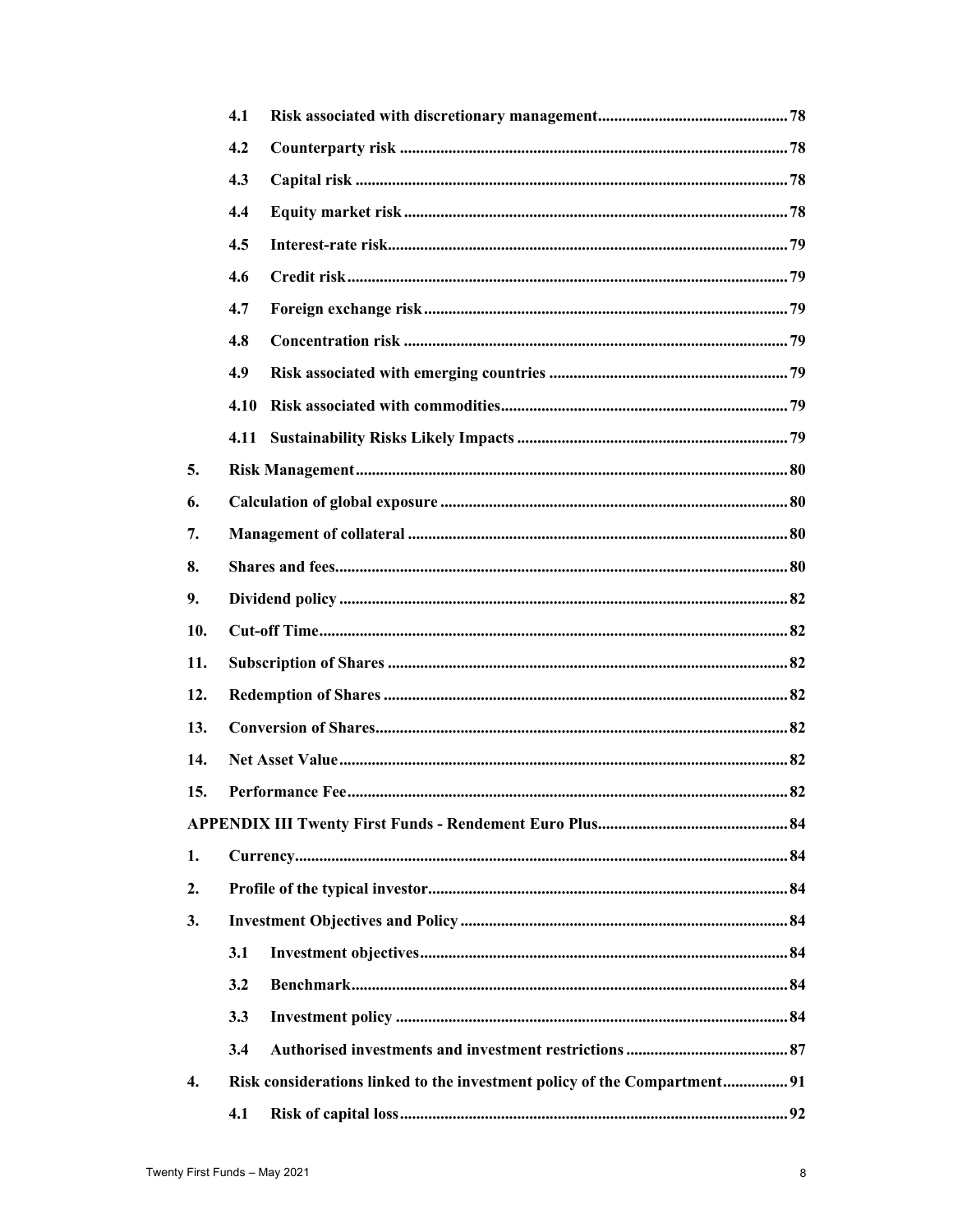| | | |
|---|---|---|
| 4.1 | Risk associated with discretionary management | 78 |
| 4.2 | Counterparty risk | 78 |
| 4.3 | Capital risk | 78 |
| 4.4 | Equity market risk | 78 |
| 4.5 | Interest-rate risk | 79 |
| 4.6 | Credit risk | 79 |
| 4.7 | Foreign exchange risk | 79 |
| 4.8 | Concentration risk | 79 |
| 4.9 | Risk associated with emerging countries | 79 |
| 4.10 | Risk associated with commodities | 79 |
| 4.11 | Sustainability Risks Likely Impacts | 79 |
| 5. | Risk Management | 80 |
| 6. | Calculation of global exposure | 80 |
| 7. | Management of collateral | 80 |
| 8. | Shares and fees | 80 |
| 9. | Dividend policy | 82 |
| 10. | Cut-off Time | 82 |
| 11. | Subscription of Shares | 82 |
| 12. | Redemption of Shares | 82 |
| 13. | Conversion of Shares | 82 |
| 14. | Net Asset Value | 82 |
| 15. | Performance Fee | 82 |
| | **APPENDIX III Twenty First Funds - Rendement Euro Plus** | 84 |
| 1. | Currency | 84 |
| 2. | Profile of the typical investor | 84 |
| 3. | Investment Objectives and Policy | 84 |
| 3.1 | Investment objectives | 84 |
| 3.2 | Benchmark | 84 |
| 3.3 | Investment policy | 84 |
| 3.4 | Authorised investments and investment restrictions | 87 |
| 4. | Risk considerations linked to the investment policy of the Compartment | 91 |
| 4.1 | Risk of capital loss | 92 |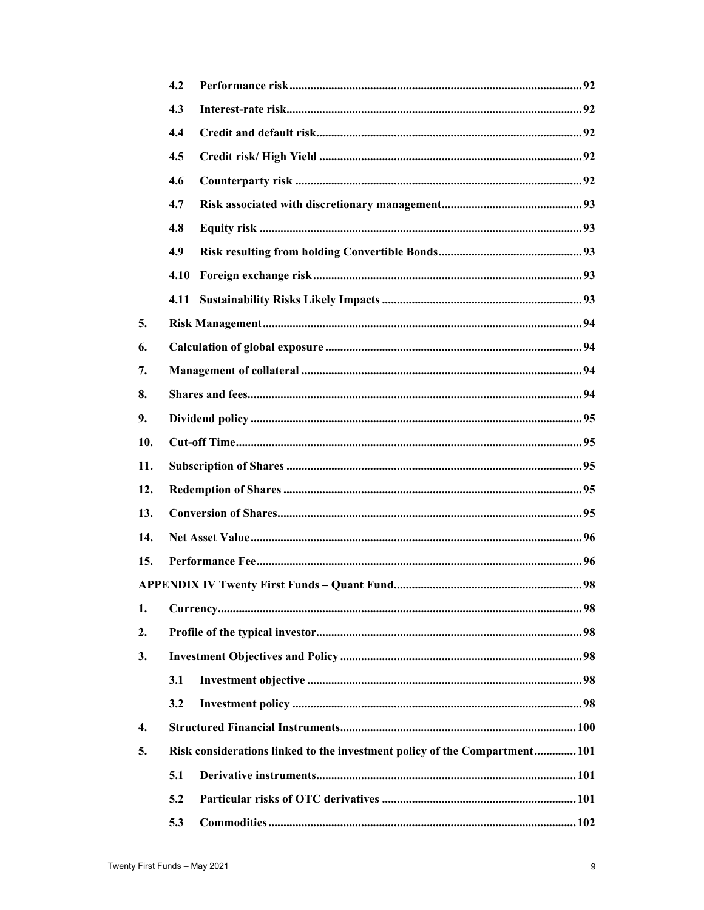| | | |
|---|---|---|
| 4.2 | Performance risk | 92 |
| 4.3 | Interest-rate risk | 92 |
| 4.4 | Credit and default risk | 92 |
| 4.5 | Credit risk/ High Yield | 92 |
| 4.6 | Counterparty risk | 92 |
| 4.7 | Risk associated with discretionary management | 93 |
| 4.8 | Equity risk | 93 |
| 4.9 | Risk resulting from holding Convertible Bonds | 93 |
| 4.10 | Foreign exchange risk | 93 |
| 4.11 | Sustainability Risks Likely Impacts | 93 |
| 5. | Risk Management | 94 |
| 6. | Calculation of global exposure | 94 |
| 7. | Management of collateral | 94 |
| 8. | Shares and fees | 94 |
| 9. | Dividend policy | 95 |
| 10. | Cut-off Time | 95 |
| 11. | Subscription of Shares | 95 |
| 12. | Redemption of Shares | 95 |
| 13. | Conversion of Shares | 95 |
| 14. | Net Asset Value | 96 |
| 15. | Performance Fee | 96 |
| | APPENDIX IV Twenty First Funds – Quant Fund | 98 |
| 1. | Currency | 98 |
| 2. | Profile of the typical investor | 98 |
| 3. | Investment Objectives and Policy | 98 |
| 3.1 | Investment objective | 98 |
| 3.2 | Investment policy | 98 |
| 4. | Structured Financial Instruments | 100 |
| 5. | Risk considerations linked to the investment policy of the Compartment | 101 |
| 5.1 | Derivative instruments | 101 |
| 5.2 | Particular risks of OTC derivatives | 101 |
| 5.3 | Commodities | 102 |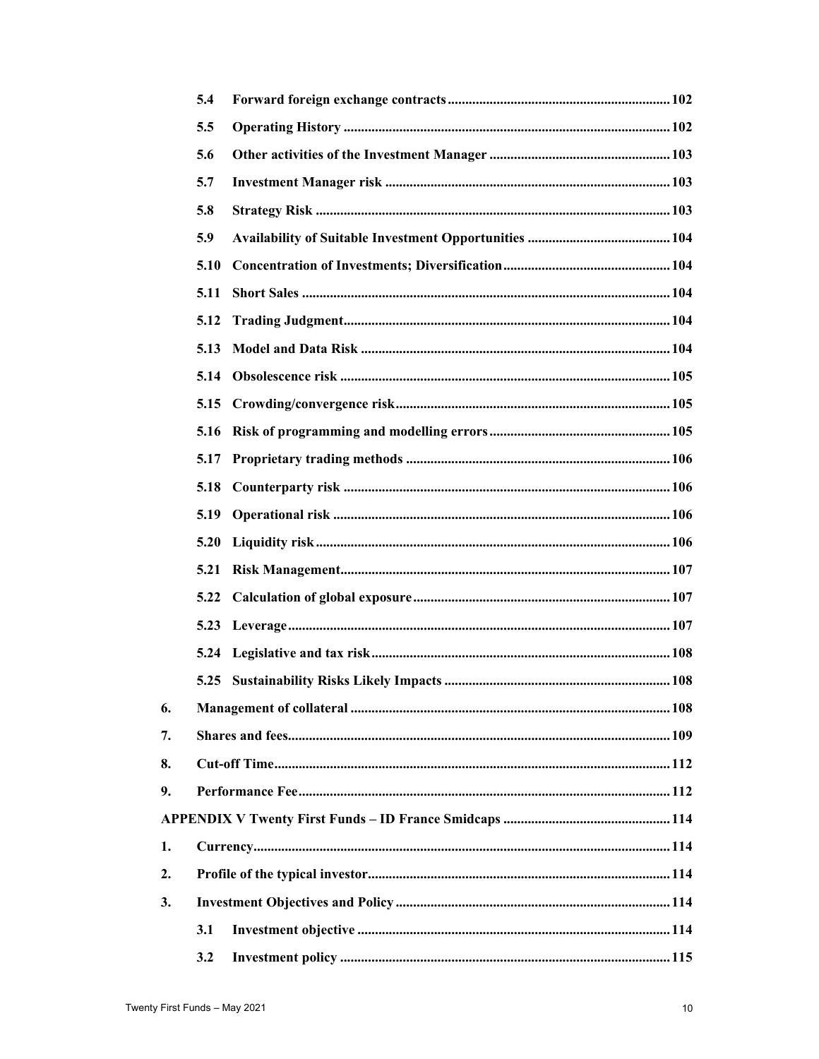| | | |
|---|---|---|
| 5.4 | **Forward foreign exchange contracts** | 102 |
| 5.5 | **Operating History** | 102 |
| 5.6 | **Other activities of the Investment Manager** | 103 |
| 5.7 | **Investment Manager risk** | 103 |
| 5.8 | **Strategy Risk** | 103 |
| 5.9 | **Availability of Suitable Investment Opportunities** | 104 |
| 5.10 | **Concentration of Investments; Diversification** | 104 |
| 5.11 | **Short Sales** | 104 |
| 5.12 | **Trading Judgment** | 104 |
| 5.13 | **Model and Data Risk** | 104 |
| 5.14 | **Obsolescence risk** | 105 |
| 5.15 | **Crowding/convergence risk** | 105 |
| 5.16 | **Risk of programming and modelling errors** | 105 |
| 5.17 | **Proprietary trading methods** | 106 |
| 5.18 | **Counterparty risk** | 106 |
| 5.19 | **Operational risk** | 106 |
| 5.20 | **Liquidity risk** | 106 |
| 5.21 | **Risk Management** | 107 |
| 5.22 | **Calculation of global exposure** | 107 |
| 5.23 | **Leverage** | 107 |
| 5.24 | **Legislative and tax risk** | 108 |
| 5.25 | **Sustainability Risks Likely Impacts** | 108 |
| **6.** | **Management of collateral** | 108 |
| **7.** | **Shares and fees** | 109 |
| **8.** | **Cut-off Time** | 112 |
| **9.** | **Performance Fee** | 112 |
| | **APPENDIX V Twenty First Funds – ID France Smidcaps** | 114 |
| **1.** | **Currency** | 114 |
| **2.** | **Profile of the typical investor** | 114 |
| **3.** | **Investment Objectives and Policy** | 114 |
| 3.1 | **Investment objective** | 114 |
| 3.2 | **Investment policy** | 115 |

Twenty First Funds – May 2021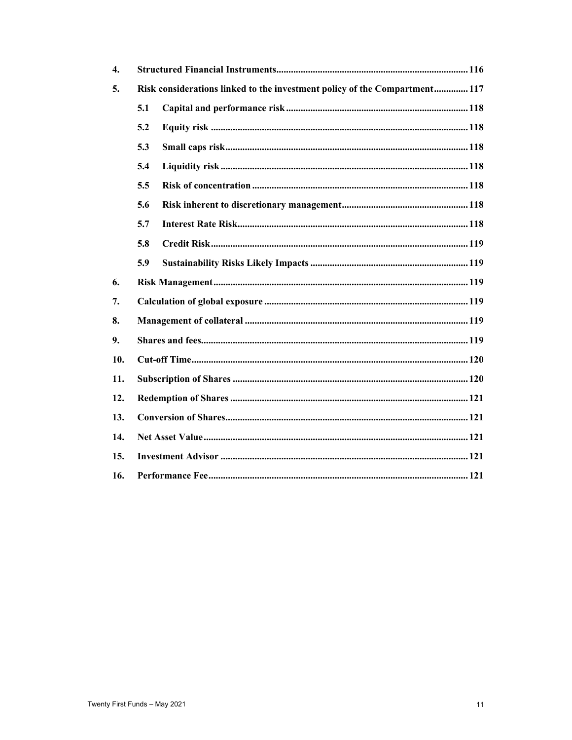| | | | |
|---|---|---|---|
| **4.** | **Structured Financial Instruments** | | **116** |
| **5.** | **Risk considerations linked to the investment policy of the Compartment** | | **117** |
| | **5.1** | **Capital and performance risk** | **118** |
| | **5.2** | **Equity risk** | **118** |
| | **5.3** | **Small caps risk** | **118** |
| | **5.4** | **Liquidity risk** | **118** |
| | **5.5** | **Risk of concentration** | **118** |
| | **5.6** | **Risk inherent to discretionary management** | **118** |
| | **5.7** | **Interest Rate Risk** | **118** |
| | **5.8** | **Credit Risk** | **119** |
| | **5.9** | **Sustainability Risks Likely Impacts** | **119** |
| **6.** | **Risk Management** | | **119** |
| **7.** | **Calculation of global exposure** | | **119** |
| **8.** | **Management of collateral** | | **119** |
| **9.** | **Shares and fees** | | **119** |
| **10.** | **Cut-off Time** | | **120** |
| **11.** | **Subscription of Shares** | | **120** |
| **12.** | **Redemption of Shares** | | **121** |
| **13.** | **Conversion of Shares** | | **121** |
| **14.** | **Net Asset Value** | | **121** |
| **15.** | **Investment Advisor** | | **121** |
| **16.** | **Performance Fee** | | **121** |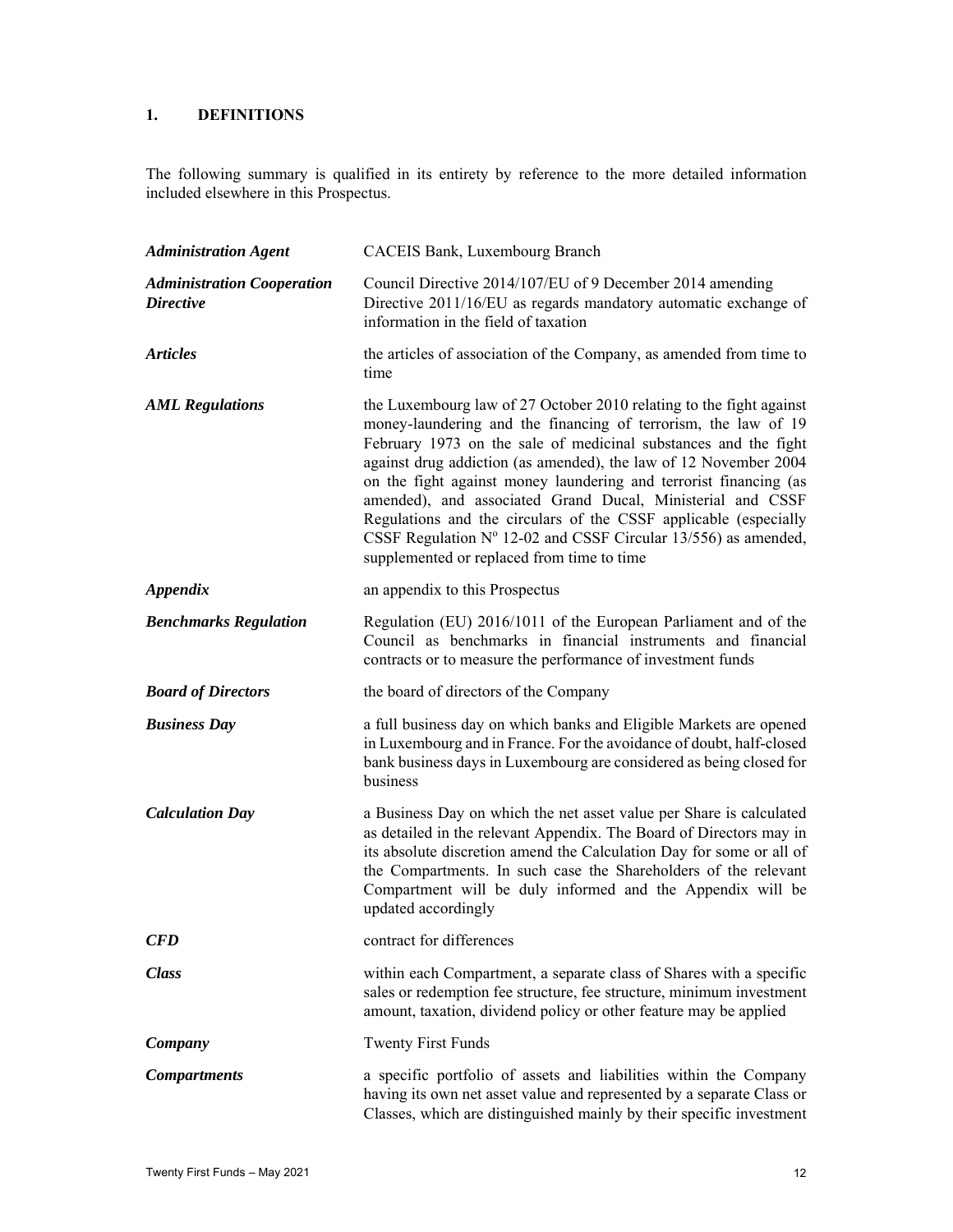## 1. DEFINITIONS

The following summary is qualified in its entirety by reference to the more detailed information included elsewhere in this Prospectus.

| | |
|---|---|
| ***Administration Agent*** | CACEIS Bank, Luxembourg Branch |
| ***Administration Cooperation Directive*** | Council Directive 2014/107/EU of 9 December 2014 amending Directive 2011/16/EU as regards mandatory automatic exchange of information in the field of taxation |
| ***Articles*** | the articles of association of the Company, as amended from time to time |
| ***AML Regulations*** | the Luxembourg law of 27 October 2010 relating to the fight against money-laundering and the financing of terrorism, the law of 19 February 1973 on the sale of medicinal substances and the fight against drug addiction (as amended), the law of 12 November 2004 on the fight against money laundering and terrorist financing (as amended), and associated Grand Ducal, Ministerial and CSSF Regulations and the circulars of the CSSF applicable (especially CSSF Regulation Nº 12-02 and CSSF Circular 13/556) as amended, supplemented or replaced from time to time |
| ***Appendix*** | an appendix to this Prospectus |
| ***Benchmarks Regulation*** | Regulation (EU) 2016/1011 of the European Parliament and of the Council as benchmarks in financial instruments and financial contracts or to measure the performance of investment funds |
| ***Board of Directors*** | the board of directors of the Company |
| ***Business Day*** | a full business day on which banks and Eligible Markets are opened in Luxembourg and in France. For the avoidance of doubt, half-closed bank business days in Luxembourg are considered as being closed for business |
| ***Calculation Day*** | a Business Day on which the net asset value per Share is calculated as detailed in the relevant Appendix. The Board of Directors may in its absolute discretion amend the Calculation Day for some or all of the Compartments. In such case the Shareholders of the relevant Compartment will be duly informed and the Appendix will be updated accordingly |
| ***CFD*** | contract for differences |
| ***Class*** | within each Compartment, a separate class of Shares with a specific sales or redemption fee structure, fee structure, minimum investment amount, taxation, dividend policy or other feature may be applied |
| ***Company*** | Twenty First Funds |
| ***Compartments*** | a specific portfolio of assets and liabilities within the Company having its own net asset value and represented by a separate Class or Classes, which are distinguished mainly by their specific investment |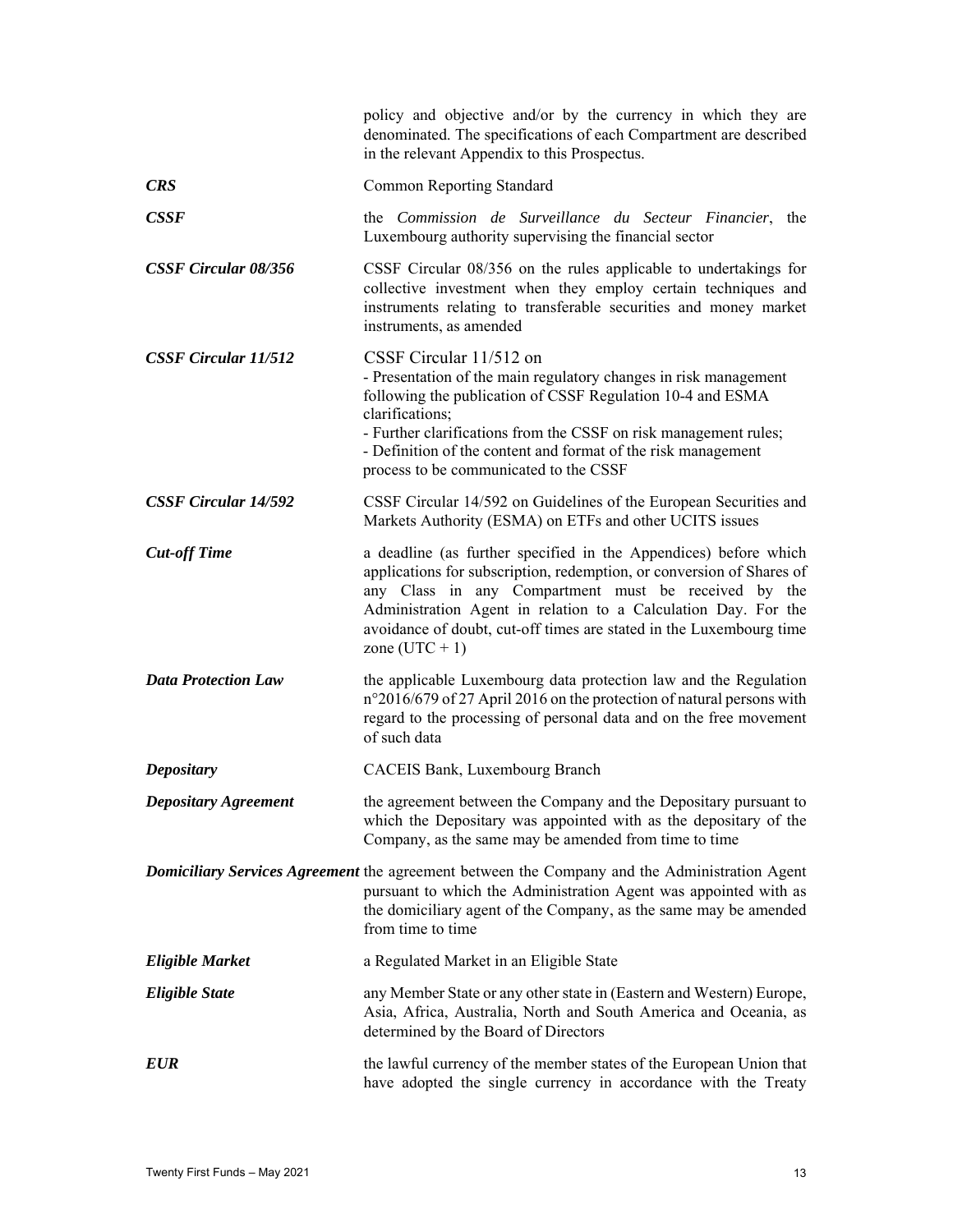| | |
|---|---|
| | policy and objective and/or by the currency in which they are denominated. The specifications of each Compartment are described in the relevant Appendix to this Prospectus. |
| ***CRS*** | Common Reporting Standard |
| ***CSSF*** | the *Commission de Surveillance du Secteur Financier*, the Luxembourg authority supervising the financial sector |
| ***CSSF Circular 08/356*** | CSSF Circular 08/356 on the rules applicable to undertakings for collective investment when they employ certain techniques and instruments relating to transferable securities and money market instruments, as amended |
| ***CSSF Circular 11/512*** | CSSF Circular 11/512 on<br>- Presentation of the main regulatory changes in risk management following the publication of CSSF Regulation 10-4 and ESMA clarifications;<br>- Further clarifications from the CSSF on risk management rules;<br>- Definition of the content and format of the risk management process to be communicated to the CSSF |
| ***CSSF Circular 14/592*** | CSSF Circular 14/592 on Guidelines of the European Securities and Markets Authority (ESMA) on ETFs and other UCITS issues |
| ***Cut-off Time*** | a deadline (as further specified in the Appendices) before which applications for subscription, redemption, or conversion of Shares of any Class in any Compartment must be received by the Administration Agent in relation to a Calculation Day. For the avoidance of doubt, cut-off times are stated in the Luxembourg time zone (UTC + 1) |
| ***Data Protection Law*** | the applicable Luxembourg data protection law and the Regulation n°2016/679 of 27 April 2016 on the protection of natural persons with regard to the processing of personal data and on the free movement of such data |
| ***Depositary*** | CACEIS Bank, Luxembourg Branch |
| ***Depositary Agreement*** | the agreement between the Company and the Depositary pursuant to which the Depositary was appointed with as the depositary of the Company, as the same may be amended from time to time |
| ***Domiciliary Services Agreement*** | the agreement between the Company and the Administration Agent pursuant to which the Administration Agent was appointed with as the domiciliary agent of the Company, as the same may be amended from time to time |
| ***Eligible Market*** | a Regulated Market in an Eligible State |
| ***Eligible State*** | any Member State or any other state in (Eastern and Western) Europe, Asia, Africa, Australia, North and South America and Oceania, as determined by the Board of Directors |
| ***EUR*** | the lawful currency of the member states of the European Union that have adopted the single currency in accordance with the Treaty |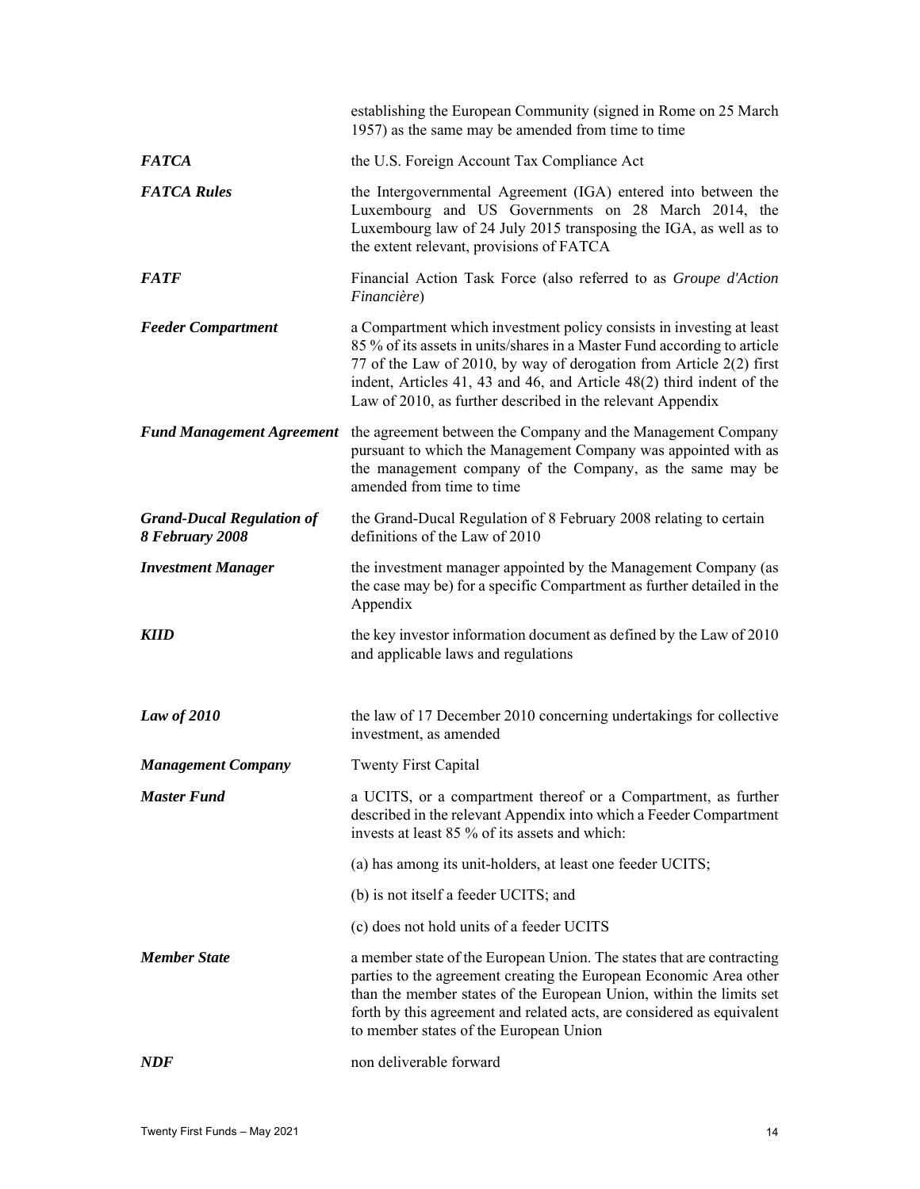| | |
|---|---|
| | establishing the European Community (signed in Rome on 25 March 1957) as the same may be amended from time to time |
| ***FATCA*** | the U.S. Foreign Account Tax Compliance Act |
| ***FATCA Rules*** | the Intergovernmental Agreement (IGA) entered into between the Luxembourg and US Governments on 28 March 2014, the Luxembourg law of 24 July 2015 transposing the IGA, as well as to the extent relevant, provisions of FATCA |
| ***FATF*** | Financial Action Task Force (also referred to as *Groupe d'Action Financière*) |
| ***Feeder Compartment*** | a Compartment which investment policy consists in investing at least 85 % of its assets in units/shares in a Master Fund according to article 77 of the Law of 2010, by way of derogation from Article 2(2) first indent, Articles 41, 43 and 46, and Article 48(2) third indent of the Law of 2010, as further described in the relevant Appendix |
| ***Fund Management Agreement*** | the agreement between the Company and the Management Company pursuant to which the Management Company was appointed with as the management company of the Company, as the same may be amended from time to time |
| ***Grand-Ducal Regulation of 8 February 2008*** | the Grand-Ducal Regulation of 8 February 2008 relating to certain definitions of the Law of 2010 |
| ***Investment Manager*** | the investment manager appointed by the Management Company (as the case may be) for a specific Compartment as further detailed in the Appendix |
| ***KIID*** | the key investor information document as defined by the Law of 2010 and applicable laws and regulations |
| ***Law of 2010*** | the law of 17 December 2010 concerning undertakings for collective investment, as amended |
| ***Management Company*** | Twenty First Capital |
| ***Master Fund*** | a UCITS, or a compartment thereof or a Compartment, as further described in the relevant Appendix into which a Feeder Compartment invests at least 85 % of its assets and which:<br><br>(a) has among its unit-holders, at least one feeder UCITS;<br><br>(b) is not itself a feeder UCITS; and<br><br>(c) does not hold units of a feeder UCITS |
| ***Member State*** | a member state of the European Union. The states that are contracting parties to the agreement creating the European Economic Area other than the member states of the European Union, within the limits set forth by this agreement and related acts, are considered as equivalent to member states of the European Union |
| ***NDF*** | non deliverable forward |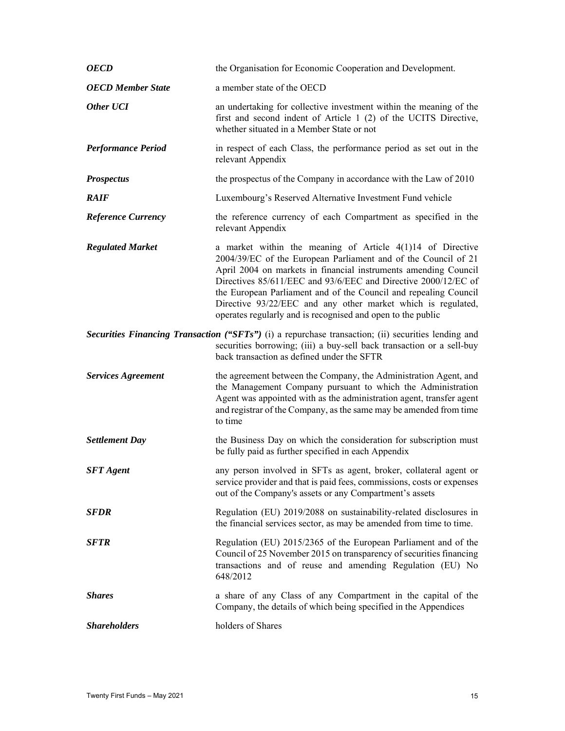| | |
|---|---|
| ***OECD*** | the Organisation for Economic Cooperation and Development. |
| ***OECD Member State*** | a member state of the OECD |
| ***Other UCI*** | an undertaking for collective investment within the meaning of the first and second indent of Article 1 (2) of the UCITS Directive, whether situated in a Member State or not |
| ***Performance Period*** | in respect of each Class, the performance period as set out in the relevant Appendix |
| ***Prospectus*** | the prospectus of the Company in accordance with the Law of 2010 |
| ***RAIF*** | Luxembourg's Reserved Alternative Investment Fund vehicle |
| ***Reference Currency*** | the reference currency of each Compartment as specified in the relevant Appendix |
| ***Regulated Market*** | a market within the meaning of Article 4(1)14 of Directive 2004/39/EC of the European Parliament and of the Council of 21 April 2004 on markets in financial instruments amending Council Directives 85/611/EEC and 93/6/EEC and Directive 2000/12/EC of the European Parliament and of the Council and repealing Council Directive 93/22/EEC and any other market which is regulated, operates regularly and is recognised and open to the public |
| ***Securities Financing Transaction ("SFTs")*** | (i) a repurchase transaction; (ii) securities lending and securities borrowing; (iii) a buy-sell back transaction or a sell-buy back transaction as defined under the SFTR |
| ***Services Agreement*** | the agreement between the Company, the Administration Agent, and the Management Company pursuant to which the Administration Agent was appointed with as the administration agent, transfer agent and registrar of the Company, as the same may be amended from time to time |
| ***Settlement Day*** | the Business Day on which the consideration for subscription must be fully paid as further specified in each Appendix |
| ***SFT Agent*** | any person involved in SFTs as agent, broker, collateral agent or service provider and that is paid fees, commissions, costs or expenses out of the Company's assets or any Compartment's assets |
| ***SFDR*** | Regulation (EU) 2019/2088 on sustainability-related disclosures in the financial services sector, as may be amended from time to time. |
| ***SFTR*** | Regulation (EU) 2015/2365 of the European Parliament and of the Council of 25 November 2015 on transparency of securities financing transactions and of reuse and amending Regulation (EU) No 648/2012 |
| ***Shares*** | a share of any Class of any Compartment in the capital of the Company, the details of which being specified in the Appendices |
| ***Shareholders*** | holders of Shares |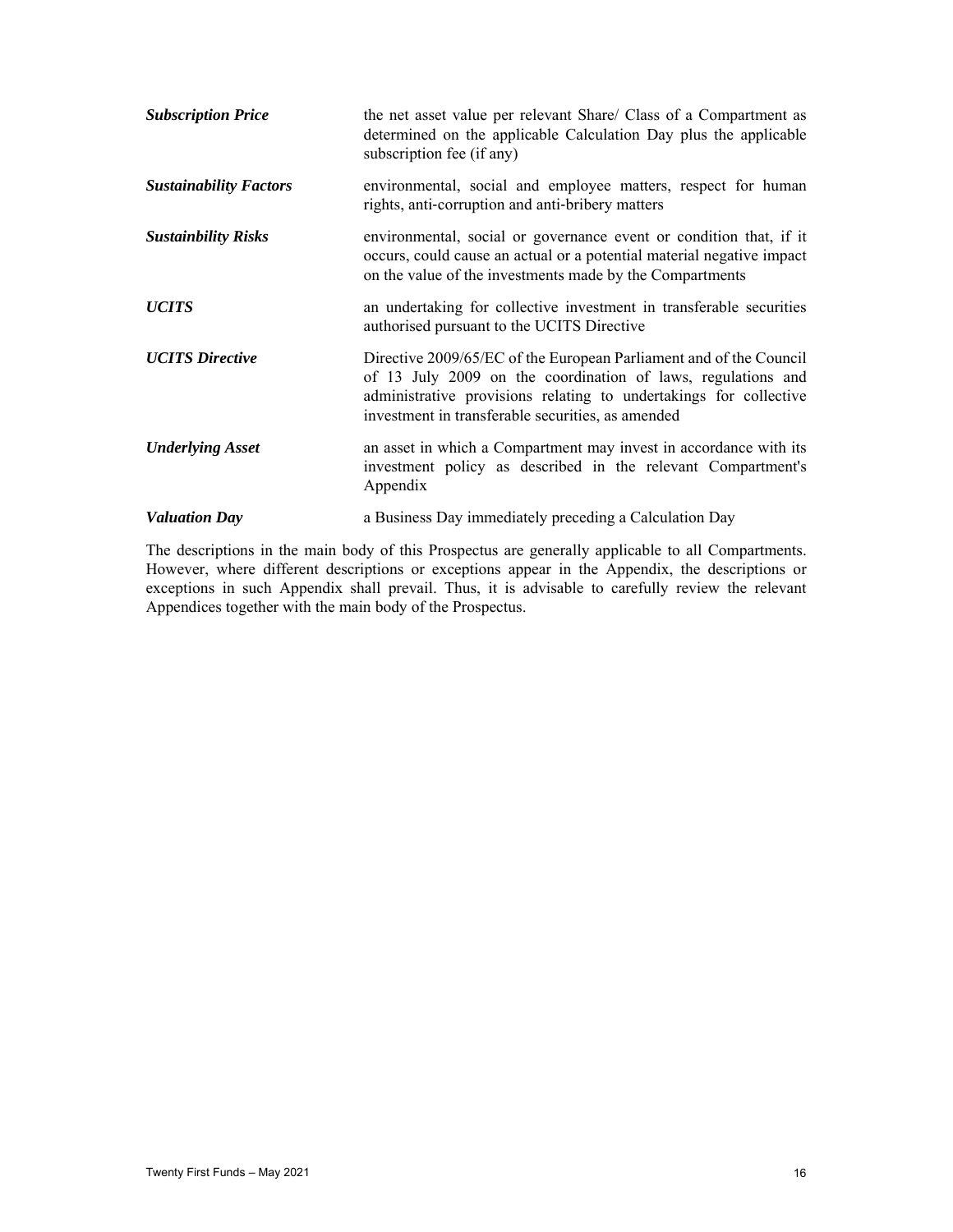| | |
|---|---|
| ***Subscription Price*** | the net asset value per relevant Share/ Class of a Compartment as determined on the applicable Calculation Day plus the applicable subscription fee (if any) |
| ***Sustainability Factors*** | environmental, social and employee matters, respect for human rights, anti-corruption and anti-bribery matters |
| ***Sustainbility Risks*** | environmental, social or governance event or condition that, if it occurs, could cause an actual or a potential material negative impact on the value of the investments made by the Compartments |
| ***UCITS*** | an undertaking for collective investment in transferable securities authorised pursuant to the UCITS Directive |
| ***UCITS Directive*** | Directive 2009/65/EC of the European Parliament and of the Council of 13 July 2009 on the coordination of laws, regulations and administrative provisions relating to undertakings for collective investment in transferable securities, as amended |
| ***Underlying Asset*** | an asset in which a Compartment may invest in accordance with its investment policy as described in the relevant Compartment's Appendix |
| ***Valuation Day*** | a Business Day immediately preceding a Calculation Day |

The descriptions in the main body of this Prospectus are generally applicable to all Compartments. However, where different descriptions or exceptions appear in the Appendix, the descriptions or exceptions in such Appendix shall prevail. Thus, it is advisable to carefully review the relevant Appendices together with the main body of the Prospectus.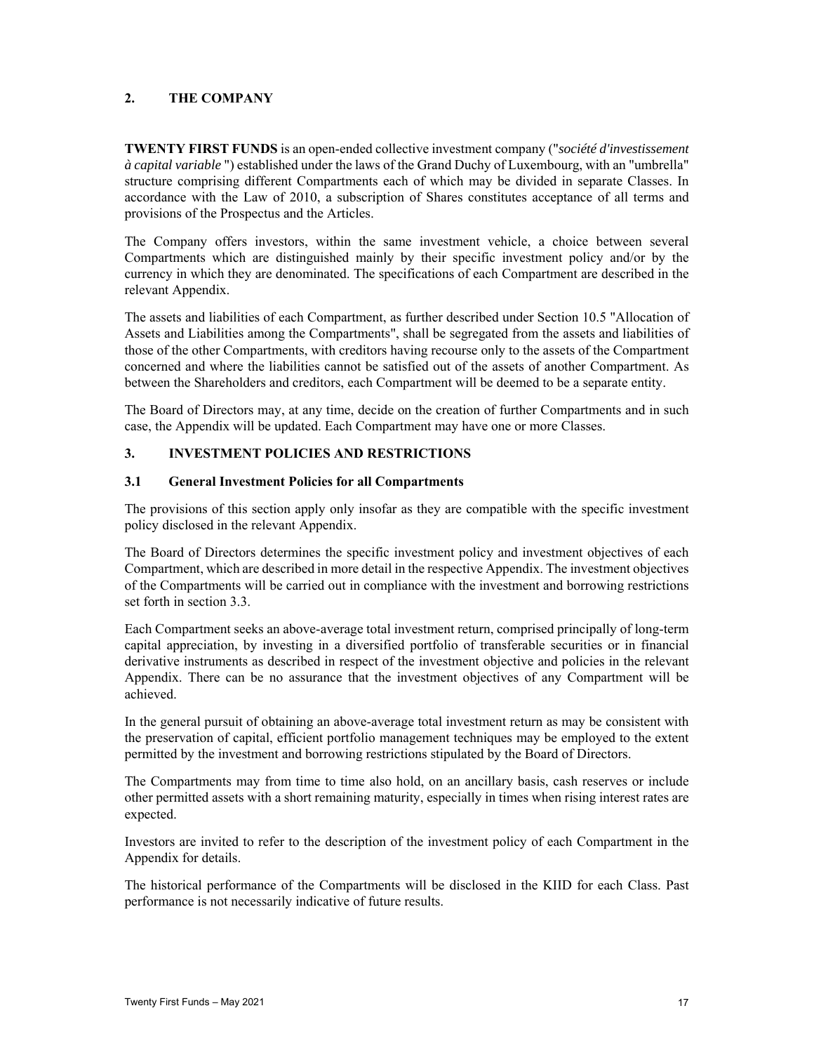## 2. THE COMPANY

**TWENTY FIRST FUNDS** is an open-ended collective investment company ("*société d'investissement à capital variable* ") established under the laws of the Grand Duchy of Luxembourg, with an "umbrella" structure comprising different Compartments each of which may be divided in separate Classes. In accordance with the Law of 2010, a subscription of Shares constitutes acceptance of all terms and provisions of the Prospectus and the Articles.

The Company offers investors, within the same investment vehicle, a choice between several Compartments which are distinguished mainly by their specific investment policy and/or by the currency in which they are denominated. The specifications of each Compartment are described in the relevant Appendix.

The assets and liabilities of each Compartment, as further described under Section 10.5 "Allocation of Assets and Liabilities among the Compartments", shall be segregated from the assets and liabilities of those of the other Compartments, with creditors having recourse only to the assets of the Compartment concerned and where the liabilities cannot be satisfied out of the assets of another Compartment. As between the Shareholders and creditors, each Compartment will be deemed to be a separate entity.

The Board of Directors may, at any time, decide on the creation of further Compartments and in such case, the Appendix will be updated. Each Compartment may have one or more Classes.

## 3. INVESTMENT POLICIES AND RESTRICTIONS

### 3.1 General Investment Policies for all Compartments

The provisions of this section apply only insofar as they are compatible with the specific investment policy disclosed in the relevant Appendix.

The Board of Directors determines the specific investment policy and investment objectives of each Compartment, which are described in more detail in the respective Appendix. The investment objectives of the Compartments will be carried out in compliance with the investment and borrowing restrictions set forth in section 3.3.

Each Compartment seeks an above-average total investment return, comprised principally of long-term capital appreciation, by investing in a diversified portfolio of transferable securities or in financial derivative instruments as described in respect of the investment objective and policies in the relevant Appendix. There can be no assurance that the investment objectives of any Compartment will be achieved.

In the general pursuit of obtaining an above-average total investment return as may be consistent with the preservation of capital, efficient portfolio management techniques may be employed to the extent permitted by the investment and borrowing restrictions stipulated by the Board of Directors.

The Compartments may from time to time also hold, on an ancillary basis, cash reserves or include other permitted assets with a short remaining maturity, especially in times when rising interest rates are expected.

Investors are invited to refer to the description of the investment policy of each Compartment in the Appendix for details.

The historical performance of the Compartments will be disclosed in the KIID for each Class. Past performance is not necessarily indicative of future results.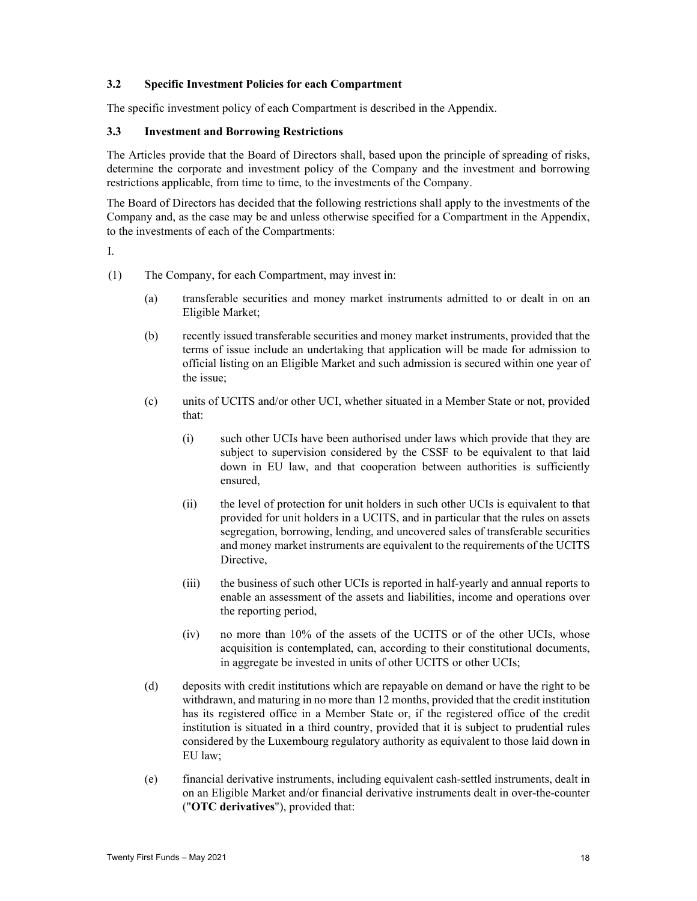### 3.2 Specific Investment Policies for each Compartment

The specific investment policy of each Compartment is described in the Appendix.

### 3.3 Investment and Borrowing Restrictions

The Articles provide that the Board of Directors shall, based upon the principle of spreading of risks, determine the corporate and investment policy of the Company and the investment and borrowing restrictions applicable, from time to time, to the investments of the Company.

The Board of Directors has decided that the following restrictions shall apply to the investments of the Company and, as the case may be and unless otherwise specified for a Compartment in the Appendix, to the investments of each of the Compartments:

I.

(1) The Company, for each Compartment, may invest in:

  (a) transferable securities and money market instruments admitted to or dealt in on an Eligible Market;

  (b) recently issued transferable securities and money market instruments, provided that the terms of issue include an undertaking that application will be made for admission to official listing on an Eligible Market and such admission is secured within one year of the issue;

  (c) units of UCITS and/or other UCI, whether situated in a Member State or not, provided that:

    (i) such other UCIs have been authorised under laws which provide that they are subject to supervision considered by the CSSF to be equivalent to that laid down in EU law, and that cooperation between authorities is sufficiently ensured,

    (ii) the level of protection for unit holders in such other UCIs is equivalent to that provided for unit holders in a UCITS, and in particular that the rules on assets segregation, borrowing, lending, and uncovered sales of transferable securities and money market instruments are equivalent to the requirements of the UCITS Directive,

    (iii) the business of such other UCIs is reported in half-yearly and annual reports to enable an assessment of the assets and liabilities, income and operations over the reporting period,

    (iv) no more than 10% of the assets of the UCITS or of the other UCIs, whose acquisition is contemplated, can, according to their constitutional documents, in aggregate be invested in units of other UCITS or other UCIs;

  (d) deposits with credit institutions which are repayable on demand or have the right to be withdrawn, and maturing in no more than 12 months, provided that the credit institution has its registered office in a Member State or, if the registered office of the credit institution is situated in a third country, provided that it is subject to prudential rules considered by the Luxembourg regulatory authority as equivalent to those laid down in EU law;

  (e) financial derivative instruments, including equivalent cash-settled instruments, dealt in on an Eligible Market and/or financial derivative instruments dealt in over-the-counter ("**OTC derivatives**"), provided that: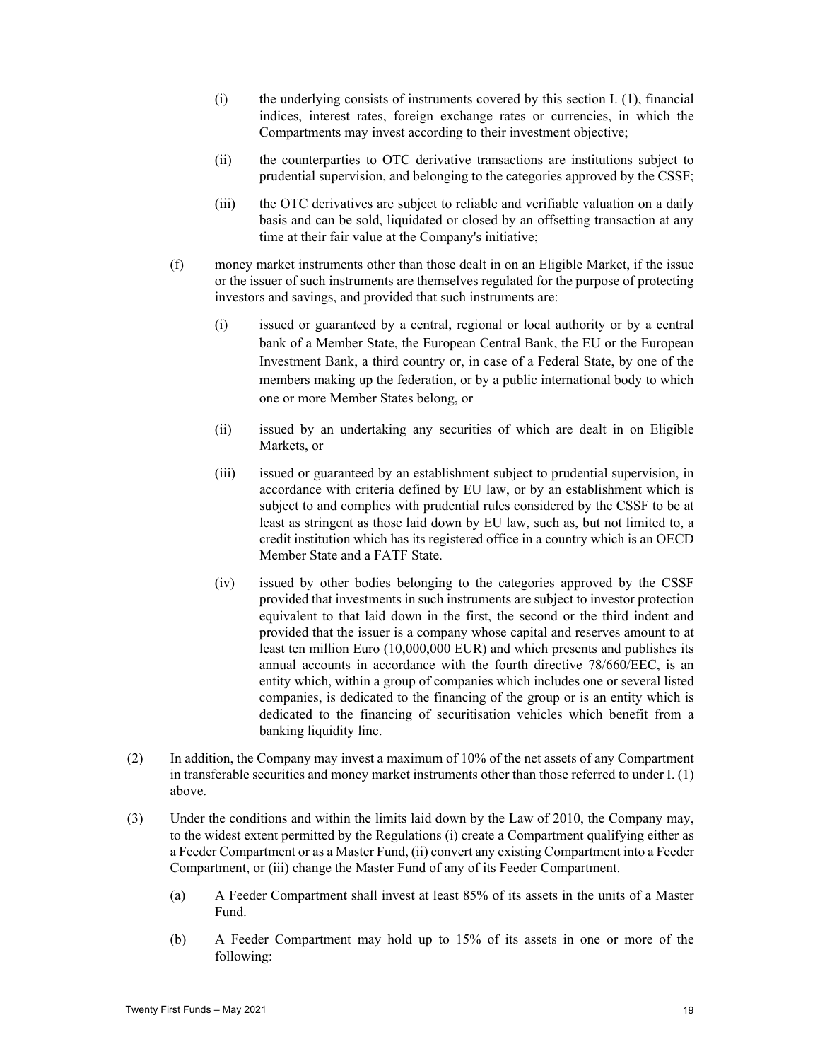(i) the underlying consists of instruments covered by this section I. (1), financial indices, interest rates, foreign exchange rates or currencies, in which the Compartments may invest according to their investment objective;

(ii) the counterparties to OTC derivative transactions are institutions subject to prudential supervision, and belonging to the categories approved by the CSSF;

(iii) the OTC derivatives are subject to reliable and verifiable valuation on a daily basis and can be sold, liquidated or closed by an offsetting transaction at any time at their fair value at the Company's initiative;

(f) money market instruments other than those dealt in on an Eligible Market, if the issue or the issuer of such instruments are themselves regulated for the purpose of protecting investors and savings, and provided that such instruments are:

(i) issued or guaranteed by a central, regional or local authority or by a central bank of a Member State, the European Central Bank, the EU or the European Investment Bank, a third country or, in case of a Federal State, by one of the members making up the federation, or by a public international body to which one or more Member States belong, or

(ii) issued by an undertaking any securities of which are dealt in on Eligible Markets, or

(iii) issued or guaranteed by an establishment subject to prudential supervision, in accordance with criteria defined by EU law, or by an establishment which is subject to and complies with prudential rules considered by the CSSF to be at least as stringent as those laid down by EU law, such as, but not limited to, a credit institution which has its registered office in a country which is an OECD Member State and a FATF State.

(iv) issued by other bodies belonging to the categories approved by the CSSF provided that investments in such instruments are subject to investor protection equivalent to that laid down in the first, the second or the third indent and provided that the issuer is a company whose capital and reserves amount to at least ten million Euro (10,000,000 EUR) and which presents and publishes its annual accounts in accordance with the fourth directive 78/660/EEC, is an entity which, within a group of companies which includes one or several listed companies, is dedicated to the financing of the group or is an entity which is dedicated to the financing of securitisation vehicles which benefit from a banking liquidity line.

(2) In addition, the Company may invest a maximum of 10% of the net assets of any Compartment in transferable securities and money market instruments other than those referred to under I. (1) above.

(3) Under the conditions and within the limits laid down by the Law of 2010, the Company may, to the widest extent permitted by the Regulations (i) create a Compartment qualifying either as a Feeder Compartment or as a Master Fund, (ii) convert any existing Compartment into a Feeder Compartment, or (iii) change the Master Fund of any of its Feeder Compartment.

(a) A Feeder Compartment shall invest at least 85% of its assets in the units of a Master Fund.

(b) A Feeder Compartment may hold up to 15% of its assets in one or more of the following: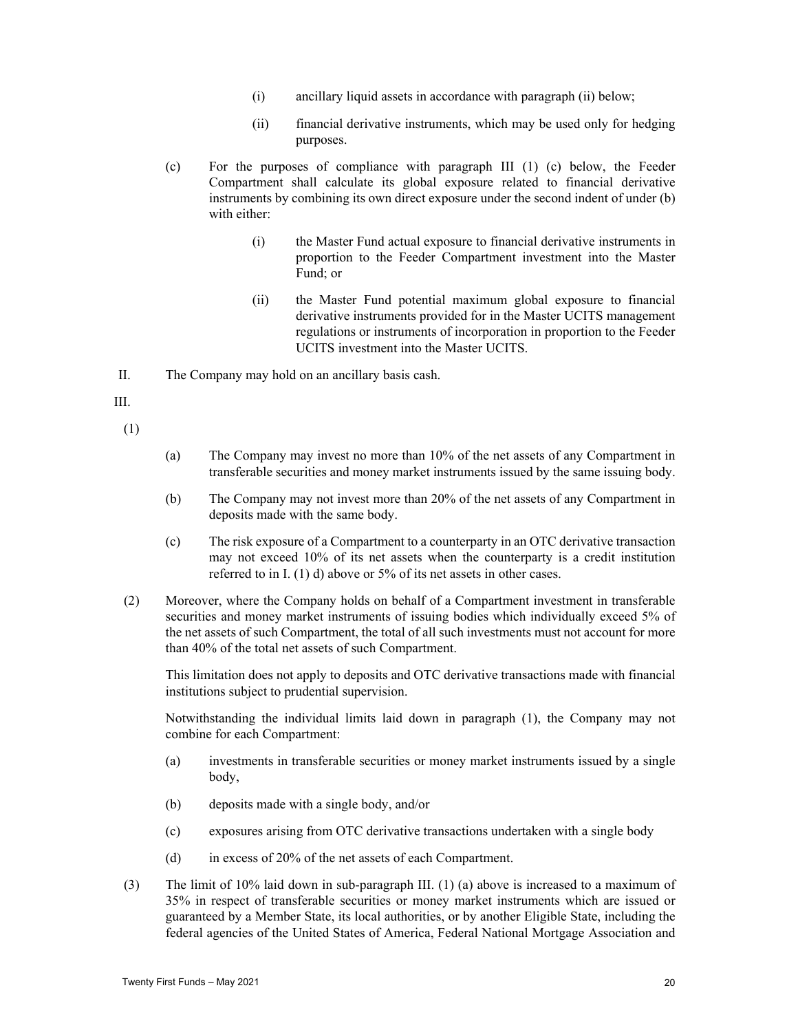(i) ancillary liquid assets in accordance with paragraph (ii) below;

(ii) financial derivative instruments, which may be used only for hedging purposes.

(c) For the purposes of compliance with paragraph III (1) (c) below, the Feeder Compartment shall calculate its global exposure related to financial derivative instruments by combining its own direct exposure under the second indent of under (b) with either:

(i) the Master Fund actual exposure to financial derivative instruments in proportion to the Feeder Compartment investment into the Master Fund; or

(ii) the Master Fund potential maximum global exposure to financial derivative instruments provided for in the Master UCITS management regulations or instruments of incorporation in proportion to the Feeder UCITS investment into the Master UCITS.

II. The Company may hold on an ancillary basis cash.

III.

(1)

(a) The Company may invest no more than 10% of the net assets of any Compartment in transferable securities and money market instruments issued by the same issuing body.

(b) The Company may not invest more than 20% of the net assets of any Compartment in deposits made with the same body.

(c) The risk exposure of a Compartment to a counterparty in an OTC derivative transaction may not exceed 10% of its net assets when the counterparty is a credit institution referred to in I. (1) d) above or 5% of its net assets in other cases.

(2) Moreover, where the Company holds on behalf of a Compartment investment in transferable securities and money market instruments of issuing bodies which individually exceed 5% of the net assets of such Compartment, the total of all such investments must not account for more than 40% of the total net assets of such Compartment.

This limitation does not apply to deposits and OTC derivative transactions made with financial institutions subject to prudential supervision.

Notwithstanding the individual limits laid down in paragraph (1), the Company may not combine for each Compartment:

(a) investments in transferable securities or money market instruments issued by a single body,

(b) deposits made with a single body, and/or

(c) exposures arising from OTC derivative transactions undertaken with a single body

(d) in excess of 20% of the net assets of each Compartment.

(3) The limit of 10% laid down in sub-paragraph III. (1) (a) above is increased to a maximum of 35% in respect of transferable securities or money market instruments which are issued or guaranteed by a Member State, its local authorities, or by another Eligible State, including the federal agencies of the United States of America, Federal National Mortgage Association and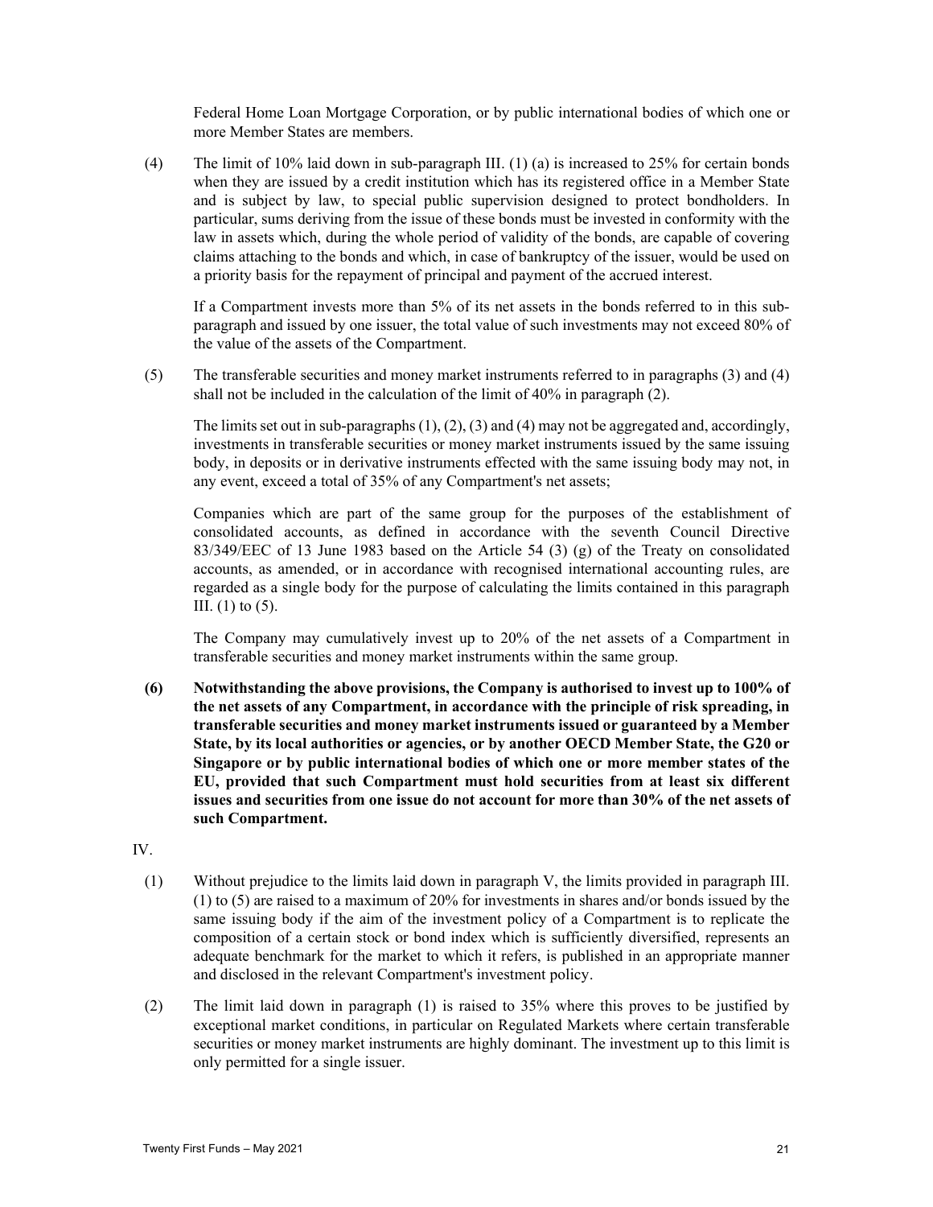Federal Home Loan Mortgage Corporation, or by public international bodies of which one or more Member States are members.

(4) The limit of 10% laid down in sub-paragraph III. (1) (a) is increased to 25% for certain bonds when they are issued by a credit institution which has its registered office in a Member State and is subject by law, to special public supervision designed to protect bondholders. In particular, sums deriving from the issue of these bonds must be invested in conformity with the law in assets which, during the whole period of validity of the bonds, are capable of covering claims attaching to the bonds and which, in case of bankruptcy of the issuer, would be used on a priority basis for the repayment of principal and payment of the accrued interest.

If a Compartment invests more than 5% of its net assets in the bonds referred to in this sub-paragraph and issued by one issuer, the total value of such investments may not exceed 80% of the value of the assets of the Compartment.

(5) The transferable securities and money market instruments referred to in paragraphs (3) and (4) shall not be included in the calculation of the limit of 40% in paragraph (2).

The limits set out in sub-paragraphs (1), (2), (3) and (4) may not be aggregated and, accordingly, investments in transferable securities or money market instruments issued by the same issuing body, in deposits or in derivative instruments effected with the same issuing body may not, in any event, exceed a total of 35% of any Compartment's net assets;

Companies which are part of the same group for the purposes of the establishment of consolidated accounts, as defined in accordance with the seventh Council Directive 83/349/EEC of 13 June 1983 based on the Article 54 (3) (g) of the Treaty on consolidated accounts, as amended, or in accordance with recognised international accounting rules, are regarded as a single body for the purpose of calculating the limits contained in this paragraph III. (1) to (5).

The Company may cumulatively invest up to 20% of the net assets of a Compartment in transferable securities and money market instruments within the same group.

**(6) Notwithstanding the above provisions, the Company is authorised to invest up to 100% of the net assets of any Compartment, in accordance with the principle of risk spreading, in transferable securities and money market instruments issued or guaranteed by a Member State, by its local authorities or agencies, or by another OECD Member State, the G20 or Singapore or by public international bodies of which one or more member states of the EU, provided that such Compartment must hold securities from at least six different issues and securities from one issue do not account for more than 30% of the net assets of such Compartment.**

IV.

(1) Without prejudice to the limits laid down in paragraph V, the limits provided in paragraph III. (1) to (5) are raised to a maximum of 20% for investments in shares and/or bonds issued by the same issuing body if the aim of the investment policy of a Compartment is to replicate the composition of a certain stock or bond index which is sufficiently diversified, represents an adequate benchmark for the market to which it refers, is published in an appropriate manner and disclosed in the relevant Compartment's investment policy.

(2) The limit laid down in paragraph (1) is raised to 35% where this proves to be justified by exceptional market conditions, in particular on Regulated Markets where certain transferable securities or money market instruments are highly dominant. The investment up to this limit is only permitted for a single issuer.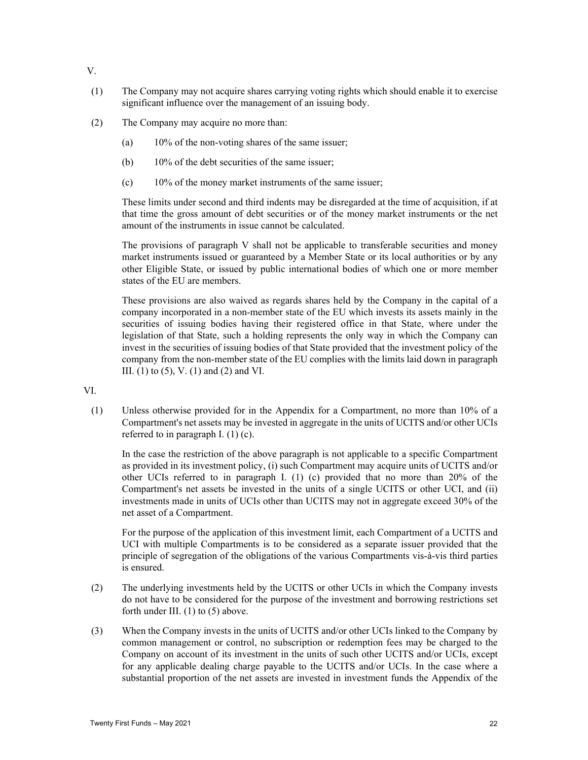V.

(1) The Company may not acquire shares carrying voting rights which should enable it to exercise significant influence over the management of an issuing body.

(2) The Company may acquire no more than:

(a) 10% of the non-voting shares of the same issuer;

(b) 10% of the debt securities of the same issuer;

(c) 10% of the money market instruments of the same issuer;

These limits under second and third indents may be disregarded at the time of acquisition, if at that time the gross amount of debt securities or of the money market instruments or the net amount of the instruments in issue cannot be calculated.

The provisions of paragraph V shall not be applicable to transferable securities and money market instruments issued or guaranteed by a Member State or its local authorities or by any other Eligible State, or issued by public international bodies of which one or more member states of the EU are members.

These provisions are also waived as regards shares held by the Company in the capital of a company incorporated in a non-member state of the EU which invests its assets mainly in the securities of issuing bodies having their registered office in that State, where under the legislation of that State, such a holding represents the only way in which the Company can invest in the securities of issuing bodies of that State provided that the investment policy of the company from the non-member state of the EU complies with the limits laid down in paragraph III. (1) to (5), V. (1) and (2) and VI.

VI.

(1) Unless otherwise provided for in the Appendix for a Compartment, no more than 10% of a Compartment's net assets may be invested in aggregate in the units of UCITS and/or other UCIs referred to in paragraph I. (1) (c).

In the case the restriction of the above paragraph is not applicable to a specific Compartment as provided in its investment policy, (i) such Compartment may acquire units of UCITS and/or other UCIs referred to in paragraph I. (1) (c) provided that no more than 20% of the Compartment's net assets be invested in the units of a single UCITS or other UCI, and (ii) investments made in units of UCIs other than UCITS may not in aggregate exceed 30% of the net asset of a Compartment.

For the purpose of the application of this investment limit, each Compartment of a UCITS and UCI with multiple Compartments is to be considered as a separate issuer provided that the principle of segregation of the obligations of the various Compartments vis-à-vis third parties is ensured.

(2) The underlying investments held by the UCITS or other UCIs in which the Company invests do not have to be considered for the purpose of the investment and borrowing restrictions set forth under III. (1) to (5) above.

(3) When the Company invests in the units of UCITS and/or other UCIs linked to the Company by common management or control, no subscription or redemption fees may be charged to the Company on account of its investment in the units of such other UCITS and/or UCIs, except for any applicable dealing charge payable to the UCITS and/or UCIs. In the case where a substantial proportion of the net assets are invested in investment funds the Appendix of the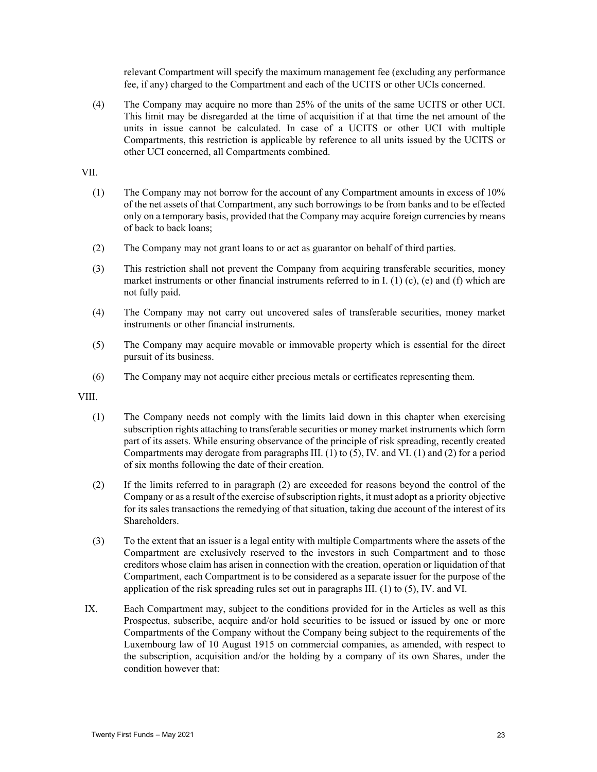relevant Compartment will specify the maximum management fee (excluding any performance fee, if any) charged to the Compartment and each of the UCITS or other UCIs concerned.

(4) The Company may acquire no more than 25% of the units of the same UCITS or other UCI. This limit may be disregarded at the time of acquisition if at that time the net amount of the units in issue cannot be calculated. In case of a UCITS or other UCI with multiple Compartments, this restriction is applicable by reference to all units issued by the UCITS or other UCI concerned, all Compartments combined.

VII.

(1) The Company may not borrow for the account of any Compartment amounts in excess of 10% of the net assets of that Compartment, any such borrowings to be from banks and to be effected only on a temporary basis, provided that the Company may acquire foreign currencies by means of back to back loans;

(2) The Company may not grant loans to or act as guarantor on behalf of third parties.

(3) This restriction shall not prevent the Company from acquiring transferable securities, money market instruments or other financial instruments referred to in I. (1) (c), (e) and (f) which are not fully paid.

(4) The Company may not carry out uncovered sales of transferable securities, money market instruments or other financial instruments.

(5) The Company may acquire movable or immovable property which is essential for the direct pursuit of its business.

(6) The Company may not acquire either precious metals or certificates representing them.

VIII.

(1) The Company needs not comply with the limits laid down in this chapter when exercising subscription rights attaching to transferable securities or money market instruments which form part of its assets. While ensuring observance of the principle of risk spreading, recently created Compartments may derogate from paragraphs III. (1) to (5), IV. and VI. (1) and (2) for a period of six months following the date of their creation.

(2) If the limits referred to in paragraph (2) are exceeded for reasons beyond the control of the Company or as a result of the exercise of subscription rights, it must adopt as a priority objective for its sales transactions the remedying of that situation, taking due account of the interest of its Shareholders.

(3) To the extent that an issuer is a legal entity with multiple Compartments where the assets of the Compartment are exclusively reserved to the investors in such Compartment and to those creditors whose claim has arisen in connection with the creation, operation or liquidation of that Compartment, each Compartment is to be considered as a separate issuer for the purpose of the application of the risk spreading rules set out in paragraphs III. (1) to (5), IV. and VI.

IX. Each Compartment may, subject to the conditions provided for in the Articles as well as this Prospectus, subscribe, acquire and/or hold securities to be issued or issued by one or more Compartments of the Company without the Company being subject to the requirements of the Luxembourg law of 10 August 1915 on commercial companies, as amended, with respect to the subscription, acquisition and/or the holding by a company of its own Shares, under the condition however that: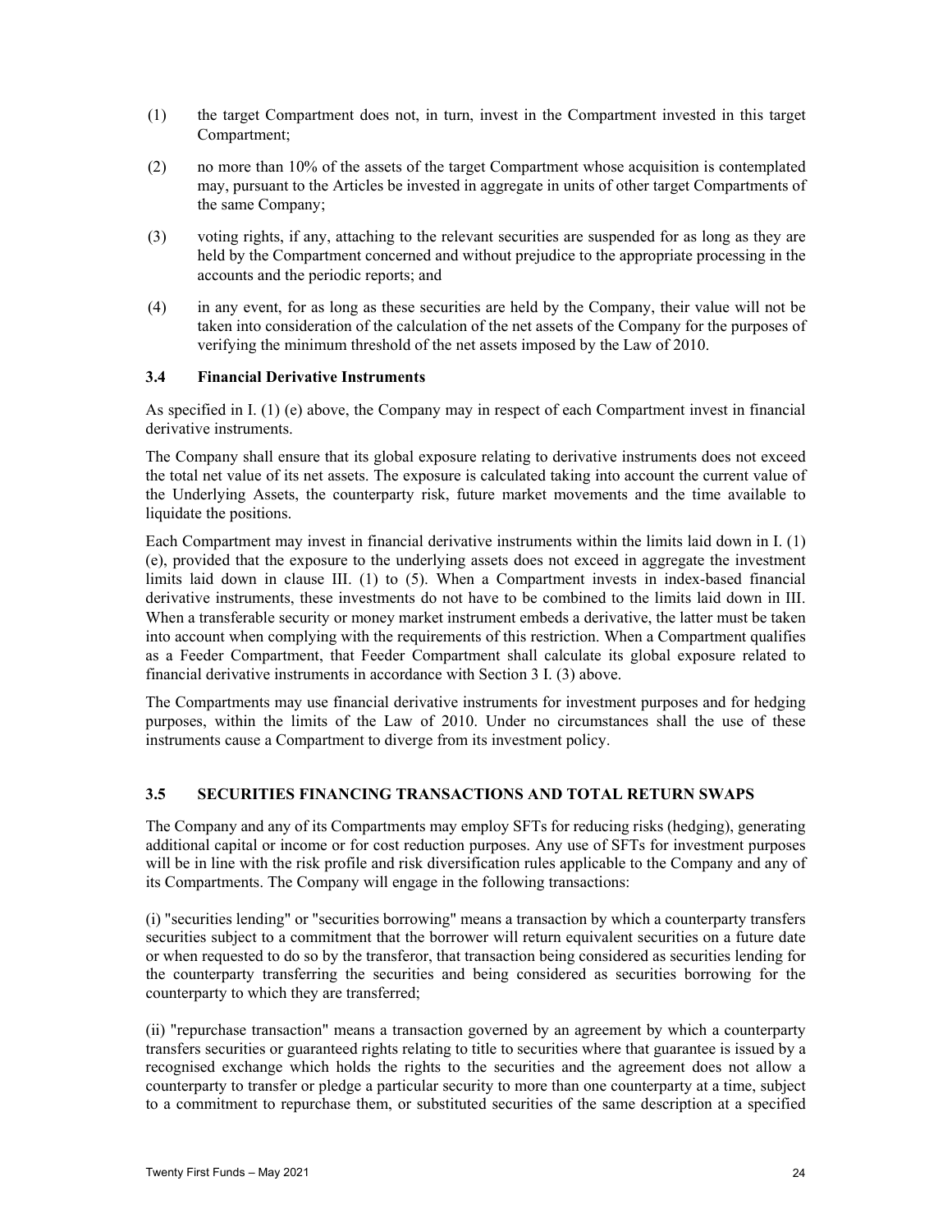(1) the target Compartment does not, in turn, invest in the Compartment invested in this target Compartment;

(2) no more than 10% of the assets of the target Compartment whose acquisition is contemplated may, pursuant to the Articles be invested in aggregate in units of other target Compartments of the same Company;

(3) voting rights, if any, attaching to the relevant securities are suspended for as long as they are held by the Compartment concerned and without prejudice to the appropriate processing in the accounts and the periodic reports; and

(4) in any event, for as long as these securities are held by the Company, their value will not be taken into consideration of the calculation of the net assets of the Company for the purposes of verifying the minimum threshold of the net assets imposed by the Law of 2010.

### 3.4 Financial Derivative Instruments

As specified in I. (1) (e) above, the Company may in respect of each Compartment invest in financial derivative instruments.

The Company shall ensure that its global exposure relating to derivative instruments does not exceed the total net value of its net assets. The exposure is calculated taking into account the current value of the Underlying Assets, the counterparty risk, future market movements and the time available to liquidate the positions.

Each Compartment may invest in financial derivative instruments within the limits laid down in I. (1) (e), provided that the exposure to the underlying assets does not exceed in aggregate the investment limits laid down in clause III. (1) to (5). When a Compartment invests in index-based financial derivative instruments, these investments do not have to be combined to the limits laid down in III. When a transferable security or money market instrument embeds a derivative, the latter must be taken into account when complying with the requirements of this restriction. When a Compartment qualifies as a Feeder Compartment, that Feeder Compartment shall calculate its global exposure related to financial derivative instruments in accordance with Section 3 I. (3) above.

The Compartments may use financial derivative instruments for investment purposes and for hedging purposes, within the limits of the Law of 2010. Under no circumstances shall the use of these instruments cause a Compartment to diverge from its investment policy.

### 3.5 SECURITIES FINANCING TRANSACTIONS AND TOTAL RETURN SWAPS

The Company and any of its Compartments may employ SFTs for reducing risks (hedging), generating additional capital or income or for cost reduction purposes. Any use of SFTs for investment purposes will be in line with the risk profile and risk diversification rules applicable to the Company and any of its Compartments. The Company will engage in the following transactions:

(i) "securities lending" or "securities borrowing" means a transaction by which a counterparty transfers securities subject to a commitment that the borrower will return equivalent securities on a future date or when requested to do so by the transferor, that transaction being considered as securities lending for the counterparty transferring the securities and being considered as securities borrowing for the counterparty to which they are transferred;

(ii) "repurchase transaction" means a transaction governed by an agreement by which a counterparty transfers securities or guaranteed rights relating to title to securities where that guarantee is issued by a recognised exchange which holds the rights to the securities and the agreement does not allow a counterparty to transfer or pledge a particular security to more than one counterparty at a time, subject to a commitment to repurchase them, or substituted securities of the same description at a specified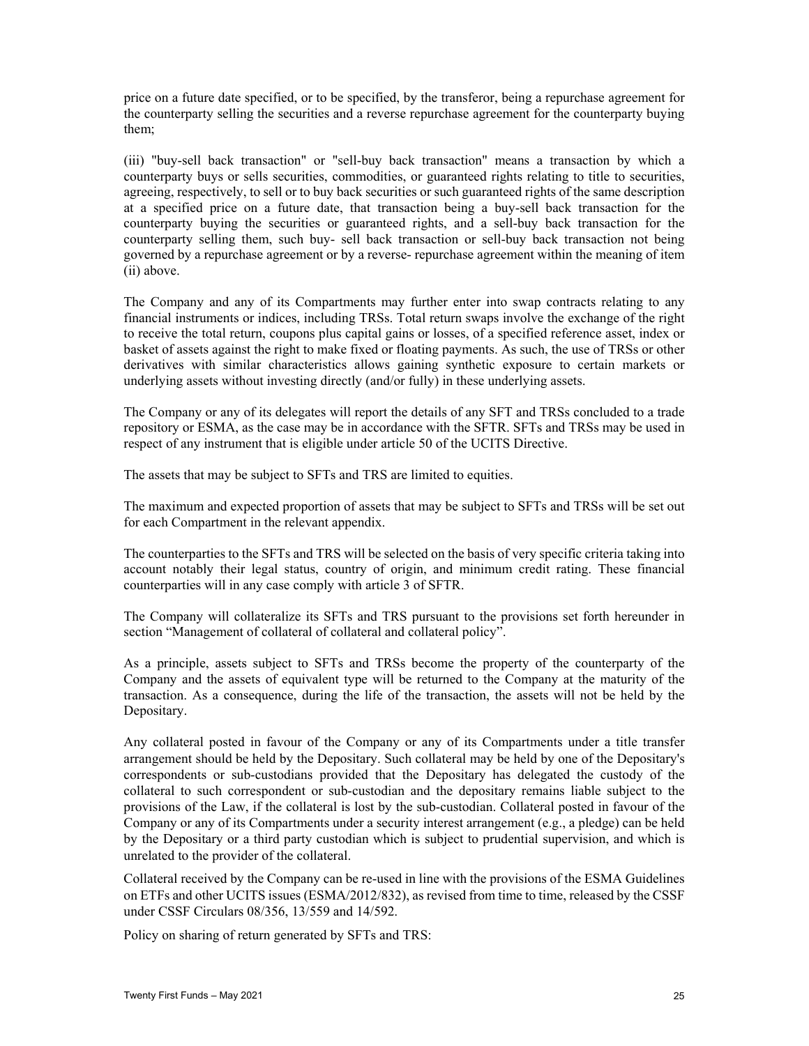price on a future date specified, or to be specified, by the transferor, being a repurchase agreement for the counterparty selling the securities and a reverse repurchase agreement for the counterparty buying them;

(iii) "buy-sell back transaction" or "sell-buy back transaction" means a transaction by which a counterparty buys or sells securities, commodities, or guaranteed rights relating to title to securities, agreeing, respectively, to sell or to buy back securities or such guaranteed rights of the same description at a specified price on a future date, that transaction being a buy-sell back transaction for the counterparty buying the securities or guaranteed rights, and a sell-buy back transaction for the counterparty selling them, such buy- sell back transaction or sell-buy back transaction not being governed by a repurchase agreement or by a reverse- repurchase agreement within the meaning of item (ii) above.

The Company and any of its Compartments may further enter into swap contracts relating to any financial instruments or indices, including TRSs. Total return swaps involve the exchange of the right to receive the total return, coupons plus capital gains or losses, of a specified reference asset, index or basket of assets against the right to make fixed or floating payments. As such, the use of TRSs or other derivatives with similar characteristics allows gaining synthetic exposure to certain markets or underlying assets without investing directly (and/or fully) in these underlying assets.

The Company or any of its delegates will report the details of any SFT and TRSs concluded to a trade repository or ESMA, as the case may be in accordance with the SFTR. SFTs and TRSs may be used in respect of any instrument that is eligible under article 50 of the UCITS Directive.

The assets that may be subject to SFTs and TRS are limited to equities.

The maximum and expected proportion of assets that may be subject to SFTs and TRSs will be set out for each Compartment in the relevant appendix.

The counterparties to the SFTs and TRS will be selected on the basis of very specific criteria taking into account notably their legal status, country of origin, and minimum credit rating. These financial counterparties will in any case comply with article 3 of SFTR.

The Company will collateralize its SFTs and TRS pursuant to the provisions set forth hereunder in section "Management of collateral of collateral and collateral policy".

As a principle, assets subject to SFTs and TRSs become the property of the counterparty of the Company and the assets of equivalent type will be returned to the Company at the maturity of the transaction. As a consequence, during the life of the transaction, the assets will not be held by the Depositary.

Any collateral posted in favour of the Company or any of its Compartments under a title transfer arrangement should be held by the Depositary. Such collateral may be held by one of the Depositary's correspondents or sub-custodians provided that the Depositary has delegated the custody of the collateral to such correspondent or sub-custodian and the depositary remains liable subject to the provisions of the Law, if the collateral is lost by the sub-custodian. Collateral posted in favour of the Company or any of its Compartments under a security interest arrangement (e.g., a pledge) can be held by the Depositary or a third party custodian which is subject to prudential supervision, and which is unrelated to the provider of the collateral.

Collateral received by the Company can be re-used in line with the provisions of the ESMA Guidelines on ETFs and other UCITS issues (ESMA/2012/832), as revised from time to time, released by the CSSF under CSSF Circulars 08/356, 13/559 and 14/592.

Policy on sharing of return generated by SFTs and TRS: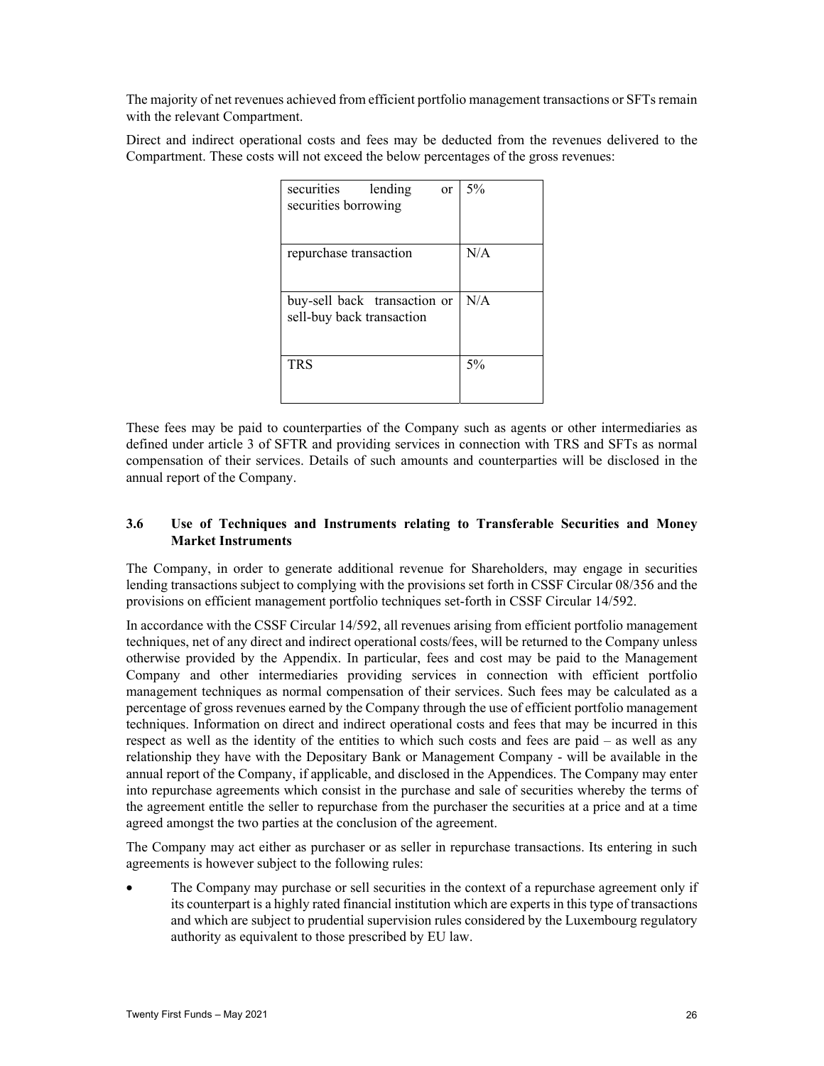The majority of net revenues achieved from efficient portfolio management transactions or SFTs remain with the relevant Compartment.

Direct and indirect operational costs and fees may be deducted from the revenues delivered to the Compartment. These costs will not exceed the below percentages of the gross revenues:

| | |
|---|---|
| securities lending or securities borrowing | 5% |
| repurchase transaction | N/A |
| buy-sell back transaction or sell-buy back transaction | N/A |
| TRS | 5% |

These fees may be paid to counterparties of the Company such as agents or other intermediaries as defined under article 3 of SFTR and providing services in connection with TRS and SFTs as normal compensation of their services. Details of such amounts and counterparties will be disclosed in the annual report of the Company.

### 3.6 Use of Techniques and Instruments relating to Transferable Securities and Money Market Instruments

The Company, in order to generate additional revenue for Shareholders, may engage in securities lending transactions subject to complying with the provisions set forth in CSSF Circular 08/356 and the provisions on efficient management portfolio techniques set-forth in CSSF Circular 14/592.

In accordance with the CSSF Circular 14/592, all revenues arising from efficient portfolio management techniques, net of any direct and indirect operational costs/fees, will be returned to the Company unless otherwise provided by the Appendix. In particular, fees and cost may be paid to the Management Company and other intermediaries providing services in connection with efficient portfolio management techniques as normal compensation of their services. Such fees may be calculated as a percentage of gross revenues earned by the Company through the use of efficient portfolio management techniques. Information on direct and indirect operational costs and fees that may be incurred in this respect as well as the identity of the entities to which such costs and fees are paid – as well as any relationship they have with the Depositary Bank or Management Company - will be available in the annual report of the Company, if applicable, and disclosed in the Appendices. The Company may enter into repurchase agreements which consist in the purchase and sale of securities whereby the terms of the agreement entitle the seller to repurchase from the purchaser the securities at a price and at a time agreed amongst the two parties at the conclusion of the agreement.

The Company may act either as purchaser or as seller in repurchase transactions. Its entering in such agreements is however subject to the following rules:

- The Company may purchase or sell securities in the context of a repurchase agreement only if its counterpart is a highly rated financial institution which are experts in this type of transactions and which are subject to prudential supervision rules considered by the Luxembourg regulatory authority as equivalent to those prescribed by EU law.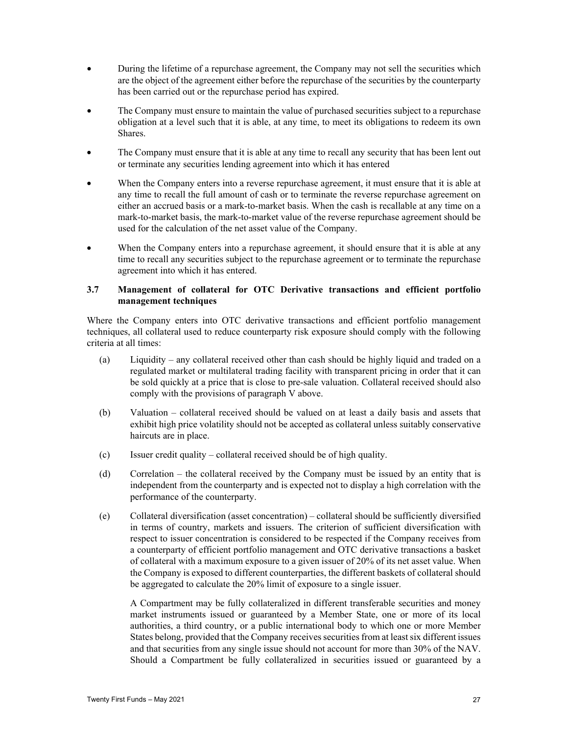- During the lifetime of a repurchase agreement, the Company may not sell the securities which are the object of the agreement either before the repurchase of the securities by the counterparty has been carried out or the repurchase period has expired.

- The Company must ensure to maintain the value of purchased securities subject to a repurchase obligation at a level such that it is able, at any time, to meet its obligations to redeem its own Shares.

- The Company must ensure that it is able at any time to recall any security that has been lent out or terminate any securities lending agreement into which it has entered

- When the Company enters into a reverse repurchase agreement, it must ensure that it is able at any time to recall the full amount of cash or to terminate the reverse repurchase agreement on either an accrued basis or a mark-to-market basis. When the cash is recallable at any time on a mark-to-market basis, the mark-to-market value of the reverse repurchase agreement should be used for the calculation of the net asset value of the Company.

- When the Company enters into a repurchase agreement, it should ensure that it is able at any time to recall any securities subject to the repurchase agreement or to terminate the repurchase agreement into which it has entered.

### 3.7 Management of collateral for OTC Derivative transactions and efficient portfolio management techniques

Where the Company enters into OTC derivative transactions and efficient portfolio management techniques, all collateral used to reduce counterparty risk exposure should comply with the following criteria at all times:

(a) Liquidity – any collateral received other than cash should be highly liquid and traded on a regulated market or multilateral trading facility with transparent pricing in order that it can be sold quickly at a price that is close to pre-sale valuation. Collateral received should also comply with the provisions of paragraph V above.

(b) Valuation – collateral received should be valued on at least a daily basis and assets that exhibit high price volatility should not be accepted as collateral unless suitably conservative haircuts are in place.

(c) Issuer credit quality – collateral received should be of high quality.

(d) Correlation – the collateral received by the Company must be issued by an entity that is independent from the counterparty and is expected not to display a high correlation with the performance of the counterparty.

(e) Collateral diversification (asset concentration) – collateral should be sufficiently diversified in terms of country, markets and issuers. The criterion of sufficient diversification with respect to issuer concentration is considered to be respected if the Company receives from a counterparty of efficient portfolio management and OTC derivative transactions a basket of collateral with a maximum exposure to a given issuer of 20% of its net asset value. When the Company is exposed to different counterparties, the different baskets of collateral should be aggregated to calculate the 20% limit of exposure to a single issuer.

A Compartment may be fully collateralized in different transferable securities and money market instruments issued or guaranteed by a Member State, one or more of its local authorities, a third country, or a public international body to which one or more Member States belong, provided that the Company receives securities from at least six different issues and that securities from any single issue should not account for more than 30% of the NAV. Should a Compartment be fully collateralized in securities issued or guaranteed by a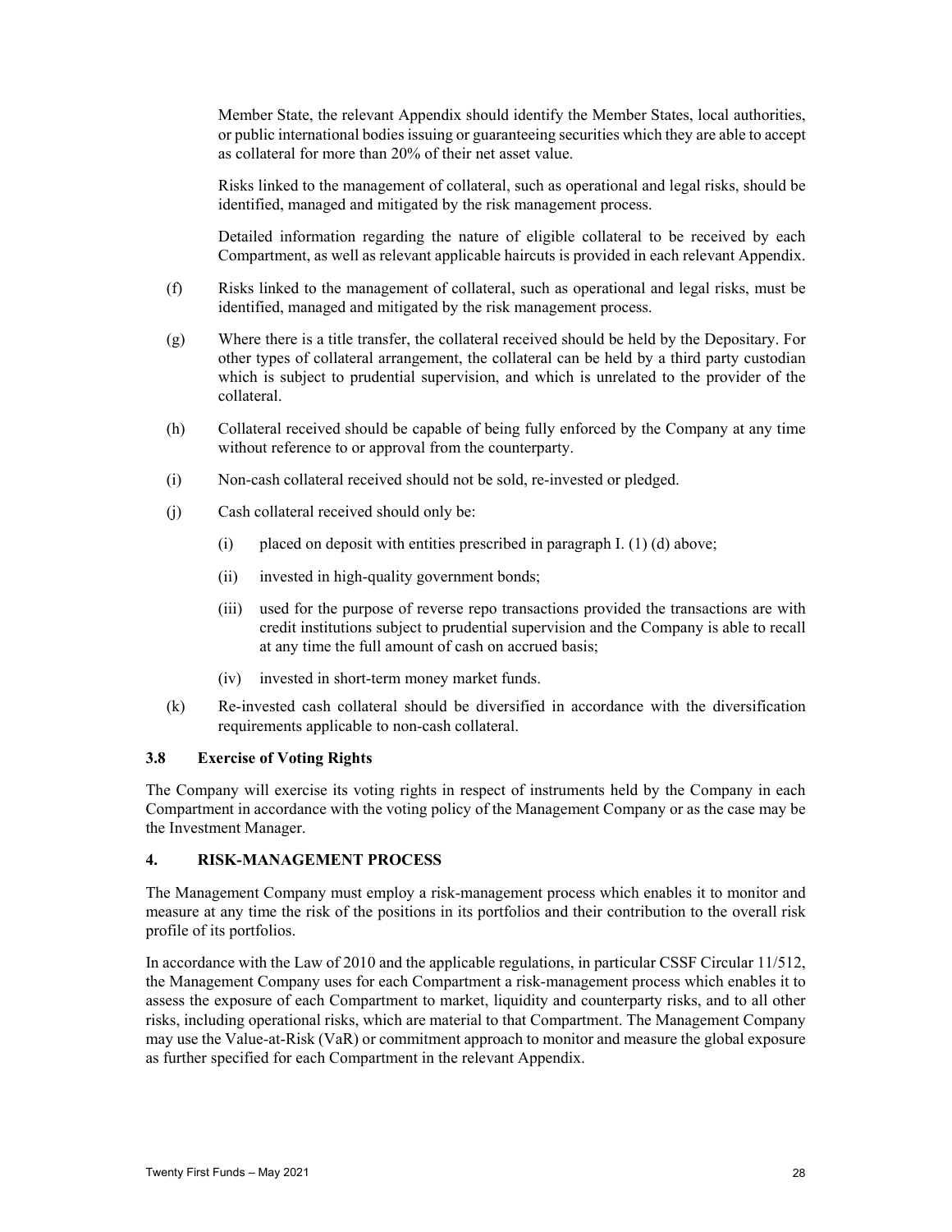Member State, the relevant Appendix should identify the Member States, local authorities, or public international bodies issuing or guaranteeing securities which they are able to accept as collateral for more than 20% of their net asset value.

Risks linked to the management of collateral, such as operational and legal risks, should be identified, managed and mitigated by the risk management process.

Detailed information regarding the nature of eligible collateral to be received by each Compartment, as well as relevant applicable haircuts is provided in each relevant Appendix.

(f) Risks linked to the management of collateral, such as operational and legal risks, must be identified, managed and mitigated by the risk management process.

(g) Where there is a title transfer, the collateral received should be held by the Depositary. For other types of collateral arrangement, the collateral can be held by a third party custodian which is subject to prudential supervision, and which is unrelated to the provider of the collateral.

(h) Collateral received should be capable of being fully enforced by the Company at any time without reference to or approval from the counterparty.

(i) Non-cash collateral received should not be sold, re-invested or pledged.

(j) Cash collateral received should only be:

- (i) placed on deposit with entities prescribed in paragraph I. (1) (d) above;
- (ii) invested in high-quality government bonds;
- (iii) used for the purpose of reverse repo transactions provided the transactions are with credit institutions subject to prudential supervision and the Company is able to recall at any time the full amount of cash on accrued basis;
- (iv) invested in short-term money market funds.

(k) Re-invested cash collateral should be diversified in accordance with the diversification requirements applicable to non-cash collateral.

### 3.8 Exercise of Voting Rights

The Company will exercise its voting rights in respect of instruments held by the Company in each Compartment in accordance with the voting policy of the Management Company or as the case may be the Investment Manager.

## 4. RISK-MANAGEMENT PROCESS

The Management Company must employ a risk-management process which enables it to monitor and measure at any time the risk of the positions in its portfolios and their contribution to the overall risk profile of its portfolios.

In accordance with the Law of 2010 and the applicable regulations, in particular CSSF Circular 11/512, the Management Company uses for each Compartment a risk-management process which enables it to assess the exposure of each Compartment to market, liquidity and counterparty risks, and to all other risks, including operational risks, which are material to that Compartment. The Management Company may use the Value-at-Risk (VaR) or commitment approach to monitor and measure the global exposure as further specified for each Compartment in the relevant Appendix.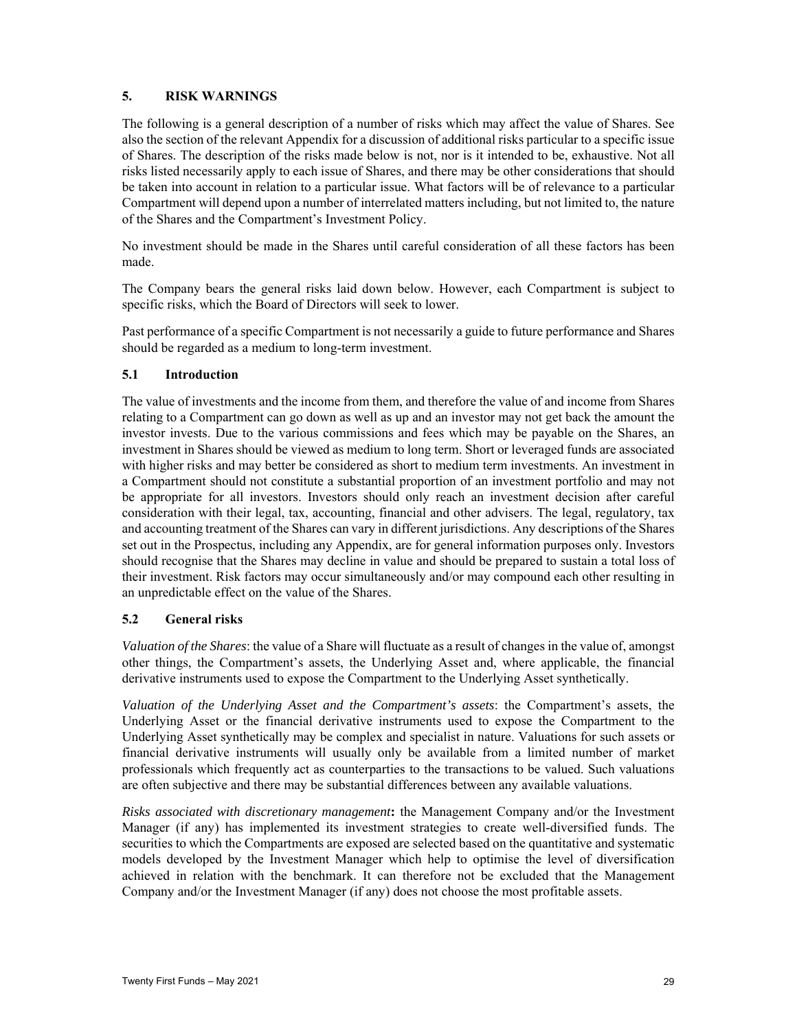## 5. RISK WARNINGS

The following is a general description of a number of risks which may affect the value of Shares. See also the section of the relevant Appendix for a discussion of additional risks particular to a specific issue of Shares. The description of the risks made below is not, nor is it intended to be, exhaustive. Not all risks listed necessarily apply to each issue of Shares, and there may be other considerations that should be taken into account in relation to a particular issue. What factors will be of relevance to a particular Compartment will depend upon a number of interrelated matters including, but not limited to, the nature of the Shares and the Compartment's Investment Policy.

No investment should be made in the Shares until careful consideration of all these factors has been made.

The Company bears the general risks laid down below. However, each Compartment is subject to specific risks, which the Board of Directors will seek to lower.

Past performance of a specific Compartment is not necessarily a guide to future performance and Shares should be regarded as a medium to long-term investment.

### 5.1 Introduction

The value of investments and the income from them, and therefore the value of and income from Shares relating to a Compartment can go down as well as up and an investor may not get back the amount the investor invests. Due to the various commissions and fees which may be payable on the Shares, an investment in Shares should be viewed as medium to long term. Short or leveraged funds are associated with higher risks and may better be considered as short to medium term investments. An investment in a Compartment should not constitute a substantial proportion of an investment portfolio and may not be appropriate for all investors. Investors should only reach an investment decision after careful consideration with their legal, tax, accounting, financial and other advisers. The legal, regulatory, tax and accounting treatment of the Shares can vary in different jurisdictions. Any descriptions of the Shares set out in the Prospectus, including any Appendix, are for general information purposes only. Investors should recognise that the Shares may decline in value and should be prepared to sustain a total loss of their investment. Risk factors may occur simultaneously and/or may compound each other resulting in an unpredictable effect on the value of the Shares.

### 5.2 General risks

*Valuation of the Shares*: the value of a Share will fluctuate as a result of changes in the value of, amongst other things, the Compartment's assets, the Underlying Asset and, where applicable, the financial derivative instruments used to expose the Compartment to the Underlying Asset synthetically.

*Valuation of the Underlying Asset and the Compartment's assets*: the Compartment's assets, the Underlying Asset or the financial derivative instruments used to expose the Compartment to the Underlying Asset synthetically may be complex and specialist in nature. Valuations for such assets or financial derivative instruments will usually only be available from a limited number of market professionals which frequently act as counterparties to the transactions to be valued. Such valuations are often subjective and there may be substantial differences between any available valuations.

*Risks associated with discretionary management***:** the Management Company and/or the Investment Manager (if any) has implemented its investment strategies to create well-diversified funds. The securities to which the Compartments are exposed are selected based on the quantitative and systematic models developed by the Investment Manager which help to optimise the level of diversification achieved in relation with the benchmark. It can therefore not be excluded that the Management Company and/or the Investment Manager (if any) does not choose the most profitable assets.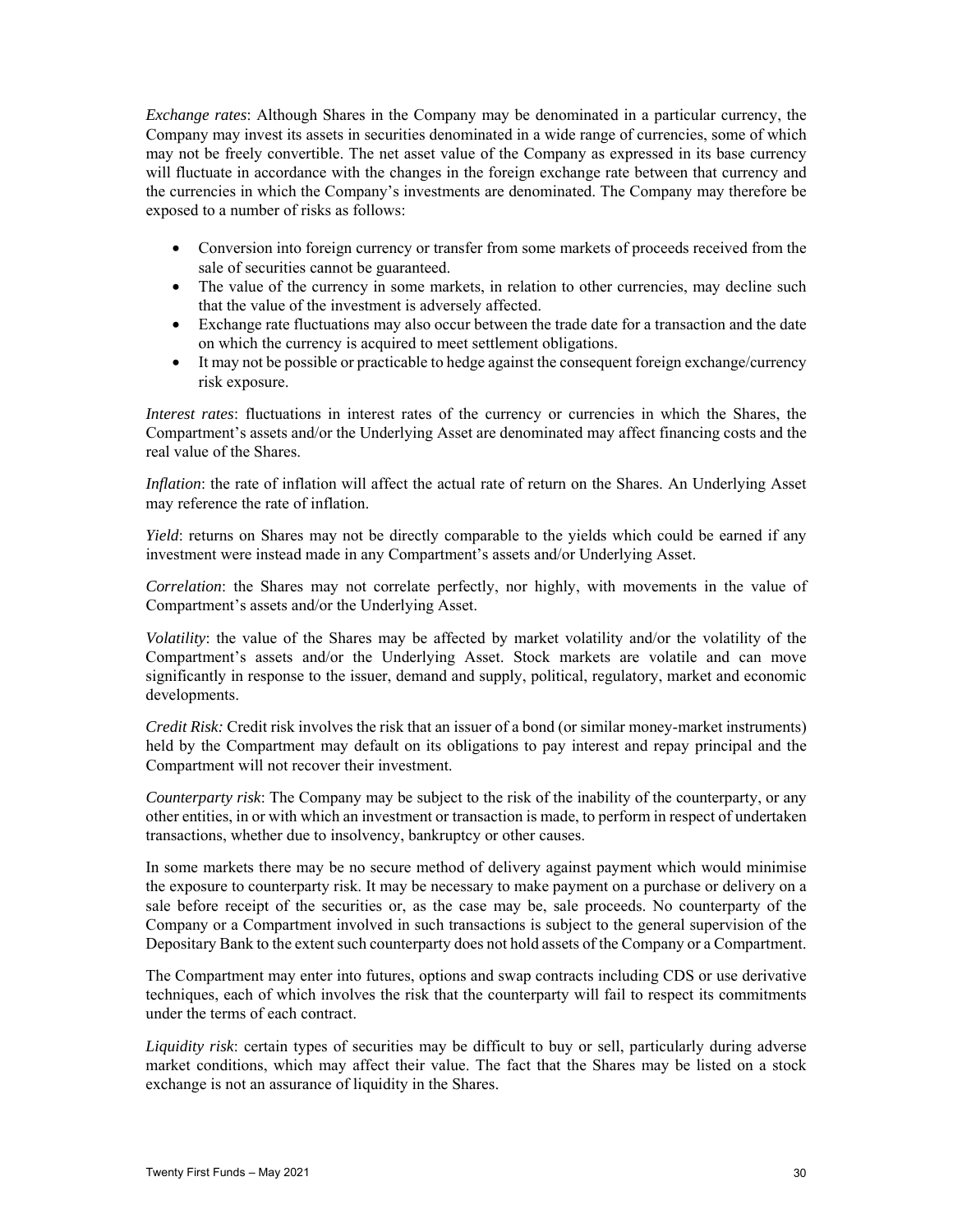*Exchange rates*: Although Shares in the Company may be denominated in a particular currency, the Company may invest its assets in securities denominated in a wide range of currencies, some of which may not be freely convertible. The net asset value of the Company as expressed in its base currency will fluctuate in accordance with the changes in the foreign exchange rate between that currency and the currencies in which the Company's investments are denominated. The Company may therefore be exposed to a number of risks as follows:

- Conversion into foreign currency or transfer from some markets of proceeds received from the sale of securities cannot be guaranteed.
- The value of the currency in some markets, in relation to other currencies, may decline such that the value of the investment is adversely affected.
- Exchange rate fluctuations may also occur between the trade date for a transaction and the date on which the currency is acquired to meet settlement obligations.
- It may not be possible or practicable to hedge against the consequent foreign exchange/currency risk exposure.

*Interest rates*: fluctuations in interest rates of the currency or currencies in which the Shares, the Compartment's assets and/or the Underlying Asset are denominated may affect financing costs and the real value of the Shares.

*Inflation*: the rate of inflation will affect the actual rate of return on the Shares. An Underlying Asset may reference the rate of inflation.

*Yield*: returns on Shares may not be directly comparable to the yields which could be earned if any investment were instead made in any Compartment's assets and/or Underlying Asset.

*Correlation*: the Shares may not correlate perfectly, nor highly, with movements in the value of Compartment's assets and/or the Underlying Asset.

*Volatility*: the value of the Shares may be affected by market volatility and/or the volatility of the Compartment's assets and/or the Underlying Asset. Stock markets are volatile and can move significantly in response to the issuer, demand and supply, political, regulatory, market and economic developments.

*Credit Risk:* Credit risk involves the risk that an issuer of a bond (or similar money-market instruments) held by the Compartment may default on its obligations to pay interest and repay principal and the Compartment will not recover their investment.

*Counterparty risk*: The Company may be subject to the risk of the inability of the counterparty, or any other entities, in or with which an investment or transaction is made, to perform in respect of undertaken transactions, whether due to insolvency, bankruptcy or other causes.

In some markets there may be no secure method of delivery against payment which would minimise the exposure to counterparty risk. It may be necessary to make payment on a purchase or delivery on a sale before receipt of the securities or, as the case may be, sale proceeds. No counterparty of the Company or a Compartment involved in such transactions is subject to the general supervision of the Depositary Bank to the extent such counterparty does not hold assets of the Company or a Compartment.

The Compartment may enter into futures, options and swap contracts including CDS or use derivative techniques, each of which involves the risk that the counterparty will fail to respect its commitments under the terms of each contract.

*Liquidity risk*: certain types of securities may be difficult to buy or sell, particularly during adverse market conditions, which may affect their value. The fact that the Shares may be listed on a stock exchange is not an assurance of liquidity in the Shares.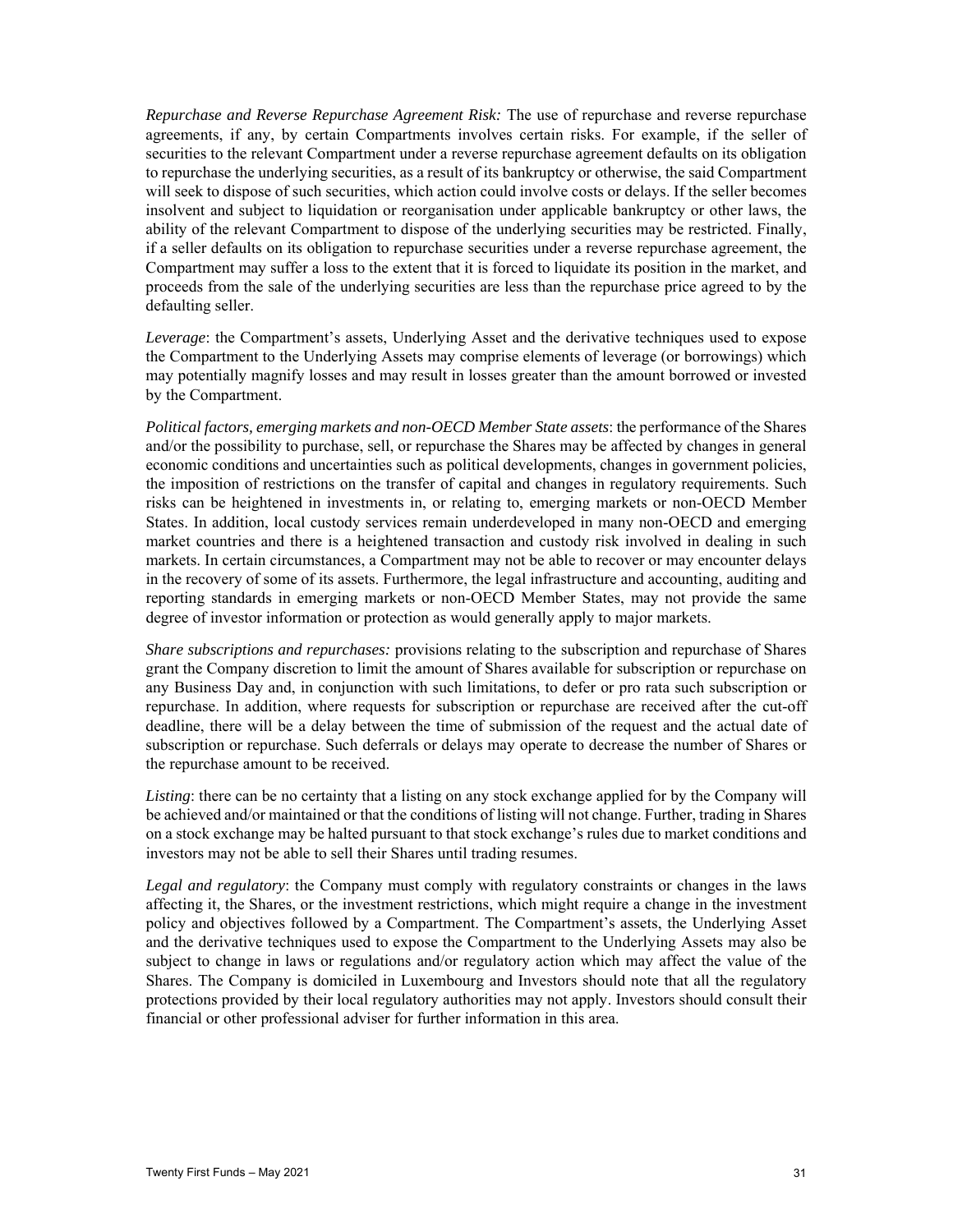*Repurchase and Reverse Repurchase Agreement Risk:* The use of repurchase and reverse repurchase agreements, if any, by certain Compartments involves certain risks. For example, if the seller of securities to the relevant Compartment under a reverse repurchase agreement defaults on its obligation to repurchase the underlying securities, as a result of its bankruptcy or otherwise, the said Compartment will seek to dispose of such securities, which action could involve costs or delays. If the seller becomes insolvent and subject to liquidation or reorganisation under applicable bankruptcy or other laws, the ability of the relevant Compartment to dispose of the underlying securities may be restricted. Finally, if a seller defaults on its obligation to repurchase securities under a reverse repurchase agreement, the Compartment may suffer a loss to the extent that it is forced to liquidate its position in the market, and proceeds from the sale of the underlying securities are less than the repurchase price agreed to by the defaulting seller.

*Leverage*: the Compartment's assets, Underlying Asset and the derivative techniques used to expose the Compartment to the Underlying Assets may comprise elements of leverage (or borrowings) which may potentially magnify losses and may result in losses greater than the amount borrowed or invested by the Compartment.

*Political factors, emerging markets and non-OECD Member State assets*: the performance of the Shares and/or the possibility to purchase, sell, or repurchase the Shares may be affected by changes in general economic conditions and uncertainties such as political developments, changes in government policies, the imposition of restrictions on the transfer of capital and changes in regulatory requirements. Such risks can be heightened in investments in, or relating to, emerging markets or non-OECD Member States. In addition, local custody services remain underdeveloped in many non-OECD and emerging market countries and there is a heightened transaction and custody risk involved in dealing in such markets. In certain circumstances, a Compartment may not be able to recover or may encounter delays in the recovery of some of its assets. Furthermore, the legal infrastructure and accounting, auditing and reporting standards in emerging markets or non-OECD Member States, may not provide the same degree of investor information or protection as would generally apply to major markets.

*Share subscriptions and repurchases:* provisions relating to the subscription and repurchase of Shares grant the Company discretion to limit the amount of Shares available for subscription or repurchase on any Business Day and, in conjunction with such limitations, to defer or pro rata such subscription or repurchase. In addition, where requests for subscription or repurchase are received after the cut-off deadline, there will be a delay between the time of submission of the request and the actual date of subscription or repurchase. Such deferrals or delays may operate to decrease the number of Shares or the repurchase amount to be received.

*Listing*: there can be no certainty that a listing on any stock exchange applied for by the Company will be achieved and/or maintained or that the conditions of listing will not change. Further, trading in Shares on a stock exchange may be halted pursuant to that stock exchange's rules due to market conditions and investors may not be able to sell their Shares until trading resumes.

*Legal and regulatory*: the Company must comply with regulatory constraints or changes in the laws affecting it, the Shares, or the investment restrictions, which might require a change in the investment policy and objectives followed by a Compartment. The Compartment's assets, the Underlying Asset and the derivative techniques used to expose the Compartment to the Underlying Assets may also be subject to change in laws or regulations and/or regulatory action which may affect the value of the Shares. The Company is domiciled in Luxembourg and Investors should note that all the regulatory protections provided by their local regulatory authorities may not apply. Investors should consult their financial or other professional adviser for further information in this area.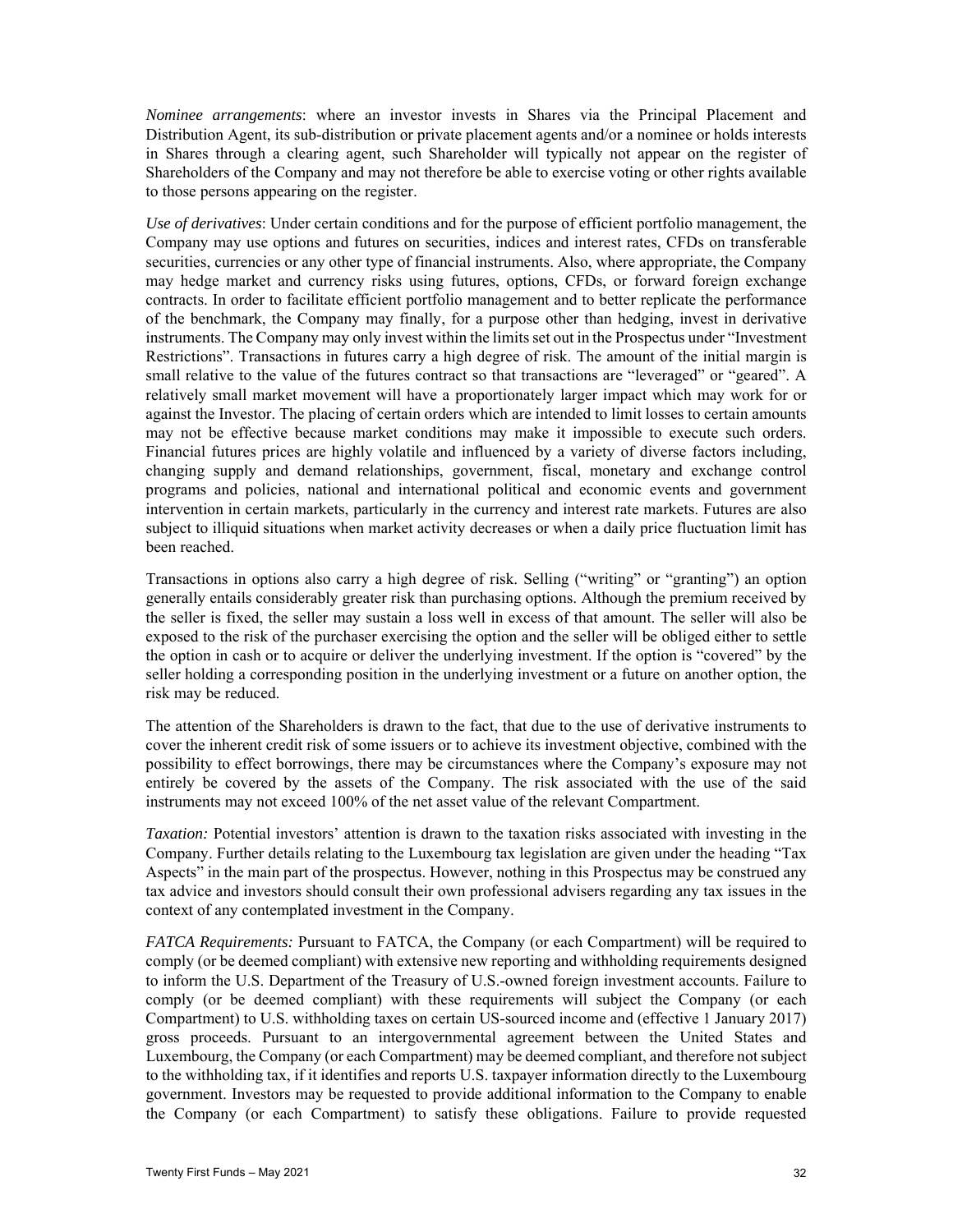*Nominee arrangements*: where an investor invests in Shares via the Principal Placement and Distribution Agent, its sub-distribution or private placement agents and/or a nominee or holds interests in Shares through a clearing agent, such Shareholder will typically not appear on the register of Shareholders of the Company and may not therefore be able to exercise voting or other rights available to those persons appearing on the register.

*Use of derivatives*: Under certain conditions and for the purpose of efficient portfolio management, the Company may use options and futures on securities, indices and interest rates, CFDs on transferable securities, currencies or any other type of financial instruments. Also, where appropriate, the Company may hedge market and currency risks using futures, options, CFDs, or forward foreign exchange contracts. In order to facilitate efficient portfolio management and to better replicate the performance of the benchmark, the Company may finally, for a purpose other than hedging, invest in derivative instruments. The Company may only invest within the limits set out in the Prospectus under "Investment Restrictions". Transactions in futures carry a high degree of risk. The amount of the initial margin is small relative to the value of the futures contract so that transactions are "leveraged" or "geared". A relatively small market movement will have a proportionately larger impact which may work for or against the Investor. The placing of certain orders which are intended to limit losses to certain amounts may not be effective because market conditions may make it impossible to execute such orders. Financial futures prices are highly volatile and influenced by a variety of diverse factors including, changing supply and demand relationships, government, fiscal, monetary and exchange control programs and policies, national and international political and economic events and government intervention in certain markets, particularly in the currency and interest rate markets. Futures are also subject to illiquid situations when market activity decreases or when a daily price fluctuation limit has been reached.

Transactions in options also carry a high degree of risk. Selling ("writing" or "granting") an option generally entails considerably greater risk than purchasing options. Although the premium received by the seller is fixed, the seller may sustain a loss well in excess of that amount. The seller will also be exposed to the risk of the purchaser exercising the option and the seller will be obliged either to settle the option in cash or to acquire or deliver the underlying investment. If the option is "covered" by the seller holding a corresponding position in the underlying investment or a future on another option, the risk may be reduced.

The attention of the Shareholders is drawn to the fact, that due to the use of derivative instruments to cover the inherent credit risk of some issuers or to achieve its investment objective, combined with the possibility to effect borrowings, there may be circumstances where the Company's exposure may not entirely be covered by the assets of the Company. The risk associated with the use of the said instruments may not exceed 100% of the net asset value of the relevant Compartment.

*Taxation:* Potential investors' attention is drawn to the taxation risks associated with investing in the Company. Further details relating to the Luxembourg tax legislation are given under the heading "Tax Aspects" in the main part of the prospectus. However, nothing in this Prospectus may be construed any tax advice and investors should consult their own professional advisers regarding any tax issues in the context of any contemplated investment in the Company.

*FATCA Requirements:* Pursuant to FATCA, the Company (or each Compartment) will be required to comply (or be deemed compliant) with extensive new reporting and withholding requirements designed to inform the U.S. Department of the Treasury of U.S.-owned foreign investment accounts. Failure to comply (or be deemed compliant) with these requirements will subject the Company (or each Compartment) to U.S. withholding taxes on certain US-sourced income and (effective 1 January 2017) gross proceeds. Pursuant to an intergovernmental agreement between the United States and Luxembourg, the Company (or each Compartment) may be deemed compliant, and therefore not subject to the withholding tax, if it identifies and reports U.S. taxpayer information directly to the Luxembourg government. Investors may be requested to provide additional information to the Company to enable the Company (or each Compartment) to satisfy these obligations. Failure to provide requested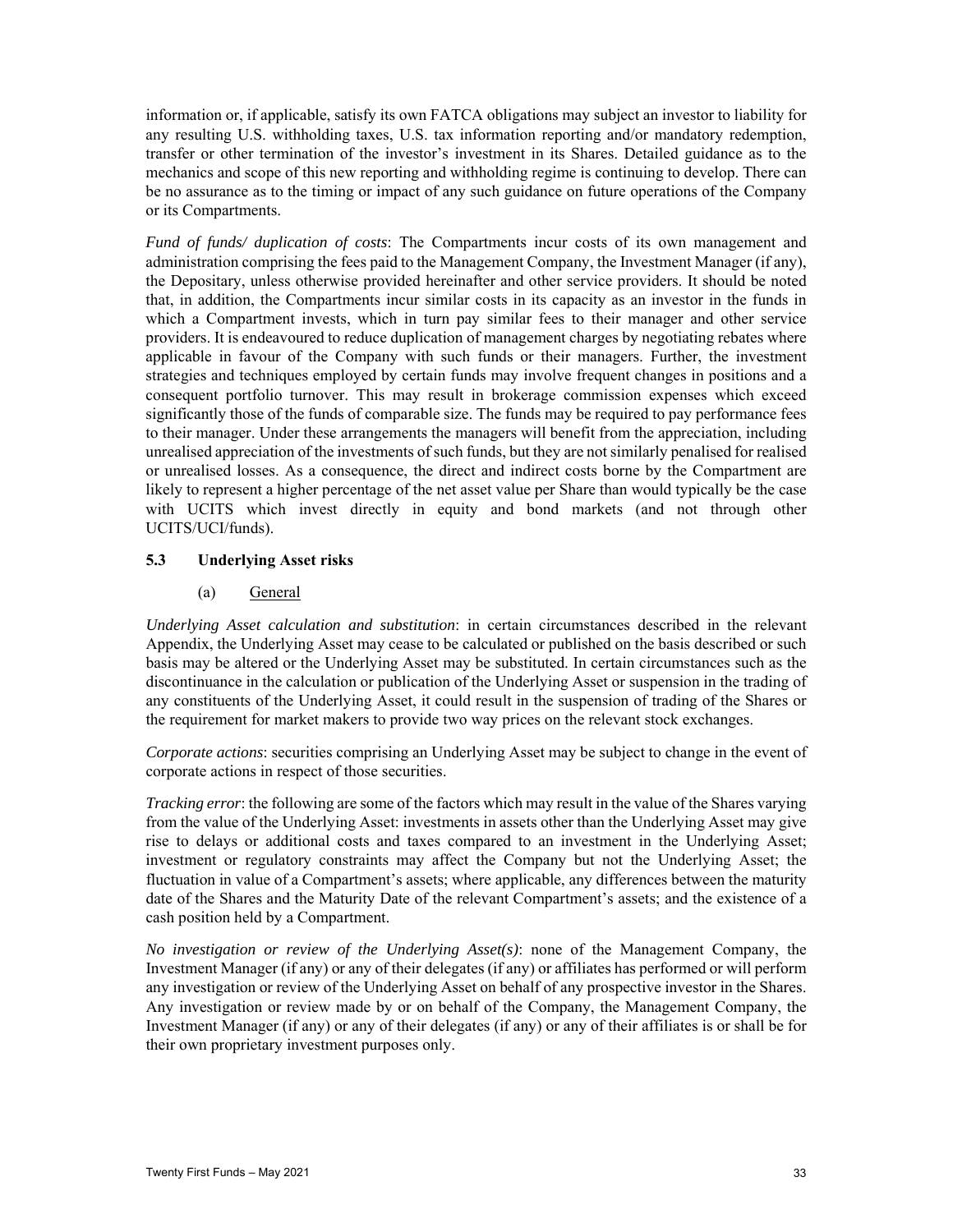information or, if applicable, satisfy its own FATCA obligations may subject an investor to liability for any resulting U.S. withholding taxes, U.S. tax information reporting and/or mandatory redemption, transfer or other termination of the investor's investment in its Shares. Detailed guidance as to the mechanics and scope of this new reporting and withholding regime is continuing to develop. There can be no assurance as to the timing or impact of any such guidance on future operations of the Company or its Compartments.

*Fund of funds/ duplication of costs*: The Compartments incur costs of its own management and administration comprising the fees paid to the Management Company, the Investment Manager (if any), the Depositary, unless otherwise provided hereinafter and other service providers. It should be noted that, in addition, the Compartments incur similar costs in its capacity as an investor in the funds in which a Compartment invests, which in turn pay similar fees to their manager and other service providers. It is endeavoured to reduce duplication of management charges by negotiating rebates where applicable in favour of the Company with such funds or their managers. Further, the investment strategies and techniques employed by certain funds may involve frequent changes in positions and a consequent portfolio turnover. This may result in brokerage commission expenses which exceed significantly those of the funds of comparable size. The funds may be required to pay performance fees to their manager. Under these arrangements the managers will benefit from the appreciation, including unrealised appreciation of the investments of such funds, but they are not similarly penalised for realised or unrealised losses. As a consequence, the direct and indirect costs borne by the Compartment are likely to represent a higher percentage of the net asset value per Share than would typically be the case with UCITS which invest directly in equity and bond markets (and not through other UCITS/UCI/funds).

### 5.3 Underlying Asset risks

(a) General

*Underlying Asset calculation and substitution*: in certain circumstances described in the relevant Appendix, the Underlying Asset may cease to be calculated or published on the basis described or such basis may be altered or the Underlying Asset may be substituted. In certain circumstances such as the discontinuance in the calculation or publication of the Underlying Asset or suspension in the trading of any constituents of the Underlying Asset, it could result in the suspension of trading of the Shares or the requirement for market makers to provide two way prices on the relevant stock exchanges.

*Corporate actions*: securities comprising an Underlying Asset may be subject to change in the event of corporate actions in respect of those securities.

*Tracking error*: the following are some of the factors which may result in the value of the Shares varying from the value of the Underlying Asset: investments in assets other than the Underlying Asset may give rise to delays or additional costs and taxes compared to an investment in the Underlying Asset; investment or regulatory constraints may affect the Company but not the Underlying Asset; the fluctuation in value of a Compartment's assets; where applicable, any differences between the maturity date of the Shares and the Maturity Date of the relevant Compartment's assets; and the existence of a cash position held by a Compartment.

*No investigation or review of the Underlying Asset(s)*: none of the Management Company, the Investment Manager (if any) or any of their delegates (if any) or affiliates has performed or will perform any investigation or review of the Underlying Asset on behalf of any prospective investor in the Shares. Any investigation or review made by or on behalf of the Company, the Management Company, the Investment Manager (if any) or any of their delegates (if any) or any of their affiliates is or shall be for their own proprietary investment purposes only.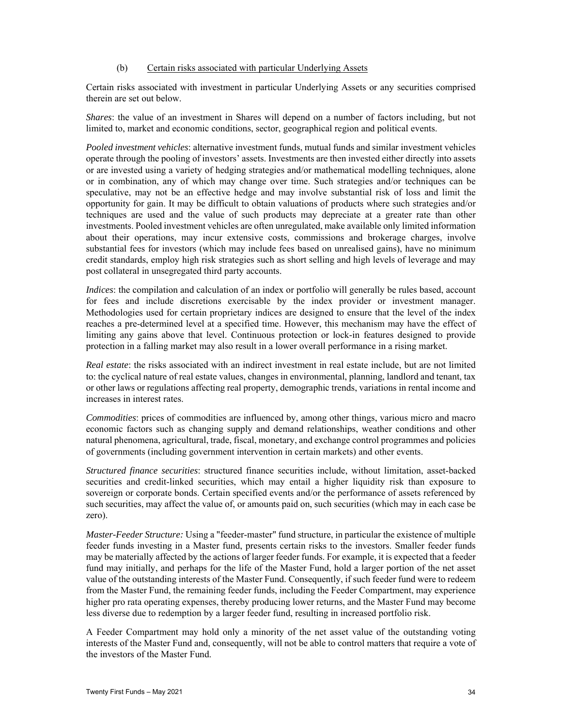### (b) Certain risks associated with particular Underlying Assets

Certain risks associated with investment in particular Underlying Assets or any securities comprised therein are set out below.

*Shares*: the value of an investment in Shares will depend on a number of factors including, but not limited to, market and economic conditions, sector, geographical region and political events.

*Pooled investment vehicles*: alternative investment funds, mutual funds and similar investment vehicles operate through the pooling of investors' assets. Investments are then invested either directly into assets or are invested using a variety of hedging strategies and/or mathematical modelling techniques, alone or in combination, any of which may change over time. Such strategies and/or techniques can be speculative, may not be an effective hedge and may involve substantial risk of loss and limit the opportunity for gain. It may be difficult to obtain valuations of products where such strategies and/or techniques are used and the value of such products may depreciate at a greater rate than other investments. Pooled investment vehicles are often unregulated, make available only limited information about their operations, may incur extensive costs, commissions and brokerage charges, involve substantial fees for investors (which may include fees based on unrealised gains), have no minimum credit standards, employ high risk strategies such as short selling and high levels of leverage and may post collateral in unsegregated third party accounts.

*Indices*: the compilation and calculation of an index or portfolio will generally be rules based, account for fees and include discretions exercisable by the index provider or investment manager. Methodologies used for certain proprietary indices are designed to ensure that the level of the index reaches a pre-determined level at a specified time. However, this mechanism may have the effect of limiting any gains above that level. Continuous protection or lock-in features designed to provide protection in a falling market may also result in a lower overall performance in a rising market.

*Real estate*: the risks associated with an indirect investment in real estate include, but are not limited to: the cyclical nature of real estate values, changes in environmental, planning, landlord and tenant, tax or other laws or regulations affecting real property, demographic trends, variations in rental income and increases in interest rates.

*Commodities*: prices of commodities are influenced by, among other things, various micro and macro economic factors such as changing supply and demand relationships, weather conditions and other natural phenomena, agricultural, trade, fiscal, monetary, and exchange control programmes and policies of governments (including government intervention in certain markets) and other events.

*Structured finance securities*: structured finance securities include, without limitation, asset-backed securities and credit-linked securities, which may entail a higher liquidity risk than exposure to sovereign or corporate bonds. Certain specified events and/or the performance of assets referenced by such securities, may affect the value of, or amounts paid on, such securities (which may in each case be zero).

*Master-Feeder Structure:* Using a "feeder-master" fund structure, in particular the existence of multiple feeder funds investing in a Master fund, presents certain risks to the investors. Smaller feeder funds may be materially affected by the actions of larger feeder funds. For example, it is expected that a feeder fund may initially, and perhaps for the life of the Master Fund, hold a larger portion of the net asset value of the outstanding interests of the Master Fund. Consequently, if such feeder fund were to redeem from the Master Fund, the remaining feeder funds, including the Feeder Compartment, may experience higher pro rata operating expenses, thereby producing lower returns, and the Master Fund may become less diverse due to redemption by a larger feeder fund, resulting in increased portfolio risk.

A Feeder Compartment may hold only a minority of the net asset value of the outstanding voting interests of the Master Fund and, consequently, will not be able to control matters that require a vote of the investors of the Master Fund.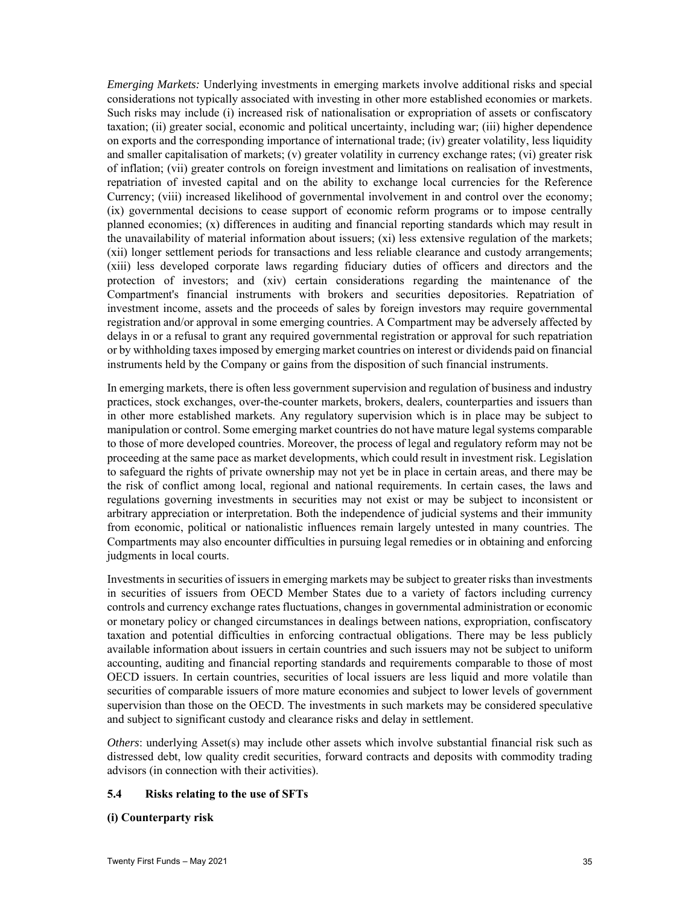*Emerging Markets:* Underlying investments in emerging markets involve additional risks and special considerations not typically associated with investing in other more established economies or markets. Such risks may include (i) increased risk of nationalisation or expropriation of assets or confiscatory taxation; (ii) greater social, economic and political uncertainty, including war; (iii) higher dependence on exports and the corresponding importance of international trade; (iv) greater volatility, less liquidity and smaller capitalisation of markets; (v) greater volatility in currency exchange rates; (vi) greater risk of inflation; (vii) greater controls on foreign investment and limitations on realisation of investments, repatriation of invested capital and on the ability to exchange local currencies for the Reference Currency; (viii) increased likelihood of governmental involvement in and control over the economy; (ix) governmental decisions to cease support of economic reform programs or to impose centrally planned economies; (x) differences in auditing and financial reporting standards which may result in the unavailability of material information about issuers; (xi) less extensive regulation of the markets; (xii) longer settlement periods for transactions and less reliable clearance and custody arrangements; (xiii) less developed corporate laws regarding fiduciary duties of officers and directors and the protection of investors; and (xiv) certain considerations regarding the maintenance of the Compartment's financial instruments with brokers and securities depositories. Repatriation of investment income, assets and the proceeds of sales by foreign investors may require governmental registration and/or approval in some emerging countries. A Compartment may be adversely affected by delays in or a refusal to grant any required governmental registration or approval for such repatriation or by withholding taxes imposed by emerging market countries on interest or dividends paid on financial instruments held by the Company or gains from the disposition of such financial instruments.

In emerging markets, there is often less government supervision and regulation of business and industry practices, stock exchanges, over-the-counter markets, brokers, dealers, counterparties and issuers than in other more established markets. Any regulatory supervision which is in place may be subject to manipulation or control. Some emerging market countries do not have mature legal systems comparable to those of more developed countries. Moreover, the process of legal and regulatory reform may not be proceeding at the same pace as market developments, which could result in investment risk. Legislation to safeguard the rights of private ownership may not yet be in place in certain areas, and there may be the risk of conflict among local, regional and national requirements. In certain cases, the laws and regulations governing investments in securities may not exist or may be subject to inconsistent or arbitrary appreciation or interpretation. Both the independence of judicial systems and their immunity from economic, political or nationalistic influences remain largely untested in many countries. The Compartments may also encounter difficulties in pursuing legal remedies or in obtaining and enforcing judgments in local courts.

Investments in securities of issuers in emerging markets may be subject to greater risks than investments in securities of issuers from OECD Member States due to a variety of factors including currency controls and currency exchange rates fluctuations, changes in governmental administration or economic or monetary policy or changed circumstances in dealings between nations, expropriation, confiscatory taxation and potential difficulties in enforcing contractual obligations. There may be less publicly available information about issuers in certain countries and such issuers may not be subject to uniform accounting, auditing and financial reporting standards and requirements comparable to those of most OECD issuers. In certain countries, securities of local issuers are less liquid and more volatile than securities of comparable issuers of more mature economies and subject to lower levels of government supervision than those on the OECD. The investments in such markets may be considered speculative and subject to significant custody and clearance risks and delay in settlement.

*Others*: underlying Asset(s) may include other assets which involve substantial financial risk such as distressed debt, low quality credit securities, forward contracts and deposits with commodity trading advisors (in connection with their activities).

### 5.4 Risks relating to the use of SFTs

**(i) Counterparty risk**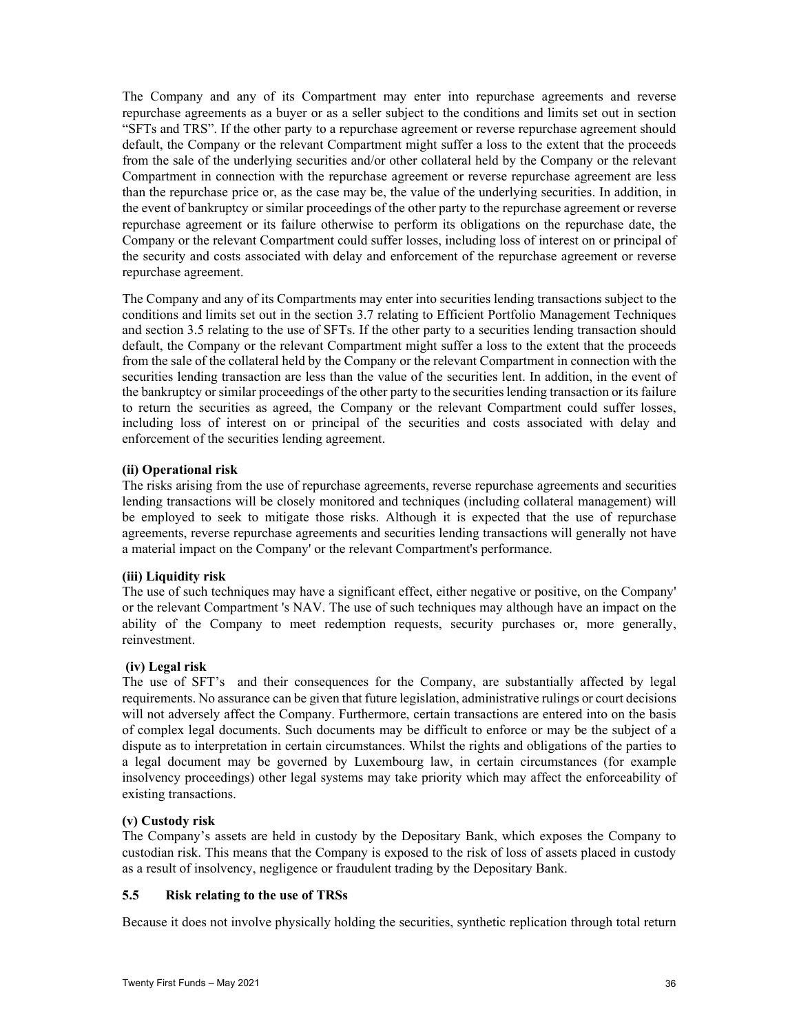The Company and any of its Compartment may enter into repurchase agreements and reverse repurchase agreements as a buyer or as a seller subject to the conditions and limits set out in section "SFTs and TRS". If the other party to a repurchase agreement or reverse repurchase agreement should default, the Company or the relevant Compartment might suffer a loss to the extent that the proceeds from the sale of the underlying securities and/or other collateral held by the Company or the relevant Compartment in connection with the repurchase agreement or reverse repurchase agreement are less than the repurchase price or, as the case may be, the value of the underlying securities. In addition, in the event of bankruptcy or similar proceedings of the other party to the repurchase agreement or reverse repurchase agreement or its failure otherwise to perform its obligations on the repurchase date, the Company or the relevant Compartment could suffer losses, including loss of interest on or principal of the security and costs associated with delay and enforcement of the repurchase agreement or reverse repurchase agreement.

The Company and any of its Compartments may enter into securities lending transactions subject to the conditions and limits set out in the section 3.7 relating to Efficient Portfolio Management Techniques and section 3.5 relating to the use of SFTs. If the other party to a securities lending transaction should default, the Company or the relevant Compartment might suffer a loss to the extent that the proceeds from the sale of the collateral held by the Company or the relevant Compartment in connection with the securities lending transaction are less than the value of the securities lent. In addition, in the event of the bankruptcy or similar proceedings of the other party to the securities lending transaction or its failure to return the securities as agreed, the Company or the relevant Compartment could suffer losses, including loss of interest on or principal of the securities and costs associated with delay and enforcement of the securities lending agreement.

**(ii) Operational risk**

The risks arising from the use of repurchase agreements, reverse repurchase agreements and securities lending transactions will be closely monitored and techniques (including collateral management) will be employed to seek to mitigate those risks. Although it is expected that the use of repurchase agreements, reverse repurchase agreements and securities lending transactions will generally not have a material impact on the Company' or the relevant Compartment's performance.

**(iii) Liquidity risk**

The use of such techniques may have a significant effect, either negative or positive, on the Company' or the relevant Compartment 's NAV. The use of such techniques may although have an impact on the ability of the Company to meet redemption requests, security purchases or, more generally, reinvestment.

**(iv) Legal risk**

The use of SFT's and their consequences for the Company, are substantially affected by legal requirements. No assurance can be given that future legislation, administrative rulings or court decisions will not adversely affect the Company. Furthermore, certain transactions are entered into on the basis of complex legal documents. Such documents may be difficult to enforce or may be the subject of a dispute as to interpretation in certain circumstances. Whilst the rights and obligations of the parties to a legal document may be governed by Luxembourg law, in certain circumstances (for example insolvency proceedings) other legal systems may take priority which may affect the enforceability of existing transactions.

**(v) Custody risk**

The Company's assets are held in custody by the Depositary Bank, which exposes the Company to custodian risk. This means that the Company is exposed to the risk of loss of assets placed in custody as a result of insolvency, negligence or fraudulent trading by the Depositary Bank.

## 5.5 Risk relating to the use of TRSs

Because it does not involve physically holding the securities, synthetic replication through total return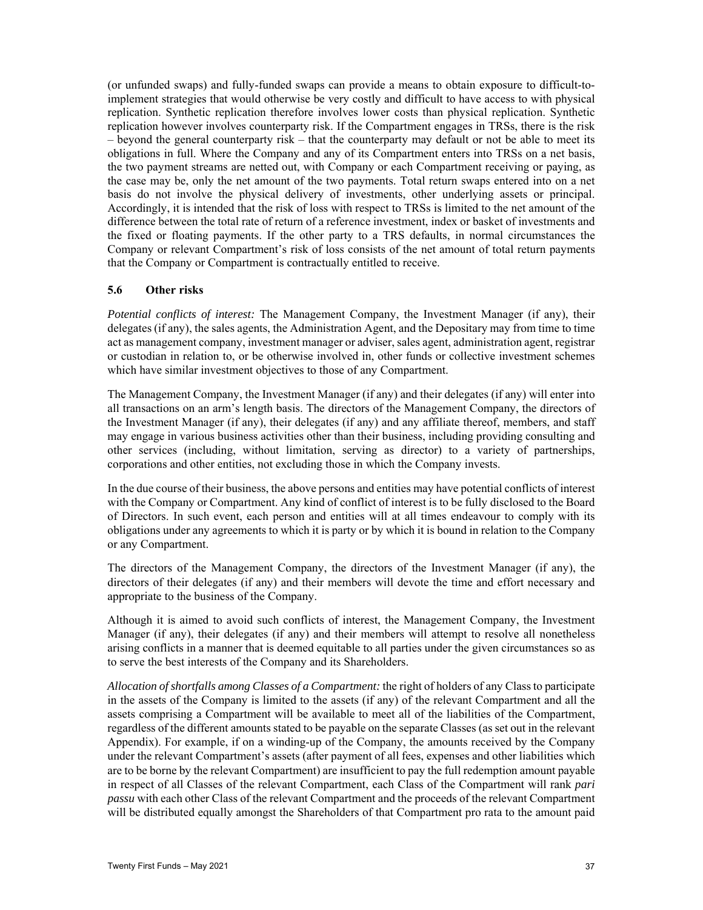(or unfunded swaps) and fully-funded swaps can provide a means to obtain exposure to difficult-to-implement strategies that would otherwise be very costly and difficult to have access to with physical replication. Synthetic replication therefore involves lower costs than physical replication. Synthetic replication however involves counterparty risk. If the Compartment engages in TRSs, there is the risk – beyond the general counterparty risk – that the counterparty may default or not be able to meet its obligations in full. Where the Company and any of its Compartment enters into TRSs on a net basis, the two payment streams are netted out, with Company or each Compartment receiving or paying, as the case may be, only the net amount of the two payments. Total return swaps entered into on a net basis do not involve the physical delivery of investments, other underlying assets or principal. Accordingly, it is intended that the risk of loss with respect to TRSs is limited to the net amount of the difference between the total rate of return of a reference investment, index or basket of investments and the fixed or floating payments. If the other party to a TRS defaults, in normal circumstances the Company or relevant Compartment's risk of loss consists of the net amount of total return payments that the Company or Compartment is contractually entitled to receive.

### 5.6 Other risks

*Potential conflicts of interest:* The Management Company, the Investment Manager (if any), their delegates (if any), the sales agents, the Administration Agent, and the Depositary may from time to time act as management company, investment manager or adviser, sales agent, administration agent, registrar or custodian in relation to, or be otherwise involved in, other funds or collective investment schemes which have similar investment objectives to those of any Compartment.

The Management Company, the Investment Manager (if any) and their delegates (if any) will enter into all transactions on an arm's length basis. The directors of the Management Company, the directors of the Investment Manager (if any), their delegates (if any) and any affiliate thereof, members, and staff may engage in various business activities other than their business, including providing consulting and other services (including, without limitation, serving as director) to a variety of partnerships, corporations and other entities, not excluding those in which the Company invests.

In the due course of their business, the above persons and entities may have potential conflicts of interest with the Company or Compartment. Any kind of conflict of interest is to be fully disclosed to the Board of Directors. In such event, each person and entities will at all times endeavour to comply with its obligations under any agreements to which it is party or by which it is bound in relation to the Company or any Compartment.

The directors of the Management Company, the directors of the Investment Manager (if any), the directors of their delegates (if any) and their members will devote the time and effort necessary and appropriate to the business of the Company.

Although it is aimed to avoid such conflicts of interest, the Management Company, the Investment Manager (if any), their delegates (if any) and their members will attempt to resolve all nonetheless arising conflicts in a manner that is deemed equitable to all parties under the given circumstances so as to serve the best interests of the Company and its Shareholders.

*Allocation of shortfalls among Classes of a Compartment:* the right of holders of any Class to participate in the assets of the Company is limited to the assets (if any) of the relevant Compartment and all the assets comprising a Compartment will be available to meet all of the liabilities of the Compartment, regardless of the different amounts stated to be payable on the separate Classes (as set out in the relevant Appendix). For example, if on a winding-up of the Company, the amounts received by the Company under the relevant Compartment's assets (after payment of all fees, expenses and other liabilities which are to be borne by the relevant Compartment) are insufficient to pay the full redemption amount payable in respect of all Classes of the relevant Compartment, each Class of the Compartment will rank *pari passu* with each other Class of the relevant Compartment and the proceeds of the relevant Compartment will be distributed equally amongst the Shareholders of that Compartment pro rata to the amount paid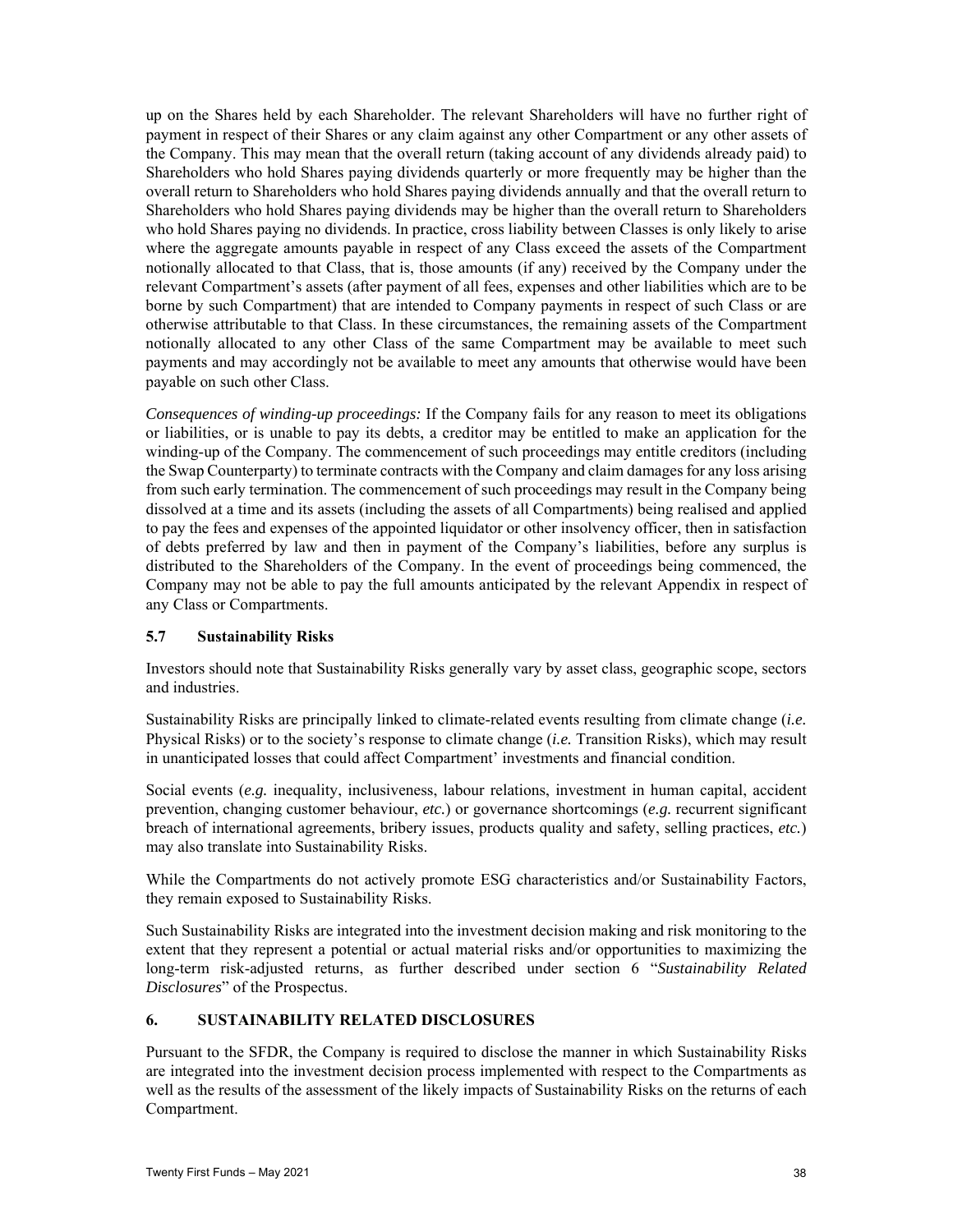up on the Shares held by each Shareholder. The relevant Shareholders will have no further right of payment in respect of their Shares or any claim against any other Compartment or any other assets of the Company. This may mean that the overall return (taking account of any dividends already paid) to Shareholders who hold Shares paying dividends quarterly or more frequently may be higher than the overall return to Shareholders who hold Shares paying dividends annually and that the overall return to Shareholders who hold Shares paying dividends may be higher than the overall return to Shareholders who hold Shares paying no dividends. In practice, cross liability between Classes is only likely to arise where the aggregate amounts payable in respect of any Class exceed the assets of the Compartment notionally allocated to that Class, that is, those amounts (if any) received by the Company under the relevant Compartment's assets (after payment of all fees, expenses and other liabilities which are to be borne by such Compartment) that are intended to Company payments in respect of such Class or are otherwise attributable to that Class. In these circumstances, the remaining assets of the Compartment notionally allocated to any other Class of the same Compartment may be available to meet such payments and may accordingly not be available to meet any amounts that otherwise would have been payable on such other Class.

*Consequences of winding-up proceedings:* If the Company fails for any reason to meet its obligations or liabilities, or is unable to pay its debts, a creditor may be entitled to make an application for the winding-up of the Company. The commencement of such proceedings may entitle creditors (including the Swap Counterparty) to terminate contracts with the Company and claim damages for any loss arising from such early termination. The commencement of such proceedings may result in the Company being dissolved at a time and its assets (including the assets of all Compartments) being realised and applied to pay the fees and expenses of the appointed liquidator or other insolvency officer, then in satisfaction of debts preferred by law and then in payment of the Company's liabilities, before any surplus is distributed to the Shareholders of the Company. In the event of proceedings being commenced, the Company may not be able to pay the full amounts anticipated by the relevant Appendix in respect of any Class or Compartments.

### 5.7 Sustainability Risks

Investors should note that Sustainability Risks generally vary by asset class, geographic scope, sectors and industries.

Sustainability Risks are principally linked to climate-related events resulting from climate change (*i.e.* Physical Risks) or to the society's response to climate change (*i.e.* Transition Risks), which may result in unanticipated losses that could affect Compartment' investments and financial condition.

Social events (*e.g.* inequality, inclusiveness, labour relations, investment in human capital, accident prevention, changing customer behaviour, *etc.*) or governance shortcomings (*e.g.* recurrent significant breach of international agreements, bribery issues, products quality and safety, selling practices, *etc.*) may also translate into Sustainability Risks.

While the Compartments do not actively promote ESG characteristics and/or Sustainability Factors, they remain exposed to Sustainability Risks.

Such Sustainability Risks are integrated into the investment decision making and risk monitoring to the extent that they represent a potential or actual material risks and/or opportunities to maximizing the long-term risk-adjusted returns, as further described under section 6 "*Sustainability Related Disclosures*" of the Prospectus.

## 6. SUSTAINABILITY RELATED DISCLOSURES

Pursuant to the SFDR, the Company is required to disclose the manner in which Sustainability Risks are integrated into the investment decision process implemented with respect to the Compartments as well as the results of the assessment of the likely impacts of Sustainability Risks on the returns of each Compartment.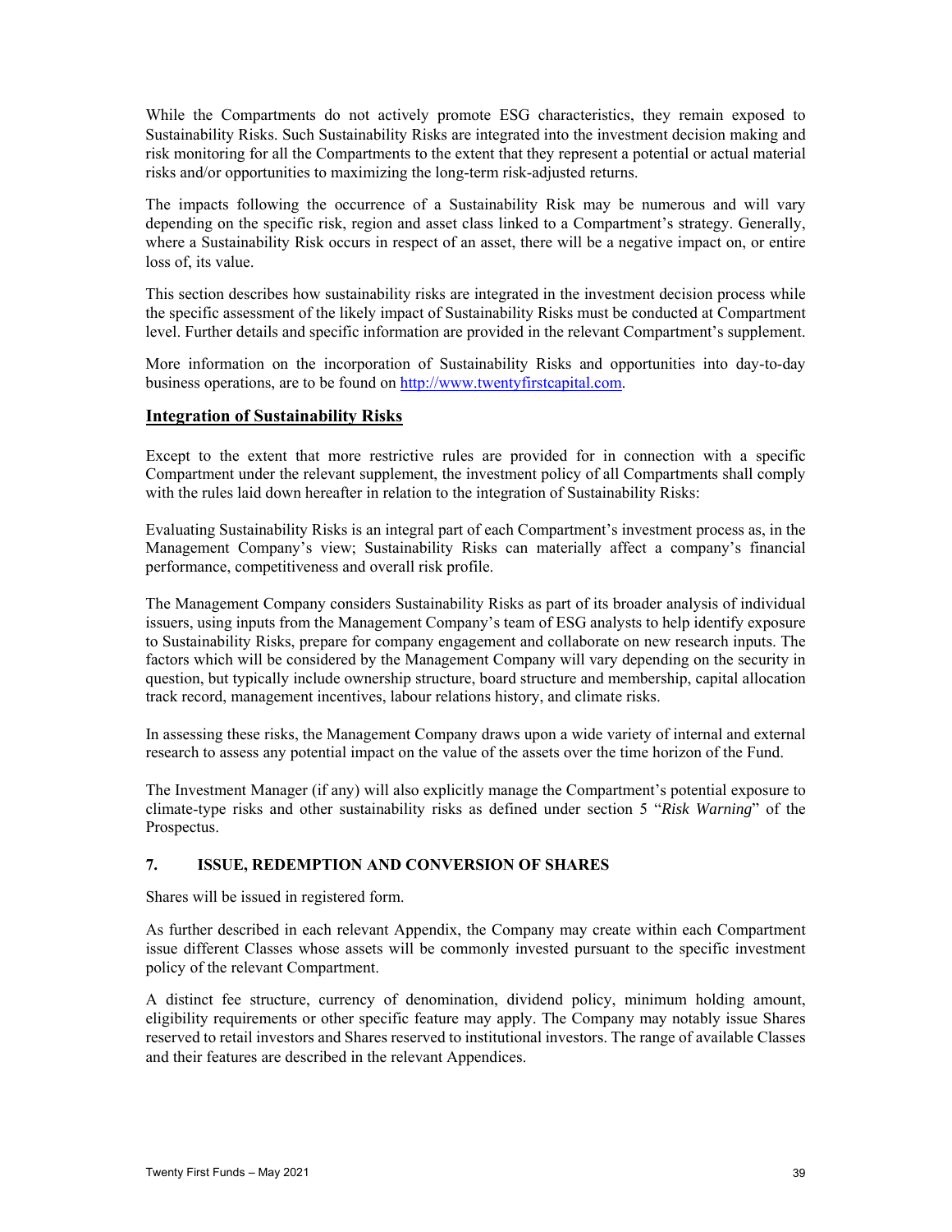While the Compartments do not actively promote ESG characteristics, they remain exposed to Sustainability Risks. Such Sustainability Risks are integrated into the investment decision making and risk monitoring for all the Compartments to the extent that they represent a potential or actual material risks and/or opportunities to maximizing the long-term risk-adjusted returns.

The impacts following the occurrence of a Sustainability Risk may be numerous and will vary depending on the specific risk, region and asset class linked to a Compartment's strategy. Generally, where a Sustainability Risk occurs in respect of an asset, there will be a negative impact on, or entire loss of, its value.

This section describes how sustainability risks are integrated in the investment decision process while the specific assessment of the likely impact of Sustainability Risks must be conducted at Compartment level. Further details and specific information are provided in the relevant Compartment's supplement.

More information on the incorporation of Sustainability Risks and opportunities into day-to-day business operations, are to be found on [http://www.twentyfirstcapital.com](http://www.twentyfirstcapital.com).

## Integration of Sustainability Risks

Except to the extent that more restrictive rules are provided for in connection with a specific Compartment under the relevant supplement, the investment policy of all Compartments shall comply with the rules laid down hereafter in relation to the integration of Sustainability Risks:

Evaluating Sustainability Risks is an integral part of each Compartment's investment process as, in the Management Company's view; Sustainability Risks can materially affect a company's financial performance, competitiveness and overall risk profile.

The Management Company considers Sustainability Risks as part of its broader analysis of individual issuers, using inputs from the Management Company's team of ESG analysts to help identify exposure to Sustainability Risks, prepare for company engagement and collaborate on new research inputs. The factors which will be considered by the Management Company will vary depending on the security in question, but typically include ownership structure, board structure and membership, capital allocation track record, management incentives, labour relations history, and climate risks.

In assessing these risks, the Management Company draws upon a wide variety of internal and external research to assess any potential impact on the value of the assets over the time horizon of the Fund.

The Investment Manager (if any) will also explicitly manage the Compartment's potential exposure to climate-type risks and other sustainability risks as defined under section 5 "*Risk Warning*" of the Prospectus.

## 7. ISSUE, REDEMPTION AND CONVERSION OF SHARES

Shares will be issued in registered form.

As further described in each relevant Appendix, the Company may create within each Compartment issue different Classes whose assets will be commonly invested pursuant to the specific investment policy of the relevant Compartment.

A distinct fee structure, currency of denomination, dividend policy, minimum holding amount, eligibility requirements or other specific feature may apply. The Company may notably issue Shares reserved to retail investors and Shares reserved to institutional investors. The range of available Classes and their features are described in the relevant Appendices.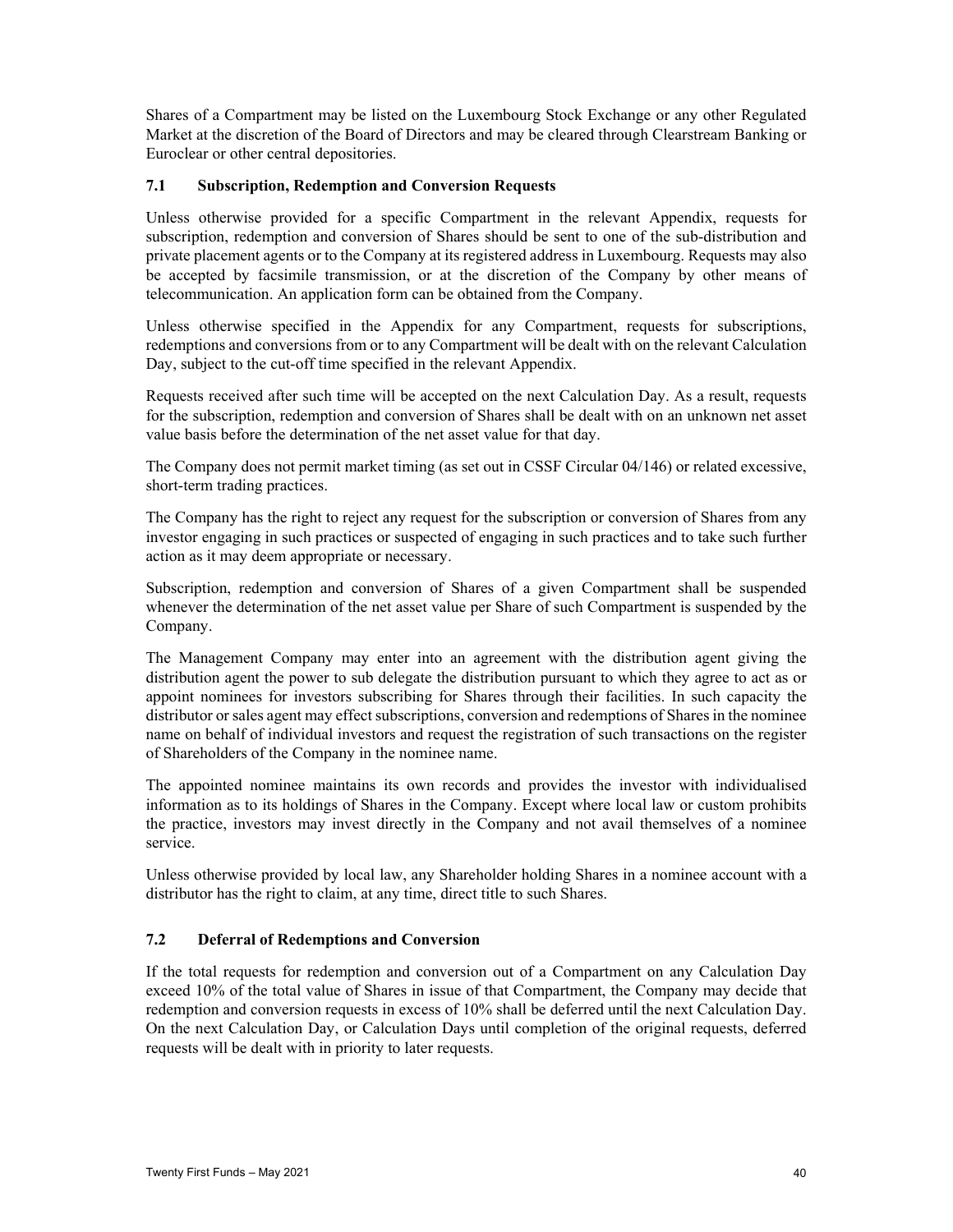Shares of a Compartment may be listed on the Luxembourg Stock Exchange or any other Regulated Market at the discretion of the Board of Directors and may be cleared through Clearstream Banking or Euroclear or other central depositories.

### 7.1 Subscription, Redemption and Conversion Requests

Unless otherwise provided for a specific Compartment in the relevant Appendix, requests for subscription, redemption and conversion of Shares should be sent to one of the sub-distribution and private placement agents or to the Company at its registered address in Luxembourg. Requests may also be accepted by facsimile transmission, or at the discretion of the Company by other means of telecommunication. An application form can be obtained from the Company.

Unless otherwise specified in the Appendix for any Compartment, requests for subscriptions, redemptions and conversions from or to any Compartment will be dealt with on the relevant Calculation Day, subject to the cut-off time specified in the relevant Appendix.

Requests received after such time will be accepted on the next Calculation Day. As a result, requests for the subscription, redemption and conversion of Shares shall be dealt with on an unknown net asset value basis before the determination of the net asset value for that day.

The Company does not permit market timing (as set out in CSSF Circular 04/146) or related excessive, short-term trading practices.

The Company has the right to reject any request for the subscription or conversion of Shares from any investor engaging in such practices or suspected of engaging in such practices and to take such further action as it may deem appropriate or necessary.

Subscription, redemption and conversion of Shares of a given Compartment shall be suspended whenever the determination of the net asset value per Share of such Compartment is suspended by the Company.

The Management Company may enter into an agreement with the distribution agent giving the distribution agent the power to sub delegate the distribution pursuant to which they agree to act as or appoint nominees for investors subscribing for Shares through their facilities. In such capacity the distributor or sales agent may effect subscriptions, conversion and redemptions of Shares in the nominee name on behalf of individual investors and request the registration of such transactions on the register of Shareholders of the Company in the nominee name.

The appointed nominee maintains its own records and provides the investor with individualised information as to its holdings of Shares in the Company. Except where local law or custom prohibits the practice, investors may invest directly in the Company and not avail themselves of a nominee service.

Unless otherwise provided by local law, any Shareholder holding Shares in a nominee account with a distributor has the right to claim, at any time, direct title to such Shares.

### 7.2 Deferral of Redemptions and Conversion

If the total requests for redemption and conversion out of a Compartment on any Calculation Day exceed 10% of the total value of Shares in issue of that Compartment, the Company may decide that redemption and conversion requests in excess of 10% shall be deferred until the next Calculation Day. On the next Calculation Day, or Calculation Days until completion of the original requests, deferred requests will be dealt with in priority to later requests.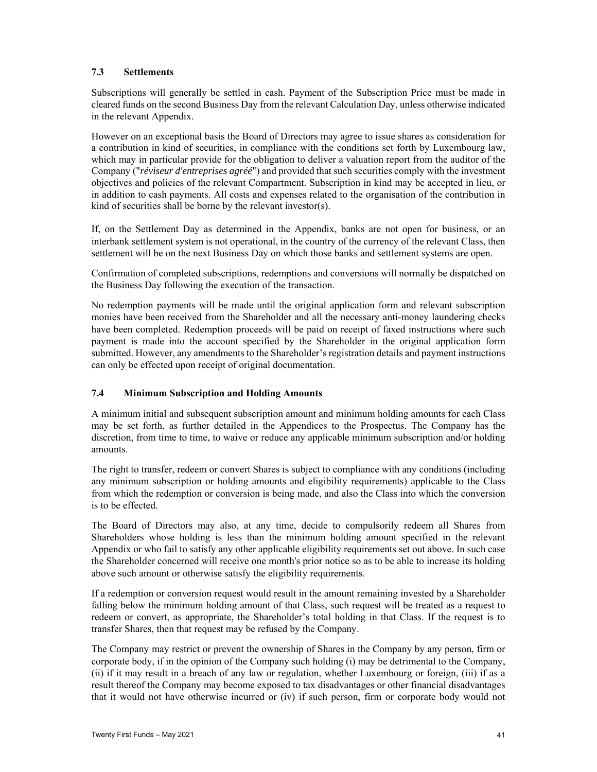### 7.3 Settlements

Subscriptions will generally be settled in cash. Payment of the Subscription Price must be made in cleared funds on the second Business Day from the relevant Calculation Day, unless otherwise indicated in the relevant Appendix.

However on an exceptional basis the Board of Directors may agree to issue shares as consideration for a contribution in kind of securities, in compliance with the conditions set forth by Luxembourg law, which may in particular provide for the obligation to deliver a valuation report from the auditor of the Company ("*réviseur d'entreprises agréé*") and provided that such securities comply with the investment objectives and policies of the relevant Compartment. Subscription in kind may be accepted in lieu, or in addition to cash payments. All costs and expenses related to the organisation of the contribution in kind of securities shall be borne by the relevant investor(s).

If, on the Settlement Day as determined in the Appendix, banks are not open for business, or an interbank settlement system is not operational, in the country of the currency of the relevant Class, then settlement will be on the next Business Day on which those banks and settlement systems are open.

Confirmation of completed subscriptions, redemptions and conversions will normally be dispatched on the Business Day following the execution of the transaction.

No redemption payments will be made until the original application form and relevant subscription monies have been received from the Shareholder and all the necessary anti-money laundering checks have been completed. Redemption proceeds will be paid on receipt of faxed instructions where such payment is made into the account specified by the Shareholder in the original application form submitted. However, any amendments to the Shareholder's registration details and payment instructions can only be effected upon receipt of original documentation.

### 7.4 Minimum Subscription and Holding Amounts

A minimum initial and subsequent subscription amount and minimum holding amounts for each Class may be set forth, as further detailed in the Appendices to the Prospectus. The Company has the discretion, from time to time, to waive or reduce any applicable minimum subscription and/or holding amounts.

The right to transfer, redeem or convert Shares is subject to compliance with any conditions (including any minimum subscription or holding amounts and eligibility requirements) applicable to the Class from which the redemption or conversion is being made, and also the Class into which the conversion is to be effected.

The Board of Directors may also, at any time, decide to compulsorily redeem all Shares from Shareholders whose holding is less than the minimum holding amount specified in the relevant Appendix or who fail to satisfy any other applicable eligibility requirements set out above. In such case the Shareholder concerned will receive one month's prior notice so as to be able to increase its holding above such amount or otherwise satisfy the eligibility requirements.

If a redemption or conversion request would result in the amount remaining invested by a Shareholder falling below the minimum holding amount of that Class, such request will be treated as a request to redeem or convert, as appropriate, the Shareholder's total holding in that Class. If the request is to transfer Shares, then that request may be refused by the Company.

The Company may restrict or prevent the ownership of Shares in the Company by any person, firm or corporate body, if in the opinion of the Company such holding (i) may be detrimental to the Company, (ii) if it may result in a breach of any law or regulation, whether Luxembourg or foreign, (iii) if as a result thereof the Company may become exposed to tax disadvantages or other financial disadvantages that it would not have otherwise incurred or (iv) if such person, firm or corporate body would not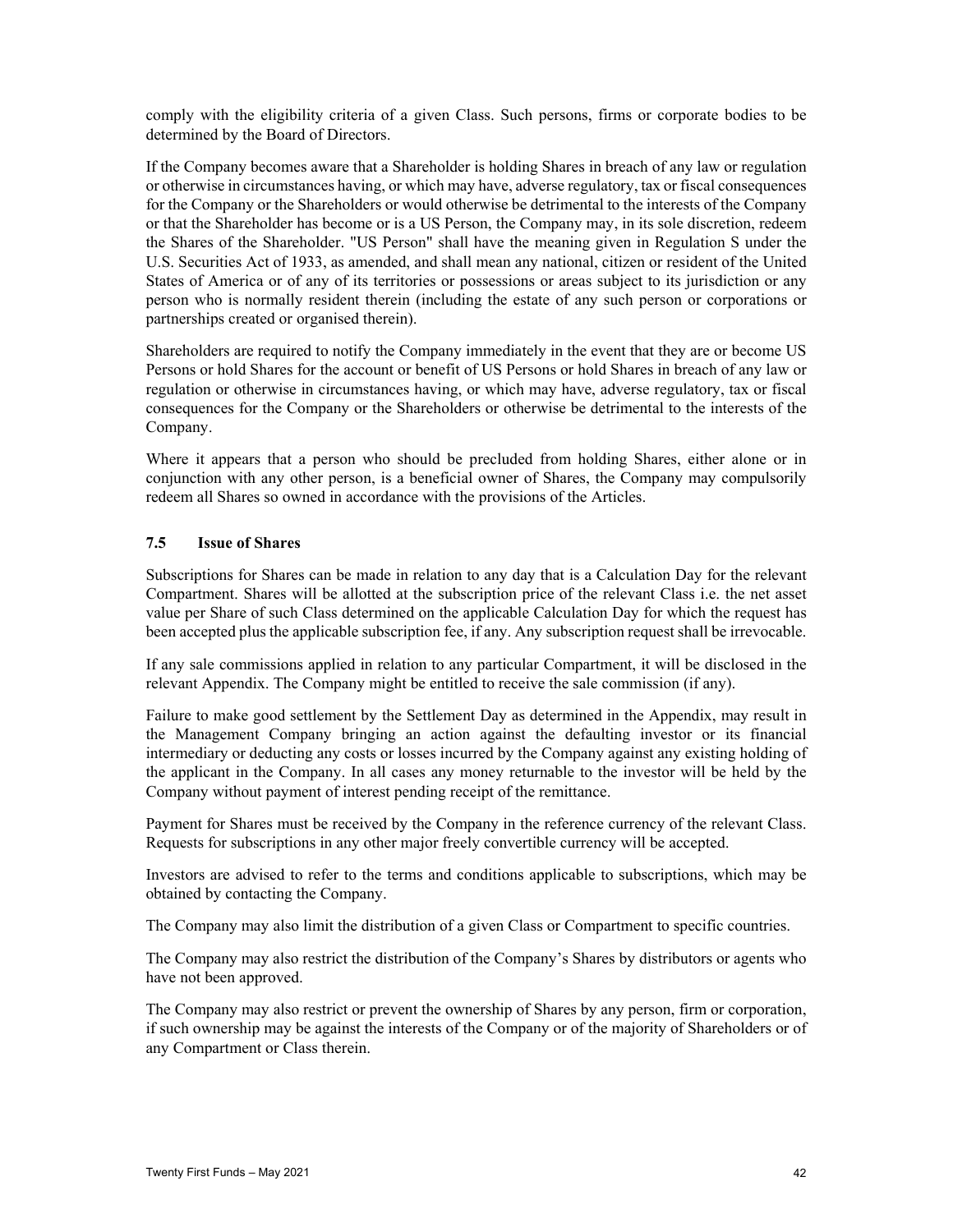comply with the eligibility criteria of a given Class. Such persons, firms or corporate bodies to be determined by the Board of Directors.

If the Company becomes aware that a Shareholder is holding Shares in breach of any law or regulation or otherwise in circumstances having, or which may have, adverse regulatory, tax or fiscal consequences for the Company or the Shareholders or would otherwise be detrimental to the interests of the Company or that the Shareholder has become or is a US Person, the Company may, in its sole discretion, redeem the Shares of the Shareholder. "US Person" shall have the meaning given in Regulation S under the U.S. Securities Act of 1933, as amended, and shall mean any national, citizen or resident of the United States of America or of any of its territories or possessions or areas subject to its jurisdiction or any person who is normally resident therein (including the estate of any such person or corporations or partnerships created or organised therein).

Shareholders are required to notify the Company immediately in the event that they are or become US Persons or hold Shares for the account or benefit of US Persons or hold Shares in breach of any law or regulation or otherwise in circumstances having, or which may have, adverse regulatory, tax or fiscal consequences for the Company or the Shareholders or otherwise be detrimental to the interests of the Company.

Where it appears that a person who should be precluded from holding Shares, either alone or in conjunction with any other person, is a beneficial owner of Shares, the Company may compulsorily redeem all Shares so owned in accordance with the provisions of the Articles.

### 7.5 Issue of Shares

Subscriptions for Shares can be made in relation to any day that is a Calculation Day for the relevant Compartment. Shares will be allotted at the subscription price of the relevant Class i.e. the net asset value per Share of such Class determined on the applicable Calculation Day for which the request has been accepted plus the applicable subscription fee, if any. Any subscription request shall be irrevocable.

If any sale commissions applied in relation to any particular Compartment, it will be disclosed in the relevant Appendix. The Company might be entitled to receive the sale commission (if any).

Failure to make good settlement by the Settlement Day as determined in the Appendix, may result in the Management Company bringing an action against the defaulting investor or its financial intermediary or deducting any costs or losses incurred by the Company against any existing holding of the applicant in the Company. In all cases any money returnable to the investor will be held by the Company without payment of interest pending receipt of the remittance.

Payment for Shares must be received by the Company in the reference currency of the relevant Class. Requests for subscriptions in any other major freely convertible currency will be accepted.

Investors are advised to refer to the terms and conditions applicable to subscriptions, which may be obtained by contacting the Company.

The Company may also limit the distribution of a given Class or Compartment to specific countries.

The Company may also restrict the distribution of the Company's Shares by distributors or agents who have not been approved.

The Company may also restrict or prevent the ownership of Shares by any person, firm or corporation, if such ownership may be against the interests of the Company or of the majority of Shareholders or of any Compartment or Class therein.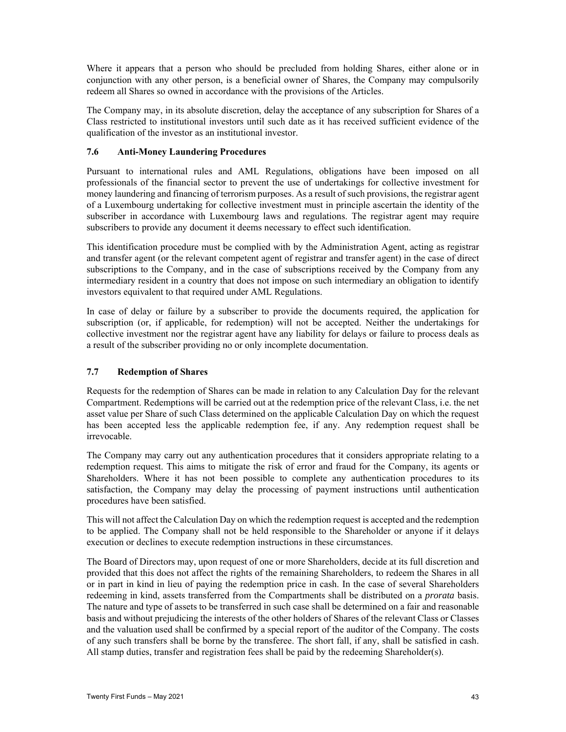Where it appears that a person who should be precluded from holding Shares, either alone or in conjunction with any other person, is a beneficial owner of Shares, the Company may compulsorily redeem all Shares so owned in accordance with the provisions of the Articles.

The Company may, in its absolute discretion, delay the acceptance of any subscription for Shares of a Class restricted to institutional investors until such date as it has received sufficient evidence of the qualification of the investor as an institutional investor.

### 7.6 Anti-Money Laundering Procedures

Pursuant to international rules and AML Regulations, obligations have been imposed on all professionals of the financial sector to prevent the use of undertakings for collective investment for money laundering and financing of terrorism purposes. As a result of such provisions, the registrar agent of a Luxembourg undertaking for collective investment must in principle ascertain the identity of the subscriber in accordance with Luxembourg laws and regulations. The registrar agent may require subscribers to provide any document it deems necessary to effect such identification.

This identification procedure must be complied with by the Administration Agent, acting as registrar and transfer agent (or the relevant competent agent of registrar and transfer agent) in the case of direct subscriptions to the Company, and in the case of subscriptions received by the Company from any intermediary resident in a country that does not impose on such intermediary an obligation to identify investors equivalent to that required under AML Regulations.

In case of delay or failure by a subscriber to provide the documents required, the application for subscription (or, if applicable, for redemption) will not be accepted. Neither the undertakings for collective investment nor the registrar agent have any liability for delays or failure to process deals as a result of the subscriber providing no or only incomplete documentation.

### 7.7 Redemption of Shares

Requests for the redemption of Shares can be made in relation to any Calculation Day for the relevant Compartment. Redemptions will be carried out at the redemption price of the relevant Class, i.e. the net asset value per Share of such Class determined on the applicable Calculation Day on which the request has been accepted less the applicable redemption fee, if any. Any redemption request shall be irrevocable.

The Company may carry out any authentication procedures that it considers appropriate relating to a redemption request. This aims to mitigate the risk of error and fraud for the Company, its agents or Shareholders. Where it has not been possible to complete any authentication procedures to its satisfaction, the Company may delay the processing of payment instructions until authentication procedures have been satisfied.

This will not affect the Calculation Day on which the redemption request is accepted and the redemption to be applied. The Company shall not be held responsible to the Shareholder or anyone if it delays execution or declines to execute redemption instructions in these circumstances.

The Board of Directors may, upon request of one or more Shareholders, decide at its full discretion and provided that this does not affect the rights of the remaining Shareholders, to redeem the Shares in all or in part in kind in lieu of paying the redemption price in cash. In the case of several Shareholders redeeming in kind, assets transferred from the Compartments shall be distributed on a *prorata* basis. The nature and type of assets to be transferred in such case shall be determined on a fair and reasonable basis and without prejudicing the interests of the other holders of Shares of the relevant Class or Classes and the valuation used shall be confirmed by a special report of the auditor of the Company. The costs of any such transfers shall be borne by the transferee. The short fall, if any, shall be satisfied in cash. All stamp duties, transfer and registration fees shall be paid by the redeeming Shareholder(s).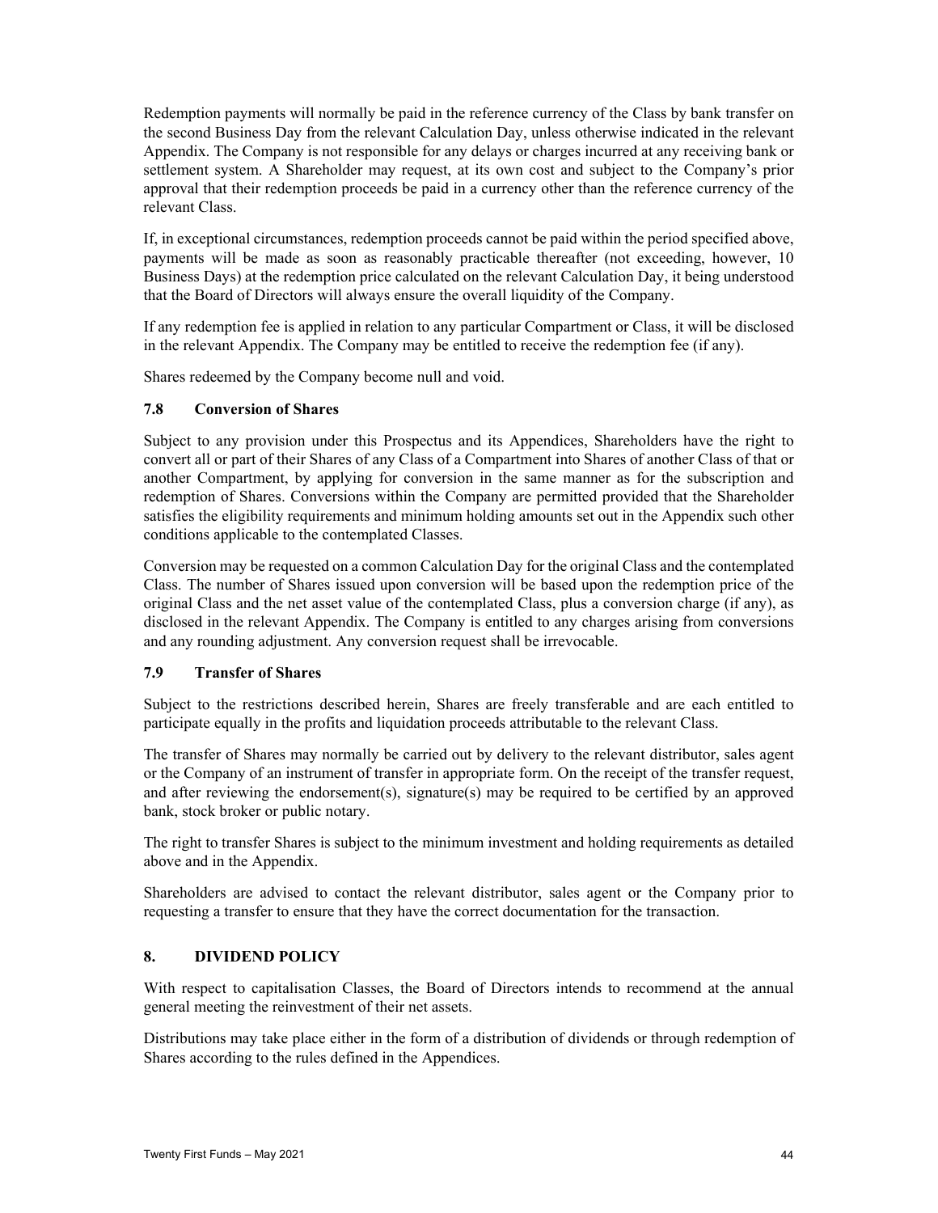Redemption payments will normally be paid in the reference currency of the Class by bank transfer on the second Business Day from the relevant Calculation Day, unless otherwise indicated in the relevant Appendix. The Company is not responsible for any delays or charges incurred at any receiving bank or settlement system. A Shareholder may request, at its own cost and subject to the Company's prior approval that their redemption proceeds be paid in a currency other than the reference currency of the relevant Class.

If, in exceptional circumstances, redemption proceeds cannot be paid within the period specified above, payments will be made as soon as reasonably practicable thereafter (not exceeding, however, 10 Business Days) at the redemption price calculated on the relevant Calculation Day, it being understood that the Board of Directors will always ensure the overall liquidity of the Company.

If any redemption fee is applied in relation to any particular Compartment or Class, it will be disclosed in the relevant Appendix. The Company may be entitled to receive the redemption fee (if any).

Shares redeemed by the Company become null and void.

### 7.8 Conversion of Shares

Subject to any provision under this Prospectus and its Appendices, Shareholders have the right to convert all or part of their Shares of any Class of a Compartment into Shares of another Class of that or another Compartment, by applying for conversion in the same manner as for the subscription and redemption of Shares. Conversions within the Company are permitted provided that the Shareholder satisfies the eligibility requirements and minimum holding amounts set out in the Appendix such other conditions applicable to the contemplated Classes.

Conversion may be requested on a common Calculation Day for the original Class and the contemplated Class. The number of Shares issued upon conversion will be based upon the redemption price of the original Class and the net asset value of the contemplated Class, plus a conversion charge (if any), as disclosed in the relevant Appendix. The Company is entitled to any charges arising from conversions and any rounding adjustment. Any conversion request shall be irrevocable.

### 7.9 Transfer of Shares

Subject to the restrictions described herein, Shares are freely transferable and are each entitled to participate equally in the profits and liquidation proceeds attributable to the relevant Class.

The transfer of Shares may normally be carried out by delivery to the relevant distributor, sales agent or the Company of an instrument of transfer in appropriate form. On the receipt of the transfer request, and after reviewing the endorsement(s), signature(s) may be required to be certified by an approved bank, stock broker or public notary.

The right to transfer Shares is subject to the minimum investment and holding requirements as detailed above and in the Appendix.

Shareholders are advised to contact the relevant distributor, sales agent or the Company prior to requesting a transfer to ensure that they have the correct documentation for the transaction.

## 8. DIVIDEND POLICY

With respect to capitalisation Classes, the Board of Directors intends to recommend at the annual general meeting the reinvestment of their net assets.

Distributions may take place either in the form of a distribution of dividends or through redemption of Shares according to the rules defined in the Appendices.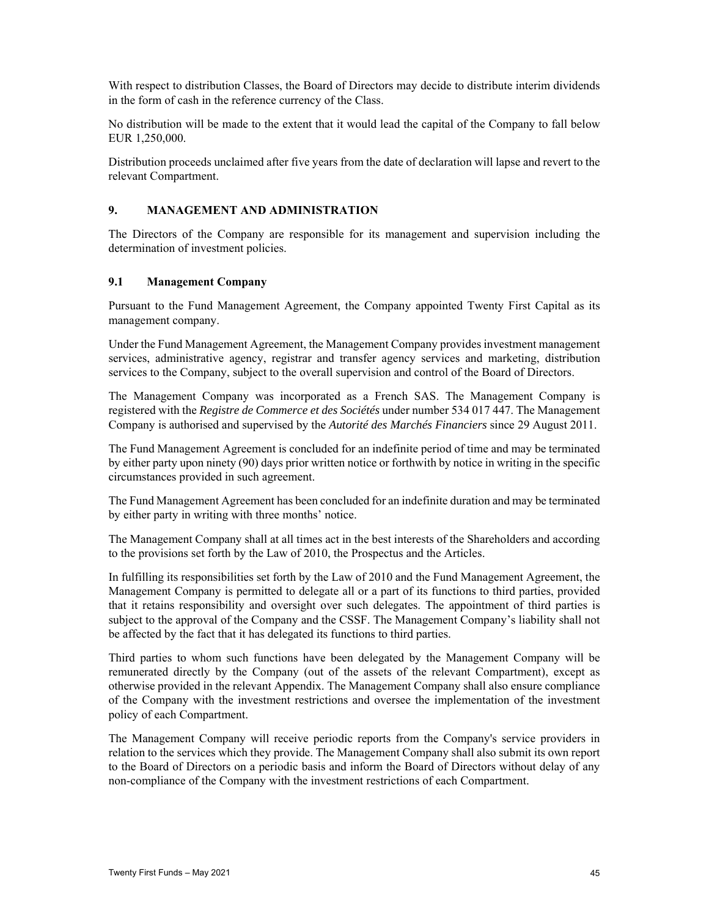With respect to distribution Classes, the Board of Directors may decide to distribute interim dividends in the form of cash in the reference currency of the Class.

No distribution will be made to the extent that it would lead the capital of the Company to fall below EUR 1,250,000.

Distribution proceeds unclaimed after five years from the date of declaration will lapse and revert to the relevant Compartment.

## 9. MANAGEMENT AND ADMINISTRATION

The Directors of the Company are responsible for its management and supervision including the determination of investment policies.

### 9.1 Management Company

Pursuant to the Fund Management Agreement, the Company appointed Twenty First Capital as its management company.

Under the Fund Management Agreement, the Management Company provides investment management services, administrative agency, registrar and transfer agency services and marketing, distribution services to the Company, subject to the overall supervision and control of the Board of Directors.

The Management Company was incorporated as a French SAS. The Management Company is registered with the *Registre de Commerce et des Sociétés* under number 534 017 447. The Management Company is authorised and supervised by the *Autorité des Marchés Financiers* since 29 August 2011.

The Fund Management Agreement is concluded for an indefinite period of time and may be terminated by either party upon ninety (90) days prior written notice or forthwith by notice in writing in the specific circumstances provided in such agreement.

The Fund Management Agreement has been concluded for an indefinite duration and may be terminated by either party in writing with three months' notice.

The Management Company shall at all times act in the best interests of the Shareholders and according to the provisions set forth by the Law of 2010, the Prospectus and the Articles.

In fulfilling its responsibilities set forth by the Law of 2010 and the Fund Management Agreement, the Management Company is permitted to delegate all or a part of its functions to third parties, provided that it retains responsibility and oversight over such delegates. The appointment of third parties is subject to the approval of the Company and the CSSF. The Management Company's liability shall not be affected by the fact that it has delegated its functions to third parties.

Third parties to whom such functions have been delegated by the Management Company will be remunerated directly by the Company (out of the assets of the relevant Compartment), except as otherwise provided in the relevant Appendix. The Management Company shall also ensure compliance of the Company with the investment restrictions and oversee the implementation of the investment policy of each Compartment.

The Management Company will receive periodic reports from the Company's service providers in relation to the services which they provide. The Management Company shall also submit its own report to the Board of Directors on a periodic basis and inform the Board of Directors without delay of any non-compliance of the Company with the investment restrictions of each Compartment.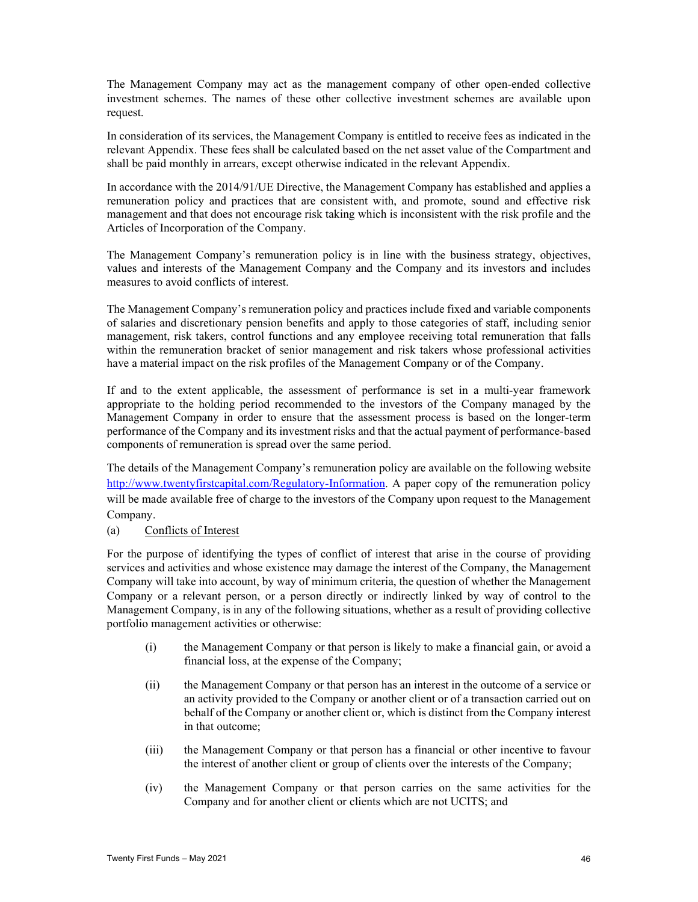The Management Company may act as the management company of other open-ended collective investment schemes. The names of these other collective investment schemes are available upon request.

In consideration of its services, the Management Company is entitled to receive fees as indicated in the relevant Appendix. These fees shall be calculated based on the net asset value of the Compartment and shall be paid monthly in arrears, except otherwise indicated in the relevant Appendix.

In accordance with the 2014/91/UE Directive, the Management Company has established and applies a remuneration policy and practices that are consistent with, and promote, sound and effective risk management and that does not encourage risk taking which is inconsistent with the risk profile and the Articles of Incorporation of the Company.

The Management Company's remuneration policy is in line with the business strategy, objectives, values and interests of the Management Company and the Company and its investors and includes measures to avoid conflicts of interest.

The Management Company's remuneration policy and practices include fixed and variable components of salaries and discretionary pension benefits and apply to those categories of staff, including senior management, risk takers, control functions and any employee receiving total remuneration that falls within the remuneration bracket of senior management and risk takers whose professional activities have a material impact on the risk profiles of the Management Company or of the Company.

If and to the extent applicable, the assessment of performance is set in a multi-year framework appropriate to the holding period recommended to the investors of the Company managed by the Management Company in order to ensure that the assessment process is based on the longer-term performance of the Company and its investment risks and that the actual payment of performance-based components of remuneration is spread over the same period.

The details of the Management Company's remuneration policy are available on the following website [http://www.twentyfirstcapital.com/Regulatory-Information](http://www.twentyfirstcapital.com/Regulatory-Information). A paper copy of the remuneration policy will be made available free of charge to the investors of the Company upon request to the Management Company.

(a) Conflicts of Interest

For the purpose of identifying the types of conflict of interest that arise in the course of providing services and activities and whose existence may damage the interest of the Company, the Management Company will take into account, by way of minimum criteria, the question of whether the Management Company or a relevant person, or a person directly or indirectly linked by way of control to the Management Company, is in any of the following situations, whether as a result of providing collective portfolio management activities or otherwise:

(i) the Management Company or that person is likely to make a financial gain, or avoid a financial loss, at the expense of the Company;

(ii) the Management Company or that person has an interest in the outcome of a service or an activity provided to the Company or another client or of a transaction carried out on behalf of the Company or another client or, which is distinct from the Company interest in that outcome;

(iii) the Management Company or that person has a financial or other incentive to favour the interest of another client or group of clients over the interests of the Company;

(iv) the Management Company or that person carries on the same activities for the Company and for another client or clients which are not UCITS; and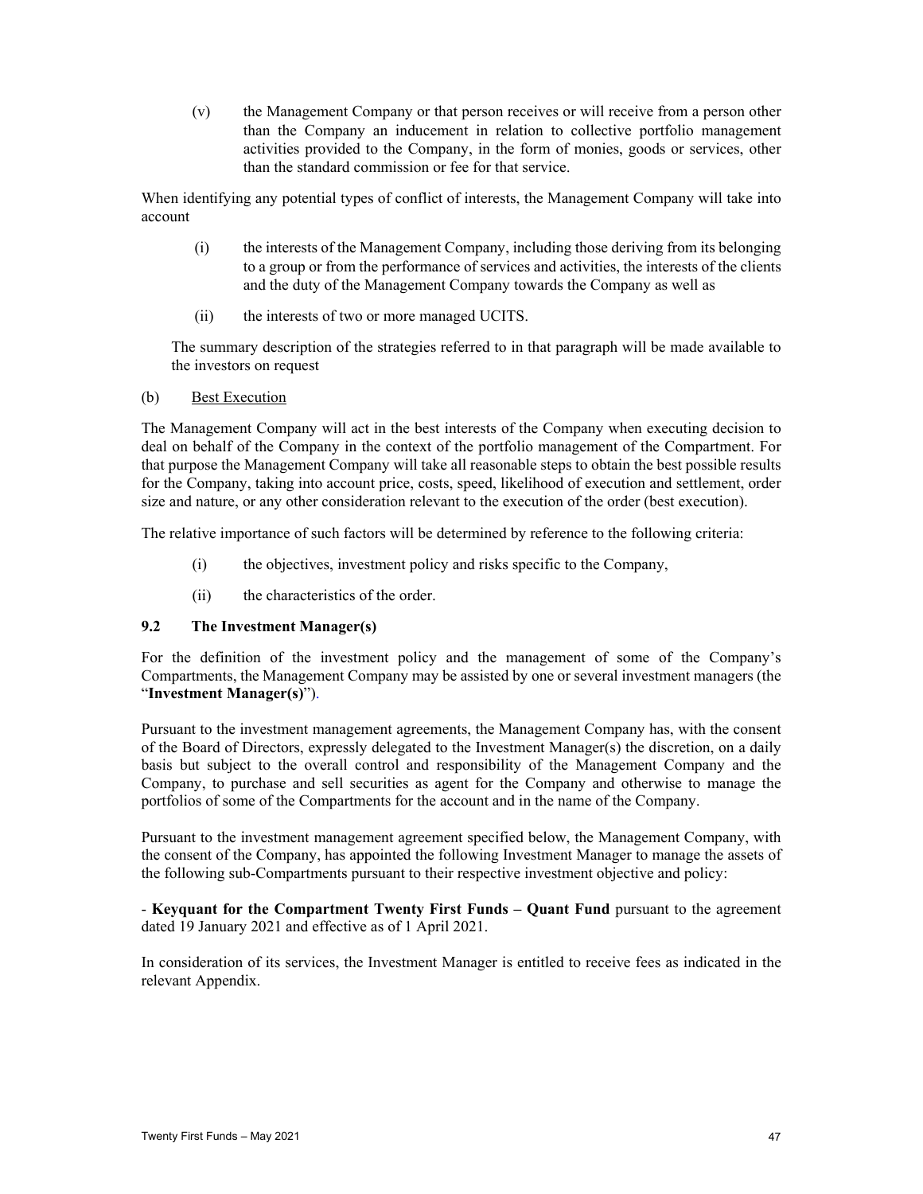(v) the Management Company or that person receives or will receive from a person other than the Company an inducement in relation to collective portfolio management activities provided to the Company, in the form of monies, goods or services, other than the standard commission or fee for that service.

When identifying any potential types of conflict of interests, the Management Company will take into account

(i) the interests of the Management Company, including those deriving from its belonging to a group or from the performance of services and activities, the interests of the clients and the duty of the Management Company towards the Company as well as

(ii) the interests of two or more managed UCITS.

The summary description of the strategies referred to in that paragraph will be made available to the investors on request

(b) Best Execution

The Management Company will act in the best interests of the Company when executing decision to deal on behalf of the Company in the context of the portfolio management of the Compartment. For that purpose the Management Company will take all reasonable steps to obtain the best possible results for the Company, taking into account price, costs, speed, likelihood of execution and settlement, order size and nature, or any other consideration relevant to the execution of the order (best execution).

The relative importance of such factors will be determined by reference to the following criteria:

(i) the objectives, investment policy and risks specific to the Company,

(ii) the characteristics of the order.

### 9.2 The Investment Manager(s)

For the definition of the investment policy and the management of some of the Company's Compartments, the Management Company may be assisted by one or several investment managers (the "**Investment Manager(s)**").

Pursuant to the investment management agreements, the Management Company has, with the consent of the Board of Directors, expressly delegated to the Investment Manager(s) the discretion, on a daily basis but subject to the overall control and responsibility of the Management Company and the Company, to purchase and sell securities as agent for the Company and otherwise to manage the portfolios of some of the Compartments for the account and in the name of the Company.

Pursuant to the investment management agreement specified below, the Management Company, with the consent of the Company, has appointed the following Investment Manager to manage the assets of the following sub-Compartments pursuant to their respective investment objective and policy:

- **Keyquant for the Compartment Twenty First Funds – Quant Fund** pursuant to the agreement dated 19 January 2021 and effective as of 1 April 2021.

In consideration of its services, the Investment Manager is entitled to receive fees as indicated in the relevant Appendix.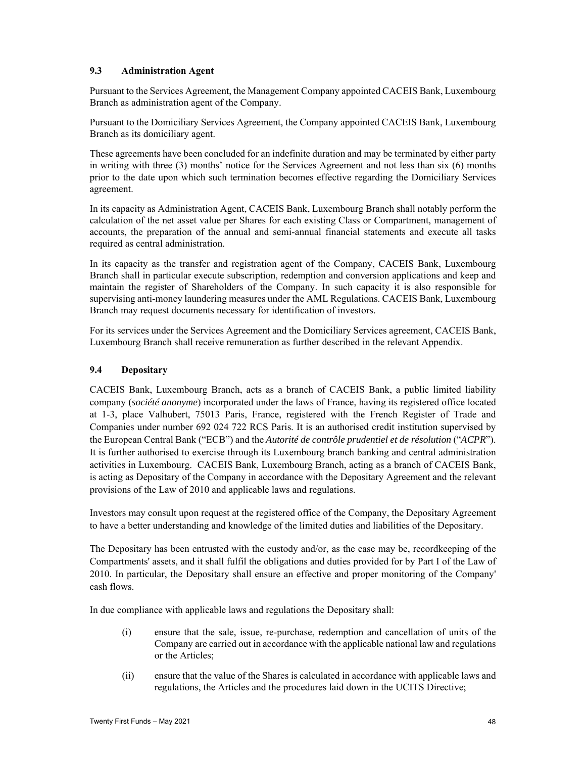### 9.3 Administration Agent

Pursuant to the Services Agreement, the Management Company appointed CACEIS Bank, Luxembourg Branch as administration agent of the Company.

Pursuant to the Domiciliary Services Agreement, the Company appointed CACEIS Bank, Luxembourg Branch as its domiciliary agent.

These agreements have been concluded for an indefinite duration and may be terminated by either party in writing with three (3) months' notice for the Services Agreement and not less than six (6) months prior to the date upon which such termination becomes effective regarding the Domiciliary Services agreement.

In its capacity as Administration Agent, CACEIS Bank, Luxembourg Branch shall notably perform the calculation of the net asset value per Shares for each existing Class or Compartment, management of accounts, the preparation of the annual and semi-annual financial statements and execute all tasks required as central administration.

In its capacity as the transfer and registration agent of the Company, CACEIS Bank, Luxembourg Branch shall in particular execute subscription, redemption and conversion applications and keep and maintain the register of Shareholders of the Company. In such capacity it is also responsible for supervising anti-money laundering measures under the AML Regulations. CACEIS Bank, Luxembourg Branch may request documents necessary for identification of investors.

For its services under the Services Agreement and the Domiciliary Services agreement, CACEIS Bank, Luxembourg Branch shall receive remuneration as further described in the relevant Appendix.

### 9.4 Depositary

CACEIS Bank, Luxembourg Branch, acts as a branch of CACEIS Bank, a public limited liability company (*société anonyme*) incorporated under the laws of France, having its registered office located at 1-3, place Valhubert, 75013 Paris, France, registered with the French Register of Trade and Companies under number 692 024 722 RCS Paris. It is an authorised credit institution supervised by the European Central Bank ("ECB") and the *Autorité de contrôle prudentiel et de résolution* ("*ACPR*"). It is further authorised to exercise through its Luxembourg branch banking and central administration activities in Luxembourg. CACEIS Bank, Luxembourg Branch, acting as a branch of CACEIS Bank, is acting as Depositary of the Company in accordance with the Depositary Agreement and the relevant provisions of the Law of 2010 and applicable laws and regulations.

Investors may consult upon request at the registered office of the Company, the Depositary Agreement to have a better understanding and knowledge of the limited duties and liabilities of the Depositary.

The Depositary has been entrusted with the custody and/or, as the case may be, recordkeeping of the Compartments' assets, and it shall fulfil the obligations and duties provided for by Part I of the Law of 2010. In particular, the Depositary shall ensure an effective and proper monitoring of the Company' cash flows.

In due compliance with applicable laws and regulations the Depositary shall:

(i) ensure that the sale, issue, re-purchase, redemption and cancellation of units of the Company are carried out in accordance with the applicable national law and regulations or the Articles;

(ii) ensure that the value of the Shares is calculated in accordance with applicable laws and regulations, the Articles and the procedures laid down in the UCITS Directive;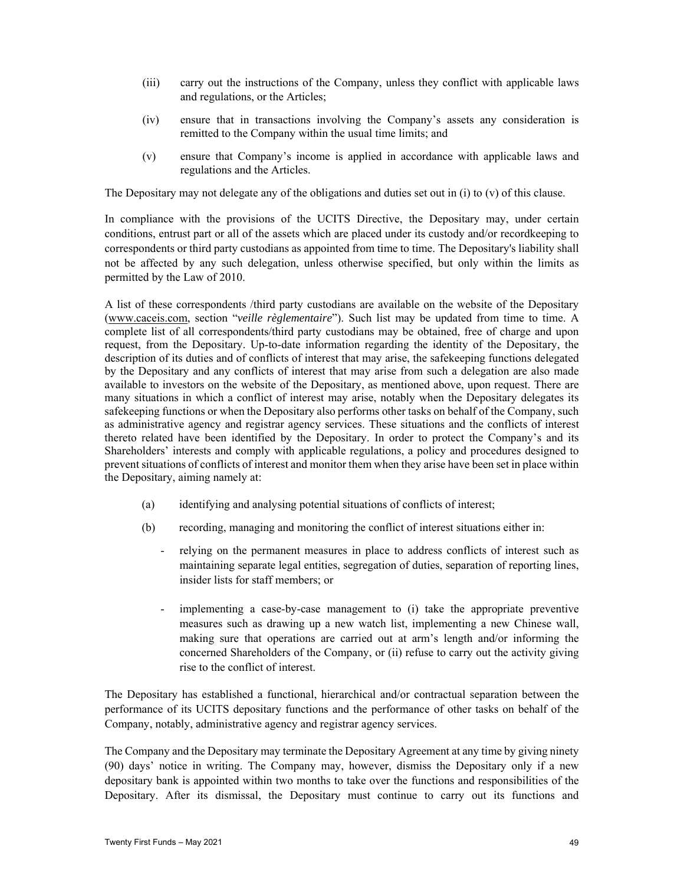(iii) carry out the instructions of the Company, unless they conflict with applicable laws and regulations, or the Articles;

(iv) ensure that in transactions involving the Company's assets any consideration is remitted to the Company within the usual time limits; and

(v) ensure that Company's income is applied in accordance with applicable laws and regulations and the Articles.

The Depositary may not delegate any of the obligations and duties set out in (i) to (v) of this clause.

In compliance with the provisions of the UCITS Directive, the Depositary may, under certain conditions, entrust part or all of the assets which are placed under its custody and/or recordkeeping to correspondents or third party custodians as appointed from time to time. The Depositary's liability shall not be affected by any such delegation, unless otherwise specified, but only within the limits as permitted by the Law of 2010.

A list of these correspondents /third party custodians are available on the website of the Depositary (www.caceis.com, section "*veille règlementaire*"). Such list may be updated from time to time. A complete list of all correspondents/third party custodians may be obtained, free of charge and upon request, from the Depositary. Up-to-date information regarding the identity of the Depositary, the description of its duties and of conflicts of interest that may arise, the safekeeping functions delegated by the Depositary and any conflicts of interest that may arise from such a delegation are also made available to investors on the website of the Depositary, as mentioned above, upon request. There are many situations in which a conflict of interest may arise, notably when the Depositary delegates its safekeeping functions or when the Depositary also performs other tasks on behalf of the Company, such as administrative agency and registrar agency services. These situations and the conflicts of interest thereto related have been identified by the Depositary. In order to protect the Company's and its Shareholders' interests and comply with applicable regulations, a policy and procedures designed to prevent situations of conflicts of interest and monitor them when they arise have been set in place within the Depositary, aiming namely at:

(a) identifying and analysing potential situations of conflicts of interest;

(b) recording, managing and monitoring the conflict of interest situations either in:

- relying on the permanent measures in place to address conflicts of interest such as maintaining separate legal entities, segregation of duties, separation of reporting lines, insider lists for staff members; or

- implementing a case-by-case management to (i) take the appropriate preventive measures such as drawing up a new watch list, implementing a new Chinese wall, making sure that operations are carried out at arm's length and/or informing the concerned Shareholders of the Company, or (ii) refuse to carry out the activity giving rise to the conflict of interest.

The Depositary has established a functional, hierarchical and/or contractual separation between the performance of its UCITS depositary functions and the performance of other tasks on behalf of the Company, notably, administrative agency and registrar agency services.

The Company and the Depositary may terminate the Depositary Agreement at any time by giving ninety (90) days' notice in writing. The Company may, however, dismiss the Depositary only if a new depositary bank is appointed within two months to take over the functions and responsibilities of the Depositary. After its dismissal, the Depositary must continue to carry out its functions and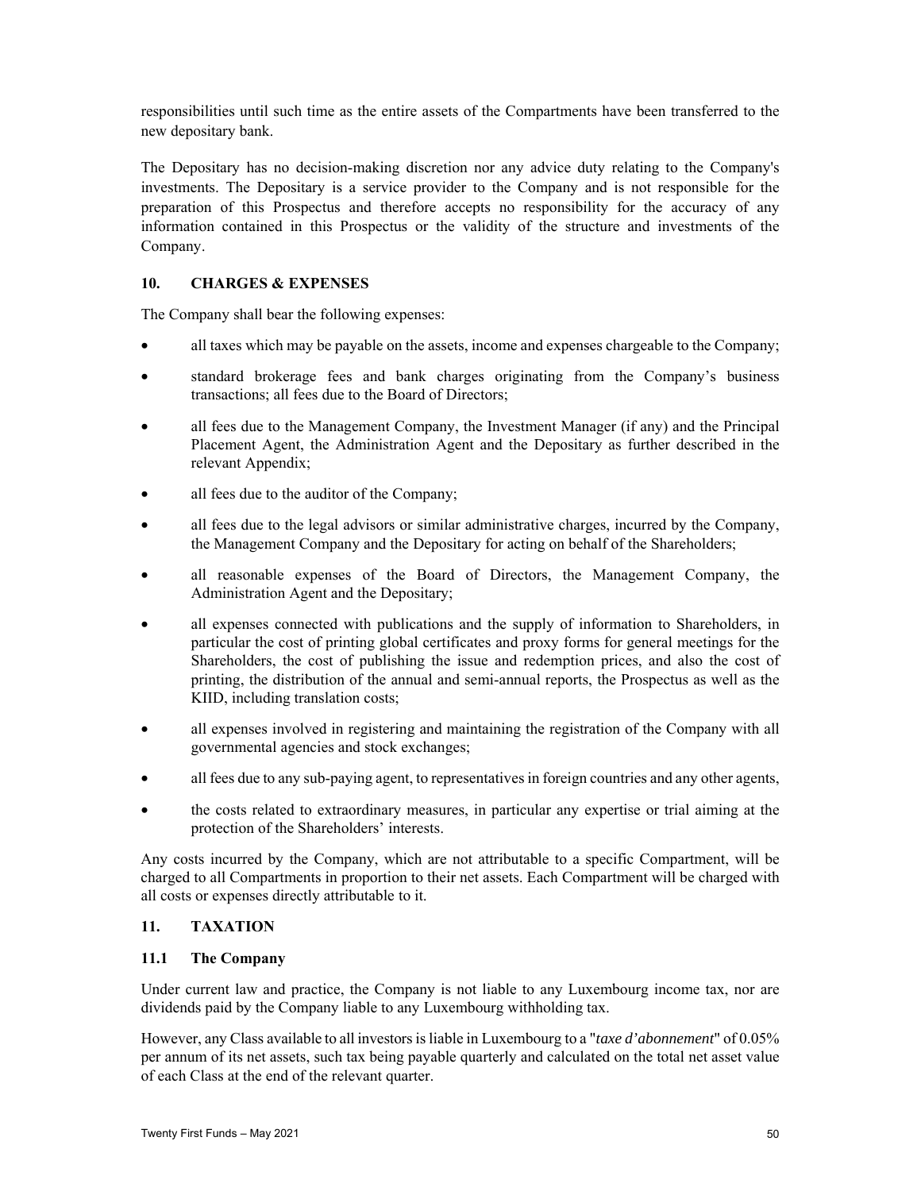responsibilities until such time as the entire assets of the Compartments have been transferred to the new depositary bank.

The Depositary has no decision-making discretion nor any advice duty relating to the Company's investments. The Depositary is a service provider to the Company and is not responsible for the preparation of this Prospectus and therefore accepts no responsibility for the accuracy of any information contained in this Prospectus or the validity of the structure and investments of the Company.

## 10. CHARGES & EXPENSES

The Company shall bear the following expenses:

- all taxes which may be payable on the assets, income and expenses chargeable to the Company;
- standard brokerage fees and bank charges originating from the Company's business transactions; all fees due to the Board of Directors;
- all fees due to the Management Company, the Investment Manager (if any) and the Principal Placement Agent, the Administration Agent and the Depositary as further described in the relevant Appendix;
- all fees due to the auditor of the Company;
- all fees due to the legal advisors or similar administrative charges, incurred by the Company, the Management Company and the Depositary for acting on behalf of the Shareholders;
- all reasonable expenses of the Board of Directors, the Management Company, the Administration Agent and the Depositary;
- all expenses connected with publications and the supply of information to Shareholders, in particular the cost of printing global certificates and proxy forms for general meetings for the Shareholders, the cost of publishing the issue and redemption prices, and also the cost of printing, the distribution of the annual and semi-annual reports, the Prospectus as well as the KIID, including translation costs;
- all expenses involved in registering and maintaining the registration of the Company with all governmental agencies and stock exchanges;
- all fees due to any sub-paying agent, to representatives in foreign countries and any other agents,
- the costs related to extraordinary measures, in particular any expertise or trial aiming at the protection of the Shareholders' interests.

Any costs incurred by the Company, which are not attributable to a specific Compartment, will be charged to all Compartments in proportion to their net assets. Each Compartment will be charged with all costs or expenses directly attributable to it.

## 11. TAXATION

### 11.1 The Company

Under current law and practice, the Company is not liable to any Luxembourg income tax, nor are dividends paid by the Company liable to any Luxembourg withholding tax.

However, any Class available to all investors is liable in Luxembourg to a "*taxe d'abonnement*" of 0.05% per annum of its net assets, such tax being payable quarterly and calculated on the total net asset value of each Class at the end of the relevant quarter.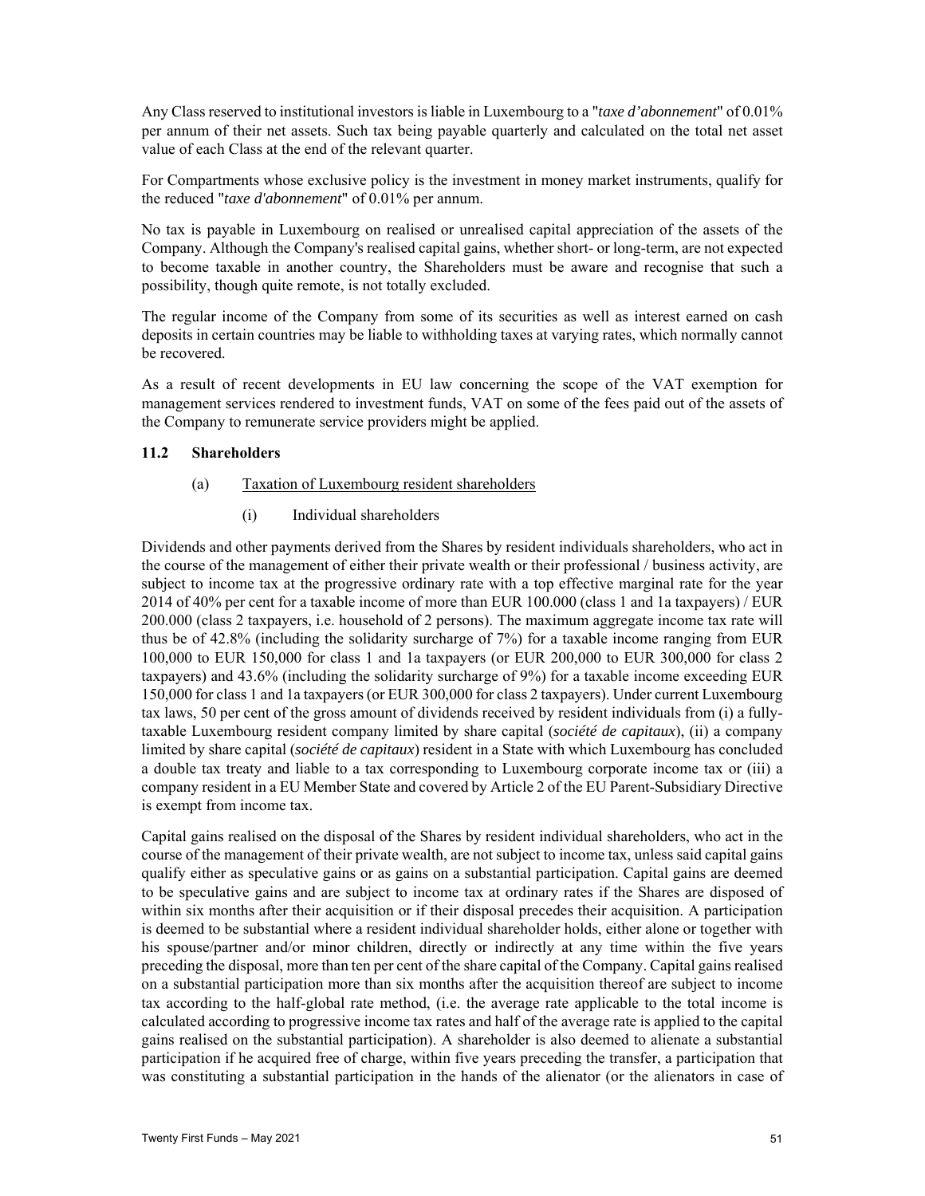Any Class reserved to institutional investors is liable in Luxembourg to a "*taxe d'abonnement*" of 0.01% per annum of their net assets. Such tax being payable quarterly and calculated on the total net asset value of each Class at the end of the relevant quarter.

For Compartments whose exclusive policy is the investment in money market instruments, qualify for the reduced "*taxe d'abonnement*" of 0.01% per annum.

No tax is payable in Luxembourg on realised or unrealised capital appreciation of the assets of the Company. Although the Company's realised capital gains, whether short- or long-term, are not expected to become taxable in another country, the Shareholders must be aware and recognise that such a possibility, though quite remote, is not totally excluded.

The regular income of the Company from some of its securities as well as interest earned on cash deposits in certain countries may be liable to withholding taxes at varying rates, which normally cannot be recovered.

As a result of recent developments in EU law concerning the scope of the VAT exemption for management services rendered to investment funds, VAT on some of the fees paid out of the assets of the Company to remunerate service providers might be applied.

### 11.2 Shareholders

(a) Taxation of Luxembourg resident shareholders

(i) Individual shareholders

Dividends and other payments derived from the Shares by resident individuals shareholders, who act in the course of the management of either their private wealth or their professional / business activity, are subject to income tax at the progressive ordinary rate with a top effective marginal rate for the year 2014 of 40% per cent for a taxable income of more than EUR 100.000 (class 1 and 1a taxpayers) / EUR 200.000 (class 2 taxpayers, i.e. household of 2 persons). The maximum aggregate income tax rate will thus be of 42.8% (including the solidarity surcharge of 7%) for a taxable income ranging from EUR 100,000 to EUR 150,000 for class 1 and 1a taxpayers (or EUR 200,000 to EUR 300,000 for class 2 taxpayers) and 43.6% (including the solidarity surcharge of 9%) for a taxable income exceeding EUR 150,000 for class 1 and 1a taxpayers (or EUR 300,000 for class 2 taxpayers). Under current Luxembourg tax laws, 50 per cent of the gross amount of dividends received by resident individuals from (i) a fully-taxable Luxembourg resident company limited by share capital (*société de capitaux*), (ii) a company limited by share capital (*société de capitaux*) resident in a State with which Luxembourg has concluded a double tax treaty and liable to a tax corresponding to Luxembourg corporate income tax or (iii) a company resident in a EU Member State and covered by Article 2 of the EU Parent-Subsidiary Directive is exempt from income tax.

Capital gains realised on the disposal of the Shares by resident individual shareholders, who act in the course of the management of their private wealth, are not subject to income tax, unless said capital gains qualify either as speculative gains or as gains on a substantial participation. Capital gains are deemed to be speculative gains and are subject to income tax at ordinary rates if the Shares are disposed of within six months after their acquisition or if their disposal precedes their acquisition. A participation is deemed to be substantial where a resident individual shareholder holds, either alone or together with his spouse/partner and/or minor children, directly or indirectly at any time within the five years preceding the disposal, more than ten per cent of the share capital of the Company. Capital gains realised on a substantial participation more than six months after the acquisition thereof are subject to income tax according to the half-global rate method, (i.e. the average rate applicable to the total income is calculated according to progressive income tax rates and half of the average rate is applied to the capital gains realised on the substantial participation). A shareholder is also deemed to alienate a substantial participation if he acquired free of charge, within five years preceding the transfer, a participation that was constituting a substantial participation in the hands of the alienator (or the alienators in case of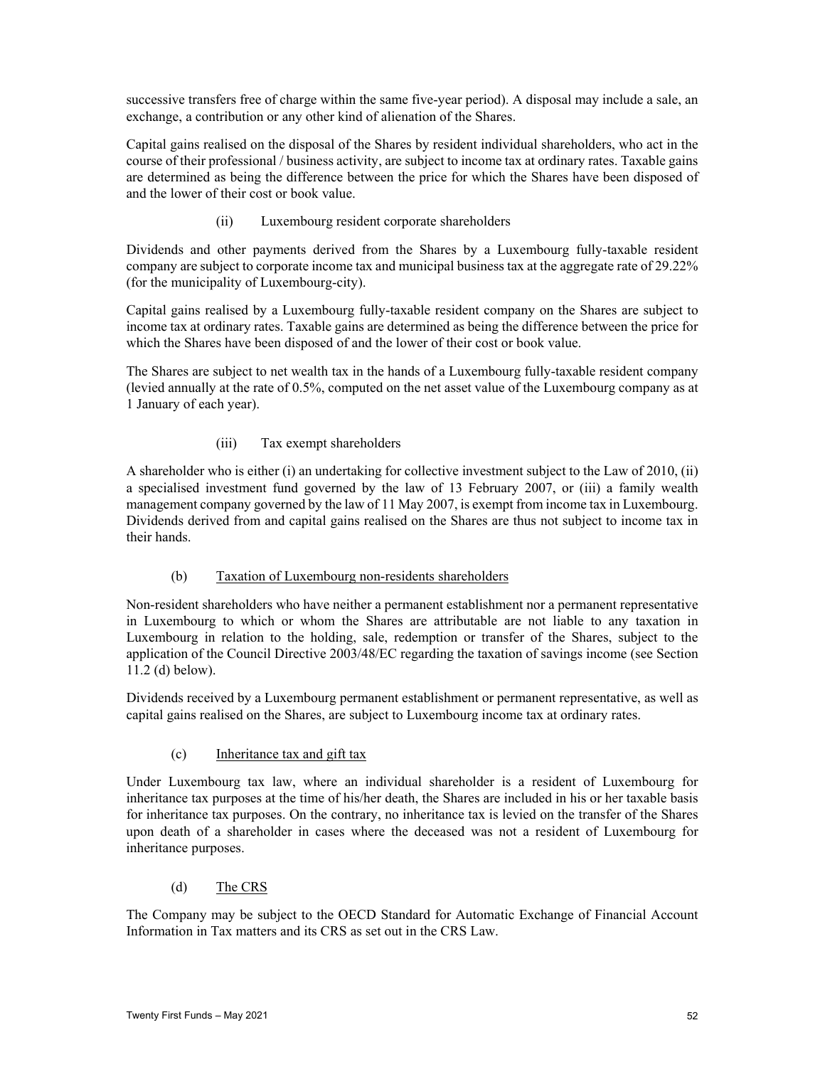successive transfers free of charge within the same five-year period). A disposal may include a sale, an exchange, a contribution or any other kind of alienation of the Shares.

Capital gains realised on the disposal of the Shares by resident individual shareholders, who act in the course of their professional / business activity, are subject to income tax at ordinary rates. Taxable gains are determined as being the difference between the price for which the Shares have been disposed of and the lower of their cost or book value.

(ii) Luxembourg resident corporate shareholders

Dividends and other payments derived from the Shares by a Luxembourg fully-taxable resident company are subject to corporate income tax and municipal business tax at the aggregate rate of 29.22% (for the municipality of Luxembourg-city).

Capital gains realised by a Luxembourg fully-taxable resident company on the Shares are subject to income tax at ordinary rates. Taxable gains are determined as being the difference between the price for which the Shares have been disposed of and the lower of their cost or book value.

The Shares are subject to net wealth tax in the hands of a Luxembourg fully-taxable resident company (levied annually at the rate of 0.5%, computed on the net asset value of the Luxembourg company as at 1 January of each year).

(iii) Tax exempt shareholders

A shareholder who is either (i) an undertaking for collective investment subject to the Law of 2010, (ii) a specialised investment fund governed by the law of 13 February 2007, or (iii) a family wealth management company governed by the law of 11 May 2007, is exempt from income tax in Luxembourg. Dividends derived from and capital gains realised on the Shares are thus not subject to income tax in their hands.

(b) Taxation of Luxembourg non-residents shareholders

Non-resident shareholders who have neither a permanent establishment nor a permanent representative in Luxembourg to which or whom the Shares are attributable are not liable to any taxation in Luxembourg in relation to the holding, sale, redemption or transfer of the Shares, subject to the application of the Council Directive 2003/48/EC regarding the taxation of savings income (see Section 11.2 (d) below).

Dividends received by a Luxembourg permanent establishment or permanent representative, as well as capital gains realised on the Shares, are subject to Luxembourg income tax at ordinary rates.

(c) Inheritance tax and gift tax

Under Luxembourg tax law, where an individual shareholder is a resident of Luxembourg for inheritance tax purposes at the time of his/her death, the Shares are included in his or her taxable basis for inheritance tax purposes. On the contrary, no inheritance tax is levied on the transfer of the Shares upon death of a shareholder in cases where the deceased was not a resident of Luxembourg for inheritance purposes.

(d) The CRS

The Company may be subject to the OECD Standard for Automatic Exchange of Financial Account Information in Tax matters and its CRS as set out in the CRS Law.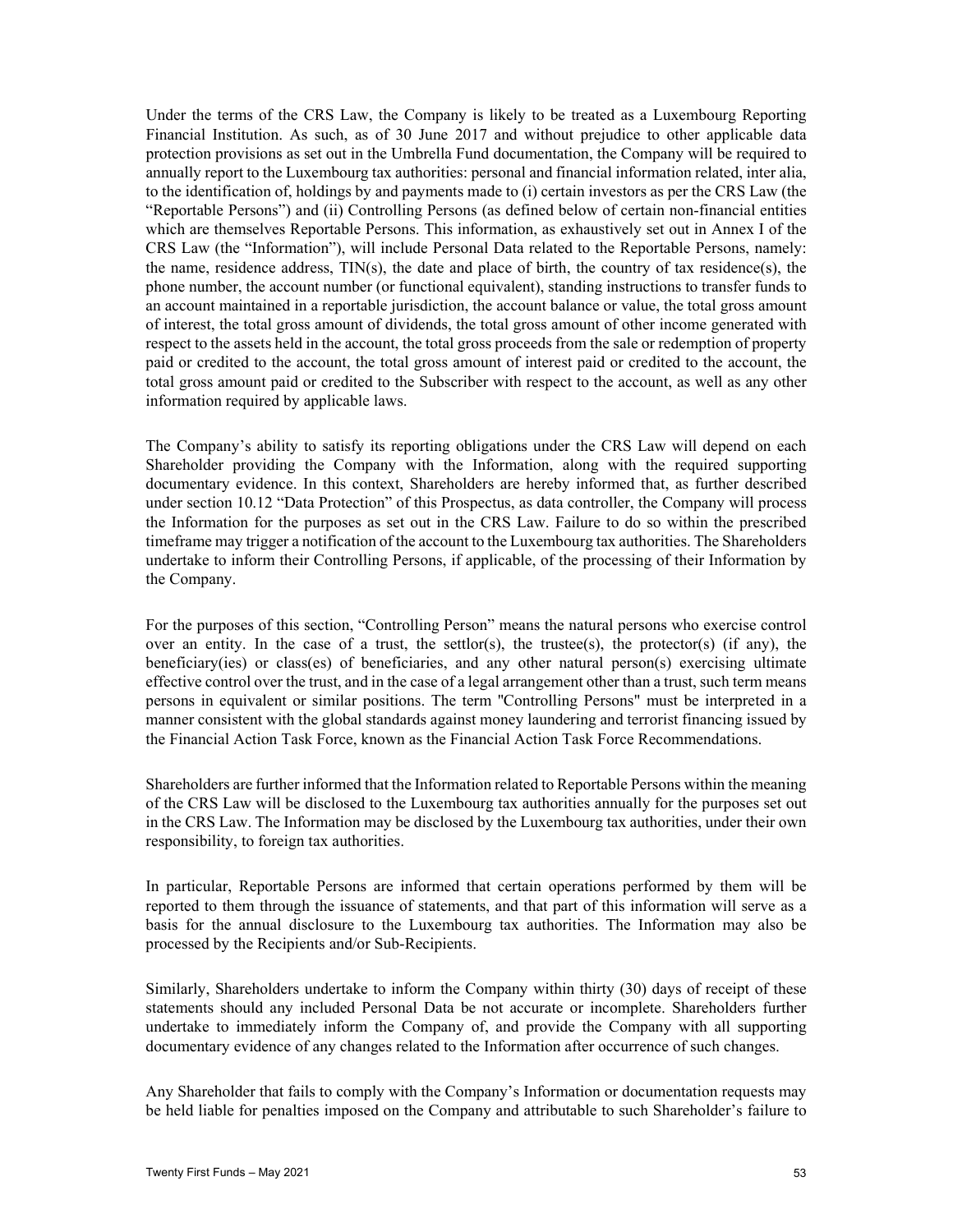Under the terms of the CRS Law, the Company is likely to be treated as a Luxembourg Reporting Financial Institution. As such, as of 30 June 2017 and without prejudice to other applicable data protection provisions as set out in the Umbrella Fund documentation, the Company will be required to annually report to the Luxembourg tax authorities: personal and financial information related, inter alia, to the identification of, holdings by and payments made to (i) certain investors as per the CRS Law (the "Reportable Persons") and (ii) Controlling Persons (as defined below of certain non-financial entities which are themselves Reportable Persons. This information, as exhaustively set out in Annex I of the CRS Law (the "Information"), will include Personal Data related to the Reportable Persons, namely: the name, residence address, TIN(s), the date and place of birth, the country of tax residence(s), the phone number, the account number (or functional equivalent), standing instructions to transfer funds to an account maintained in a reportable jurisdiction, the account balance or value, the total gross amount of interest, the total gross amount of dividends, the total gross amount of other income generated with respect to the assets held in the account, the total gross proceeds from the sale or redemption of property paid or credited to the account, the total gross amount of interest paid or credited to the account, the total gross amount paid or credited to the Subscriber with respect to the account, as well as any other information required by applicable laws.

The Company's ability to satisfy its reporting obligations under the CRS Law will depend on each Shareholder providing the Company with the Information, along with the required supporting documentary evidence. In this context, Shareholders are hereby informed that, as further described under section 10.12 "Data Protection" of this Prospectus, as data controller, the Company will process the Information for the purposes as set out in the CRS Law. Failure to do so within the prescribed timeframe may trigger a notification of the account to the Luxembourg tax authorities. The Shareholders undertake to inform their Controlling Persons, if applicable, of the processing of their Information by the Company.

For the purposes of this section, "Controlling Person" means the natural persons who exercise control over an entity. In the case of a trust, the settlor(s), the trustee(s), the protector(s) (if any), the beneficiary(ies) or class(es) of beneficiaries, and any other natural person(s) exercising ultimate effective control over the trust, and in the case of a legal arrangement other than a trust, such term means persons in equivalent or similar positions. The term "Controlling Persons" must be interpreted in a manner consistent with the global standards against money laundering and terrorist financing issued by the Financial Action Task Force, known as the Financial Action Task Force Recommendations.

Shareholders are further informed that the Information related to Reportable Persons within the meaning of the CRS Law will be disclosed to the Luxembourg tax authorities annually for the purposes set out in the CRS Law. The Information may be disclosed by the Luxembourg tax authorities, under their own responsibility, to foreign tax authorities.

In particular, Reportable Persons are informed that certain operations performed by them will be reported to them through the issuance of statements, and that part of this information will serve as a basis for the annual disclosure to the Luxembourg tax authorities. The Information may also be processed by the Recipients and/or Sub-Recipients.

Similarly, Shareholders undertake to inform the Company within thirty (30) days of receipt of these statements should any included Personal Data be not accurate or incomplete. Shareholders further undertake to immediately inform the Company of, and provide the Company with all supporting documentary evidence of any changes related to the Information after occurrence of such changes.

Any Shareholder that fails to comply with the Company's Information or documentation requests may be held liable for penalties imposed on the Company and attributable to such Shareholder's failure to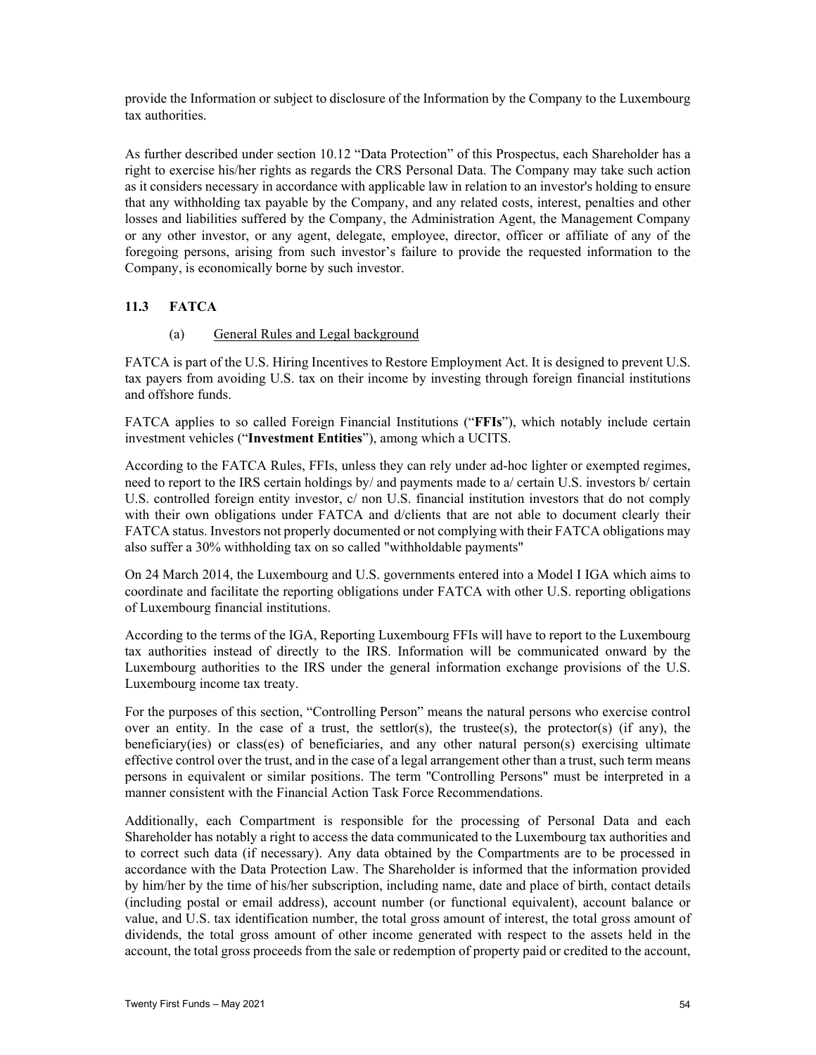provide the Information or subject to disclosure of the Information by the Company to the Luxembourg tax authorities.

As further described under section 10.12 "Data Protection" of this Prospectus, each Shareholder has a right to exercise his/her rights as regards the CRS Personal Data. The Company may take such action as it considers necessary in accordance with applicable law in relation to an investor's holding to ensure that any withholding tax payable by the Company, and any related costs, interest, penalties and other losses and liabilities suffered by the Company, the Administration Agent, the Management Company or any other investor, or any agent, delegate, employee, director, officer or affiliate of any of the foregoing persons, arising from such investor's failure to provide the requested information to the Company, is economically borne by such investor.

## 11.3 FATCA

(a) General Rules and Legal background

FATCA is part of the U.S. Hiring Incentives to Restore Employment Act. It is designed to prevent U.S. tax payers from avoiding U.S. tax on their income by investing through foreign financial institutions and offshore funds.

FATCA applies to so called Foreign Financial Institutions ("**FFIs**"), which notably include certain investment vehicles ("**Investment Entities**"), among which a UCITS.

According to the FATCA Rules, FFIs, unless they can rely under ad-hoc lighter or exempted regimes, need to report to the IRS certain holdings by/ and payments made to a/ certain U.S. investors b/ certain U.S. controlled foreign entity investor, c/ non U.S. financial institution investors that do not comply with their own obligations under FATCA and d/clients that are not able to document clearly their FATCA status. Investors not properly documented or not complying with their FATCA obligations may also suffer a 30% withholding tax on so called "withholdable payments"

On 24 March 2014, the Luxembourg and U.S. governments entered into a Model I IGA which aims to coordinate and facilitate the reporting obligations under FATCA with other U.S. reporting obligations of Luxembourg financial institutions.

According to the terms of the IGA, Reporting Luxembourg FFIs will have to report to the Luxembourg tax authorities instead of directly to the IRS. Information will be communicated onward by the Luxembourg authorities to the IRS under the general information exchange provisions of the U.S. Luxembourg income tax treaty.

For the purposes of this section, "Controlling Person" means the natural persons who exercise control over an entity. In the case of a trust, the settlor(s), the trustee(s), the protector(s) (if any), the beneficiary(ies) or class(es) of beneficiaries, and any other natural person(s) exercising ultimate effective control over the trust, and in the case of a legal arrangement other than a trust, such term means persons in equivalent or similar positions. The term "Controlling Persons" must be interpreted in a manner consistent with the Financial Action Task Force Recommendations.

Additionally, each Compartment is responsible for the processing of Personal Data and each Shareholder has notably a right to access the data communicated to the Luxembourg tax authorities and to correct such data (if necessary). Any data obtained by the Compartments are to be processed in accordance with the Data Protection Law. The Shareholder is informed that the information provided by him/her by the time of his/her subscription, including name, date and place of birth, contact details (including postal or email address), account number (or functional equivalent), account balance or value, and U.S. tax identification number, the total gross amount of interest, the total gross amount of dividends, the total gross amount of other income generated with respect to the assets held in the account, the total gross proceeds from the sale or redemption of property paid or credited to the account,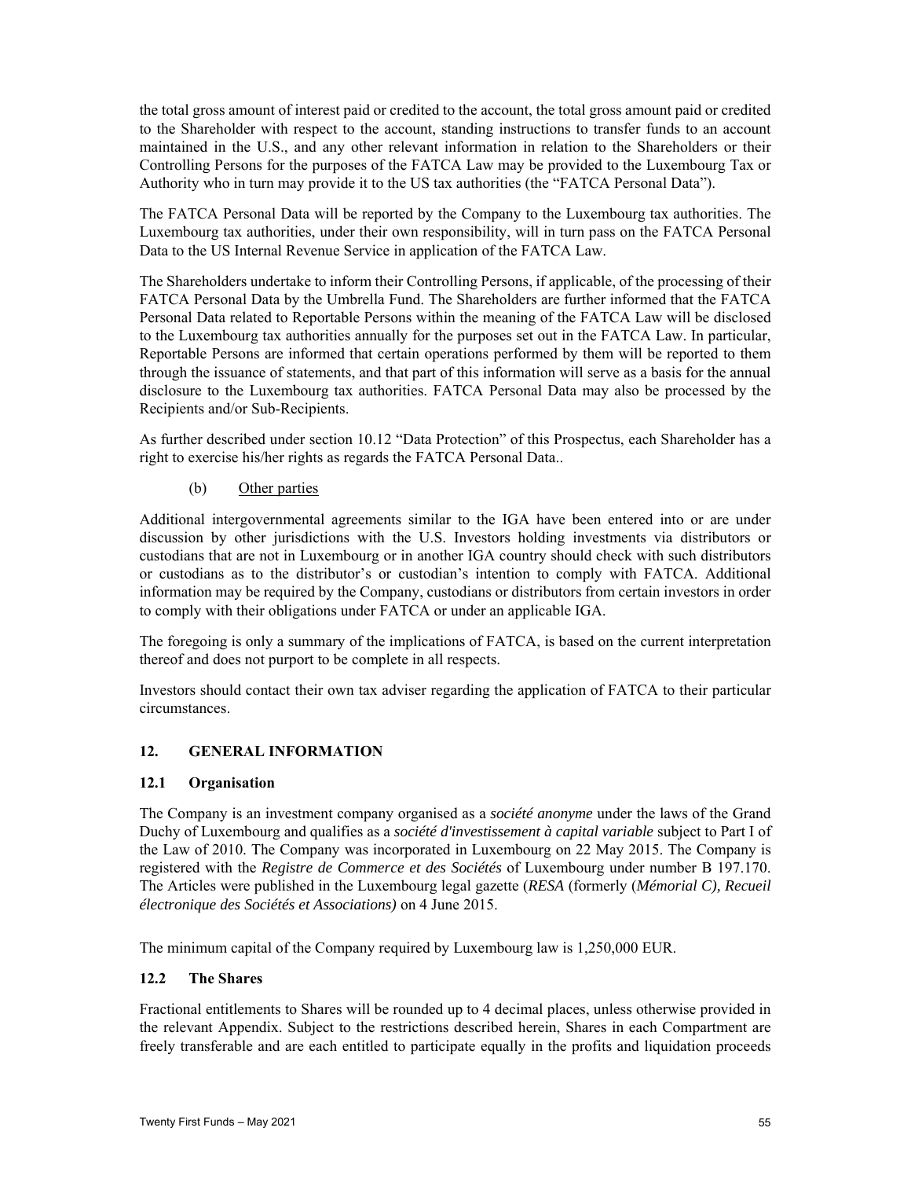the total gross amount of interest paid or credited to the account, the total gross amount paid or credited to the Shareholder with respect to the account, standing instructions to transfer funds to an account maintained in the U.S., and any other relevant information in relation to the Shareholders or their Controlling Persons for the purposes of the FATCA Law may be provided to the Luxembourg Tax or Authority who in turn may provide it to the US tax authorities (the "FATCA Personal Data").

The FATCA Personal Data will be reported by the Company to the Luxembourg tax authorities. The Luxembourg tax authorities, under their own responsibility, will in turn pass on the FATCA Personal Data to the US Internal Revenue Service in application of the FATCA Law.

The Shareholders undertake to inform their Controlling Persons, if applicable, of the processing of their FATCA Personal Data by the Umbrella Fund. The Shareholders are further informed that the FATCA Personal Data related to Reportable Persons within the meaning of the FATCA Law will be disclosed to the Luxembourg tax authorities annually for the purposes set out in the FATCA Law. In particular, Reportable Persons are informed that certain operations performed by them will be reported to them through the issuance of statements, and that part of this information will serve as a basis for the annual disclosure to the Luxembourg tax authorities. FATCA Personal Data may also be processed by the Recipients and/or Sub-Recipients.

As further described under section 10.12 "Data Protection" of this Prospectus, each Shareholder has a right to exercise his/her rights as regards the FATCA Personal Data..

(b) Other parties

Additional intergovernmental agreements similar to the IGA have been entered into or are under discussion by other jurisdictions with the U.S. Investors holding investments via distributors or custodians that are not in Luxembourg or in another IGA country should check with such distributors or custodians as to the distributor's or custodian's intention to comply with FATCA. Additional information may be required by the Company, custodians or distributors from certain investors in order to comply with their obligations under FATCA or under an applicable IGA.

The foregoing is only a summary of the implications of FATCA, is based on the current interpretation thereof and does not purport to be complete in all respects.

Investors should contact their own tax adviser regarding the application of FATCA to their particular circumstances.

## 12. GENERAL INFORMATION

### 12.1 Organisation

The Company is an investment company organised as a *société anonyme* under the laws of the Grand Duchy of Luxembourg and qualifies as a *société d'investissement à capital variable* subject to Part I of the Law of 2010. The Company was incorporated in Luxembourg on 22 May 2015. The Company is registered with the *Registre de Commerce et des Sociétés* of Luxembourg under number B 197.170. The Articles were published in the Luxembourg legal gazette (*RESA* (formerly (*Mémorial C), Recueil électronique des Sociétés et Associations)* on 4 June 2015.

The minimum capital of the Company required by Luxembourg law is 1,250,000 EUR.

### 12.2 The Shares

Fractional entitlements to Shares will be rounded up to 4 decimal places, unless otherwise provided in the relevant Appendix. Subject to the restrictions described herein, Shares in each Compartment are freely transferable and are each entitled to participate equally in the profits and liquidation proceeds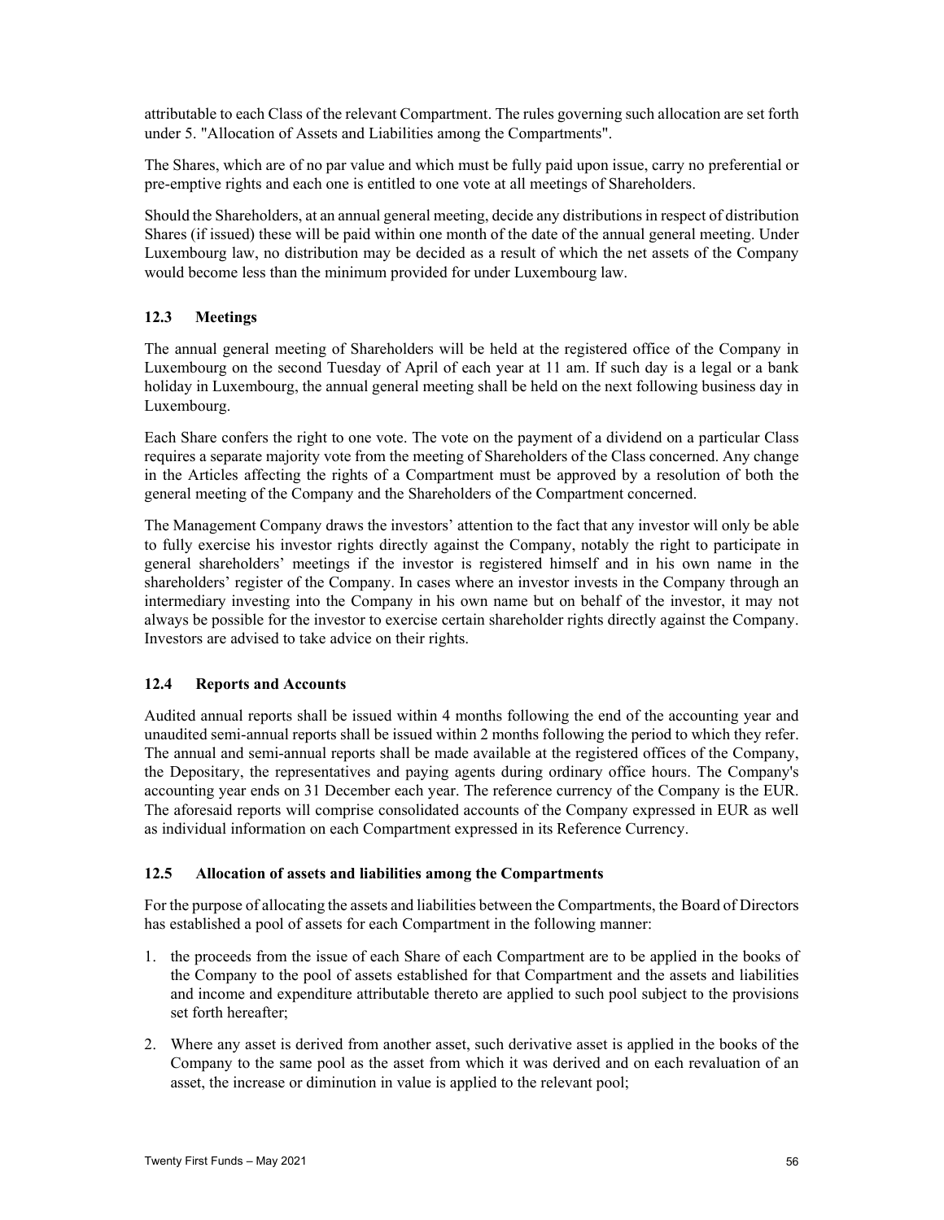attributable to each Class of the relevant Compartment. The rules governing such allocation are set forth under 5. "Allocation of Assets and Liabilities among the Compartments".

The Shares, which are of no par value and which must be fully paid upon issue, carry no preferential or pre-emptive rights and each one is entitled to one vote at all meetings of Shareholders.

Should the Shareholders, at an annual general meeting, decide any distributions in respect of distribution Shares (if issued) these will be paid within one month of the date of the annual general meeting. Under Luxembourg law, no distribution may be decided as a result of which the net assets of the Company would become less than the minimum provided for under Luxembourg law.

### 12.3 Meetings

The annual general meeting of Shareholders will be held at the registered office of the Company in Luxembourg on the second Tuesday of April of each year at 11 am. If such day is a legal or a bank holiday in Luxembourg, the annual general meeting shall be held on the next following business day in Luxembourg.

Each Share confers the right to one vote. The vote on the payment of a dividend on a particular Class requires a separate majority vote from the meeting of Shareholders of the Class concerned. Any change in the Articles affecting the rights of a Compartment must be approved by a resolution of both the general meeting of the Company and the Shareholders of the Compartment concerned.

The Management Company draws the investors' attention to the fact that any investor will only be able to fully exercise his investor rights directly against the Company, notably the right to participate in general shareholders' meetings if the investor is registered himself and in his own name in the shareholders' register of the Company. In cases where an investor invests in the Company through an intermediary investing into the Company in his own name but on behalf of the investor, it may not always be possible for the investor to exercise certain shareholder rights directly against the Company. Investors are advised to take advice on their rights.

### 12.4 Reports and Accounts

Audited annual reports shall be issued within 4 months following the end of the accounting year and unaudited semi-annual reports shall be issued within 2 months following the period to which they refer. The annual and semi-annual reports shall be made available at the registered offices of the Company, the Depositary, the representatives and paying agents during ordinary office hours. The Company's accounting year ends on 31 December each year. The reference currency of the Company is the EUR. The aforesaid reports will comprise consolidated accounts of the Company expressed in EUR as well as individual information on each Compartment expressed in its Reference Currency.

### 12.5 Allocation of assets and liabilities among the Compartments

For the purpose of allocating the assets and liabilities between the Compartments, the Board of Directors has established a pool of assets for each Compartment in the following manner:

1. the proceeds from the issue of each Share of each Compartment are to be applied in the books of the Company to the pool of assets established for that Compartment and the assets and liabilities and income and expenditure attributable thereto are applied to such pool subject to the provisions set forth hereafter;
2. Where any asset is derived from another asset, such derivative asset is applied in the books of the Company to the same pool as the asset from which it was derived and on each revaluation of an asset, the increase or diminution in value is applied to the relevant pool;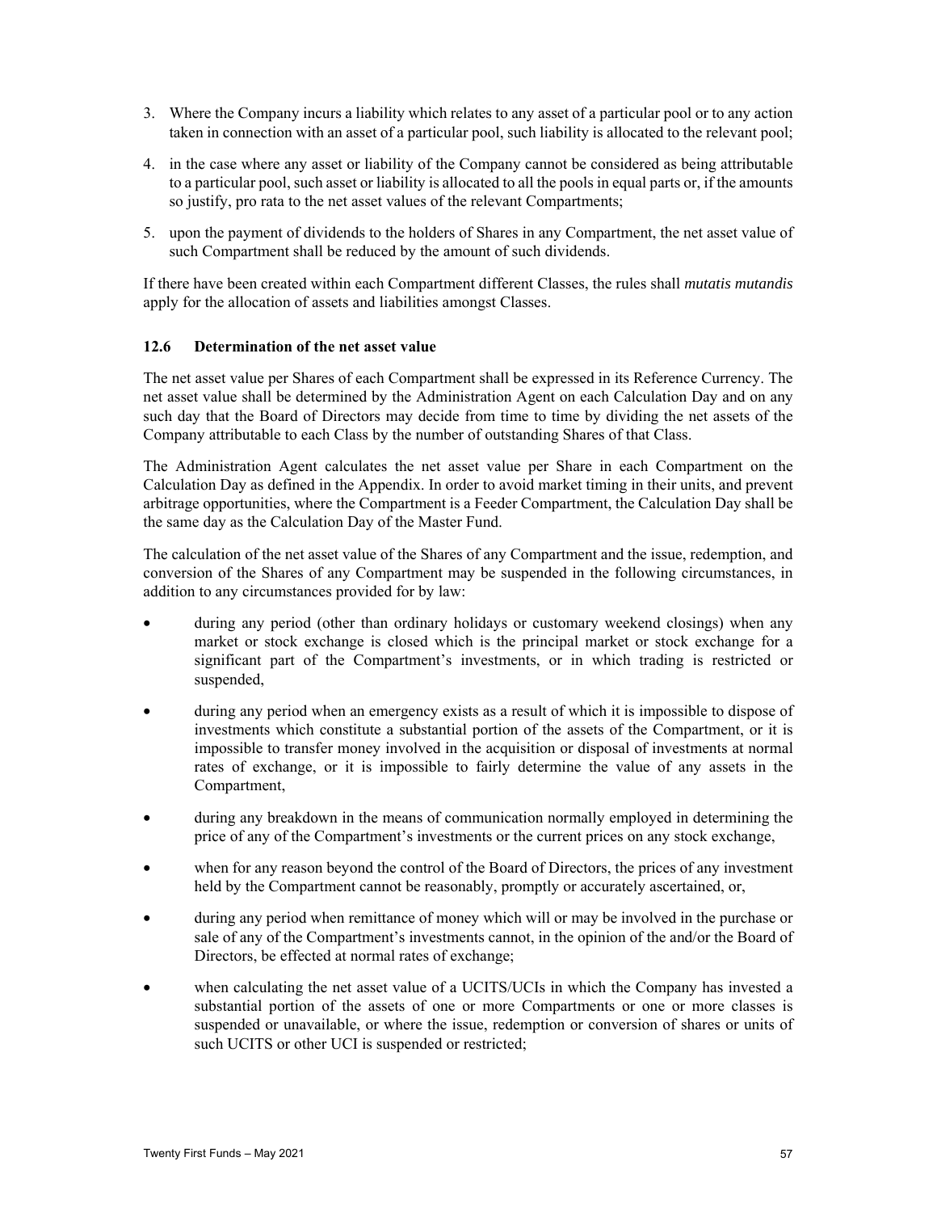3. Where the Company incurs a liability which relates to any asset of a particular pool or to any action taken in connection with an asset of a particular pool, such liability is allocated to the relevant pool;

4. in the case where any asset or liability of the Company cannot be considered as being attributable to a particular pool, such asset or liability is allocated to all the pools in equal parts or, if the amounts so justify, pro rata to the net asset values of the relevant Compartments;

5. upon the payment of dividends to the holders of Shares in any Compartment, the net asset value of such Compartment shall be reduced by the amount of such dividends.

If there have been created within each Compartment different Classes, the rules shall *mutatis mutandis* apply for the allocation of assets and liabilities amongst Classes.

### 12.6 Determination of the net asset value

The net asset value per Shares of each Compartment shall be expressed in its Reference Currency. The net asset value shall be determined by the Administration Agent on each Calculation Day and on any such day that the Board of Directors may decide from time to time by dividing the net assets of the Company attributable to each Class by the number of outstanding Shares of that Class.

The Administration Agent calculates the net asset value per Share in each Compartment on the Calculation Day as defined in the Appendix. In order to avoid market timing in their units, and prevent arbitrage opportunities, where the Compartment is a Feeder Compartment, the Calculation Day shall be the same day as the Calculation Day of the Master Fund.

The calculation of the net asset value of the Shares of any Compartment and the issue, redemption, and conversion of the Shares of any Compartment may be suspended in the following circumstances, in addition to any circumstances provided for by law:

- during any period (other than ordinary holidays or customary weekend closings) when any market or stock exchange is closed which is the principal market or stock exchange for a significant part of the Compartment's investments, or in which trading is restricted or suspended,
- during any period when an emergency exists as a result of which it is impossible to dispose of investments which constitute a substantial portion of the assets of the Compartment, or it is impossible to transfer money involved in the acquisition or disposal of investments at normal rates of exchange, or it is impossible to fairly determine the value of any assets in the Compartment,
- during any breakdown in the means of communication normally employed in determining the price of any of the Compartment's investments or the current prices on any stock exchange,
- when for any reason beyond the control of the Board of Directors, the prices of any investment held by the Compartment cannot be reasonably, promptly or accurately ascertained, or,
- during any period when remittance of money which will or may be involved in the purchase or sale of any of the Compartment's investments cannot, in the opinion of the and/or the Board of Directors, be effected at normal rates of exchange;
- when calculating the net asset value of a UCITS/UCIs in which the Company has invested a substantial portion of the assets of one or more Compartments or one or more classes is suspended or unavailable, or where the issue, redemption or conversion of shares or units of such UCITS or other UCI is suspended or restricted;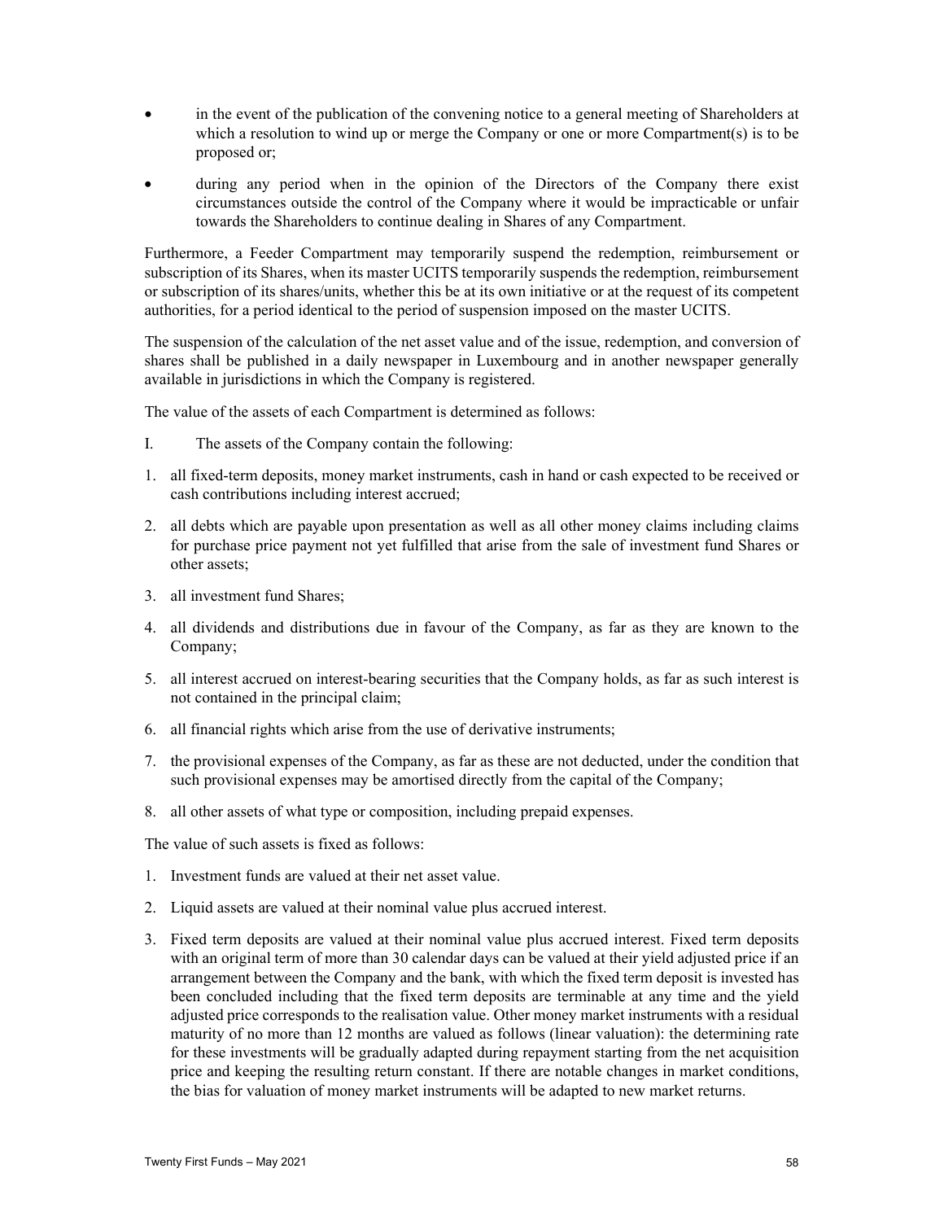- in the event of the publication of the convening notice to a general meeting of Shareholders at which a resolution to wind up or merge the Company or one or more Compartment(s) is to be proposed or;
- during any period when in the opinion of the Directors of the Company there exist circumstances outside the control of the Company where it would be impracticable or unfair towards the Shareholders to continue dealing in Shares of any Compartment.

Furthermore, a Feeder Compartment may temporarily suspend the redemption, reimbursement or subscription of its Shares, when its master UCITS temporarily suspends the redemption, reimbursement or subscription of its shares/units, whether this be at its own initiative or at the request of its competent authorities, for a period identical to the period of suspension imposed on the master UCITS.

The suspension of the calculation of the net asset value and of the issue, redemption, and conversion of shares shall be published in a daily newspaper in Luxembourg and in another newspaper generally available in jurisdictions in which the Company is registered.

The value of the assets of each Compartment is determined as follows:

I. The assets of the Company contain the following:

1. all fixed-term deposits, money market instruments, cash in hand or cash expected to be received or cash contributions including interest accrued;
2. all debts which are payable upon presentation as well as all other money claims including claims for purchase price payment not yet fulfilled that arise from the sale of investment fund Shares or other assets;
3. all investment fund Shares;
4. all dividends and distributions due in favour of the Company, as far as they are known to the Company;
5. all interest accrued on interest-bearing securities that the Company holds, as far as such interest is not contained in the principal claim;
6. all financial rights which arise from the use of derivative instruments;
7. the provisional expenses of the Company, as far as these are not deducted, under the condition that such provisional expenses may be amortised directly from the capital of the Company;
8. all other assets of what type or composition, including prepaid expenses.

The value of such assets is fixed as follows:

1. Investment funds are valued at their net asset value.
2. Liquid assets are valued at their nominal value plus accrued interest.
3. Fixed term deposits are valued at their nominal value plus accrued interest. Fixed term deposits with an original term of more than 30 calendar days can be valued at their yield adjusted price if an arrangement between the Company and the bank, with which the fixed term deposit is invested has been concluded including that the fixed term deposits are terminable at any time and the yield adjusted price corresponds to the realisation value. Other money market instruments with a residual maturity of no more than 12 months are valued as follows (linear valuation): the determining rate for these investments will be gradually adapted during repayment starting from the net acquisition price and keeping the resulting return constant. If there are notable changes in market conditions, the bias for valuation of money market instruments will be adapted to new market returns.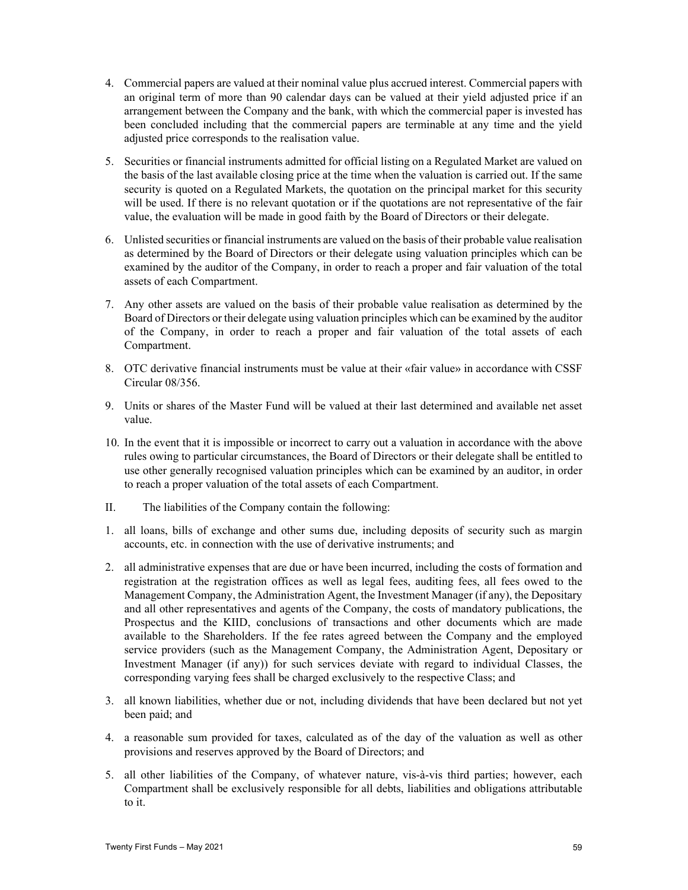4. Commercial papers are valued at their nominal value plus accrued interest. Commercial papers with an original term of more than 90 calendar days can be valued at their yield adjusted price if an arrangement between the Company and the bank, with which the commercial paper is invested has been concluded including that the commercial papers are terminable at any time and the yield adjusted price corresponds to the realisation value.

5. Securities or financial instruments admitted for official listing on a Regulated Market are valued on the basis of the last available closing price at the time when the valuation is carried out. If the same security is quoted on a Regulated Markets, the quotation on the principal market for this security will be used. If there is no relevant quotation or if the quotations are not representative of the fair value, the evaluation will be made in good faith by the Board of Directors or their delegate.

6. Unlisted securities or financial instruments are valued on the basis of their probable value realisation as determined by the Board of Directors or their delegate using valuation principles which can be examined by the auditor of the Company, in order to reach a proper and fair valuation of the total assets of each Compartment.

7. Any other assets are valued on the basis of their probable value realisation as determined by the Board of Directors or their delegate using valuation principles which can be examined by the auditor of the Company, in order to reach a proper and fair valuation of the total assets of each Compartment.

8. OTC derivative financial instruments must be value at their «fair value» in accordance with CSSF Circular 08/356.

9. Units or shares of the Master Fund will be valued at their last determined and available net asset value.

10. In the event that it is impossible or incorrect to carry out a valuation in accordance with the above rules owing to particular circumstances, the Board of Directors or their delegate shall be entitled to use other generally recognised valuation principles which can be examined by an auditor, in order to reach a proper valuation of the total assets of each Compartment.

II. The liabilities of the Company contain the following:

1. all loans, bills of exchange and other sums due, including deposits of security such as margin accounts, etc. in connection with the use of derivative instruments; and

2. all administrative expenses that are due or have been incurred, including the costs of formation and registration at the registration offices as well as legal fees, auditing fees, all fees owed to the Management Company, the Administration Agent, the Investment Manager (if any), the Depositary and all other representatives and agents of the Company, the costs of mandatory publications, the Prospectus and the KIID, conclusions of transactions and other documents which are made available to the Shareholders. If the fee rates agreed between the Company and the employed service providers (such as the Management Company, the Administration Agent, Depositary or Investment Manager (if any)) for such services deviate with regard to individual Classes, the corresponding varying fees shall be charged exclusively to the respective Class; and

3. all known liabilities, whether due or not, including dividends that have been declared but not yet been paid; and

4. a reasonable sum provided for taxes, calculated as of the day of the valuation as well as other provisions and reserves approved by the Board of Directors; and

5. all other liabilities of the Company, of whatever nature, vis-à-vis third parties; however, each Compartment shall be exclusively responsible for all debts, liabilities and obligations attributable to it.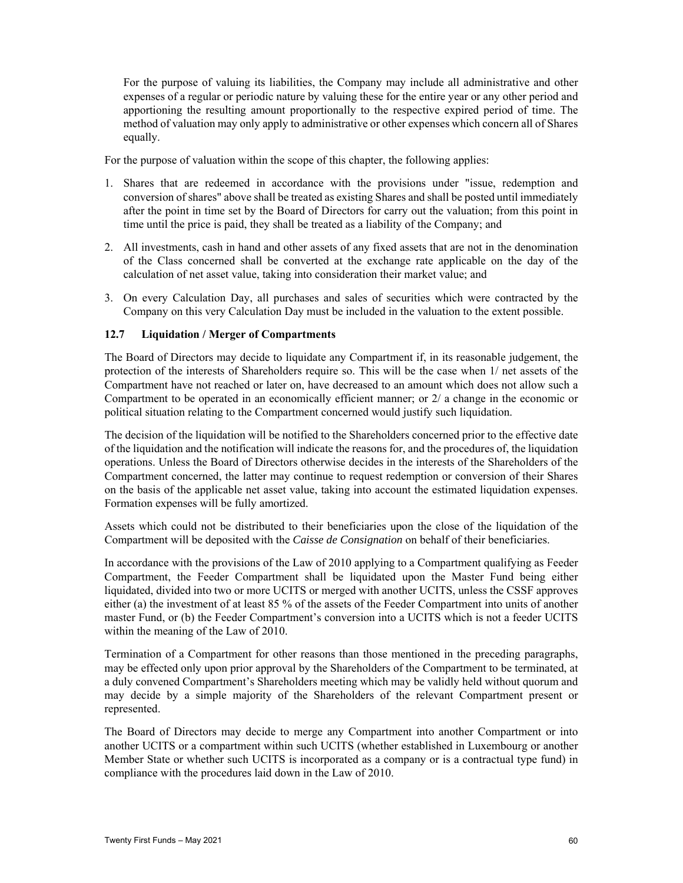For the purpose of valuing its liabilities, the Company may include all administrative and other expenses of a regular or periodic nature by valuing these for the entire year or any other period and apportioning the resulting amount proportionally to the respective expired period of time. The method of valuation may only apply to administrative or other expenses which concern all of Shares equally.

For the purpose of valuation within the scope of this chapter, the following applies:

1. Shares that are redeemed in accordance with the provisions under "issue, redemption and conversion of shares" above shall be treated as existing Shares and shall be posted until immediately after the point in time set by the Board of Directors for carry out the valuation; from this point in time until the price is paid, they shall be treated as a liability of the Company; and
2. All investments, cash in hand and other assets of any fixed assets that are not in the denomination of the Class concerned shall be converted at the exchange rate applicable on the day of the calculation of net asset value, taking into consideration their market value; and
3. On every Calculation Day, all purchases and sales of securities which were contracted by the Company on this very Calculation Day must be included in the valuation to the extent possible.

### 12.7 Liquidation / Merger of Compartments

The Board of Directors may decide to liquidate any Compartment if, in its reasonable judgement, the protection of the interests of Shareholders require so. This will be the case when 1/ net assets of the Compartment have not reached or later on, have decreased to an amount which does not allow such a Compartment to be operated in an economically efficient manner; or 2/ a change in the economic or political situation relating to the Compartment concerned would justify such liquidation.

The decision of the liquidation will be notified to the Shareholders concerned prior to the effective date of the liquidation and the notification will indicate the reasons for, and the procedures of, the liquidation operations. Unless the Board of Directors otherwise decides in the interests of the Shareholders of the Compartment concerned, the latter may continue to request redemption or conversion of their Shares on the basis of the applicable net asset value, taking into account the estimated liquidation expenses. Formation expenses will be fully amortized.

Assets which could not be distributed to their beneficiaries upon the close of the liquidation of the Compartment will be deposited with the *Caisse de Consignation* on behalf of their beneficiaries.

In accordance with the provisions of the Law of 2010 applying to a Compartment qualifying as Feeder Compartment, the Feeder Compartment shall be liquidated upon the Master Fund being either liquidated, divided into two or more UCITS or merged with another UCITS, unless the CSSF approves either (a) the investment of at least 85 % of the assets of the Feeder Compartment into units of another master Fund, or (b) the Feeder Compartment's conversion into a UCITS which is not a feeder UCITS within the meaning of the Law of 2010.

Termination of a Compartment for other reasons than those mentioned in the preceding paragraphs, may be effected only upon prior approval by the Shareholders of the Compartment to be terminated, at a duly convened Compartment's Shareholders meeting which may be validly held without quorum and may decide by a simple majority of the Shareholders of the relevant Compartment present or represented.

The Board of Directors may decide to merge any Compartment into another Compartment or into another UCITS or a compartment within such UCITS (whether established in Luxembourg or another Member State or whether such UCITS is incorporated as a company or is a contractual type fund) in compliance with the procedures laid down in the Law of 2010.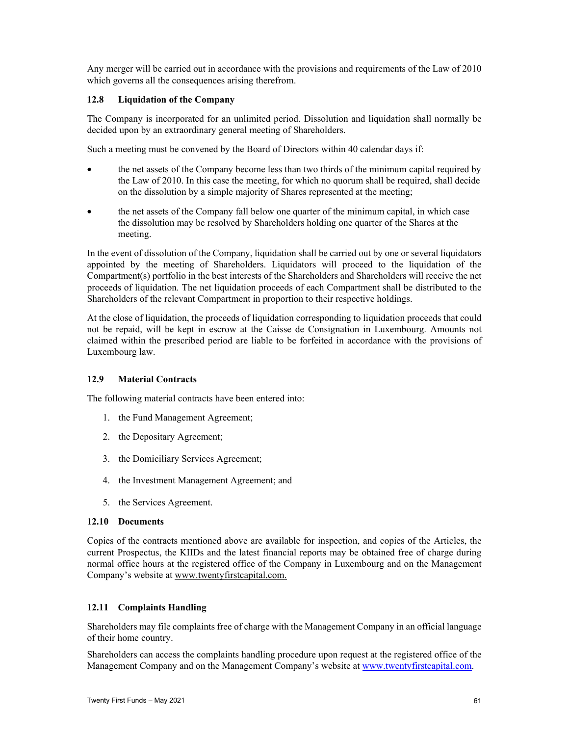Any merger will be carried out in accordance with the provisions and requirements of the Law of 2010 which governs all the consequences arising therefrom.

### 12.8 Liquidation of the Company

The Company is incorporated for an unlimited period. Dissolution and liquidation shall normally be decided upon by an extraordinary general meeting of Shareholders.

Such a meeting must be convened by the Board of Directors within 40 calendar days if:

- the net assets of the Company become less than two thirds of the minimum capital required by the Law of 2010. In this case the meeting, for which no quorum shall be required, shall decide on the dissolution by a simple majority of Shares represented at the meeting;
- the net assets of the Company fall below one quarter of the minimum capital, in which case the dissolution may be resolved by Shareholders holding one quarter of the Shares at the meeting.

In the event of dissolution of the Company, liquidation shall be carried out by one or several liquidators appointed by the meeting of Shareholders. Liquidators will proceed to the liquidation of the Compartment(s) portfolio in the best interests of the Shareholders and Shareholders will receive the net proceeds of liquidation. The net liquidation proceeds of each Compartment shall be distributed to the Shareholders of the relevant Compartment in proportion to their respective holdings.

At the close of liquidation, the proceeds of liquidation corresponding to liquidation proceeds that could not be repaid, will be kept in escrow at the Caisse de Consignation in Luxembourg. Amounts not claimed within the prescribed period are liable to be forfeited in accordance with the provisions of Luxembourg law.

### 12.9 Material Contracts

The following material contracts have been entered into:

1. the Fund Management Agreement;
2. the Depositary Agreement;
3. the Domiciliary Services Agreement;
4. the Investment Management Agreement; and
5. the Services Agreement.

### 12.10 Documents

Copies of the contracts mentioned above are available for inspection, and copies of the Articles, the current Prospectus, the KIIDs and the latest financial reports may be obtained free of charge during normal office hours at the registered office of the Company in Luxembourg and on the Management Company's website at www.twentyfirstcapital.com.

### 12.11 Complaints Handling

Shareholders may file complaints free of charge with the Management Company in an official language of their home country.

Shareholders can access the complaints handling procedure upon request at the registered office of the Management Company and on the Management Company's website at www.twentyfirstcapital.com.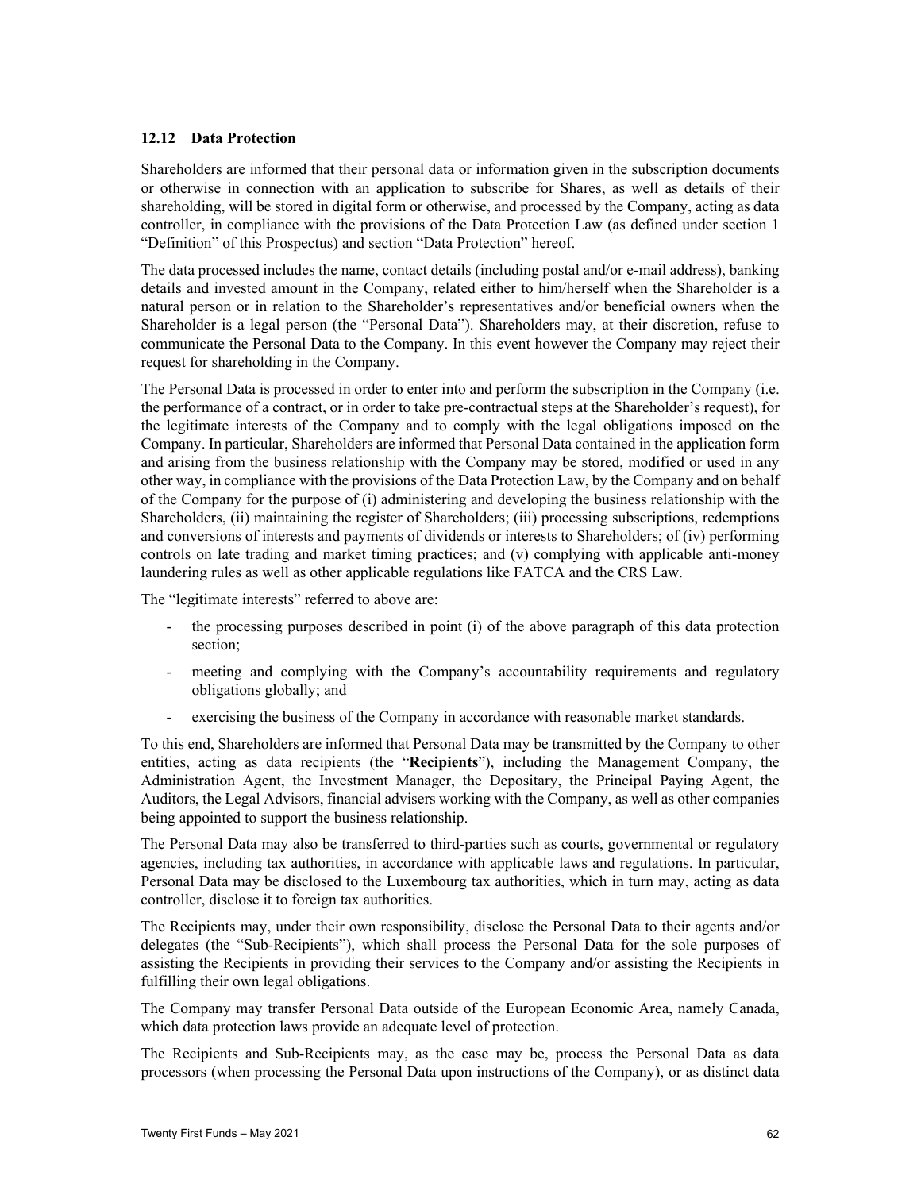### 12.12 Data Protection

Shareholders are informed that their personal data or information given in the subscription documents or otherwise in connection with an application to subscribe for Shares, as well as details of their shareholding, will be stored in digital form or otherwise, and processed by the Company, acting as data controller, in compliance with the provisions of the Data Protection Law (as defined under section 1 "Definition" of this Prospectus) and section "Data Protection" hereof.

The data processed includes the name, contact details (including postal and/or e-mail address), banking details and invested amount in the Company, related either to him/herself when the Shareholder is a natural person or in relation to the Shareholder's representatives and/or beneficial owners when the Shareholder is a legal person (the "Personal Data"). Shareholders may, at their discretion, refuse to communicate the Personal Data to the Company. In this event however the Company may reject their request for shareholding in the Company.

The Personal Data is processed in order to enter into and perform the subscription in the Company (i.e. the performance of a contract, or in order to take pre-contractual steps at the Shareholder's request), for the legitimate interests of the Company and to comply with the legal obligations imposed on the Company. In particular, Shareholders are informed that Personal Data contained in the application form and arising from the business relationship with the Company may be stored, modified or used in any other way, in compliance with the provisions of the Data Protection Law, by the Company and on behalf of the Company for the purpose of (i) administering and developing the business relationship with the Shareholders, (ii) maintaining the register of Shareholders; (iii) processing subscriptions, redemptions and conversions of interests and payments of dividends or interests to Shareholders; of (iv) performing controls on late trading and market timing practices; and (v) complying with applicable anti-money laundering rules as well as other applicable regulations like FATCA and the CRS Law.

The "legitimate interests" referred to above are:

- the processing purposes described in point (i) of the above paragraph of this data protection section;
- meeting and complying with the Company's accountability requirements and regulatory obligations globally; and
- exercising the business of the Company in accordance with reasonable market standards.

To this end, Shareholders are informed that Personal Data may be transmitted by the Company to other entities, acting as data recipients (the "**Recipients**"), including the Management Company, the Administration Agent, the Investment Manager, the Depositary, the Principal Paying Agent, the Auditors, the Legal Advisors, financial advisers working with the Company, as well as other companies being appointed to support the business relationship.

The Personal Data may also be transferred to third-parties such as courts, governmental or regulatory agencies, including tax authorities, in accordance with applicable laws and regulations. In particular, Personal Data may be disclosed to the Luxembourg tax authorities, which in turn may, acting as data controller, disclose it to foreign tax authorities.

The Recipients may, under their own responsibility, disclose the Personal Data to their agents and/or delegates (the "Sub-Recipients"), which shall process the Personal Data for the sole purposes of assisting the Recipients in providing their services to the Company and/or assisting the Recipients in fulfilling their own legal obligations.

The Company may transfer Personal Data outside of the European Economic Area, namely Canada, which data protection laws provide an adequate level of protection.

The Recipients and Sub-Recipients may, as the case may be, process the Personal Data as data processors (when processing the Personal Data upon instructions of the Company), or as distinct data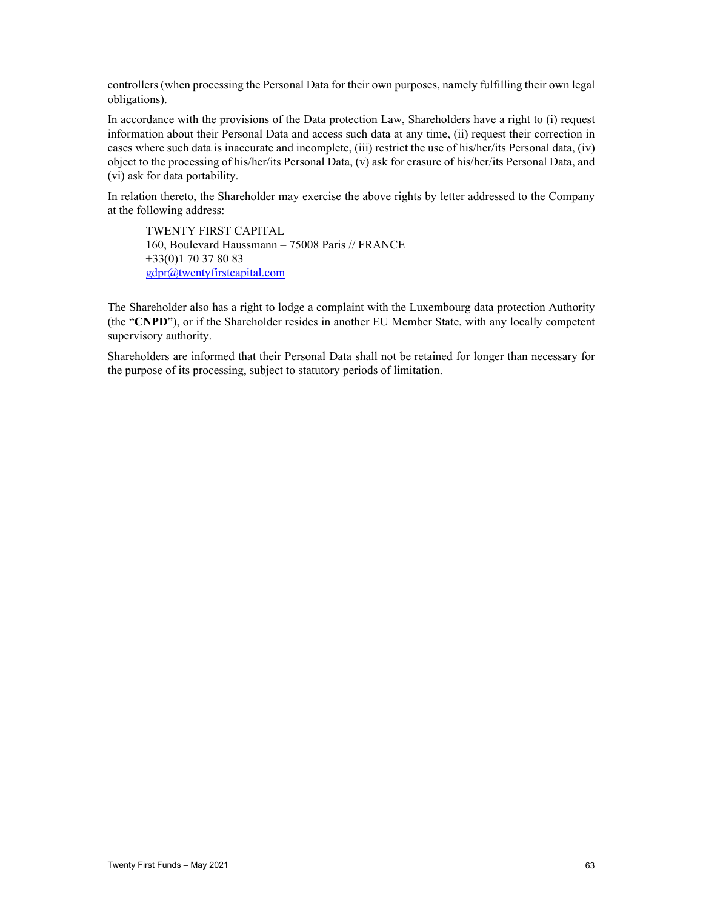controllers (when processing the Personal Data for their own purposes, namely fulfilling their own legal obligations).

In accordance with the provisions of the Data protection Law, Shareholders have a right to (i) request information about their Personal Data and access such data at any time, (ii) request their correction in cases where such data is inaccurate and incomplete, (iii) restrict the use of his/her/its Personal data, (iv) object to the processing of his/her/its Personal Data, (v) ask for erasure of his/her/its Personal Data, and (vi) ask for data portability.

In relation thereto, the Shareholder may exercise the above rights by letter addressed to the Company at the following address:

> TWENTY FIRST CAPITAL
> 160, Boulevard Haussmann – 75008 Paris // FRANCE
> +33(0)1 70 37 80 83
> gdpr@twentyfirstcapital.com

The Shareholder also has a right to lodge a complaint with the Luxembourg data protection Authority (the "**CNPD**"), or if the Shareholder resides in another EU Member State, with any locally competent supervisory authority.

Shareholders are informed that their Personal Data shall not be retained for longer than necessary for the purpose of its processing, subject to statutory periods of limitation.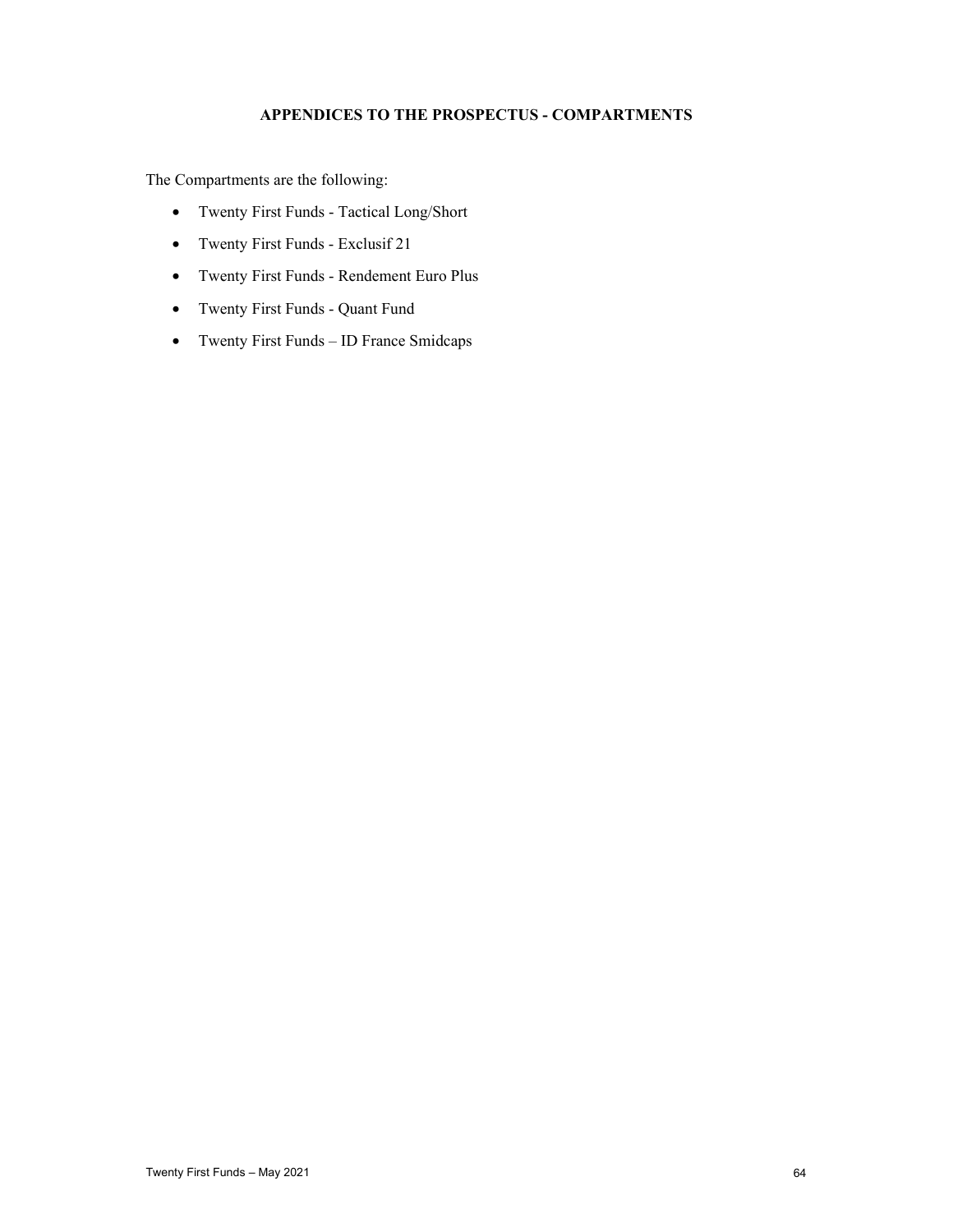# APPENDICES TO THE PROSPECTUS - COMPARTMENTS

The Compartments are the following:

- Twenty First Funds - Tactical Long/Short
- Twenty First Funds - Exclusif 21
- Twenty First Funds - Rendement Euro Plus
- Twenty First Funds - Quant Fund
- Twenty First Funds – ID France Smidcaps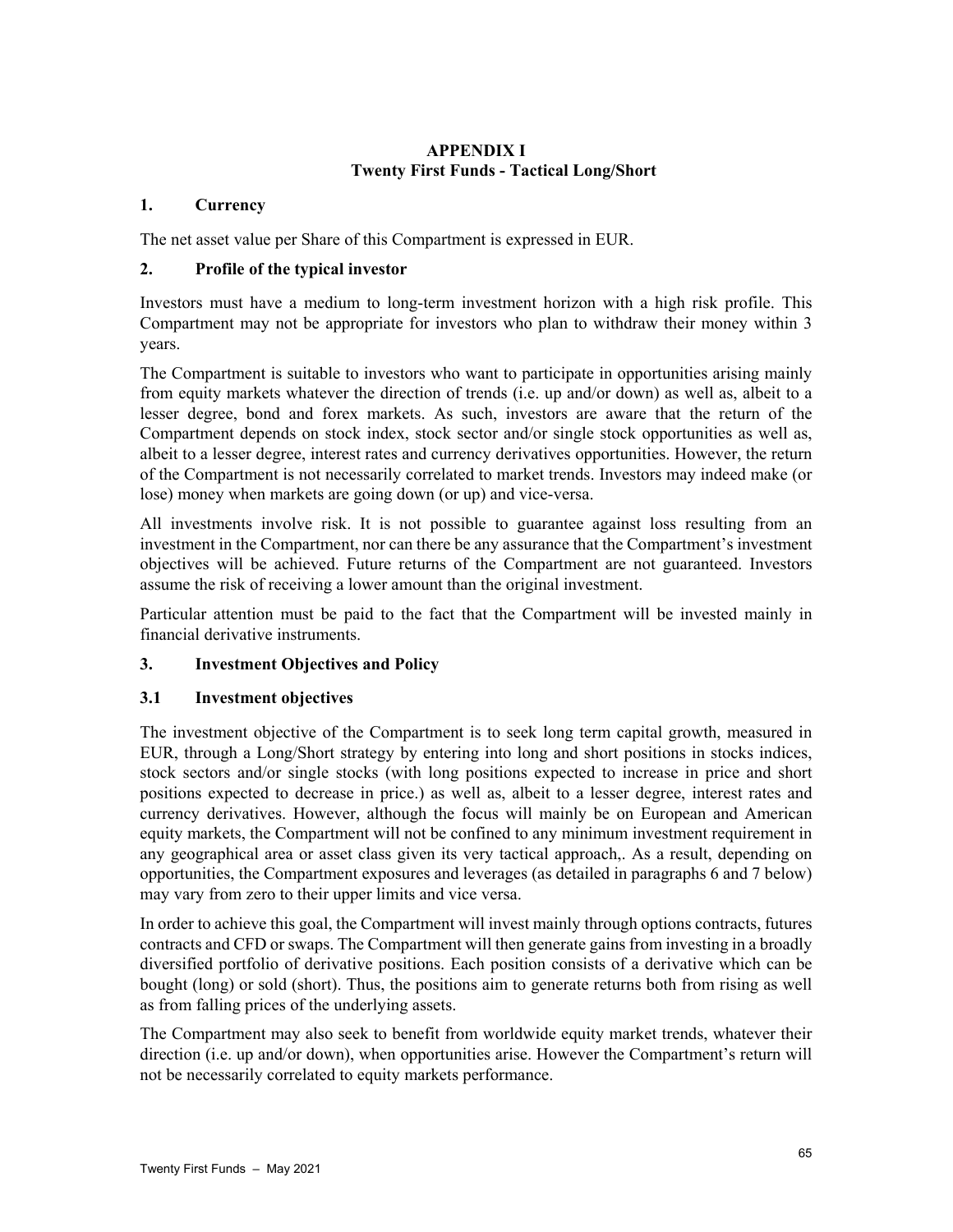# APPENDIX I
# Twenty First Funds - Tactical Long/Short

## 1. Currency

The net asset value per Share of this Compartment is expressed in EUR.

## 2. Profile of the typical investor

Investors must have a medium to long-term investment horizon with a high risk profile. This Compartment may not be appropriate for investors who plan to withdraw their money within 3 years.

The Compartment is suitable to investors who want to participate in opportunities arising mainly from equity markets whatever the direction of trends (i.e. up and/or down) as well as, albeit to a lesser degree, bond and forex markets. As such, investors are aware that the return of the Compartment depends on stock index, stock sector and/or single stock opportunities as well as, albeit to a lesser degree, interest rates and currency derivatives opportunities. However, the return of the Compartment is not necessarily correlated to market trends. Investors may indeed make (or lose) money when markets are going down (or up) and vice-versa.

All investments involve risk. It is not possible to guarantee against loss resulting from an investment in the Compartment, nor can there be any assurance that the Compartment's investment objectives will be achieved. Future returns of the Compartment are not guaranteed. Investors assume the risk of receiving a lower amount than the original investment.

Particular attention must be paid to the fact that the Compartment will be invested mainly in financial derivative instruments.

## 3. Investment Objectives and Policy

### 3.1 Investment objectives

The investment objective of the Compartment is to seek long term capital growth, measured in EUR, through a Long/Short strategy by entering into long and short positions in stocks indices, stock sectors and/or single stocks (with long positions expected to increase in price and short positions expected to decrease in price.) as well as, albeit to a lesser degree, interest rates and currency derivatives. However, although the focus will mainly be on European and American equity markets, the Compartment will not be confined to any minimum investment requirement in any geographical area or asset class given its very tactical approach,. As a result, depending on opportunities, the Compartment exposures and leverages (as detailed in paragraphs 6 and 7 below) may vary from zero to their upper limits and vice versa.

In order to achieve this goal, the Compartment will invest mainly through options contracts, futures contracts and CFD or swaps. The Compartment will then generate gains from investing in a broadly diversified portfolio of derivative positions. Each position consists of a derivative which can be bought (long) or sold (short). Thus, the positions aim to generate returns both from rising as well as from falling prices of the underlying assets.

The Compartment may also seek to benefit from worldwide equity market trends, whatever their direction (i.e. up and/or down), when opportunities arise. However the Compartment's return will not be necessarily correlated to equity markets performance.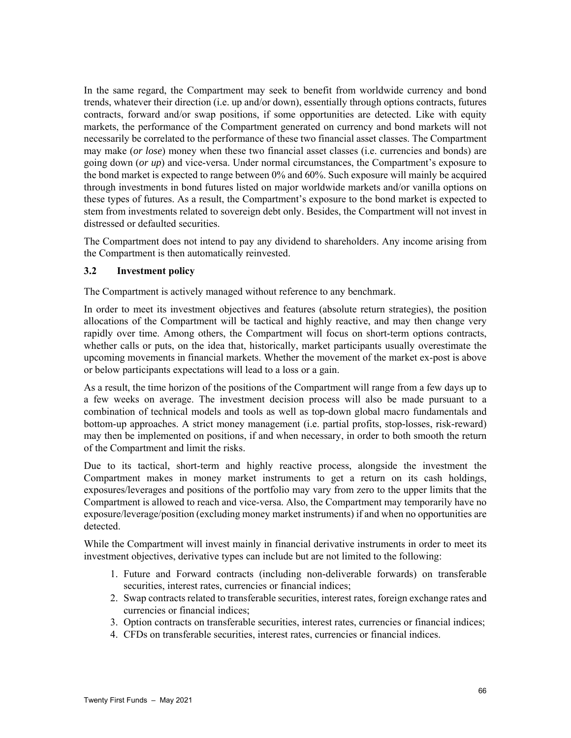In the same regard, the Compartment may seek to benefit from worldwide currency and bond trends, whatever their direction (i.e. up and/or down), essentially through options contracts, futures contracts, forward and/or swap positions, if some opportunities are detected. Like with equity markets, the performance of the Compartment generated on currency and bond markets will not necessarily be correlated to the performance of these two financial asset classes. The Compartment may make (*or lose*) money when these two financial asset classes (i.e. currencies and bonds) are going down (*or up*) and vice-versa. Under normal circumstances, the Compartment's exposure to the bond market is expected to range between 0% and 60%. Such exposure will mainly be acquired through investments in bond futures listed on major worldwide markets and/or vanilla options on these types of futures. As a result, the Compartment's exposure to the bond market is expected to stem from investments related to sovereign debt only. Besides, the Compartment will not invest in distressed or defaulted securities.

The Compartment does not intend to pay any dividend to shareholders. Any income arising from the Compartment is then automatically reinvested.

### 3.2 Investment policy

The Compartment is actively managed without reference to any benchmark.

In order to meet its investment objectives and features (absolute return strategies), the position allocations of the Compartment will be tactical and highly reactive, and may then change very rapidly over time. Among others, the Compartment will focus on short-term options contracts, whether calls or puts, on the idea that, historically, market participants usually overestimate the upcoming movements in financial markets. Whether the movement of the market ex-post is above or below participants expectations will lead to a loss or a gain.

As a result, the time horizon of the positions of the Compartment will range from a few days up to a few weeks on average. The investment decision process will also be made pursuant to a combination of technical models and tools as well as top-down global macro fundamentals and bottom-up approaches. A strict money management (i.e. partial profits, stop-losses, risk-reward) may then be implemented on positions, if and when necessary, in order to both smooth the return of the Compartment and limit the risks.

Due to its tactical, short-term and highly reactive process, alongside the investment the Compartment makes in money market instruments to get a return on its cash holdings, exposures/leverages and positions of the portfolio may vary from zero to the upper limits that the Compartment is allowed to reach and vice-versa. Also, the Compartment may temporarily have no exposure/leverage/position (excluding money market instruments) if and when no opportunities are detected.

While the Compartment will invest mainly in financial derivative instruments in order to meet its investment objectives, derivative types can include but are not limited to the following:

1. Future and Forward contracts (including non-deliverable forwards) on transferable securities, interest rates, currencies or financial indices;
2. Swap contracts related to transferable securities, interest rates, foreign exchange rates and currencies or financial indices;
3. Option contracts on transferable securities, interest rates, currencies or financial indices;
4. CFDs on transferable securities, interest rates, currencies or financial indices.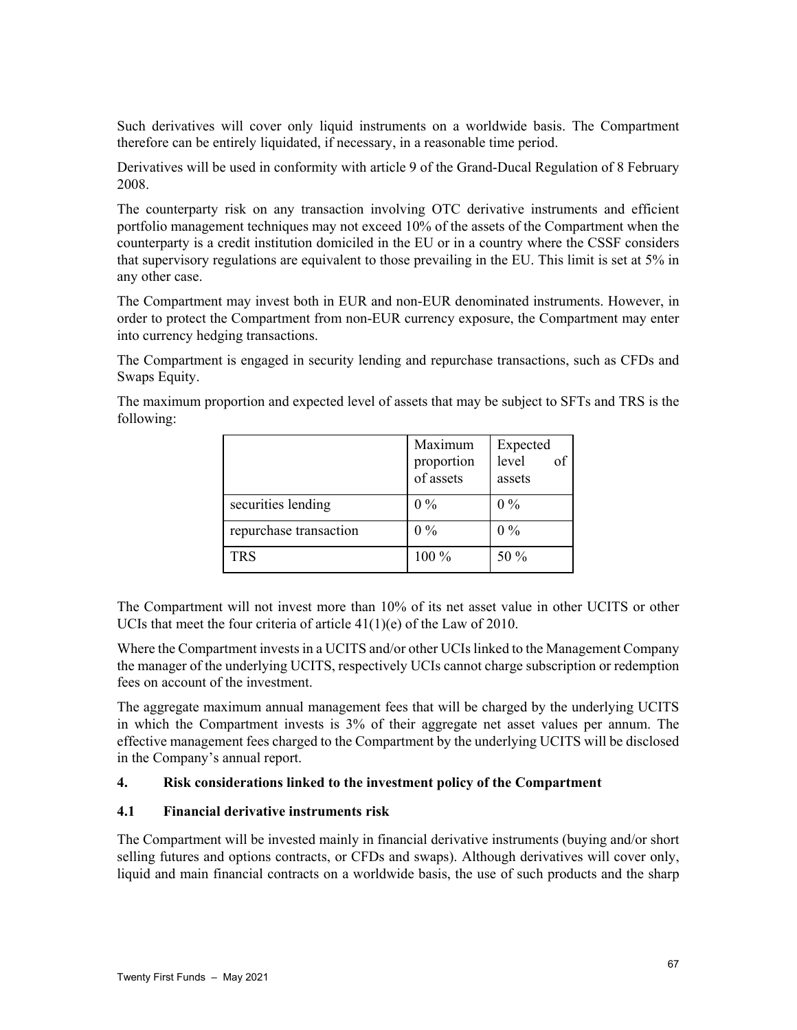Such derivatives will cover only liquid instruments on a worldwide basis. The Compartment therefore can be entirely liquidated, if necessary, in a reasonable time period.

Derivatives will be used in conformity with article 9 of the Grand-Ducal Regulation of 8 February 2008.

The counterparty risk on any transaction involving OTC derivative instruments and efficient portfolio management techniques may not exceed 10% of the assets of the Compartment when the counterparty is a credit institution domiciled in the EU or in a country where the CSSF considers that supervisory regulations are equivalent to those prevailing in the EU. This limit is set at 5% in any other case.

The Compartment may invest both in EUR and non-EUR denominated instruments. However, in order to protect the Compartment from non-EUR currency exposure, the Compartment may enter into currency hedging transactions.

The Compartment is engaged in security lending and repurchase transactions, such as CFDs and Swaps Equity.

The maximum proportion and expected level of assets that may be subject to SFTs and TRS is the following:

| | Maximum proportion of assets | Expected level of assets |
|---|---|---|
| securities lending | 0 % | 0 % |
| repurchase transaction | 0 % | 0 % |
| TRS | 100 % | 50 % |

The Compartment will not invest more than 10% of its net asset value in other UCITS or other UCIs that meet the four criteria of article 41(1)(e) of the Law of 2010.

Where the Compartment invests in a UCITS and/or other UCIs linked to the Management Company the manager of the underlying UCITS, respectively UCIs cannot charge subscription or redemption fees on account of the investment.

The aggregate maximum annual management fees that will be charged by the underlying UCITS in which the Compartment invests is 3% of their aggregate net asset values per annum. The effective management fees charged to the Compartment by the underlying UCITS will be disclosed in the Company's annual report.

## 4. Risk considerations linked to the investment policy of the Compartment

### 4.1 Financial derivative instruments risk

The Compartment will be invested mainly in financial derivative instruments (buying and/or short selling futures and options contracts, or CFDs and swaps). Although derivatives will cover only, liquid and main financial contracts on a worldwide basis, the use of such products and the sharp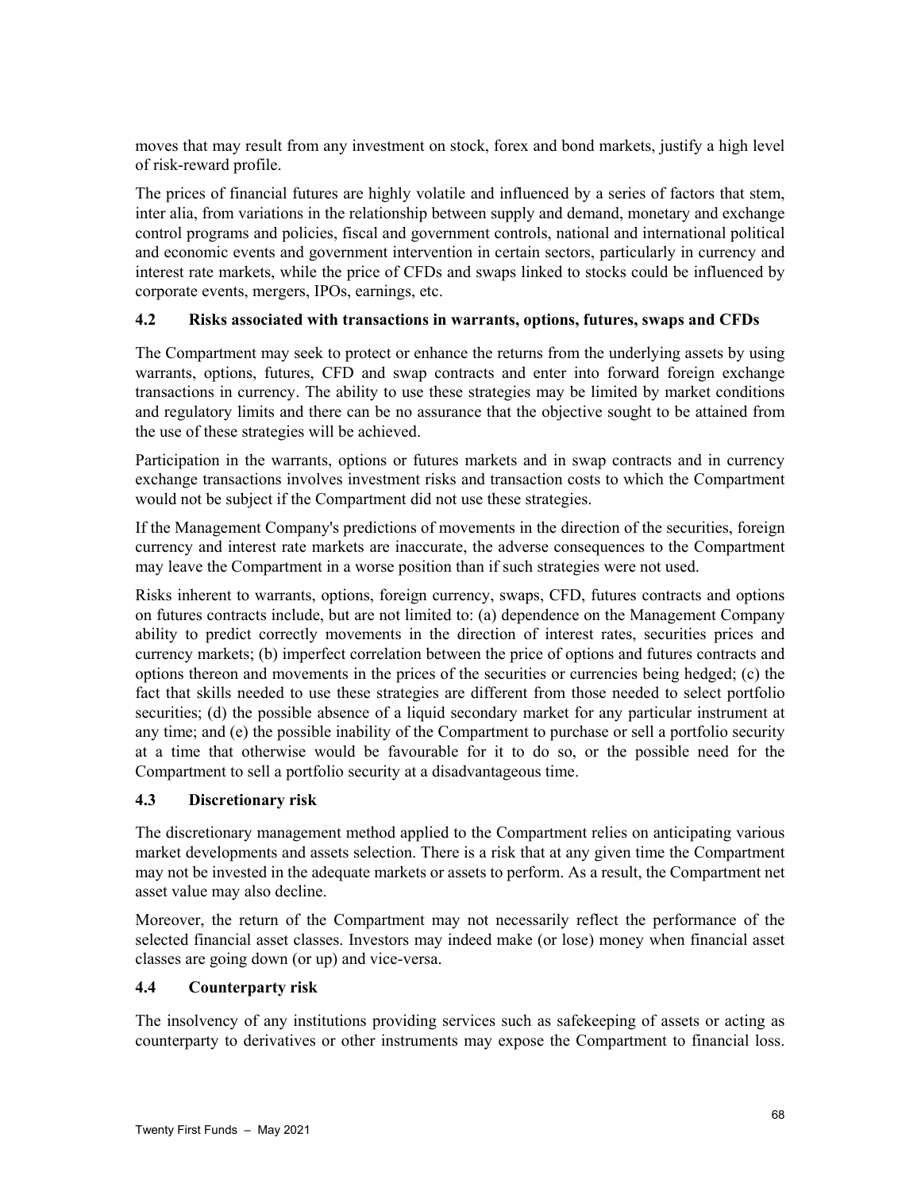moves that may result from any investment on stock, forex and bond markets, justify a high level of risk-reward profile.

The prices of financial futures are highly volatile and influenced by a series of factors that stem, inter alia, from variations in the relationship between supply and demand, monetary and exchange control programs and policies, fiscal and government controls, national and international political and economic events and government intervention in certain sectors, particularly in currency and interest rate markets, while the price of CFDs and swaps linked to stocks could be influenced by corporate events, mergers, IPOs, earnings, etc.

### 4.2 Risks associated with transactions in warrants, options, futures, swaps and CFDs

The Compartment may seek to protect or enhance the returns from the underlying assets by using warrants, options, futures, CFD and swap contracts and enter into forward foreign exchange transactions in currency. The ability to use these strategies may be limited by market conditions and regulatory limits and there can be no assurance that the objective sought to be attained from the use of these strategies will be achieved.

Participation in the warrants, options or futures markets and in swap contracts and in currency exchange transactions involves investment risks and transaction costs to which the Compartment would not be subject if the Compartment did not use these strategies.

If the Management Company's predictions of movements in the direction of the securities, foreign currency and interest rate markets are inaccurate, the adverse consequences to the Compartment may leave the Compartment in a worse position than if such strategies were not used.

Risks inherent to warrants, options, foreign currency, swaps, CFD, futures contracts and options on futures contracts include, but are not limited to: (a) dependence on the Management Company ability to predict correctly movements in the direction of interest rates, securities prices and currency markets; (b) imperfect correlation between the price of options and futures contracts and options thereon and movements in the prices of the securities or currencies being hedged; (c) the fact that skills needed to use these strategies are different from those needed to select portfolio securities; (d) the possible absence of a liquid secondary market for any particular instrument at any time; and (e) the possible inability of the Compartment to purchase or sell a portfolio security at a time that otherwise would be favourable for it to do so, or the possible need for the Compartment to sell a portfolio security at a disadvantageous time.

### 4.3 Discretionary risk

The discretionary management method applied to the Compartment relies on anticipating various market developments and assets selection. There is a risk that at any given time the Compartment may not be invested in the adequate markets or assets to perform. As a result, the Compartment net asset value may also decline.

Moreover, the return of the Compartment may not necessarily reflect the performance of the selected financial asset classes. Investors may indeed make (or lose) money when financial asset classes are going down (or up) and vice-versa.

### 4.4 Counterparty risk

The insolvency of any institutions providing services such as safekeeping of assets or acting as counterparty to derivatives or other instruments may expose the Compartment to financial loss.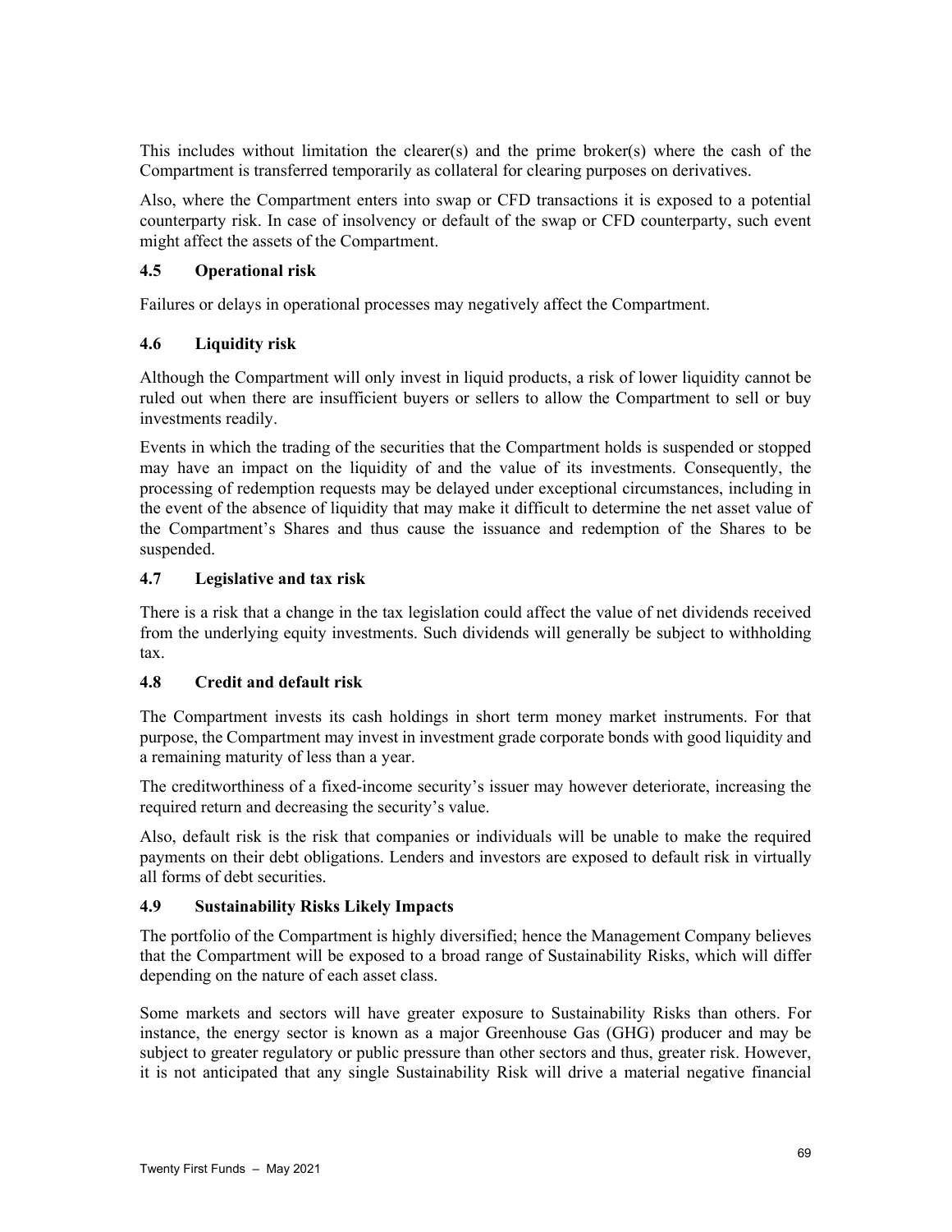This includes without limitation the clearer(s) and the prime broker(s) where the cash of the Compartment is transferred temporarily as collateral for clearing purposes on derivatives.

Also, where the Compartment enters into swap or CFD transactions it is exposed to a potential counterparty risk. In case of insolvency or default of the swap or CFD counterparty, such event might affect the assets of the Compartment.

### 4.5 Operational risk

Failures or delays in operational processes may negatively affect the Compartment.

### 4.6 Liquidity risk

Although the Compartment will only invest in liquid products, a risk of lower liquidity cannot be ruled out when there are insufficient buyers or sellers to allow the Compartment to sell or buy investments readily.

Events in which the trading of the securities that the Compartment holds is suspended or stopped may have an impact on the liquidity of and the value of its investments. Consequently, the processing of redemption requests may be delayed under exceptional circumstances, including in the event of the absence of liquidity that may make it difficult to determine the net asset value of the Compartment's Shares and thus cause the issuance and redemption of the Shares to be suspended.

### 4.7 Legislative and tax risk

There is a risk that a change in the tax legislation could affect the value of net dividends received from the underlying equity investments. Such dividends will generally be subject to withholding tax.

### 4.8 Credit and default risk

The Compartment invests its cash holdings in short term money market instruments. For that purpose, the Compartment may invest in investment grade corporate bonds with good liquidity and a remaining maturity of less than a year.

The creditworthiness of a fixed-income security's issuer may however deteriorate, increasing the required return and decreasing the security's value.

Also, default risk is the risk that companies or individuals will be unable to make the required payments on their debt obligations. Lenders and investors are exposed to default risk in virtually all forms of debt securities.

### 4.9 Sustainability Risks Likely Impacts

The portfolio of the Compartment is highly diversified; hence the Management Company believes that the Compartment will be exposed to a broad range of Sustainability Risks, which will differ depending on the nature of each asset class.

Some markets and sectors will have greater exposure to Sustainability Risks than others. For instance, the energy sector is known as a major Greenhouse Gas (GHG) producer and may be subject to greater regulatory or public pressure than other sectors and thus, greater risk. However, it is not anticipated that any single Sustainability Risk will drive a material negative financial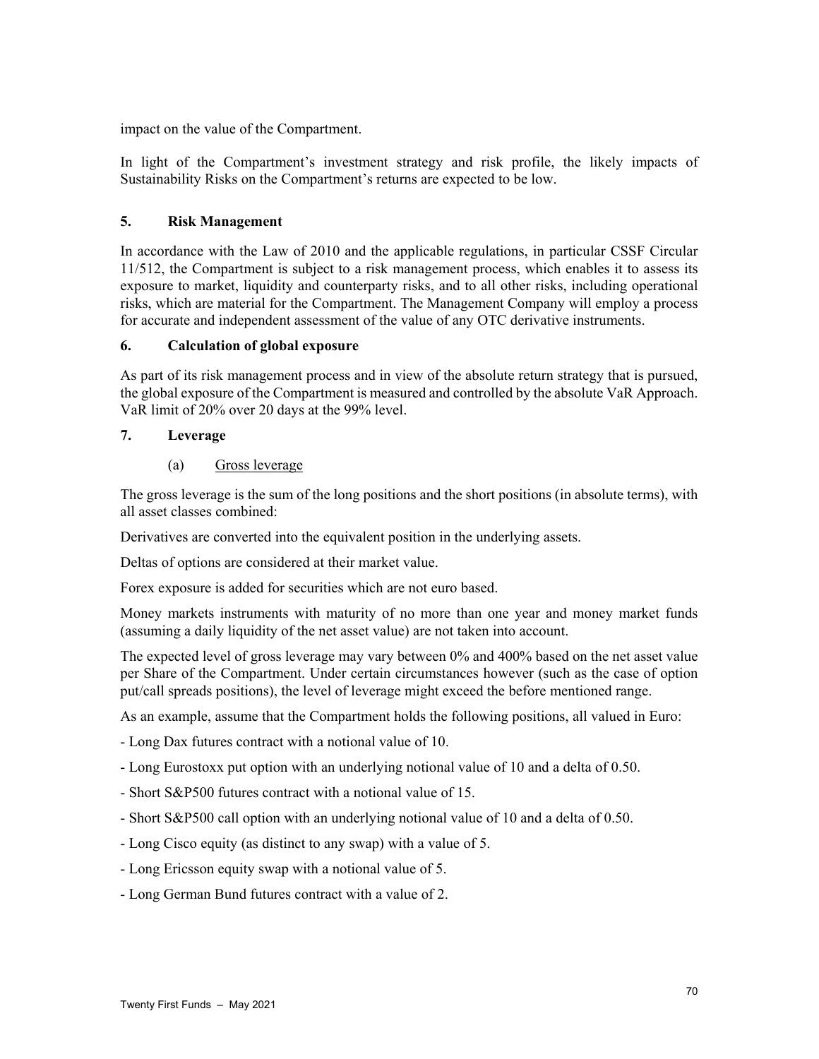impact on the value of the Compartment.

In light of the Compartment's investment strategy and risk profile, the likely impacts of Sustainability Risks on the Compartment's returns are expected to be low.

## 5. Risk Management

In accordance with the Law of 2010 and the applicable regulations, in particular CSSF Circular 11/512, the Compartment is subject to a risk management process, which enables it to assess its exposure to market, liquidity and counterparty risks, and to all other risks, including operational risks, which are material for the Compartment. The Management Company will employ a process for accurate and independent assessment of the value of any OTC derivative instruments.

## 6. Calculation of global exposure

As part of its risk management process and in view of the absolute return strategy that is pursued, the global exposure of the Compartment is measured and controlled by the absolute VaR Approach. VaR limit of 20% over 20 days at the 99% level.

## 7. Leverage

### (a) Gross leverage

The gross leverage is the sum of the long positions and the short positions (in absolute terms), with all asset classes combined:

Derivatives are converted into the equivalent position in the underlying assets.

Deltas of options are considered at their market value.

Forex exposure is added for securities which are not euro based.

Money markets instruments with maturity of no more than one year and money market funds (assuming a daily liquidity of the net asset value) are not taken into account.

The expected level of gross leverage may vary between 0% and 400% based on the net asset value per Share of the Compartment. Under certain circumstances however (such as the case of option put/call spreads positions), the level of leverage might exceed the before mentioned range.

As an example, assume that the Compartment holds the following positions, all valued in Euro:

- Long Dax futures contract with a notional value of 10.
- Long Eurostoxx put option with an underlying notional value of 10 and a delta of 0.50.
- Short S&P500 futures contract with a notional value of 15.
- Short S&P500 call option with an underlying notional value of 10 and a delta of 0.50.
- Long Cisco equity (as distinct to any swap) with a value of 5.
- Long Ericsson equity swap with a notional value of 5.
- Long German Bund futures contract with a value of 2.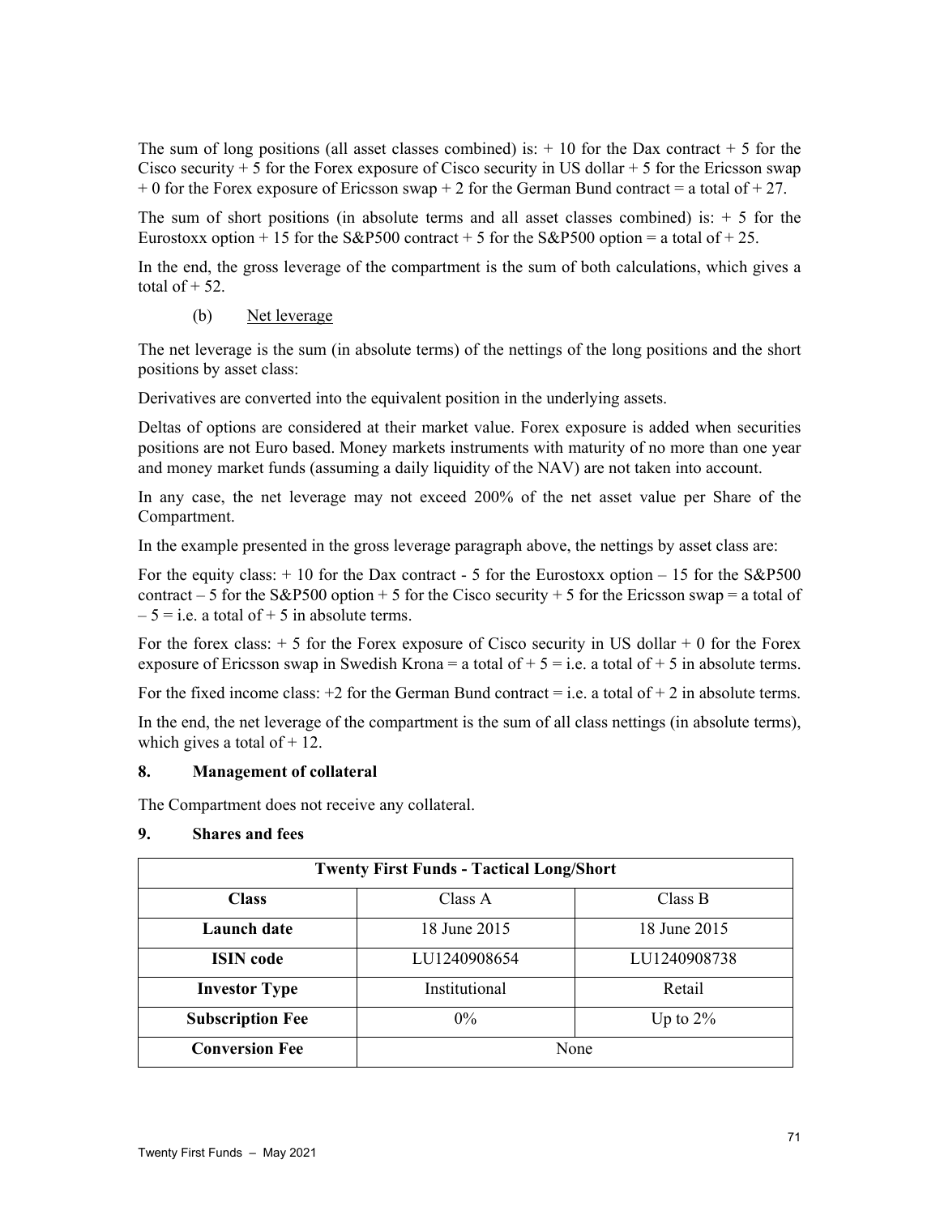The sum of long positions (all asset classes combined) is: + 10 for the Dax contract + 5 for the Cisco security + 5 for the Forex exposure of Cisco security in US dollar + 5 for the Ericsson swap + 0 for the Forex exposure of Ericsson swap + 2 for the German Bund contract = a total of + 27.

The sum of short positions (in absolute terms and all asset classes combined) is: + 5 for the Eurostoxx option + 15 for the S&P500 contract + 5 for the S&P500 option = a total of + 25.

In the end, the gross leverage of the compartment is the sum of both calculations, which gives a total of + 52.

(b) Net leverage

The net leverage is the sum (in absolute terms) of the nettings of the long positions and the short positions by asset class:

Derivatives are converted into the equivalent position in the underlying assets.

Deltas of options are considered at their market value. Forex exposure is added when securities positions are not Euro based. Money markets instruments with maturity of no more than one year and money market funds (assuming a daily liquidity of the NAV) are not taken into account.

In any case, the net leverage may not exceed 200% of the net asset value per Share of the Compartment.

In the example presented in the gross leverage paragraph above, the nettings by asset class are:

For the equity class: + 10 for the Dax contract - 5 for the Eurostoxx option – 15 for the S&P500 contract – 5 for the S&P500 option + 5 for the Cisco security + 5 for the Ericsson swap = a total of – 5 = i.e. a total of + 5 in absolute terms.

For the forex class: + 5 for the Forex exposure of Cisco security in US dollar + 0 for the Forex exposure of Ericsson swap in Swedish Krona = a total of + 5 = i.e. a total of + 5 in absolute terms.

For the fixed income class: +2 for the German Bund contract = i.e. a total of + 2 in absolute terms.

In the end, the net leverage of the compartment is the sum of all class nettings (in absolute terms), which gives a total of + 12.

## 8. Management of collateral

The Compartment does not receive any collateral.

## 9. Shares and fees

| Twenty First Funds - Tactical Long/Short | | |
|---|---|---|
| **Class** | Class A | Class B |
| **Launch date** | 18 June 2015 | 18 June 2015 |
| **ISIN code** | LU1240908654 | LU1240908738 |
| **Investor Type** | Institutional | Retail |
| **Subscription Fee** | 0% | Up to 2% |
| **Conversion Fee** | None | |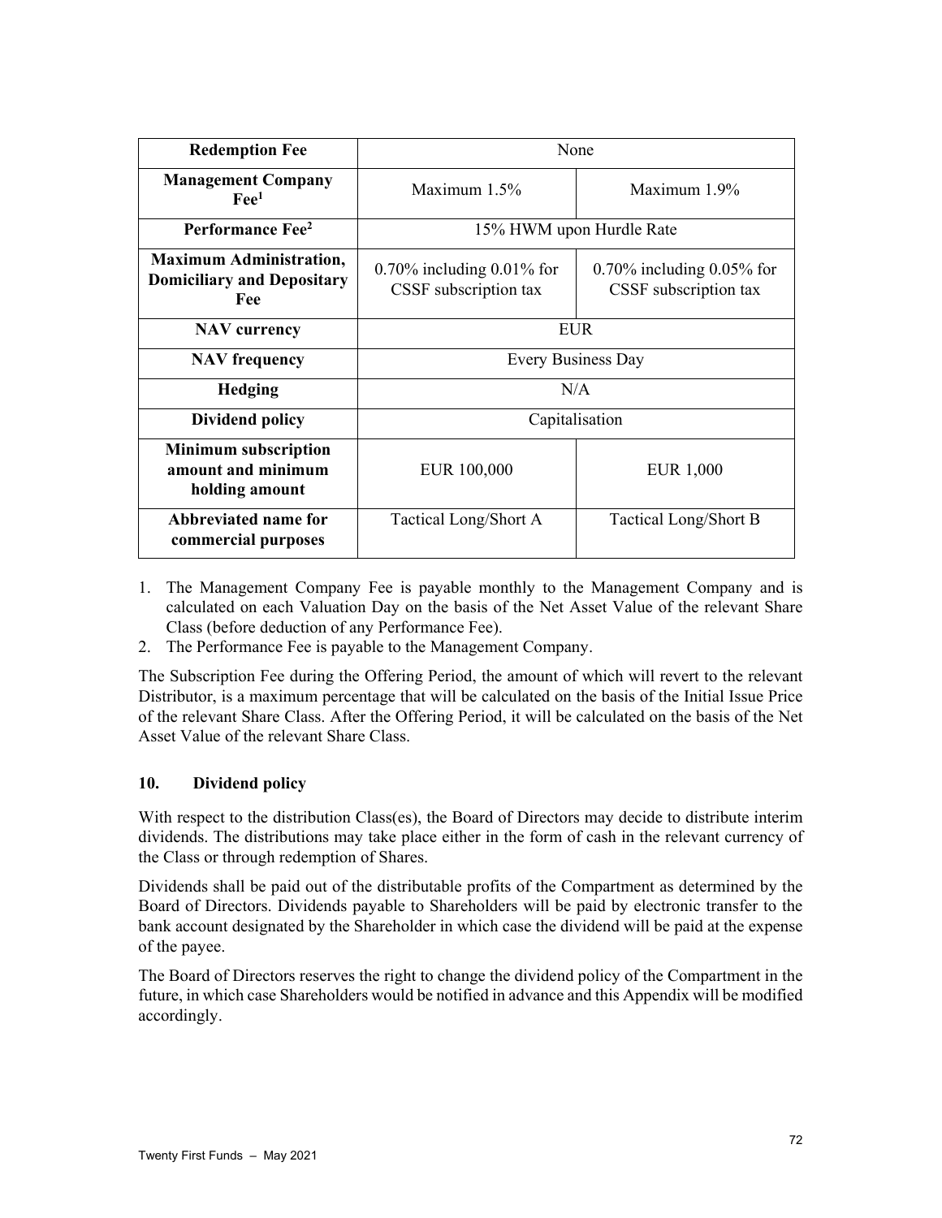| Redemption Fee | None | |
| --- | --- | --- |
| **Management Company Fee**[1] | Maximum 1.5% | Maximum 1.9% |
| **Performance Fee**[2] | 15% HWM upon Hurdle Rate | |
| **Maximum Administration, Domiciliary and Depositary Fee** | 0.70% including 0.01% for CSSF subscription tax | 0.70% including 0.05% for CSSF subscription tax |
| **NAV currency** | EUR | |
| **NAV frequency** | Every Business Day | |
| **Hedging** | N/A | |
| **Dividend policy** | Capitalisation | |
| **Minimum subscription amount and minimum holding amount** | EUR 100,000 | EUR 1,000 |
| **Abbreviated name for commercial purposes** | Tactical Long/Short A | Tactical Long/Short B |

1. The Management Company Fee is payable monthly to the Management Company and is calculated on each Valuation Day on the basis of the Net Asset Value of the relevant Share Class (before deduction of any Performance Fee).
2. The Performance Fee is payable to the Management Company.

The Subscription Fee during the Offering Period, the amount of which will revert to the relevant Distributor, is a maximum percentage that will be calculated on the basis of the Initial Issue Price of the relevant Share Class. After the Offering Period, it will be calculated on the basis of the Net Asset Value of the relevant Share Class.

## 10. Dividend policy

With respect to the distribution Class(es), the Board of Directors may decide to distribute interim dividends. The distributions may take place either in the form of cash in the relevant currency of the Class or through redemption of Shares.

Dividends shall be paid out of the distributable profits of the Compartment as determined by the Board of Directors. Dividends payable to Shareholders will be paid by electronic transfer to the bank account designated by the Shareholder in which case the dividend will be paid at the expense of the payee.

The Board of Directors reserves the right to change the dividend policy of the Compartment in the future, in which case Shareholders would be notified in advance and this Appendix will be modified accordingly.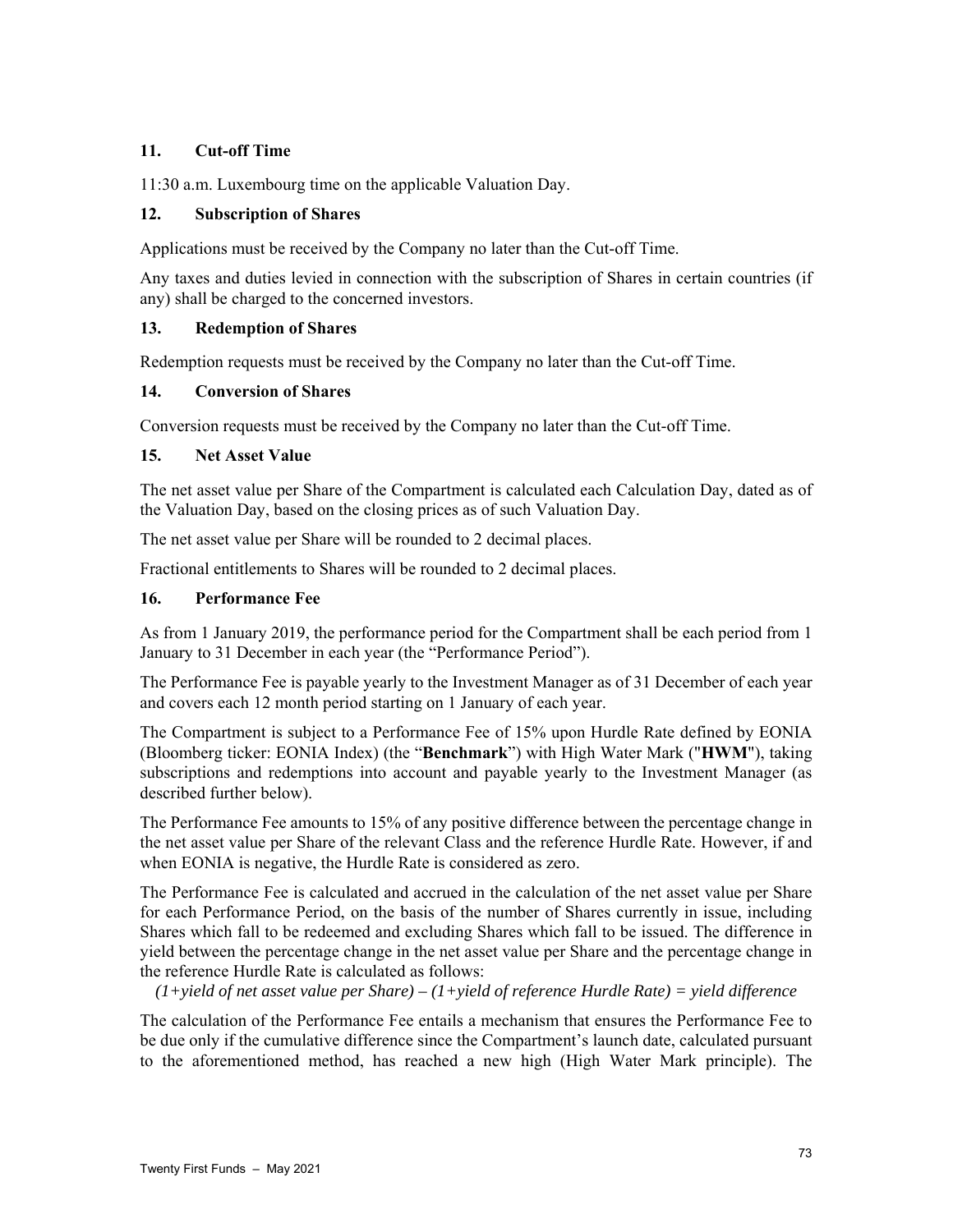## 11. Cut-off Time

11:30 a.m. Luxembourg time on the applicable Valuation Day.

## 12. Subscription of Shares

Applications must be received by the Company no later than the Cut-off Time.

Any taxes and duties levied in connection with the subscription of Shares in certain countries (if any) shall be charged to the concerned investors.

## 13. Redemption of Shares

Redemption requests must be received by the Company no later than the Cut-off Time.

## 14. Conversion of Shares

Conversion requests must be received by the Company no later than the Cut-off Time.

## 15. Net Asset Value

The net asset value per Share of the Compartment is calculated each Calculation Day, dated as of the Valuation Day, based on the closing prices as of such Valuation Day.

The net asset value per Share will be rounded to 2 decimal places.

Fractional entitlements to Shares will be rounded to 2 decimal places.

## 16. Performance Fee

As from 1 January 2019, the performance period for the Compartment shall be each period from 1 January to 31 December in each year (the "Performance Period").

The Performance Fee is payable yearly to the Investment Manager as of 31 December of each year and covers each 12 month period starting on 1 January of each year.

The Compartment is subject to a Performance Fee of 15% upon Hurdle Rate defined by EONIA (Bloomberg ticker: EONIA Index) (the "**Benchmark**") with High Water Mark ("**HWM**"), taking subscriptions and redemptions into account and payable yearly to the Investment Manager (as described further below).

The Performance Fee amounts to 15% of any positive difference between the percentage change in the net asset value per Share of the relevant Class and the reference Hurdle Rate. However, if and when EONIA is negative, the Hurdle Rate is considered as zero.

The Performance Fee is calculated and accrued in the calculation of the net asset value per Share for each Performance Period, on the basis of the number of Shares currently in issue, including Shares which fall to be redeemed and excluding Shares which fall to be issued. The difference in yield between the percentage change in the net asset value per Share and the percentage change in the reference Hurdle Rate is calculated as follows:

*(1+yield of net asset value per Share) – (1+yield of reference Hurdle Rate) = yield difference*

The calculation of the Performance Fee entails a mechanism that ensures the Performance Fee to be due only if the cumulative difference since the Compartment's launch date, calculated pursuant to the aforementioned method, has reached a new high (High Water Mark principle). The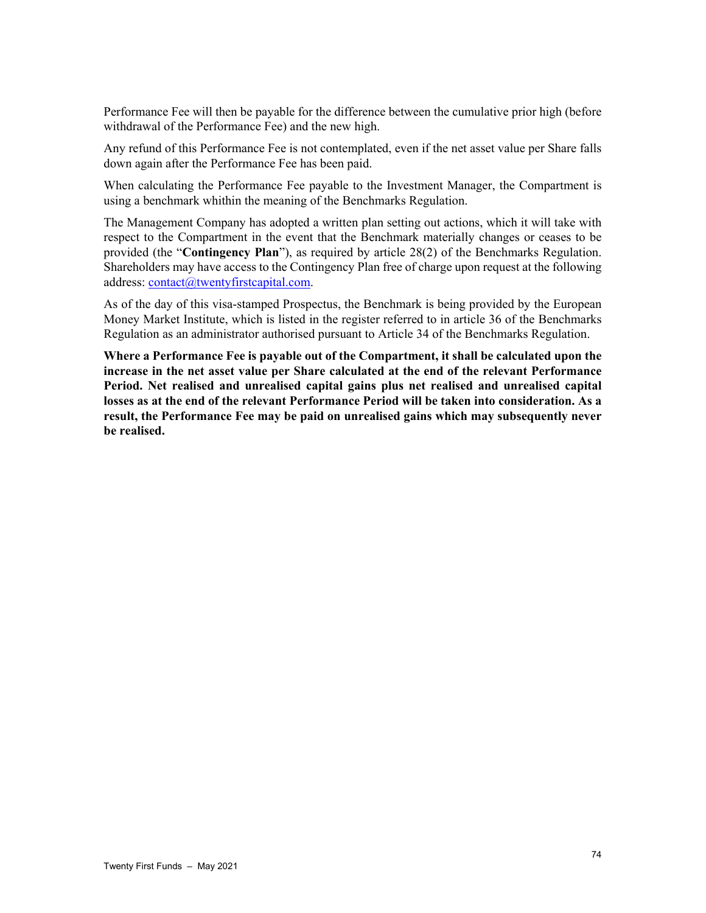Performance Fee will then be payable for the difference between the cumulative prior high (before withdrawal of the Performance Fee) and the new high.

Any refund of this Performance Fee is not contemplated, even if the net asset value per Share falls down again after the Performance Fee has been paid.

When calculating the Performance Fee payable to the Investment Manager, the Compartment is using a benchmark whithin the meaning of the Benchmarks Regulation.

The Management Company has adopted a written plan setting out actions, which it will take with respect to the Compartment in the event that the Benchmark materially changes or ceases to be provided (the "**Contingency Plan**"), as required by article 28(2) of the Benchmarks Regulation. Shareholders may have access to the Contingency Plan free of charge upon request at the following address: contact@twentyfirstcapital.com.

As of the day of this visa-stamped Prospectus, the Benchmark is being provided by the European Money Market Institute, which is listed in the register referred to in article 36 of the Benchmarks Regulation as an administrator authorised pursuant to Article 34 of the Benchmarks Regulation.

**Where a Performance Fee is payable out of the Compartment, it shall be calculated upon the increase in the net asset value per Share calculated at the end of the relevant Performance Period. Net realised and unrealised capital gains plus net realised and unrealised capital losses as at the end of the relevant Performance Period will be taken into consideration. As a result, the Performance Fee may be paid on unrealised gains which may subsequently never be realised.**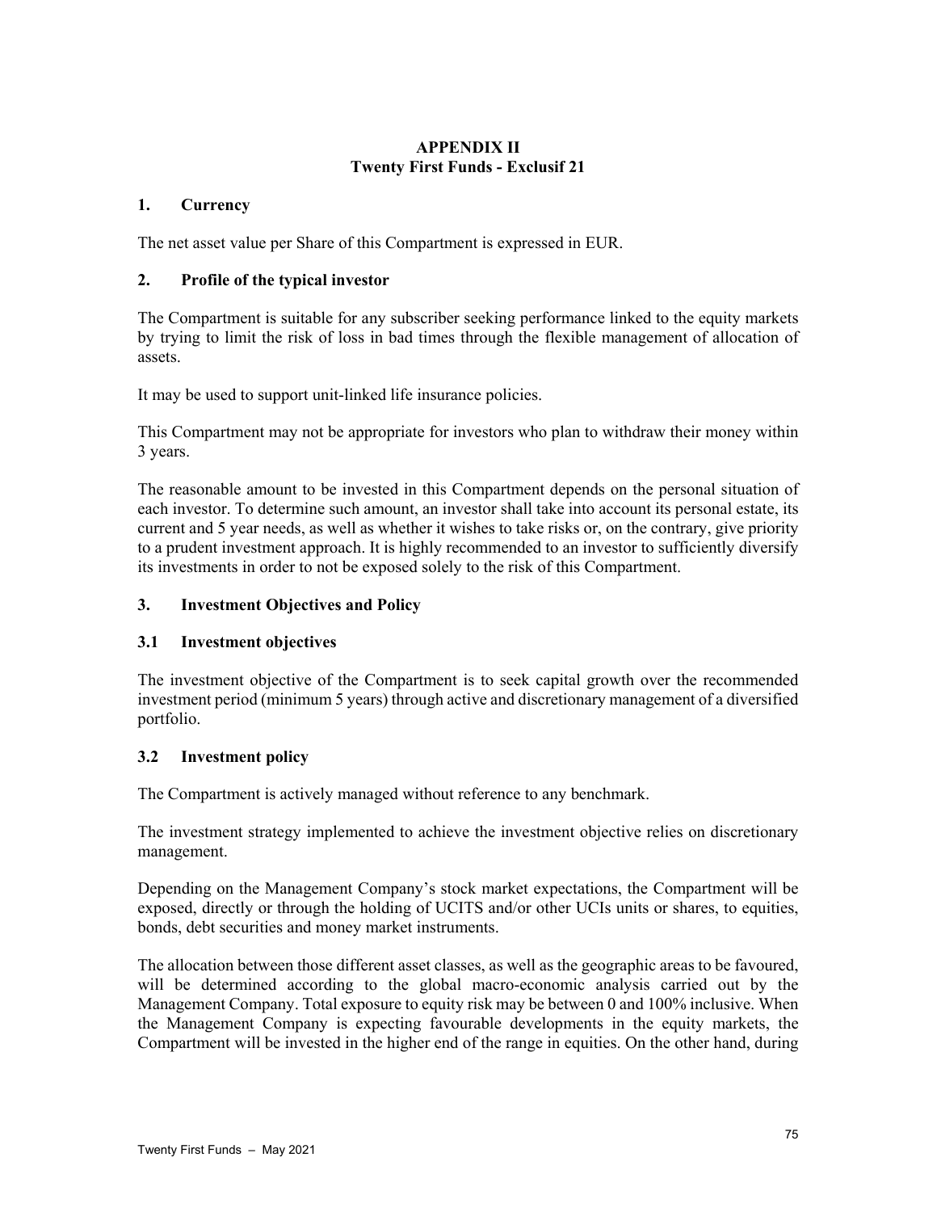# APPENDIX II
## Twenty First Funds - Exclusif 21

### 1. Currency

The net asset value per Share of this Compartment is expressed in EUR.

### 2. Profile of the typical investor

The Compartment is suitable for any subscriber seeking performance linked to the equity markets by trying to limit the risk of loss in bad times through the flexible management of allocation of assets.

It may be used to support unit-linked life insurance policies.

This Compartment may not be appropriate for investors who plan to withdraw their money within 3 years.

The reasonable amount to be invested in this Compartment depends on the personal situation of each investor. To determine such amount, an investor shall take into account its personal estate, its current and 5 year needs, as well as whether it wishes to take risks or, on the contrary, give priority to a prudent investment approach. It is highly recommended to an investor to sufficiently diversify its investments in order to not be exposed solely to the risk of this Compartment.

### 3. Investment Objectives and Policy

#### 3.1 Investment objectives

The investment objective of the Compartment is to seek capital growth over the recommended investment period (minimum 5 years) through active and discretionary management of a diversified portfolio.

#### 3.2 Investment policy

The Compartment is actively managed without reference to any benchmark.

The investment strategy implemented to achieve the investment objective relies on discretionary management.

Depending on the Management Company's stock market expectations, the Compartment will be exposed, directly or through the holding of UCITS and/or other UCIs units or shares, to equities, bonds, debt securities and money market instruments.

The allocation between those different asset classes, as well as the geographic areas to be favoured, will be determined according to the global macro-economic analysis carried out by the Management Company. Total exposure to equity risk may be between 0 and 100% inclusive. When the Management Company is expecting favourable developments in the equity markets, the Compartment will be invested in the higher end of the range in equities. On the other hand, during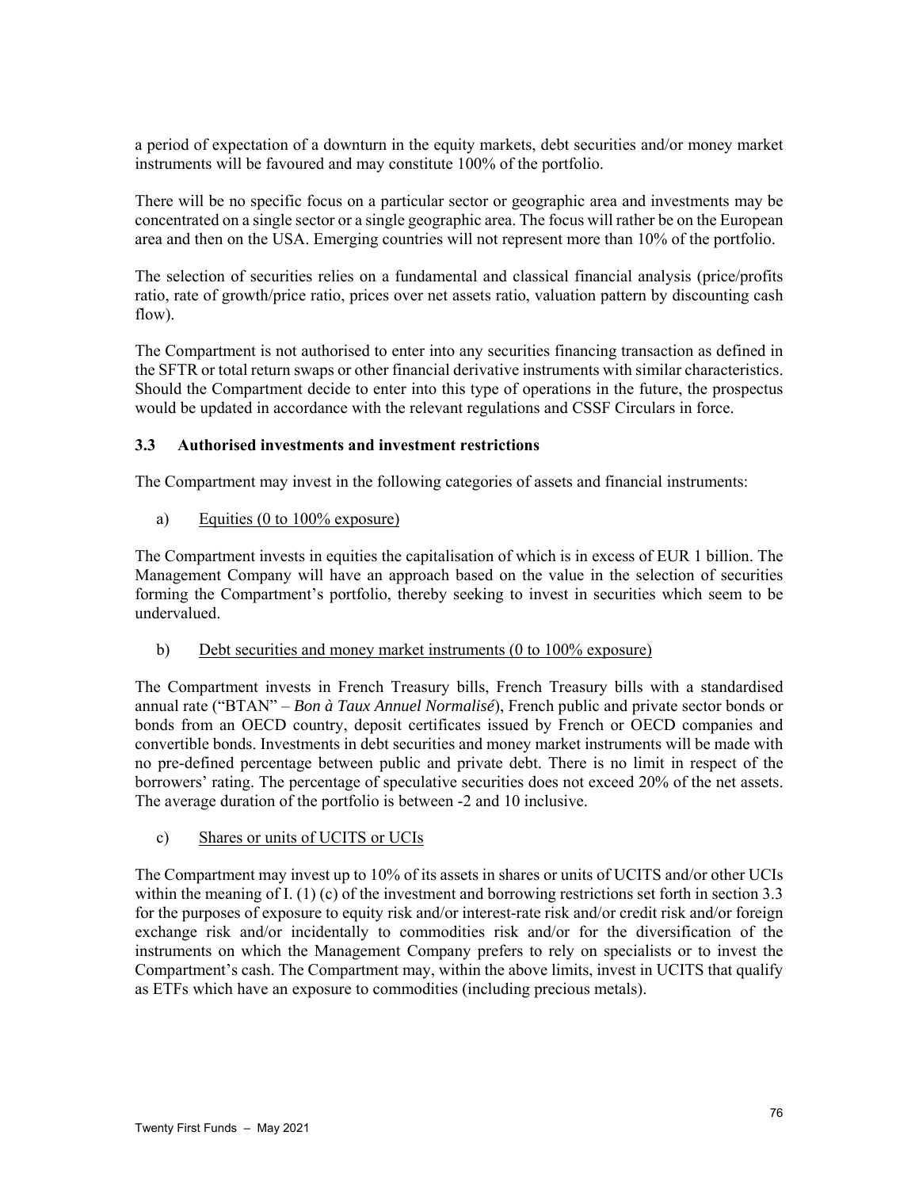a period of expectation of a downturn in the equity markets, debt securities and/or money market instruments will be favoured and may constitute 100% of the portfolio.

There will be no specific focus on a particular sector or geographic area and investments may be concentrated on a single sector or a single geographic area. The focus will rather be on the European area and then on the USA. Emerging countries will not represent more than 10% of the portfolio.

The selection of securities relies on a fundamental and classical financial analysis (price/profits ratio, rate of growth/price ratio, prices over net assets ratio, valuation pattern by discounting cash flow).

The Compartment is not authorised to enter into any securities financing transaction as defined in the SFTR or total return swaps or other financial derivative instruments with similar characteristics. Should the Compartment decide to enter into this type of operations in the future, the prospectus would be updated in accordance with the relevant regulations and CSSF Circulars in force.

### 3.3 Authorised investments and investment restrictions

The Compartment may invest in the following categories of assets and financial instruments:

a) Equities (0 to 100% exposure)

The Compartment invests in equities the capitalisation of which is in excess of EUR 1 billion. The Management Company will have an approach based on the value in the selection of securities forming the Compartment's portfolio, thereby seeking to invest in securities which seem to be undervalued.

b) Debt securities and money market instruments (0 to 100% exposure)

The Compartment invests in French Treasury bills, French Treasury bills with a standardised annual rate ("BTAN" – *Bon à Taux Annuel Normalisé*), French public and private sector bonds or bonds from an OECD country, deposit certificates issued by French or OECD companies and convertible bonds. Investments in debt securities and money market instruments will be made with no pre-defined percentage between public and private debt. There is no limit in respect of the borrowers' rating. The percentage of speculative securities does not exceed 20% of the net assets. The average duration of the portfolio is between -2 and 10 inclusive.

c) Shares or units of UCITS or UCIs

The Compartment may invest up to 10% of its assets in shares or units of UCITS and/or other UCIs within the meaning of I. (1) (c) of the investment and borrowing restrictions set forth in section 3.3 for the purposes of exposure to equity risk and/or interest-rate risk and/or credit risk and/or foreign exchange risk and/or incidentally to commodities risk and/or for the diversification of the instruments on which the Management Company prefers to rely on specialists or to invest the Compartment's cash. The Compartment may, within the above limits, invest in UCITS that qualify as ETFs which have an exposure to commodities (including precious metals).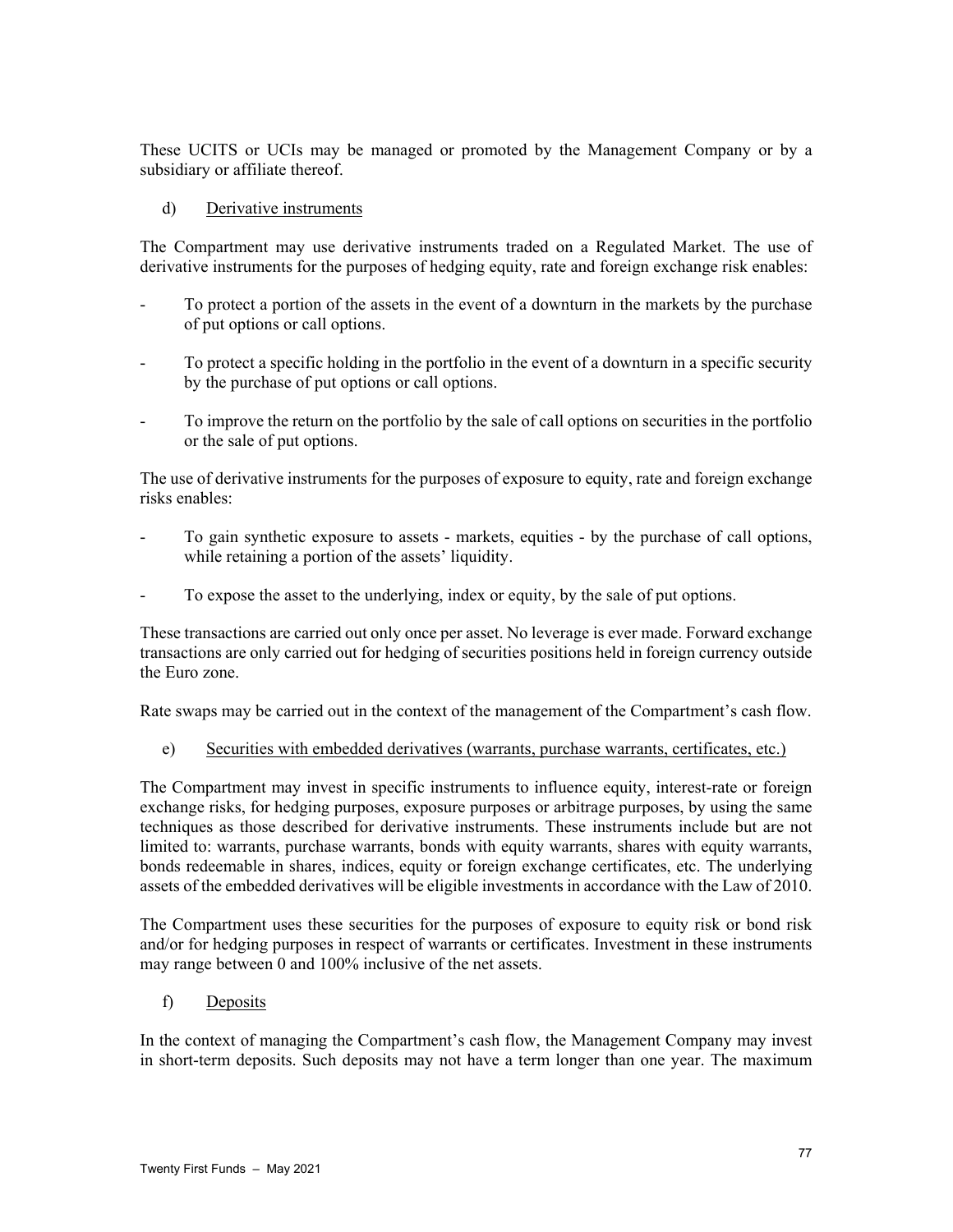These UCITS or UCIs may be managed or promoted by the Management Company or by a subsidiary or affiliate thereof.

d) <u>Derivative instruments</u>

The Compartment may use derivative instruments traded on a Regulated Market. The use of derivative instruments for the purposes of hedging equity, rate and foreign exchange risk enables:

- To protect a portion of the assets in the event of a downturn in the markets by the purchase of put options or call options.
- To protect a specific holding in the portfolio in the event of a downturn in a specific security by the purchase of put options or call options.
- To improve the return on the portfolio by the sale of call options on securities in the portfolio or the sale of put options.

The use of derivative instruments for the purposes of exposure to equity, rate and foreign exchange risks enables:

- To gain synthetic exposure to assets - markets, equities - by the purchase of call options, while retaining a portion of the assets' liquidity.
- To expose the asset to the underlying, index or equity, by the sale of put options.

These transactions are carried out only once per asset. No leverage is ever made. Forward exchange transactions are only carried out for hedging of securities positions held in foreign currency outside the Euro zone.

Rate swaps may be carried out in the context of the management of the Compartment's cash flow.

e) <u>Securities with embedded derivatives (warrants, purchase warrants, certificates, etc.)</u>

The Compartment may invest in specific instruments to influence equity, interest-rate or foreign exchange risks, for hedging purposes, exposure purposes or arbitrage purposes, by using the same techniques as those described for derivative instruments. These instruments include but are not limited to: warrants, purchase warrants, bonds with equity warrants, shares with equity warrants, bonds redeemable in shares, indices, equity or foreign exchange certificates, etc. The underlying assets of the embedded derivatives will be eligible investments in accordance with the Law of 2010.

The Compartment uses these securities for the purposes of exposure to equity risk or bond risk and/or for hedging purposes in respect of warrants or certificates. Investment in these instruments may range between 0 and 100% inclusive of the net assets.

f) <u>Deposits</u>

In the context of managing the Compartment's cash flow, the Management Company may invest in short-term deposits. Such deposits may not have a term longer than one year. The maximum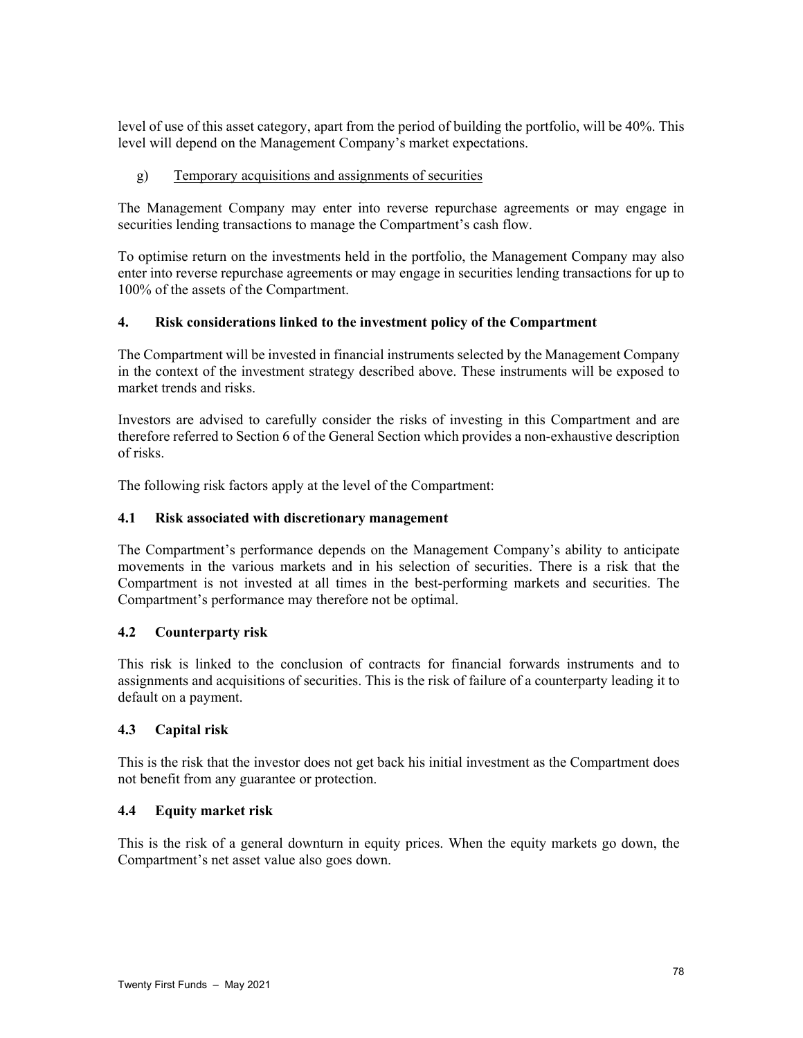level of use of this asset category, apart from the period of building the portfolio, will be 40%. This level will depend on the Management Company's market expectations.

g) Temporary acquisitions and assignments of securities

The Management Company may enter into reverse repurchase agreements or may engage in securities lending transactions to manage the Compartment's cash flow.

To optimise return on the investments held in the portfolio, the Management Company may also enter into reverse repurchase agreements or may engage in securities lending transactions for up to 100% of the assets of the Compartment.

## 4. Risk considerations linked to the investment policy of the Compartment

The Compartment will be invested in financial instruments selected by the Management Company in the context of the investment strategy described above. These instruments will be exposed to market trends and risks.

Investors are advised to carefully consider the risks of investing in this Compartment and are therefore referred to Section 6 of the General Section which provides a non-exhaustive description of risks.

The following risk factors apply at the level of the Compartment:

### 4.1 Risk associated with discretionary management

The Compartment's performance depends on the Management Company's ability to anticipate movements in the various markets and in his selection of securities. There is a risk that the Compartment is not invested at all times in the best-performing markets and securities. The Compartment's performance may therefore not be optimal.

### 4.2 Counterparty risk

This risk is linked to the conclusion of contracts for financial forwards instruments and to assignments and acquisitions of securities. This is the risk of failure of a counterparty leading it to default on a payment.

### 4.3 Capital risk

This is the risk that the investor does not get back his initial investment as the Compartment does not benefit from any guarantee or protection.

### 4.4 Equity market risk

This is the risk of a general downturn in equity prices. When the equity markets go down, the Compartment's net asset value also goes down.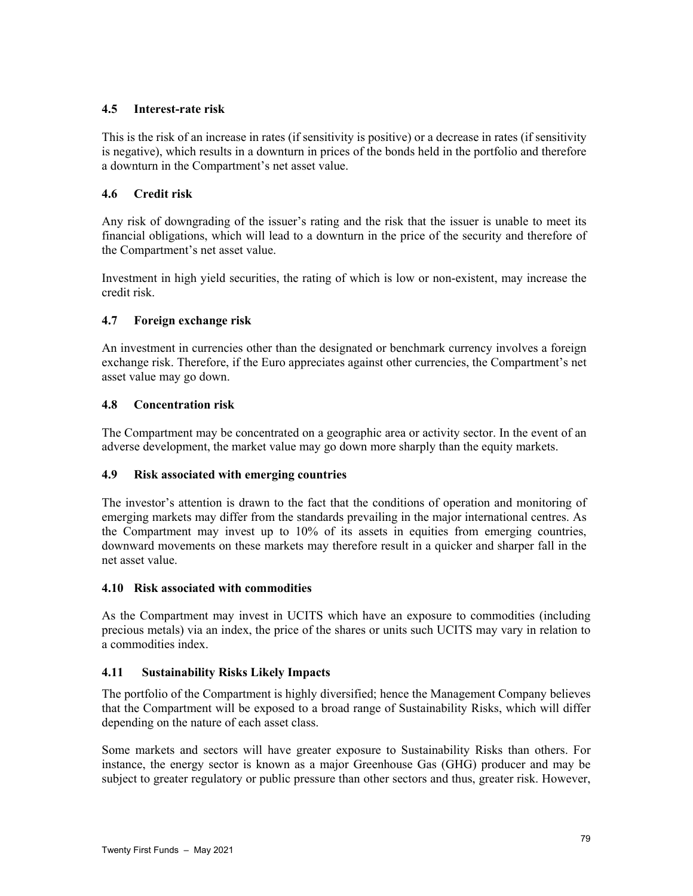### 4.5 Interest-rate risk

This is the risk of an increase in rates (if sensitivity is positive) or a decrease in rates (if sensitivity is negative), which results in a downturn in prices of the bonds held in the portfolio and therefore a downturn in the Compartment's net asset value.

### 4.6 Credit risk

Any risk of downgrading of the issuer's rating and the risk that the issuer is unable to meet its financial obligations, which will lead to a downturn in the price of the security and therefore of the Compartment's net asset value.

Investment in high yield securities, the rating of which is low or non-existent, may increase the credit risk.

### 4.7 Foreign exchange risk

An investment in currencies other than the designated or benchmark currency involves a foreign exchange risk. Therefore, if the Euro appreciates against other currencies, the Compartment's net asset value may go down.

### 4.8 Concentration risk

The Compartment may be concentrated on a geographic area or activity sector. In the event of an adverse development, the market value may go down more sharply than the equity markets.

### 4.9 Risk associated with emerging countries

The investor's attention is drawn to the fact that the conditions of operation and monitoring of emerging markets may differ from the standards prevailing in the major international centres. As the Compartment may invest up to 10% of its assets in equities from emerging countries, downward movements on these markets may therefore result in a quicker and sharper fall in the net asset value.

### 4.10 Risk associated with commodities

As the Compartment may invest in UCITS which have an exposure to commodities (including precious metals) via an index, the price of the shares or units such UCITS may vary in relation to a commodities index.

### 4.11 Sustainability Risks Likely Impacts

The portfolio of the Compartment is highly diversified; hence the Management Company believes that the Compartment will be exposed to a broad range of Sustainability Risks, which will differ depending on the nature of each asset class.

Some markets and sectors will have greater exposure to Sustainability Risks than others. For instance, the energy sector is known as a major Greenhouse Gas (GHG) producer and may be subject to greater regulatory or public pressure than other sectors and thus, greater risk. However,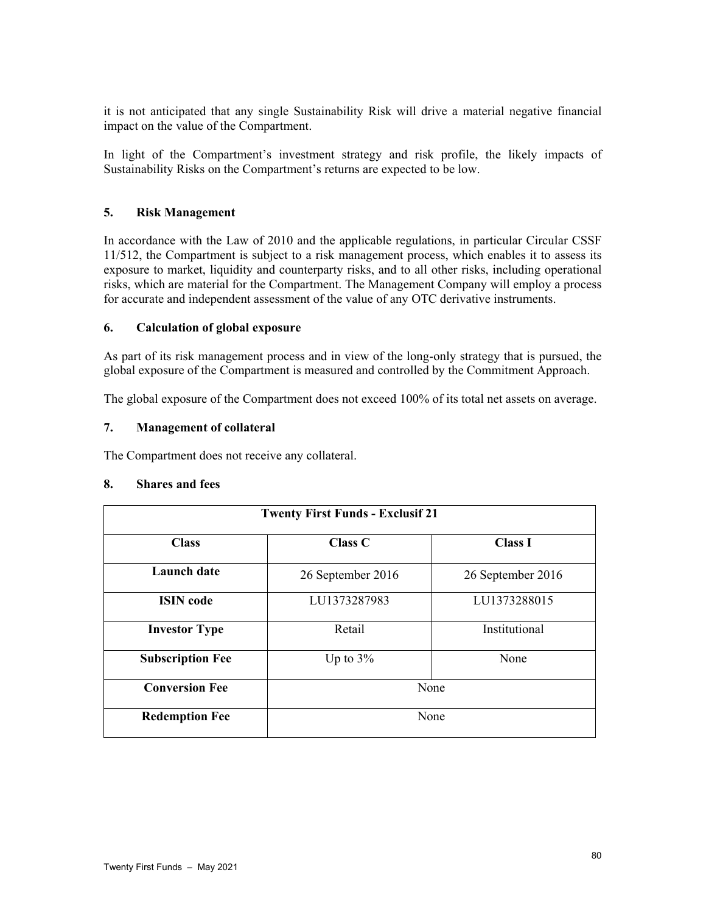it is not anticipated that any single Sustainability Risk will drive a material negative financial impact on the value of the Compartment.

In light of the Compartment's investment strategy and risk profile, the likely impacts of Sustainability Risks on the Compartment's returns are expected to be low.

## 5. Risk Management

In accordance with the Law of 2010 and the applicable regulations, in particular Circular CSSF 11/512, the Compartment is subject to a risk management process, which enables it to assess its exposure to market, liquidity and counterparty risks, and to all other risks, including operational risks, which are material for the Compartment. The Management Company will employ a process for accurate and independent assessment of the value of any OTC derivative instruments.

## 6. Calculation of global exposure

As part of its risk management process and in view of the long-only strategy that is pursued, the global exposure of the Compartment is measured and controlled by the Commitment Approach.

The global exposure of the Compartment does not exceed 100% of its total net assets on average.

## 7. Management of collateral

The Compartment does not receive any collateral.

## 8. Shares and fees

| Twenty First Funds - Exclusif 21 | | |
|---|---|---|
| **Class** | **Class C** | **Class I** |
| **Launch date** | 26 September 2016 | 26 September 2016 |
| **ISIN code** | LU1373287983 | LU1373288015 |
| **Investor Type** | Retail | Institutional |
| **Subscription Fee** | Up to 3% | None |
| **Conversion Fee** | None | |
| **Redemption Fee** | None | |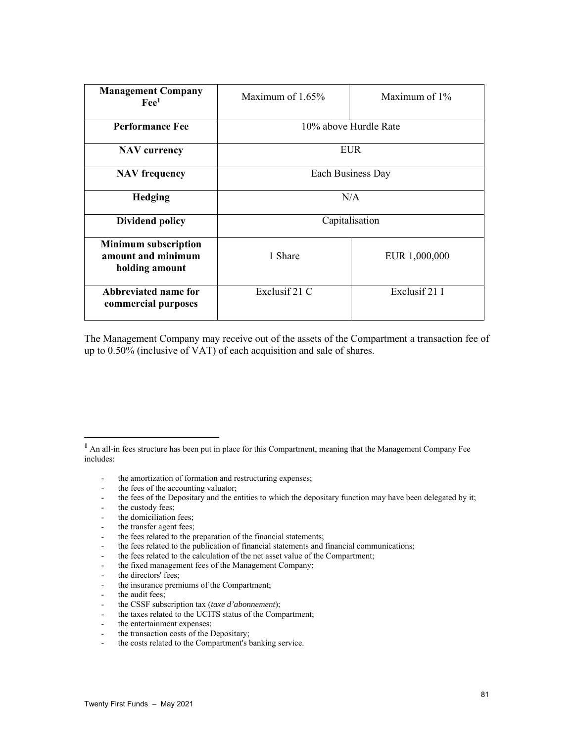| **Management Company Fee**[1] | Maximum of 1.65% | Maximum of 1% |
| --- | --- | --- |
| **Performance Fee** | 10% above Hurdle Rate | |
| **NAV currency** | EUR | |
| **NAV frequency** | Each Business Day | |
| **Hedging** | N/A | |
| **Dividend policy** | Capitalisation | |
| **Minimum subscription amount and minimum holding amount** | 1 Share | EUR 1,000,000 |
| **Abbreviated name for commercial purposes** | Exclusif 21 C | Exclusif 21 I |

The Management Company may receive out of the assets of the Compartment a transaction fee of up to 0.50% (inclusive of VAT) of each acquisition and sale of shares.

---

[1] An all-in fees structure has been put in place for this Compartment, meaning that the Management Company Fee includes:

- the amortization of formation and restructuring expenses;
- the fees of the accounting valuator;
- the fees of the Depositary and the entities to which the depositary function may have been delegated by it;
- the custody fees;
- the domiciliation fees;
- the transfer agent fees;
- the fees related to the preparation of the financial statements;
- the fees related to the publication of financial statements and financial communications;
- the fees related to the calculation of the net asset value of the Compartment;
- the fixed management fees of the Management Company;
- the directors' fees;
- the insurance premiums of the Compartment;
- the audit fees;
- the CSSF subscription tax (*taxe d'abonnement*);
- the taxes related to the UCITS status of the Compartment;
- the entertainment expenses:
- the transaction costs of the Depositary;
- the costs related to the Compartment's banking service.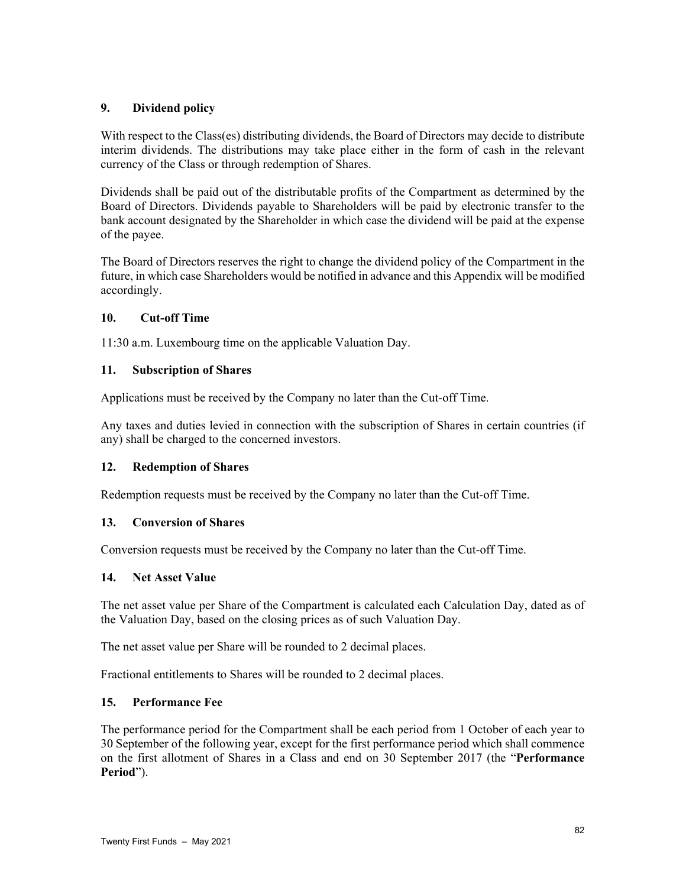## 9. Dividend policy

With respect to the Class(es) distributing dividends, the Board of Directors may decide to distribute interim dividends. The distributions may take place either in the form of cash in the relevant currency of the Class or through redemption of Shares.

Dividends shall be paid out of the distributable profits of the Compartment as determined by the Board of Directors. Dividends payable to Shareholders will be paid by electronic transfer to the bank account designated by the Shareholder in which case the dividend will be paid at the expense of the payee.

The Board of Directors reserves the right to change the dividend policy of the Compartment in the future, in which case Shareholders would be notified in advance and this Appendix will be modified accordingly.

## 10. Cut-off Time

11:30 a.m. Luxembourg time on the applicable Valuation Day.

## 11. Subscription of Shares

Applications must be received by the Company no later than the Cut-off Time.

Any taxes and duties levied in connection with the subscription of Shares in certain countries (if any) shall be charged to the concerned investors.

## 12. Redemption of Shares

Redemption requests must be received by the Company no later than the Cut-off Time.

## 13. Conversion of Shares

Conversion requests must be received by the Company no later than the Cut-off Time.

## 14. Net Asset Value

The net asset value per Share of the Compartment is calculated each Calculation Day, dated as of the Valuation Day, based on the closing prices as of such Valuation Day.

The net asset value per Share will be rounded to 2 decimal places.

Fractional entitlements to Shares will be rounded to 2 decimal places.

## 15. Performance Fee

The performance period for the Compartment shall be each period from 1 October of each year to 30 September of the following year, except for the first performance period which shall commence on the first allotment of Shares in a Class and end on 30 September 2017 (the "**Performance Period**").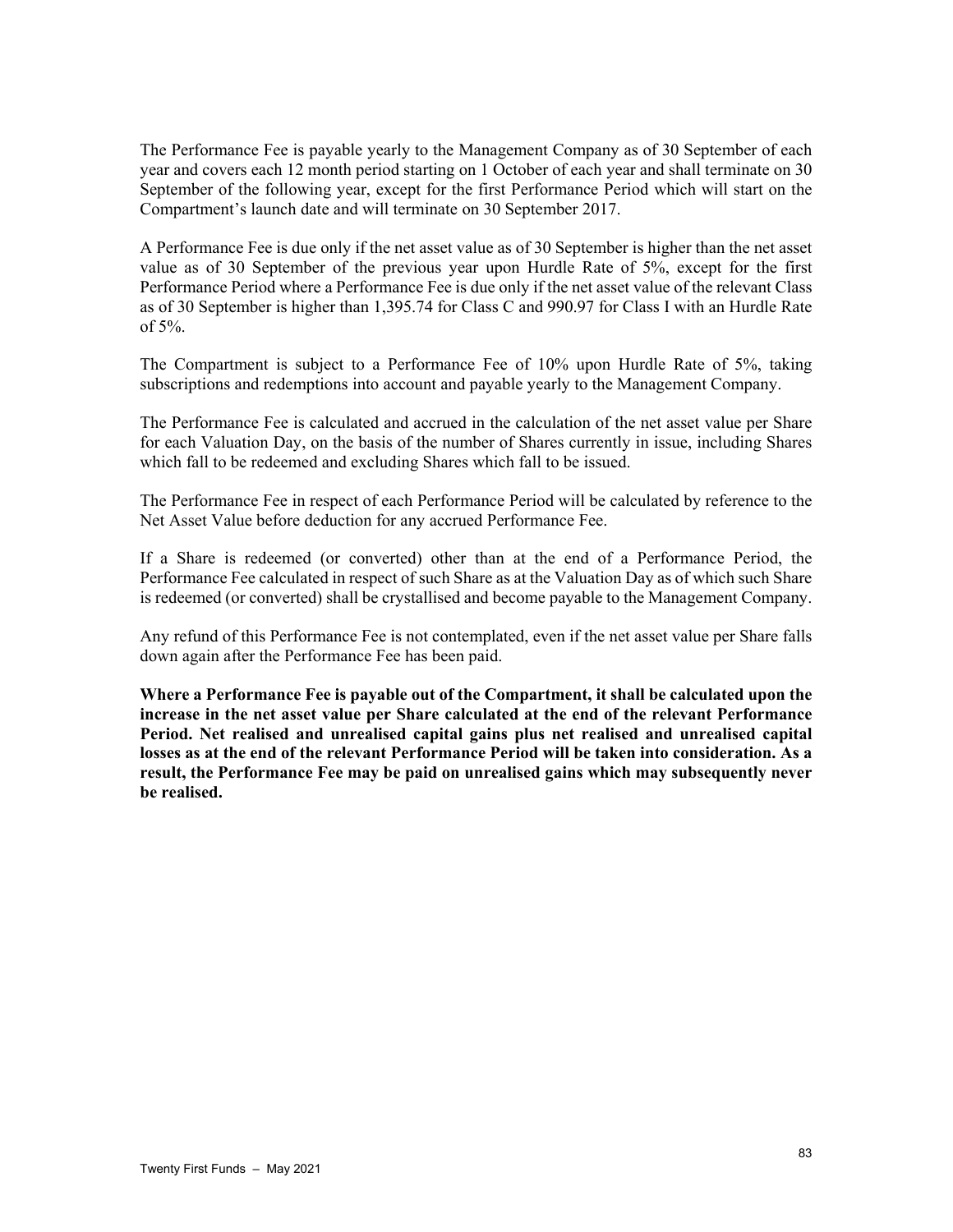The Performance Fee is payable yearly to the Management Company as of 30 September of each year and covers each 12 month period starting on 1 October of each year and shall terminate on 30 September of the following year, except for the first Performance Period which will start on the Compartment's launch date and will terminate on 30 September 2017.

A Performance Fee is due only if the net asset value as of 30 September is higher than the net asset value as of 30 September of the previous year upon Hurdle Rate of 5%, except for the first Performance Period where a Performance Fee is due only if the net asset value of the relevant Class as of 30 September is higher than 1,395.74 for Class C and 990.97 for Class I with an Hurdle Rate of 5%.

The Compartment is subject to a Performance Fee of 10% upon Hurdle Rate of 5%, taking subscriptions and redemptions into account and payable yearly to the Management Company.

The Performance Fee is calculated and accrued in the calculation of the net asset value per Share for each Valuation Day, on the basis of the number of Shares currently in issue, including Shares which fall to be redeemed and excluding Shares which fall to be issued.

The Performance Fee in respect of each Performance Period will be calculated by reference to the Net Asset Value before deduction for any accrued Performance Fee.

If a Share is redeemed (or converted) other than at the end of a Performance Period, the Performance Fee calculated in respect of such Share as at the Valuation Day as of which such Share is redeemed (or converted) shall be crystallised and become payable to the Management Company.

Any refund of this Performance Fee is not contemplated, even if the net asset value per Share falls down again after the Performance Fee has been paid.

**Where a Performance Fee is payable out of the Compartment, it shall be calculated upon the increase in the net asset value per Share calculated at the end of the relevant Performance Period. Net realised and unrealised capital gains plus net realised and unrealised capital losses as at the end of the relevant Performance Period will be taken into consideration. As a result, the Performance Fee may be paid on unrealised gains which may subsequently never be realised.**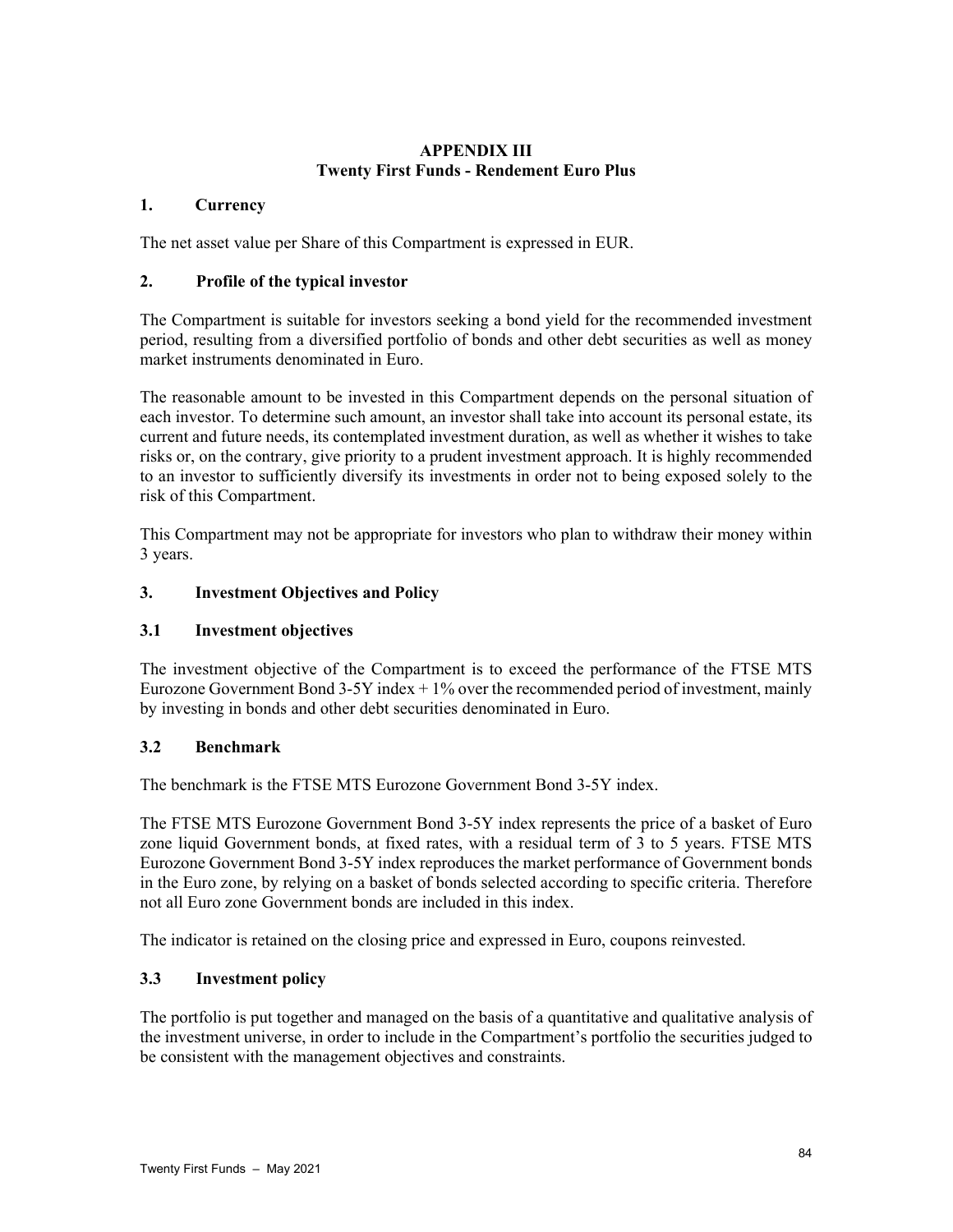# APPENDIX III
# Twenty First Funds - Rendement Euro Plus

## 1. Currency

The net asset value per Share of this Compartment is expressed in EUR.

## 2. Profile of the typical investor

The Compartment is suitable for investors seeking a bond yield for the recommended investment period, resulting from a diversified portfolio of bonds and other debt securities as well as money market instruments denominated in Euro.

The reasonable amount to be invested in this Compartment depends on the personal situation of each investor. To determine such amount, an investor shall take into account its personal estate, its current and future needs, its contemplated investment duration, as well as whether it wishes to take risks or, on the contrary, give priority to a prudent investment approach. It is highly recommended to an investor to sufficiently diversify its investments in order not to being exposed solely to the risk of this Compartment.

This Compartment may not be appropriate for investors who plan to withdraw their money within 3 years.

## 3. Investment Objectives and Policy

### 3.1 Investment objectives

The investment objective of the Compartment is to exceed the performance of the FTSE MTS Eurozone Government Bond 3-5Y index + 1% over the recommended period of investment, mainly by investing in bonds and other debt securities denominated in Euro.

### 3.2 Benchmark

The benchmark is the FTSE MTS Eurozone Government Bond 3-5Y index.

The FTSE MTS Eurozone Government Bond 3-5Y index represents the price of a basket of Euro zone liquid Government bonds, at fixed rates, with a residual term of 3 to 5 years. FTSE MTS Eurozone Government Bond 3-5Y index reproduces the market performance of Government bonds in the Euro zone, by relying on a basket of bonds selected according to specific criteria. Therefore not all Euro zone Government bonds are included in this index.

The indicator is retained on the closing price and expressed in Euro, coupons reinvested.

### 3.3 Investment policy

The portfolio is put together and managed on the basis of a quantitative and qualitative analysis of the investment universe, in order to include in the Compartment's portfolio the securities judged to be consistent with the management objectives and constraints.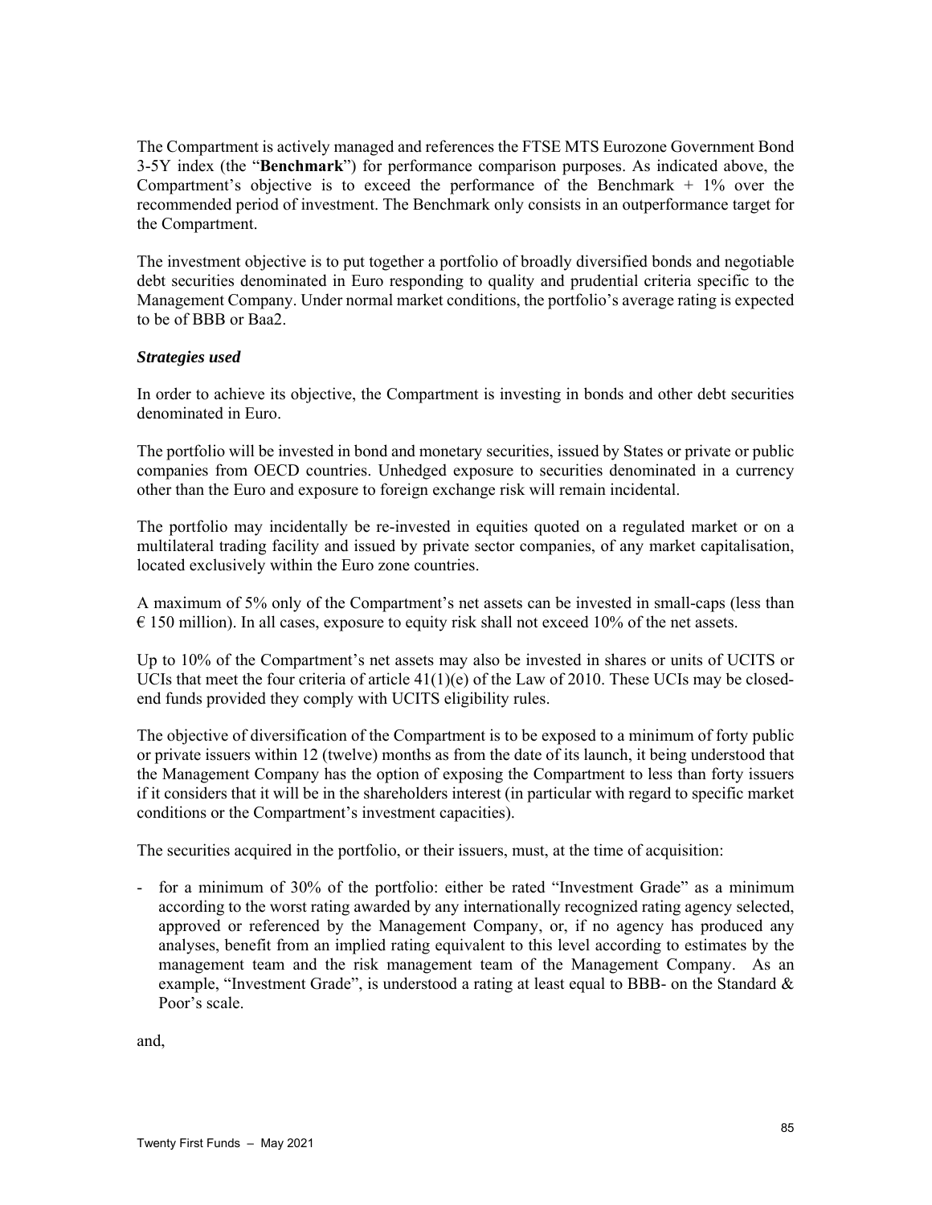The Compartment is actively managed and references the FTSE MTS Eurozone Government Bond 3-5Y index (the "**Benchmark**") for performance comparison purposes. As indicated above, the Compartment's objective is to exceed the performance of the Benchmark + 1% over the recommended period of investment. The Benchmark only consists in an outperformance target for the Compartment.

The investment objective is to put together a portfolio of broadly diversified bonds and negotiable debt securities denominated in Euro responding to quality and prudential criteria specific to the Management Company. Under normal market conditions, the portfolio's average rating is expected to be of BBB or Baa2.

***Strategies used***

In order to achieve its objective, the Compartment is investing in bonds and other debt securities denominated in Euro.

The portfolio will be invested in bond and monetary securities, issued by States or private or public companies from OECD countries. Unhedged exposure to securities denominated in a currency other than the Euro and exposure to foreign exchange risk will remain incidental.

The portfolio may incidentally be re-invested in equities quoted on a regulated market or on a multilateral trading facility and issued by private sector companies, of any market capitalisation, located exclusively within the Euro zone countries.

A maximum of 5% only of the Compartment's net assets can be invested in small-caps (less than € 150 million). In all cases, exposure to equity risk shall not exceed 10% of the net assets.

Up to 10% of the Compartment's net assets may also be invested in shares or units of UCITS or UCIs that meet the four criteria of article 41(1)(e) of the Law of 2010. These UCIs may be closed-end funds provided they comply with UCITS eligibility rules.

The objective of diversification of the Compartment is to be exposed to a minimum of forty public or private issuers within 12 (twelve) months as from the date of its launch, it being understood that the Management Company has the option of exposing the Compartment to less than forty issuers if it considers that it will be in the shareholders interest (in particular with regard to specific market conditions or the Compartment's investment capacities).

The securities acquired in the portfolio, or their issuers, must, at the time of acquisition:

- for a minimum of 30% of the portfolio: either be rated "Investment Grade" as a minimum according to the worst rating awarded by any internationally recognized rating agency selected, approved or referenced by the Management Company, or, if no agency has produced any analyses, benefit from an implied rating equivalent to this level according to estimates by the management team and the risk management team of the Management Company. As an example, "Investment Grade", is understood a rating at least equal to BBB- on the Standard & Poor's scale.

and,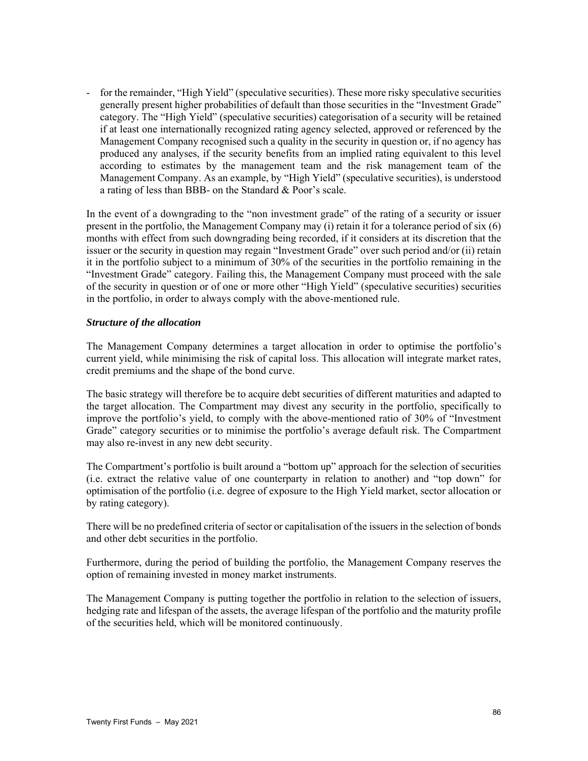- for the remainder, "High Yield" (speculative securities). These more risky speculative securities generally present higher probabilities of default than those securities in the "Investment Grade" category. The "High Yield" (speculative securities) categorisation of a security will be retained if at least one internationally recognized rating agency selected, approved or referenced by the Management Company recognised such a quality in the security in question or, if no agency has produced any analyses, if the security benefits from an implied rating equivalent to this level according to estimates by the management team and the risk management team of the Management Company. As an example, by "High Yield" (speculative securities), is understood a rating of less than BBB- on the Standard & Poor's scale.

In the event of a downgrading to the "non investment grade" of the rating of a security or issuer present in the portfolio, the Management Company may (i) retain it for a tolerance period of six (6) months with effect from such downgrading being recorded, if it considers at its discretion that the issuer or the security in question may regain "Investment Grade" over such period and/or (ii) retain it in the portfolio subject to a minimum of 30% of the securities in the portfolio remaining in the "Investment Grade" category. Failing this, the Management Company must proceed with the sale of the security in question or of one or more other "High Yield" (speculative securities) securities in the portfolio, in order to always comply with the above-mentioned rule.

***Structure of the allocation***

The Management Company determines a target allocation in order to optimise the portfolio's current yield, while minimising the risk of capital loss. This allocation will integrate market rates, credit premiums and the shape of the bond curve.

The basic strategy will therefore be to acquire debt securities of different maturities and adapted to the target allocation. The Compartment may divest any security in the portfolio, specifically to improve the portfolio's yield, to comply with the above-mentioned ratio of 30% of "Investment Grade" category securities or to minimise the portfolio's average default risk. The Compartment may also re-invest in any new debt security.

The Compartment's portfolio is built around a "bottom up" approach for the selection of securities (i.e. extract the relative value of one counterparty in relation to another) and "top down" for optimisation of the portfolio (i.e. degree of exposure to the High Yield market, sector allocation or by rating category).

There will be no predefined criteria of sector or capitalisation of the issuers in the selection of bonds and other debt securities in the portfolio.

Furthermore, during the period of building the portfolio, the Management Company reserves the option of remaining invested in money market instruments.

The Management Company is putting together the portfolio in relation to the selection of issuers, hedging rate and lifespan of the assets, the average lifespan of the portfolio and the maturity profile of the securities held, which will be monitored continuously.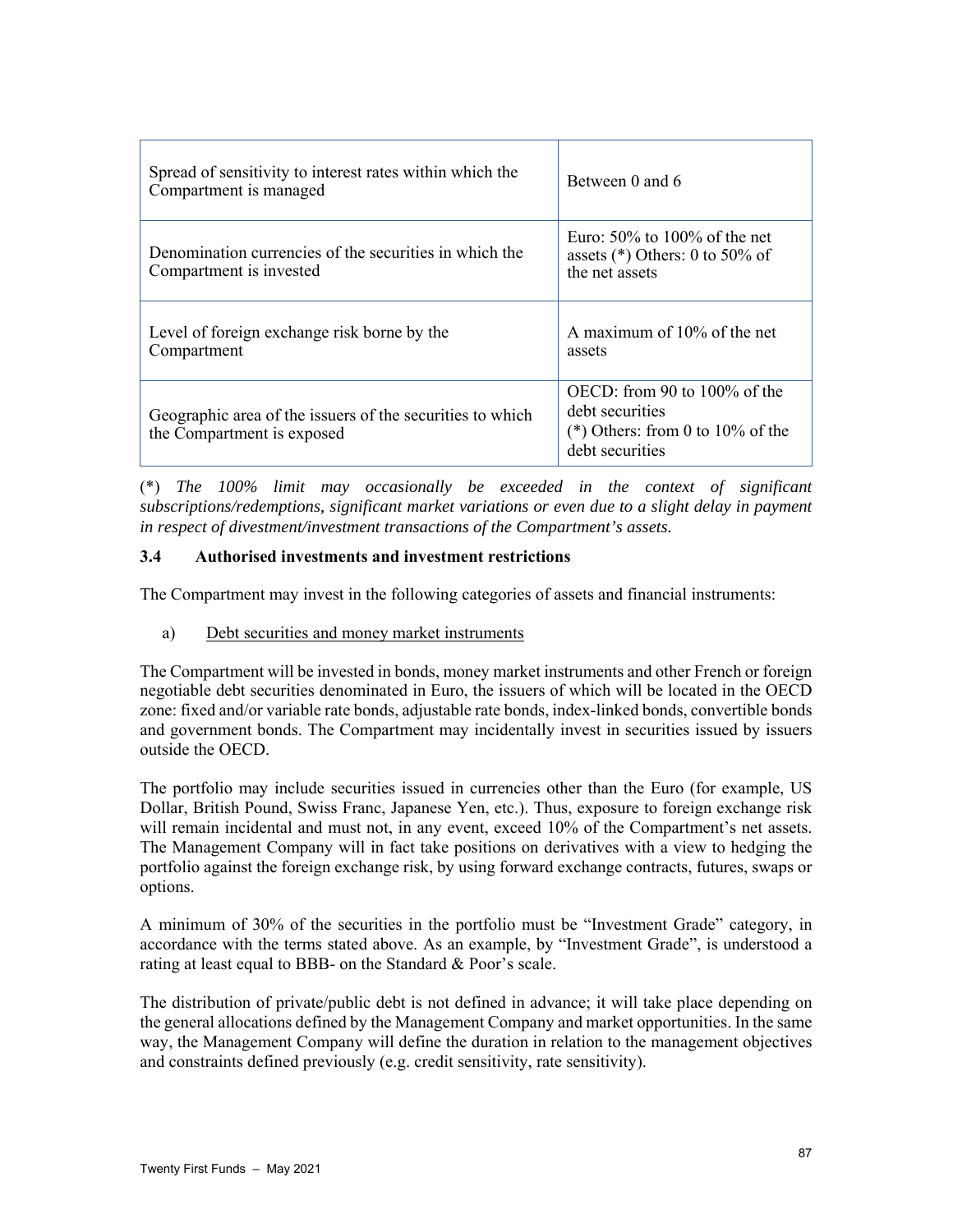| | |
|---|---|
| Spread of sensitivity to interest rates within which the Compartment is managed | Between 0 and 6 |
| Denomination currencies of the securities in which the Compartment is invested | Euro: 50% to 100% of the net assets (*) Others: 0 to 50% of the net assets |
| Level of foreign exchange risk borne by the Compartment | A maximum of 10% of the net assets |
| Geographic area of the issuers of the securities to which the Compartment is exposed | OECD: from 90 to 100% of the debt securities (*) Others: from 0 to 10% of the debt securities |

(*) *The 100% limit may occasionally be exceeded in the context of significant subscriptions/redemptions, significant market variations or even due to a slight delay in payment in respect of divestment/investment transactions of the Compartment's assets.*

### 3.4 Authorised investments and investment restrictions

The Compartment may invest in the following categories of assets and financial instruments:

a) Debt securities and money market instruments

The Compartment will be invested in bonds, money market instruments and other French or foreign negotiable debt securities denominated in Euro, the issuers of which will be located in the OECD zone: fixed and/or variable rate bonds, adjustable rate bonds, index-linked bonds, convertible bonds and government bonds. The Compartment may incidentally invest in securities issued by issuers outside the OECD.

The portfolio may include securities issued in currencies other than the Euro (for example, US Dollar, British Pound, Swiss Franc, Japanese Yen, etc.). Thus, exposure to foreign exchange risk will remain incidental and must not, in any event, exceed 10% of the Compartment's net assets. The Management Company will in fact take positions on derivatives with a view to hedging the portfolio against the foreign exchange risk, by using forward exchange contracts, futures, swaps or options.

A minimum of 30% of the securities in the portfolio must be "Investment Grade" category, in accordance with the terms stated above. As an example, by "Investment Grade", is understood a rating at least equal to BBB- on the Standard & Poor's scale.

The distribution of private/public debt is not defined in advance; it will take place depending on the general allocations defined by the Management Company and market opportunities. In the same way, the Management Company will define the duration in relation to the management objectives and constraints defined previously (e.g. credit sensitivity, rate sensitivity).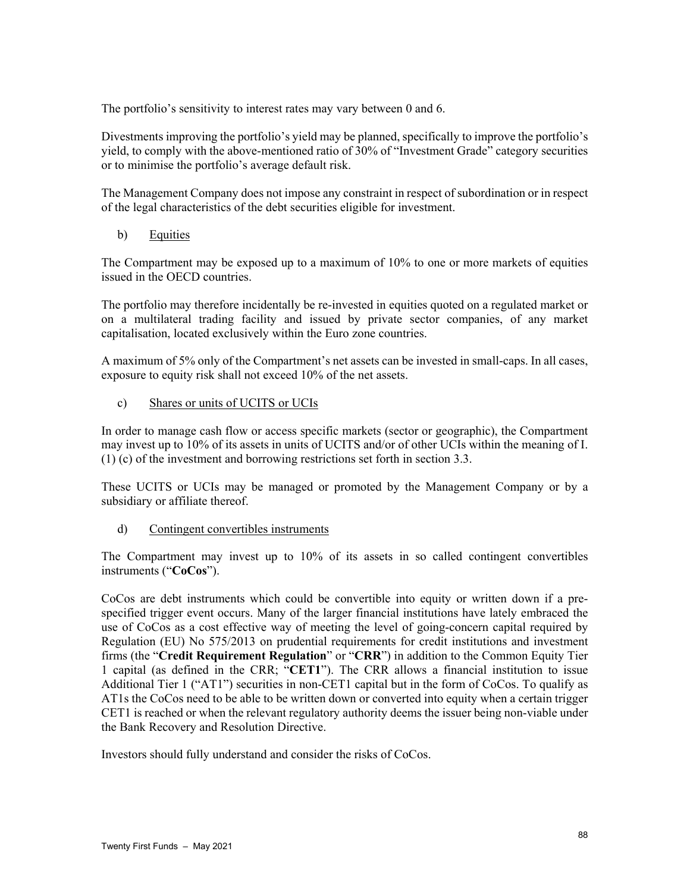The portfolio's sensitivity to interest rates may vary between 0 and 6.

Divestments improving the portfolio's yield may be planned, specifically to improve the portfolio's yield, to comply with the above-mentioned ratio of 30% of "Investment Grade" category securities or to minimise the portfolio's average default risk.

The Management Company does not impose any constraint in respect of subordination or in respect of the legal characteristics of the debt securities eligible for investment.

b) Equities

The Compartment may be exposed up to a maximum of 10% to one or more markets of equities issued in the OECD countries.

The portfolio may therefore incidentally be re-invested in equities quoted on a regulated market or on a multilateral trading facility and issued by private sector companies, of any market capitalisation, located exclusively within the Euro zone countries.

A maximum of 5% only of the Compartment's net assets can be invested in small-caps. In all cases, exposure to equity risk shall not exceed 10% of the net assets.

c) Shares or units of UCITS or UCIs

In order to manage cash flow or access specific markets (sector or geographic), the Compartment may invest up to 10% of its assets in units of UCITS and/or of other UCIs within the meaning of I. (1) (c) of the investment and borrowing restrictions set forth in section 3.3.

These UCITS or UCIs may be managed or promoted by the Management Company or by a subsidiary or affiliate thereof.

d) Contingent convertibles instruments

The Compartment may invest up to 10% of its assets in so called contingent convertibles instruments ("**CoCos**").

CoCos are debt instruments which could be convertible into equity or written down if a pre-specified trigger event occurs. Many of the larger financial institutions have lately embraced the use of CoCos as a cost effective way of meeting the level of going-concern capital required by Regulation (EU) No 575/2013 on prudential requirements for credit institutions and investment firms (the "**Credit Requirement Regulation**" or "**CRR**") in addition to the Common Equity Tier 1 capital (as defined in the CRR; "**CET1**"). The CRR allows a financial institution to issue Additional Tier 1 ("AT1") securities in non-CET1 capital but in the form of CoCos. To qualify as AT1s the CoCos need to be able to be written down or converted into equity when a certain trigger CET1 is reached or when the relevant regulatory authority deems the issuer being non-viable under the Bank Recovery and Resolution Directive.

Investors should fully understand and consider the risks of CoCos.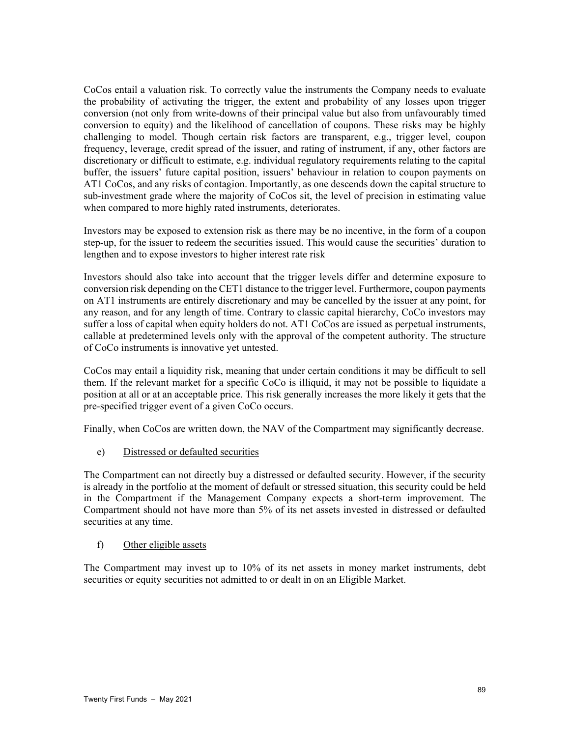CoCos entail a valuation risk. To correctly value the instruments the Company needs to evaluate the probability of activating the trigger, the extent and probability of any losses upon trigger conversion (not only from write-downs of their principal value but also from unfavourably timed conversion to equity) and the likelihood of cancellation of coupons. These risks may be highly challenging to model. Though certain risk factors are transparent, e.g., trigger level, coupon frequency, leverage, credit spread of the issuer, and rating of instrument, if any, other factors are discretionary or difficult to estimate, e.g. individual regulatory requirements relating to the capital buffer, the issuers' future capital position, issuers' behaviour in relation to coupon payments on AT1 CoCos, and any risks of contagion. Importantly, as one descends down the capital structure to sub-investment grade where the majority of CoCos sit, the level of precision in estimating value when compared to more highly rated instruments, deteriorates.

Investors may be exposed to extension risk as there may be no incentive, in the form of a coupon step-up, for the issuer to redeem the securities issued. This would cause the securities' duration to lengthen and to expose investors to higher interest rate risk

Investors should also take into account that the trigger levels differ and determine exposure to conversion risk depending on the CET1 distance to the trigger level. Furthermore, coupon payments on AT1 instruments are entirely discretionary and may be cancelled by the issuer at any point, for any reason, and for any length of time. Contrary to classic capital hierarchy, CoCo investors may suffer a loss of capital when equity holders do not. AT1 CoCos are issued as perpetual instruments, callable at predetermined levels only with the approval of the competent authority. The structure of CoCo instruments is innovative yet untested.

CoCos may entail a liquidity risk, meaning that under certain conditions it may be difficult to sell them. If the relevant market for a specific CoCo is illiquid, it may not be possible to liquidate a position at all or at an acceptable price. This risk generally increases the more likely it gets that the pre-specified trigger event of a given CoCo occurs.

Finally, when CoCos are written down, the NAV of the Compartment may significantly decrease.

e) Distressed or defaulted securities

The Compartment can not directly buy a distressed or defaulted security. However, if the security is already in the portfolio at the moment of default or stressed situation, this security could be held in the Compartment if the Management Company expects a short-term improvement. The Compartment should not have more than 5% of its net assets invested in distressed or defaulted securities at any time.

f) Other eligible assets

The Compartment may invest up to 10% of its net assets in money market instruments, debt securities or equity securities not admitted to or dealt in on an Eligible Market.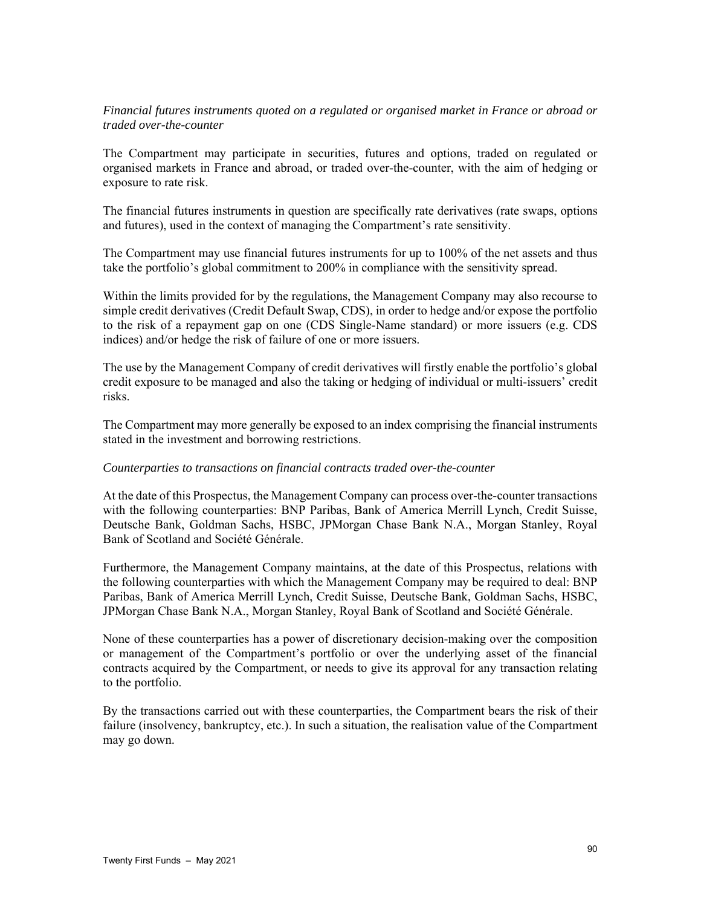*Financial futures instruments quoted on a regulated or organised market in France or abroad or traded over-the-counter*

The Compartment may participate in securities, futures and options, traded on regulated or organised markets in France and abroad, or traded over-the-counter, with the aim of hedging or exposure to rate risk.

The financial futures instruments in question are specifically rate derivatives (rate swaps, options and futures), used in the context of managing the Compartment's rate sensitivity.

The Compartment may use financial futures instruments for up to 100% of the net assets and thus take the portfolio's global commitment to 200% in compliance with the sensitivity spread.

Within the limits provided for by the regulations, the Management Company may also recourse to simple credit derivatives (Credit Default Swap, CDS), in order to hedge and/or expose the portfolio to the risk of a repayment gap on one (CDS Single-Name standard) or more issuers (e.g. CDS indices) and/or hedge the risk of failure of one or more issuers.

The use by the Management Company of credit derivatives will firstly enable the portfolio's global credit exposure to be managed and also the taking or hedging of individual or multi-issuers' credit risks.

The Compartment may more generally be exposed to an index comprising the financial instruments stated in the investment and borrowing restrictions.

*Counterparties to transactions on financial contracts traded over-the-counter*

At the date of this Prospectus, the Management Company can process over-the-counter transactions with the following counterparties: BNP Paribas, Bank of America Merrill Lynch, Credit Suisse, Deutsche Bank, Goldman Sachs, HSBC, JPMorgan Chase Bank N.A., Morgan Stanley, Royal Bank of Scotland and Société Générale.

Furthermore, the Management Company maintains, at the date of this Prospectus, relations with the following counterparties with which the Management Company may be required to deal: BNP Paribas, Bank of America Merrill Lynch, Credit Suisse, Deutsche Bank, Goldman Sachs, HSBC, JPMorgan Chase Bank N.A., Morgan Stanley, Royal Bank of Scotland and Société Générale.

None of these counterparties has a power of discretionary decision-making over the composition or management of the Compartment's portfolio or over the underlying asset of the financial contracts acquired by the Compartment, or needs to give its approval for any transaction relating to the portfolio.

By the transactions carried out with these counterparties, the Compartment bears the risk of their failure (insolvency, bankruptcy, etc.). In such a situation, the realisation value of the Compartment may go down.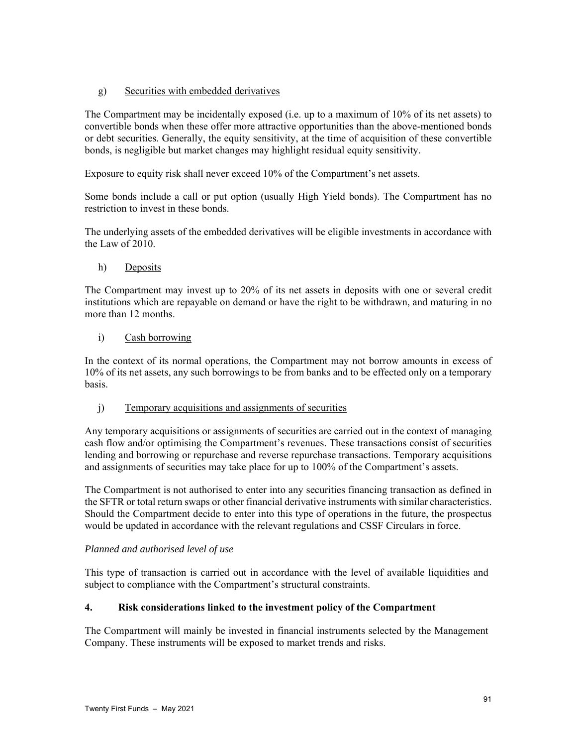g) Securities with embedded derivatives

The Compartment may be incidentally exposed (i.e. up to a maximum of 10% of its net assets) to convertible bonds when these offer more attractive opportunities than the above-mentioned bonds or debt securities. Generally, the equity sensitivity, at the time of acquisition of these convertible bonds, is negligible but market changes may highlight residual equity sensitivity.

Exposure to equity risk shall never exceed 10% of the Compartment's net assets.

Some bonds include a call or put option (usually High Yield bonds). The Compartment has no restriction to invest in these bonds.

The underlying assets of the embedded derivatives will be eligible investments in accordance with the Law of 2010.

h) Deposits

The Compartment may invest up to 20% of its net assets in deposits with one or several credit institutions which are repayable on demand or have the right to be withdrawn, and maturing in no more than 12 months.

i) Cash borrowing

In the context of its normal operations, the Compartment may not borrow amounts in excess of 10% of its net assets, any such borrowings to be from banks and to be effected only on a temporary basis.

j) Temporary acquisitions and assignments of securities

Any temporary acquisitions or assignments of securities are carried out in the context of managing cash flow and/or optimising the Compartment's revenues. These transactions consist of securities lending and borrowing or repurchase and reverse repurchase transactions. Temporary acquisitions and assignments of securities may take place for up to 100% of the Compartment's assets.

The Compartment is not authorised to enter into any securities financing transaction as defined in the SFTR or total return swaps or other financial derivative instruments with similar characteristics. Should the Compartment decide to enter into this type of operations in the future, the prospectus would be updated in accordance with the relevant regulations and CSSF Circulars in force.

*Planned and authorised level of use*

This type of transaction is carried out in accordance with the level of available liquidities and subject to compliance with the Compartment's structural constraints.

## 4. Risk considerations linked to the investment policy of the Compartment

The Compartment will mainly be invested in financial instruments selected by the Management Company. These instruments will be exposed to market trends and risks.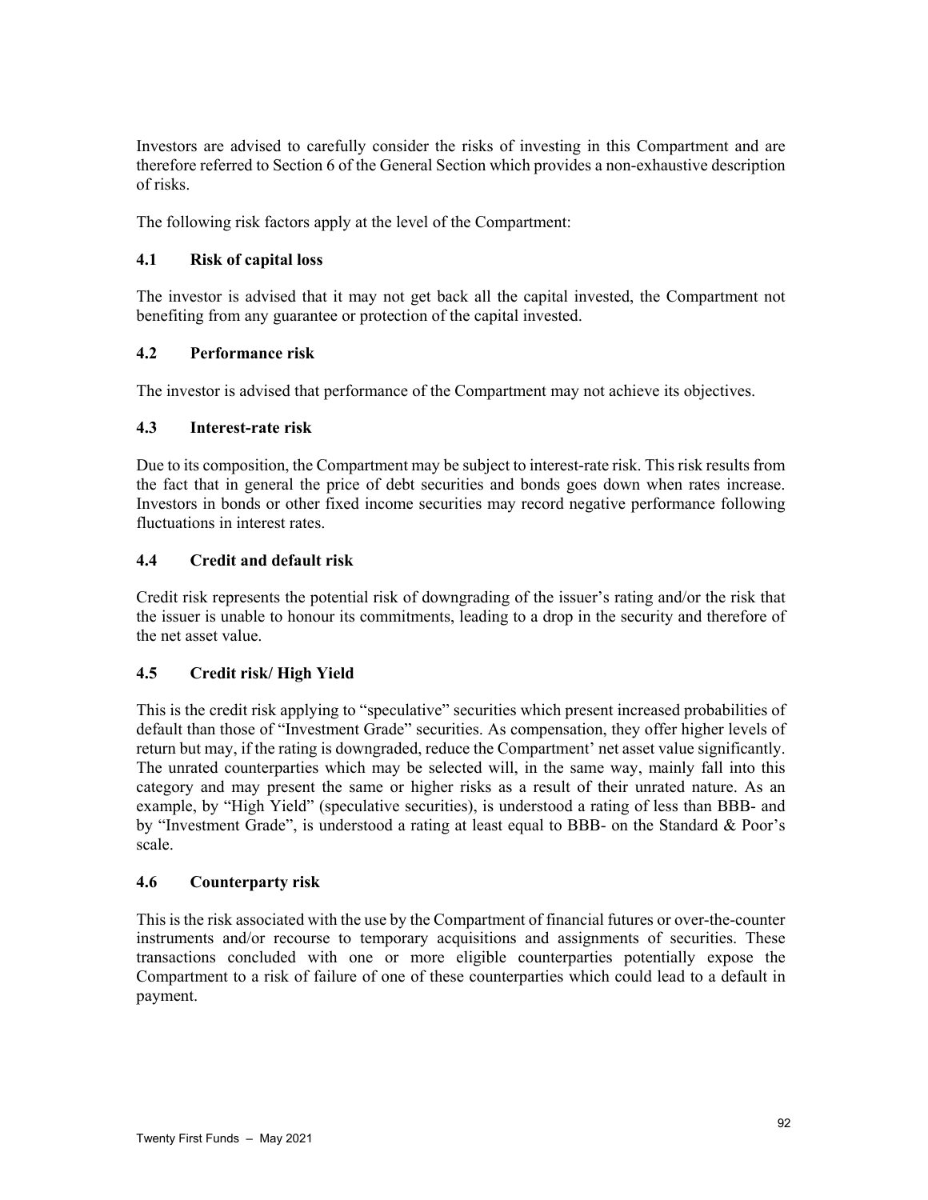Investors are advised to carefully consider the risks of investing in this Compartment and are therefore referred to Section 6 of the General Section which provides a non-exhaustive description of risks.

The following risk factors apply at the level of the Compartment:

### 4.1 Risk of capital loss

The investor is advised that it may not get back all the capital invested, the Compartment not benefiting from any guarantee or protection of the capital invested.

### 4.2 Performance risk

The investor is advised that performance of the Compartment may not achieve its objectives.

### 4.3 Interest-rate risk

Due to its composition, the Compartment may be subject to interest-rate risk. This risk results from the fact that in general the price of debt securities and bonds goes down when rates increase. Investors in bonds or other fixed income securities may record negative performance following fluctuations in interest rates.

### 4.4 Credit and default risk

Credit risk represents the potential risk of downgrading of the issuer's rating and/or the risk that the issuer is unable to honour its commitments, leading to a drop in the security and therefore of the net asset value.

### 4.5 Credit risk/ High Yield

This is the credit risk applying to "speculative" securities which present increased probabilities of default than those of "Investment Grade" securities. As compensation, they offer higher levels of return but may, if the rating is downgraded, reduce the Compartment' net asset value significantly. The unrated counterparties which may be selected will, in the same way, mainly fall into this category and may present the same or higher risks as a result of their unrated nature. As an example, by "High Yield" (speculative securities), is understood a rating of less than BBB- and by "Investment Grade", is understood a rating at least equal to BBB- on the Standard & Poor's scale.

### 4.6 Counterparty risk

This is the risk associated with the use by the Compartment of financial futures or over-the-counter instruments and/or recourse to temporary acquisitions and assignments of securities. These transactions concluded with one or more eligible counterparties potentially expose the Compartment to a risk of failure of one of these counterparties which could lead to a default in payment.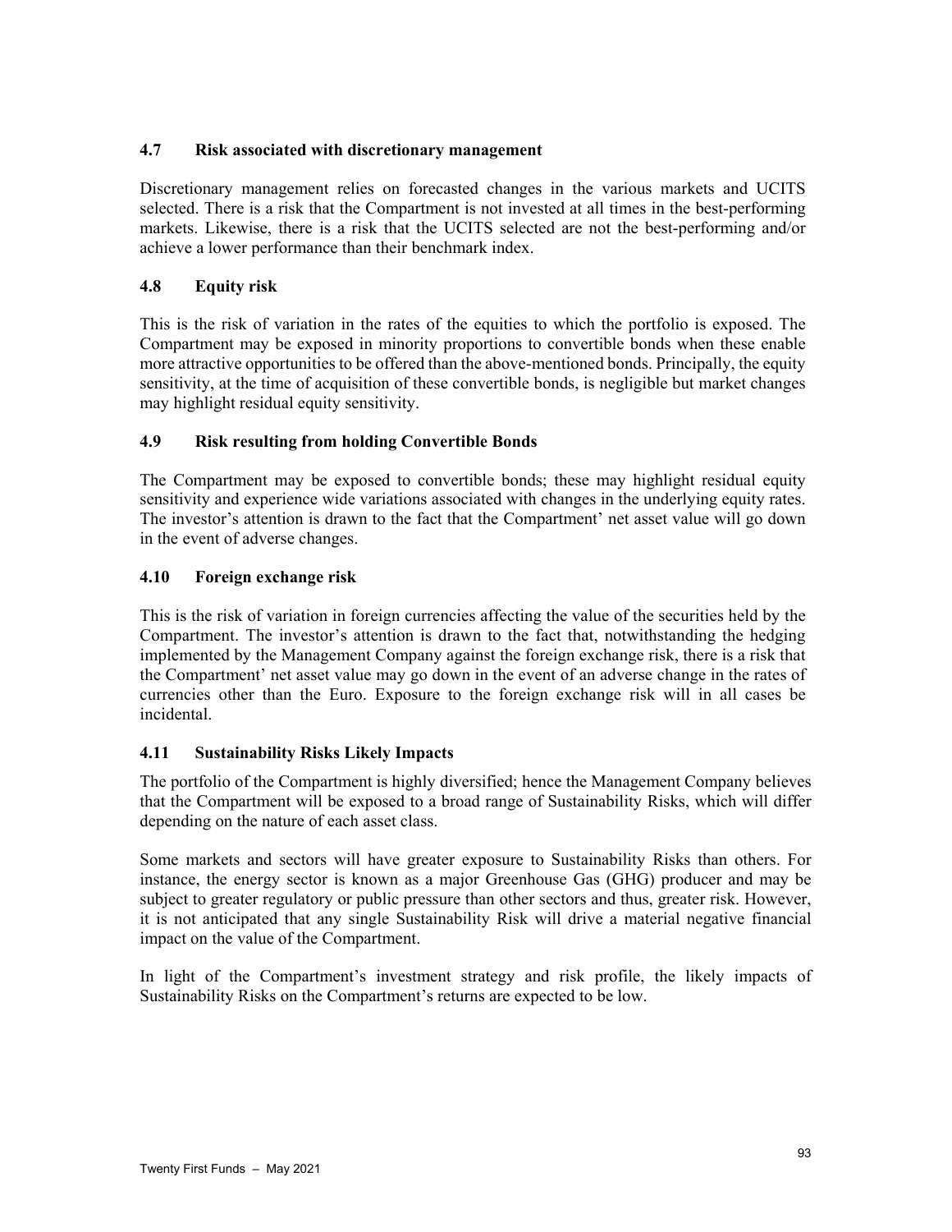### 4.7 Risk associated with discretionary management

Discretionary management relies on forecasted changes in the various markets and UCITS selected. There is a risk that the Compartment is not invested at all times in the best-performing markets. Likewise, there is a risk that the UCITS selected are not the best-performing and/or achieve a lower performance than their benchmark index.

### 4.8 Equity risk

This is the risk of variation in the rates of the equities to which the portfolio is exposed. The Compartment may be exposed in minority proportions to convertible bonds when these enable more attractive opportunities to be offered than the above-mentioned bonds. Principally, the equity sensitivity, at the time of acquisition of these convertible bonds, is negligible but market changes may highlight residual equity sensitivity.

### 4.9 Risk resulting from holding Convertible Bonds

The Compartment may be exposed to convertible bonds; these may highlight residual equity sensitivity and experience wide variations associated with changes in the underlying equity rates. The investor's attention is drawn to the fact that the Compartment' net asset value will go down in the event of adverse changes.

### 4.10 Foreign exchange risk

This is the risk of variation in foreign currencies affecting the value of the securities held by the Compartment. The investor's attention is drawn to the fact that, notwithstanding the hedging implemented by the Management Company against the foreign exchange risk, there is a risk that the Compartment' net asset value may go down in the event of an adverse change in the rates of currencies other than the Euro. Exposure to the foreign exchange risk will in all cases be incidental.

### 4.11 Sustainability Risks Likely Impacts

The portfolio of the Compartment is highly diversified; hence the Management Company believes that the Compartment will be exposed to a broad range of Sustainability Risks, which will differ depending on the nature of each asset class.

Some markets and sectors will have greater exposure to Sustainability Risks than others. For instance, the energy sector is known as a major Greenhouse Gas (GHG) producer and may be subject to greater regulatory or public pressure than other sectors and thus, greater risk. However, it is not anticipated that any single Sustainability Risk will drive a material negative financial impact on the value of the Compartment.

In light of the Compartment's investment strategy and risk profile, the likely impacts of Sustainability Risks on the Compartment's returns are expected to be low.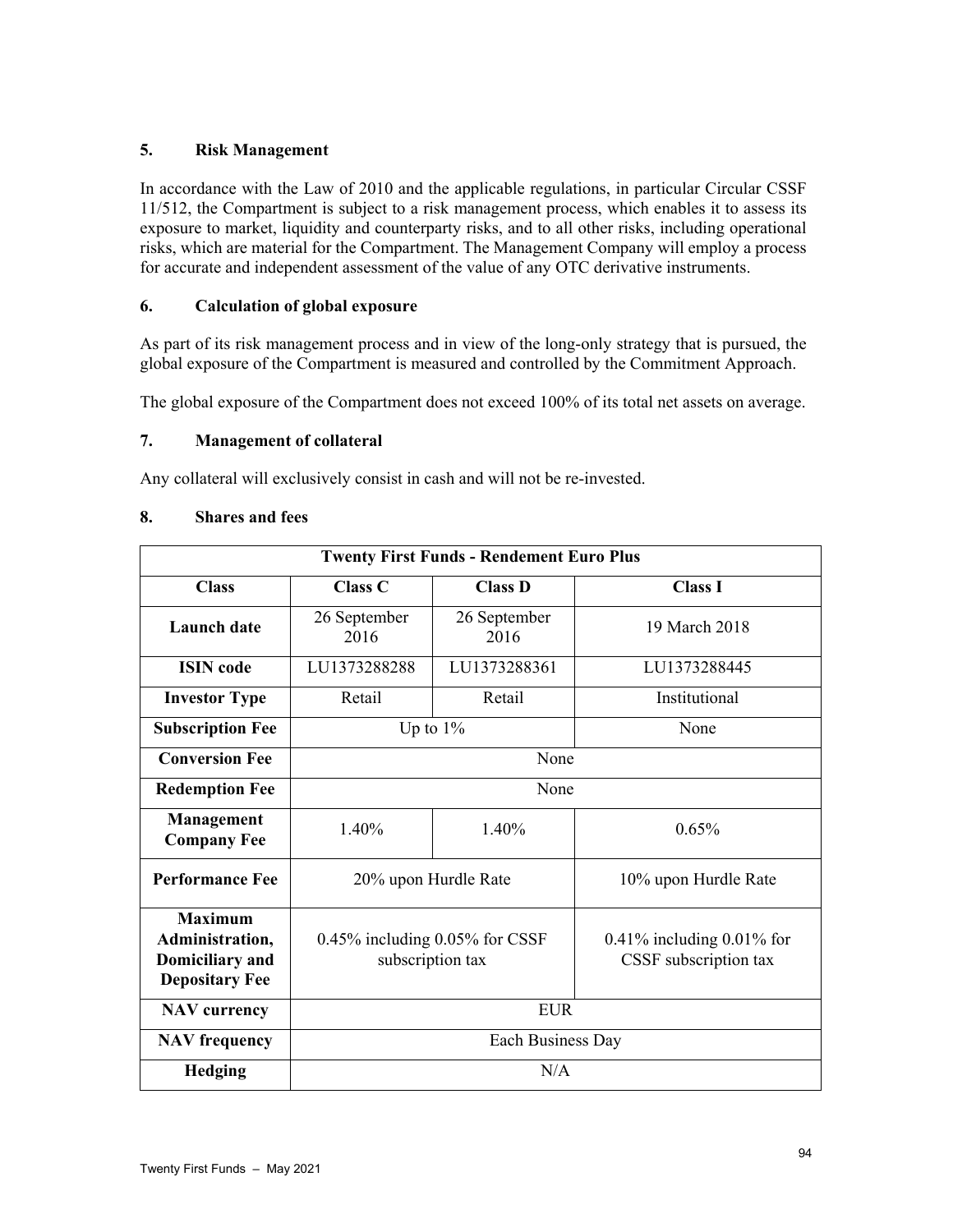## 5. Risk Management

In accordance with the Law of 2010 and the applicable regulations, in particular Circular CSSF 11/512, the Compartment is subject to a risk management process, which enables it to assess its exposure to market, liquidity and counterparty risks, and to all other risks, including operational risks, which are material for the Compartment. The Management Company will employ a process for accurate and independent assessment of the value of any OTC derivative instruments.

## 6. Calculation of global exposure

As part of its risk management process and in view of the long-only strategy that is pursued, the global exposure of the Compartment is measured and controlled by the Commitment Approach.

The global exposure of the Compartment does not exceed 100% of its total net assets on average.

## 7. Management of collateral

Any collateral will exclusively consist in cash and will not be re-invested.

## 8. Shares and fees

| Twenty First Funds - Rendement Euro Plus | | | |
|---|---|---|---|
| **Class** | **Class C** | **Class D** | **Class I** |
| **Launch date** | 26 September 2016 | 26 September 2016 | 19 March 2018 |
| **ISIN code** | LU1373288288 | LU1373288361 | LU1373288445 |
| **Investor Type** | Retail | Retail | Institutional |
| **Subscription Fee** | Up to 1% | | None |
| **Conversion Fee** | None | | |
| **Redemption Fee** | None | | |
| **Management Company Fee** | 1.40% | 1.40% | 0.65% |
| **Performance Fee** | 20% upon Hurdle Rate | | 10% upon Hurdle Rate |
| **Maximum Administration, Domiciliary and Depositary Fee** | 0.45% including 0.05% for CSSF subscription tax | | 0.41% including 0.01% for CSSF subscription tax |
| **NAV currency** | EUR | | |
| **NAV frequency** | Each Business Day | | |
| **Hedging** | N/A | | |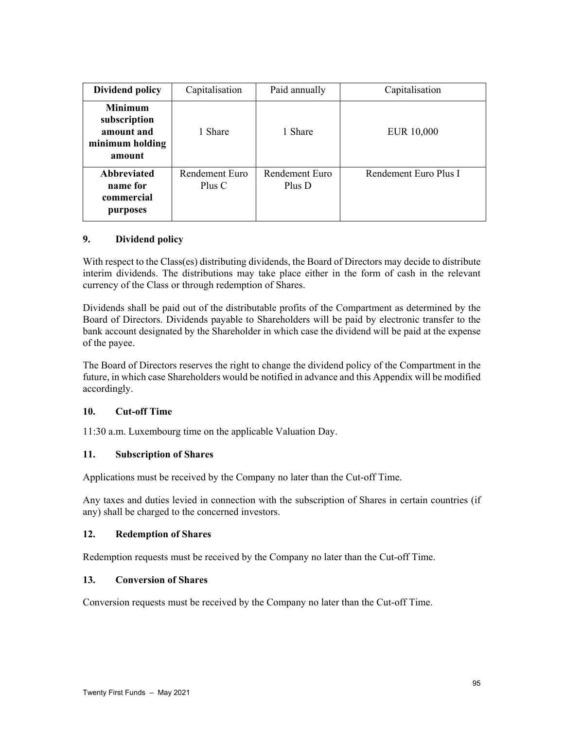| Dividend policy | Capitalisation | Paid annually | Capitalisation |
|---|---|---|---|
| **Minimum subscription amount and minimum holding amount** | 1 Share | 1 Share | EUR 10,000 |
| **Abbreviated name for commercial purposes** | Rendement Euro Plus C | Rendement Euro Plus D | Rendement Euro Plus I |

## 9. Dividend policy

With respect to the Class(es) distributing dividends, the Board of Directors may decide to distribute interim dividends. The distributions may take place either in the form of cash in the relevant currency of the Class or through redemption of Shares.

Dividends shall be paid out of the distributable profits of the Compartment as determined by the Board of Directors. Dividends payable to Shareholders will be paid by electronic transfer to the bank account designated by the Shareholder in which case the dividend will be paid at the expense of the payee.

The Board of Directors reserves the right to change the dividend policy of the Compartment in the future, in which case Shareholders would be notified in advance and this Appendix will be modified accordingly.

## 10. Cut-off Time

11:30 a.m. Luxembourg time on the applicable Valuation Day.

## 11. Subscription of Shares

Applications must be received by the Company no later than the Cut-off Time.

Any taxes and duties levied in connection with the subscription of Shares in certain countries (if any) shall be charged to the concerned investors.

## 12. Redemption of Shares

Redemption requests must be received by the Company no later than the Cut-off Time.

## 13. Conversion of Shares

Conversion requests must be received by the Company no later than the Cut-off Time.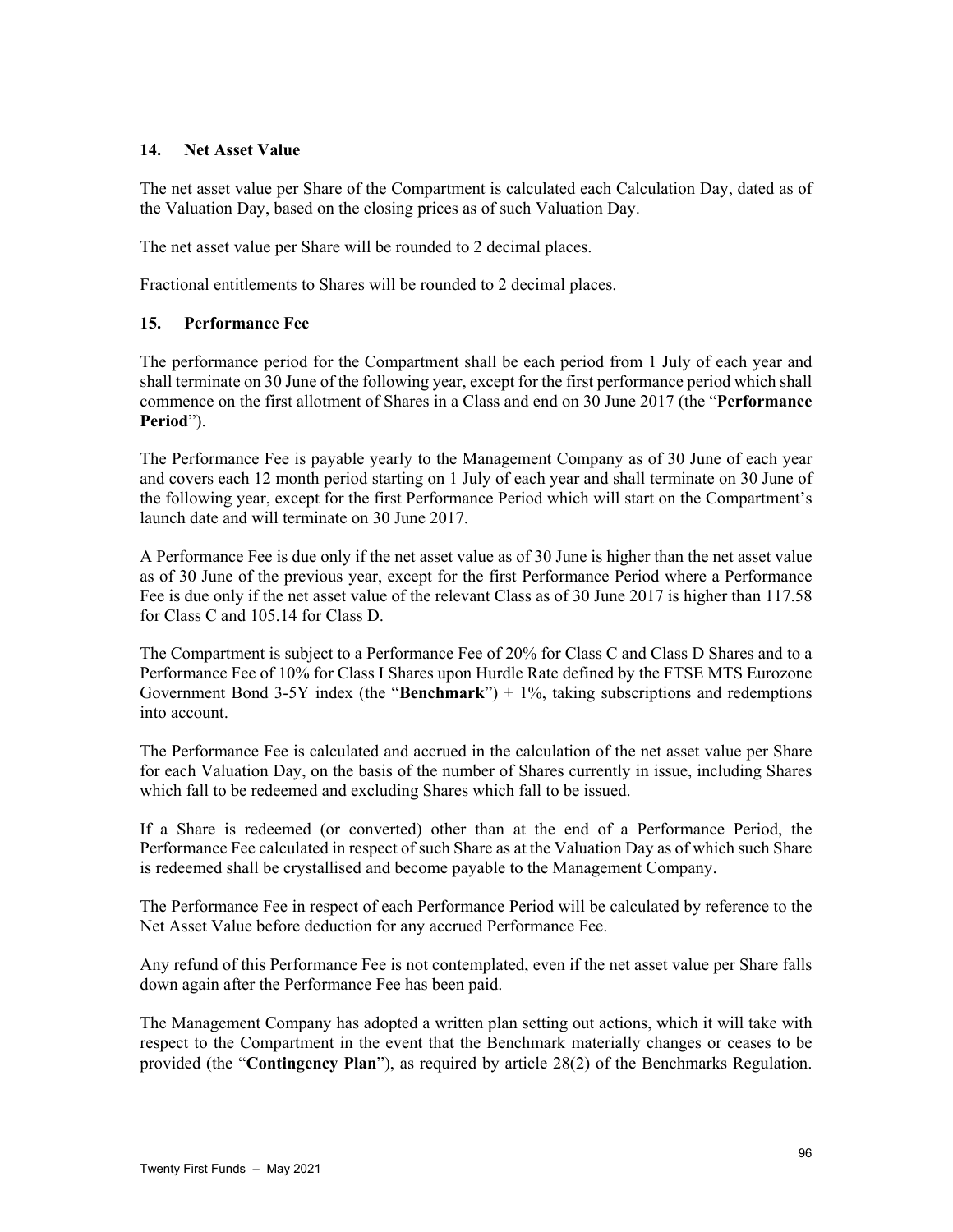## 14. Net Asset Value

The net asset value per Share of the Compartment is calculated each Calculation Day, dated as of the Valuation Day, based on the closing prices as of such Valuation Day.

The net asset value per Share will be rounded to 2 decimal places.

Fractional entitlements to Shares will be rounded to 2 decimal places.

## 15. Performance Fee

The performance period for the Compartment shall be each period from 1 July of each year and shall terminate on 30 June of the following year, except for the first performance period which shall commence on the first allotment of Shares in a Class and end on 30 June 2017 (the "**Performance Period**").

The Performance Fee is payable yearly to the Management Company as of 30 June of each year and covers each 12 month period starting on 1 July of each year and shall terminate on 30 June of the following year, except for the first Performance Period which will start on the Compartment's launch date and will terminate on 30 June 2017.

A Performance Fee is due only if the net asset value as of 30 June is higher than the net asset value as of 30 June of the previous year, except for the first Performance Period where a Performance Fee is due only if the net asset value of the relevant Class as of 30 June 2017 is higher than 117.58 for Class C and 105.14 for Class D.

The Compartment is subject to a Performance Fee of 20% for Class C and Class D Shares and to a Performance Fee of 10% for Class I Shares upon Hurdle Rate defined by the FTSE MTS Eurozone Government Bond 3-5Y index (the "**Benchmark**") + 1%, taking subscriptions and redemptions into account.

The Performance Fee is calculated and accrued in the calculation of the net asset value per Share for each Valuation Day, on the basis of the number of Shares currently in issue, including Shares which fall to be redeemed and excluding Shares which fall to be issued.

If a Share is redeemed (or converted) other than at the end of a Performance Period, the Performance Fee calculated in respect of such Share as at the Valuation Day as of which such Share is redeemed shall be crystallised and become payable to the Management Company.

The Performance Fee in respect of each Performance Period will be calculated by reference to the Net Asset Value before deduction for any accrued Performance Fee.

Any refund of this Performance Fee is not contemplated, even if the net asset value per Share falls down again after the Performance Fee has been paid.

The Management Company has adopted a written plan setting out actions, which it will take with respect to the Compartment in the event that the Benchmark materially changes or ceases to be provided (the "**Contingency Plan**"), as required by article 28(2) of the Benchmarks Regulation.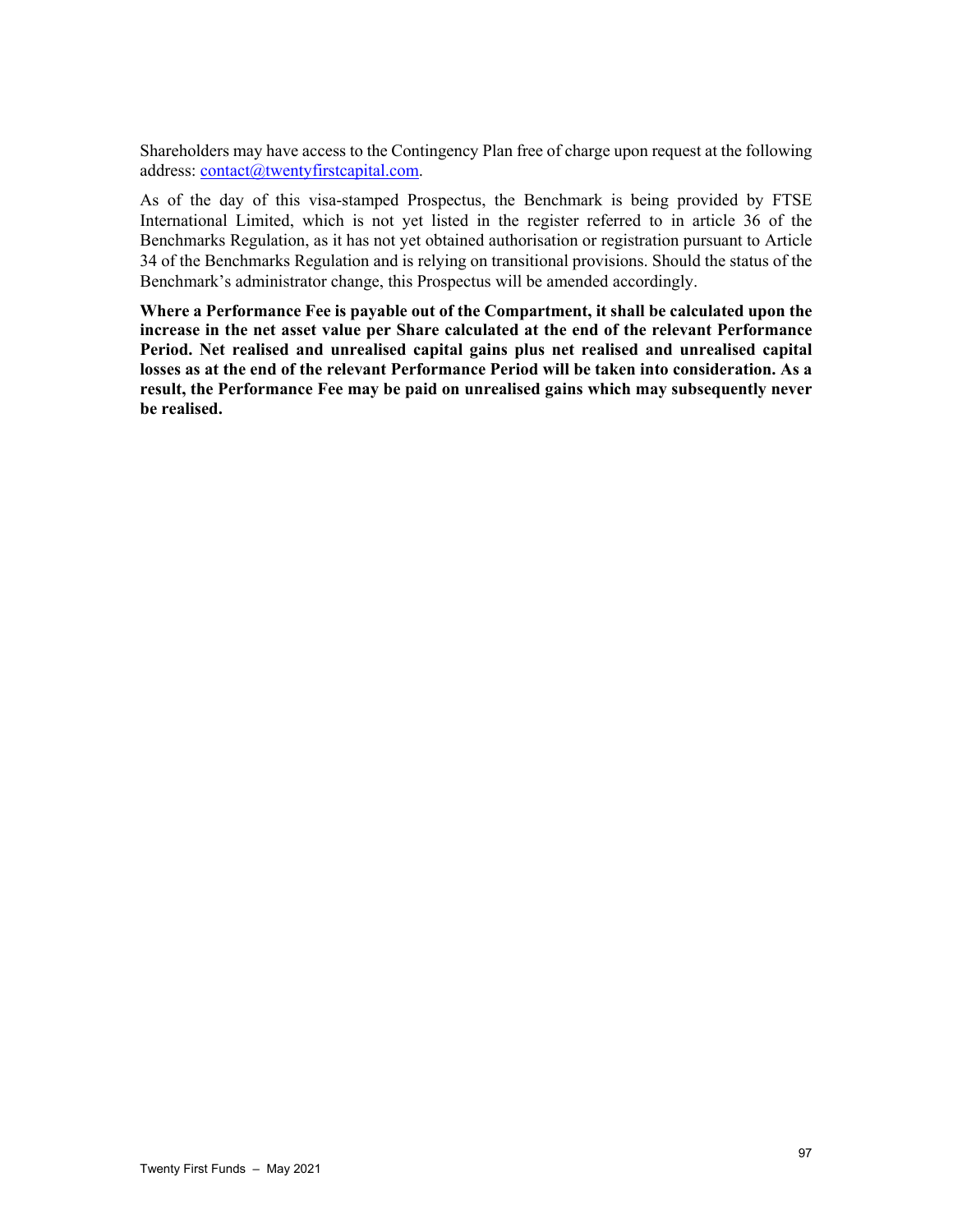Shareholders may have access to the Contingency Plan free of charge upon request at the following address: contact@twentyfirstcapital.com.

As of the day of this visa-stamped Prospectus, the Benchmark is being provided by FTSE International Limited, which is not yet listed in the register referred to in article 36 of the Benchmarks Regulation, as it has not yet obtained authorisation or registration pursuant to Article 34 of the Benchmarks Regulation and is relying on transitional provisions. Should the status of the Benchmark's administrator change, this Prospectus will be amended accordingly.

**Where a Performance Fee is payable out of the Compartment, it shall be calculated upon the increase in the net asset value per Share calculated at the end of the relevant Performance Period. Net realised and unrealised capital gains plus net realised and unrealised capital losses as at the end of the relevant Performance Period will be taken into consideration. As a result, the Performance Fee may be paid on unrealised gains which may subsequently never be realised.**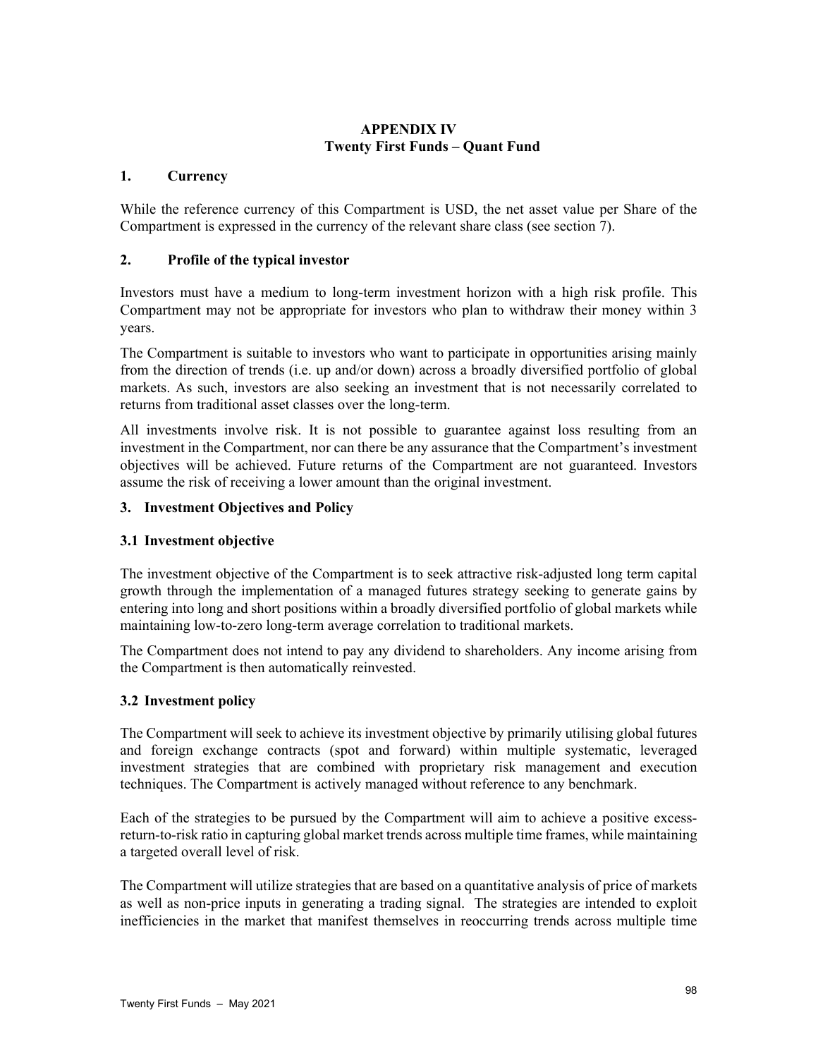# APPENDIX IV
# Twenty First Funds – Quant Fund

## 1. Currency

While the reference currency of this Compartment is USD, the net asset value per Share of the Compartment is expressed in the currency of the relevant share class (see section 7).

## 2. Profile of the typical investor

Investors must have a medium to long-term investment horizon with a high risk profile. This Compartment may not be appropriate for investors who plan to withdraw their money within 3 years.

The Compartment is suitable to investors who want to participate in opportunities arising mainly from the direction of trends (i.e. up and/or down) across a broadly diversified portfolio of global markets. As such, investors are also seeking an investment that is not necessarily correlated to returns from traditional asset classes over the long-term.

All investments involve risk. It is not possible to guarantee against loss resulting from an investment in the Compartment, nor can there be any assurance that the Compartment's investment objectives will be achieved. Future returns of the Compartment are not guaranteed. Investors assume the risk of receiving a lower amount than the original investment.

## 3. Investment Objectives and Policy

### 3.1 Investment objective

The investment objective of the Compartment is to seek attractive risk-adjusted long term capital growth through the implementation of a managed futures strategy seeking to generate gains by entering into long and short positions within a broadly diversified portfolio of global markets while maintaining low-to-zero long-term average correlation to traditional markets.

The Compartment does not intend to pay any dividend to shareholders. Any income arising from the Compartment is then automatically reinvested.

### 3.2 Investment policy

The Compartment will seek to achieve its investment objective by primarily utilising global futures and foreign exchange contracts (spot and forward) within multiple systematic, leveraged investment strategies that are combined with proprietary risk management and execution techniques. The Compartment is actively managed without reference to any benchmark.

Each of the strategies to be pursued by the Compartment will aim to achieve a positive excess-return-to-risk ratio in capturing global market trends across multiple time frames, while maintaining a targeted overall level of risk.

The Compartment will utilize strategies that are based on a quantitative analysis of price of markets as well as non-price inputs in generating a trading signal. The strategies are intended to exploit inefficiencies in the market that manifest themselves in reoccurring trends across multiple time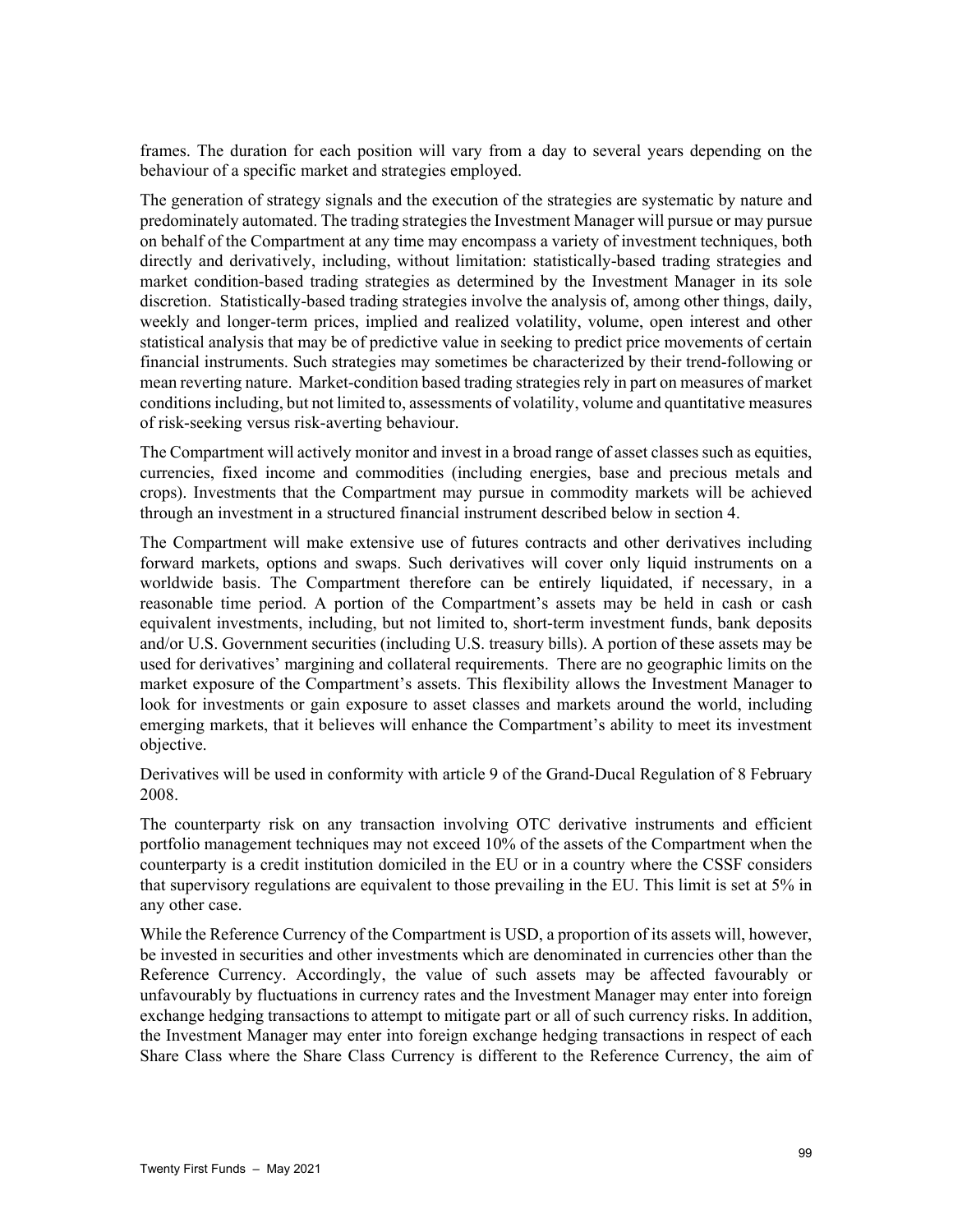frames. The duration for each position will vary from a day to several years depending on the behaviour of a specific market and strategies employed.

The generation of strategy signals and the execution of the strategies are systematic by nature and predominately automated. The trading strategies the Investment Manager will pursue or may pursue on behalf of the Compartment at any time may encompass a variety of investment techniques, both directly and derivatively, including, without limitation: statistically-based trading strategies and market condition-based trading strategies as determined by the Investment Manager in its sole discretion. Statistically-based trading strategies involve the analysis of, among other things, daily, weekly and longer-term prices, implied and realized volatility, volume, open interest and other statistical analysis that may be of predictive value in seeking to predict price movements of certain financial instruments. Such strategies may sometimes be characterized by their trend-following or mean reverting nature. Market-condition based trading strategies rely in part on measures of market conditions including, but not limited to, assessments of volatility, volume and quantitative measures of risk-seeking versus risk-averting behaviour.

The Compartment will actively monitor and invest in a broad range of asset classes such as equities, currencies, fixed income and commodities (including energies, base and precious metals and crops). Investments that the Compartment may pursue in commodity markets will be achieved through an investment in a structured financial instrument described below in section 4.

The Compartment will make extensive use of futures contracts and other derivatives including forward markets, options and swaps. Such derivatives will cover only liquid instruments on a worldwide basis. The Compartment therefore can be entirely liquidated, if necessary, in a reasonable time period. A portion of the Compartment's assets may be held in cash or cash equivalent investments, including, but not limited to, short-term investment funds, bank deposits and/or U.S. Government securities (including U.S. treasury bills). A portion of these assets may be used for derivatives' margining and collateral requirements. There are no geographic limits on the market exposure of the Compartment's assets. This flexibility allows the Investment Manager to look for investments or gain exposure to asset classes and markets around the world, including emerging markets, that it believes will enhance the Compartment's ability to meet its investment objective.

Derivatives will be used in conformity with article 9 of the Grand-Ducal Regulation of 8 February 2008.

The counterparty risk on any transaction involving OTC derivative instruments and efficient portfolio management techniques may not exceed 10% of the assets of the Compartment when the counterparty is a credit institution domiciled in the EU or in a country where the CSSF considers that supervisory regulations are equivalent to those prevailing in the EU. This limit is set at 5% in any other case.

While the Reference Currency of the Compartment is USD, a proportion of its assets will, however, be invested in securities and other investments which are denominated in currencies other than the Reference Currency. Accordingly, the value of such assets may be affected favourably or unfavourably by fluctuations in currency rates and the Investment Manager may enter into foreign exchange hedging transactions to attempt to mitigate part or all of such currency risks. In addition, the Investment Manager may enter into foreign exchange hedging transactions in respect of each Share Class where the Share Class Currency is different to the Reference Currency, the aim of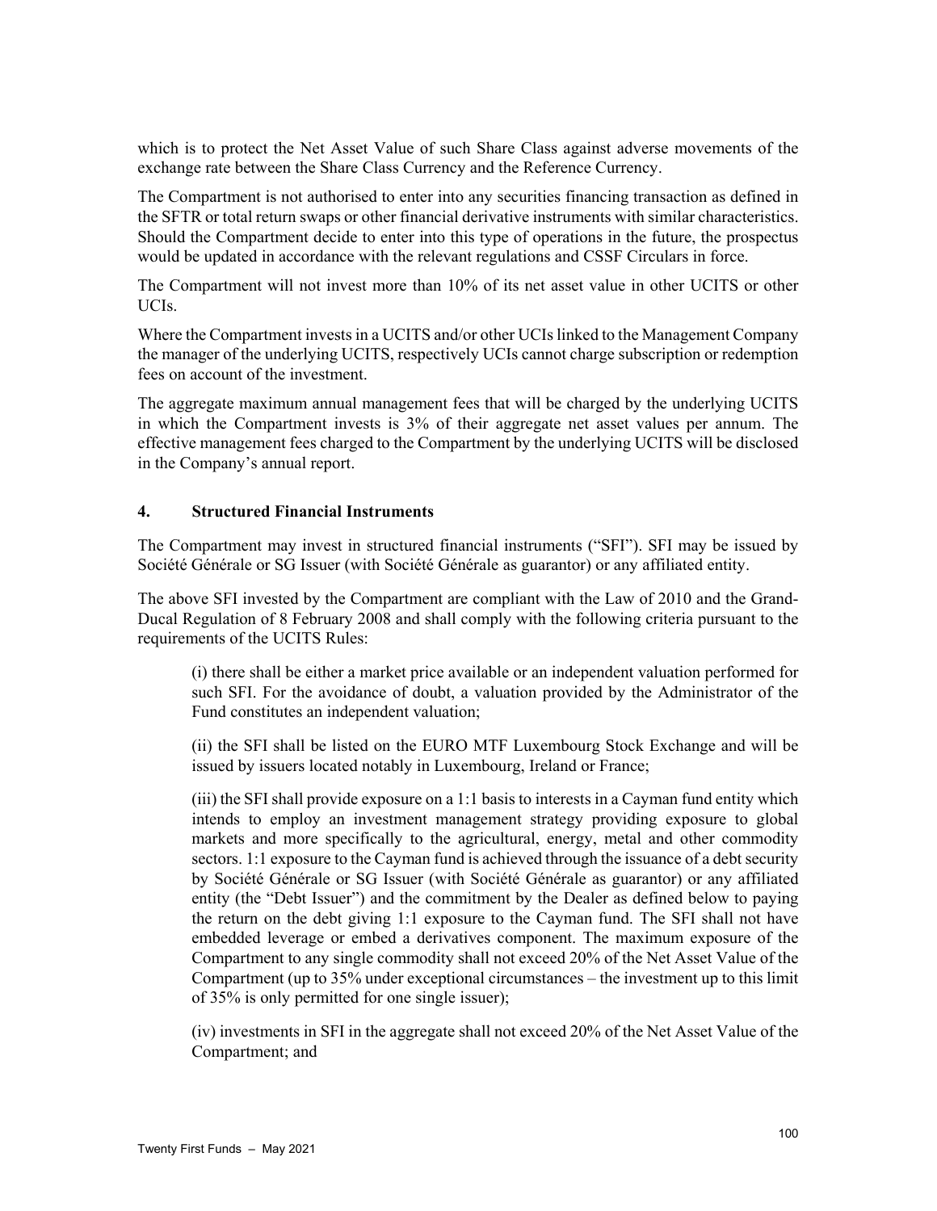which is to protect the Net Asset Value of such Share Class against adverse movements of the exchange rate between the Share Class Currency and the Reference Currency.

The Compartment is not authorised to enter into any securities financing transaction as defined in the SFTR or total return swaps or other financial derivative instruments with similar characteristics. Should the Compartment decide to enter into this type of operations in the future, the prospectus would be updated in accordance with the relevant regulations and CSSF Circulars in force.

The Compartment will not invest more than 10% of its net asset value in other UCITS or other UCIs.

Where the Compartment invests in a UCITS and/or other UCIs linked to the Management Company the manager of the underlying UCITS, respectively UCIs cannot charge subscription or redemption fees on account of the investment.

The aggregate maximum annual management fees that will be charged by the underlying UCITS in which the Compartment invests is 3% of their aggregate net asset values per annum. The effective management fees charged to the Compartment by the underlying UCITS will be disclosed in the Company's annual report.

## 4. Structured Financial Instruments

The Compartment may invest in structured financial instruments ("SFI"). SFI may be issued by Société Générale or SG Issuer (with Société Générale as guarantor) or any affiliated entity.

The above SFI invested by the Compartment are compliant with the Law of 2010 and the Grand-Ducal Regulation of 8 February 2008 and shall comply with the following criteria pursuant to the requirements of the UCITS Rules:

(i) there shall be either a market price available or an independent valuation performed for such SFI. For the avoidance of doubt, a valuation provided by the Administrator of the Fund constitutes an independent valuation;

(ii) the SFI shall be listed on the EURO MTF Luxembourg Stock Exchange and will be issued by issuers located notably in Luxembourg, Ireland or France;

(iii) the SFI shall provide exposure on a 1:1 basis to interests in a Cayman fund entity which intends to employ an investment management strategy providing exposure to global markets and more specifically to the agricultural, energy, metal and other commodity sectors. 1:1 exposure to the Cayman fund is achieved through the issuance of a debt security by Société Générale or SG Issuer (with Société Générale as guarantor) or any affiliated entity (the "Debt Issuer") and the commitment by the Dealer as defined below to paying the return on the debt giving 1:1 exposure to the Cayman fund. The SFI shall not have embedded leverage or embed a derivatives component. The maximum exposure of the Compartment to any single commodity shall not exceed 20% of the Net Asset Value of the Compartment (up to 35% under exceptional circumstances – the investment up to this limit of 35% is only permitted for one single issuer);

(iv) investments in SFI in the aggregate shall not exceed 20% of the Net Asset Value of the Compartment; and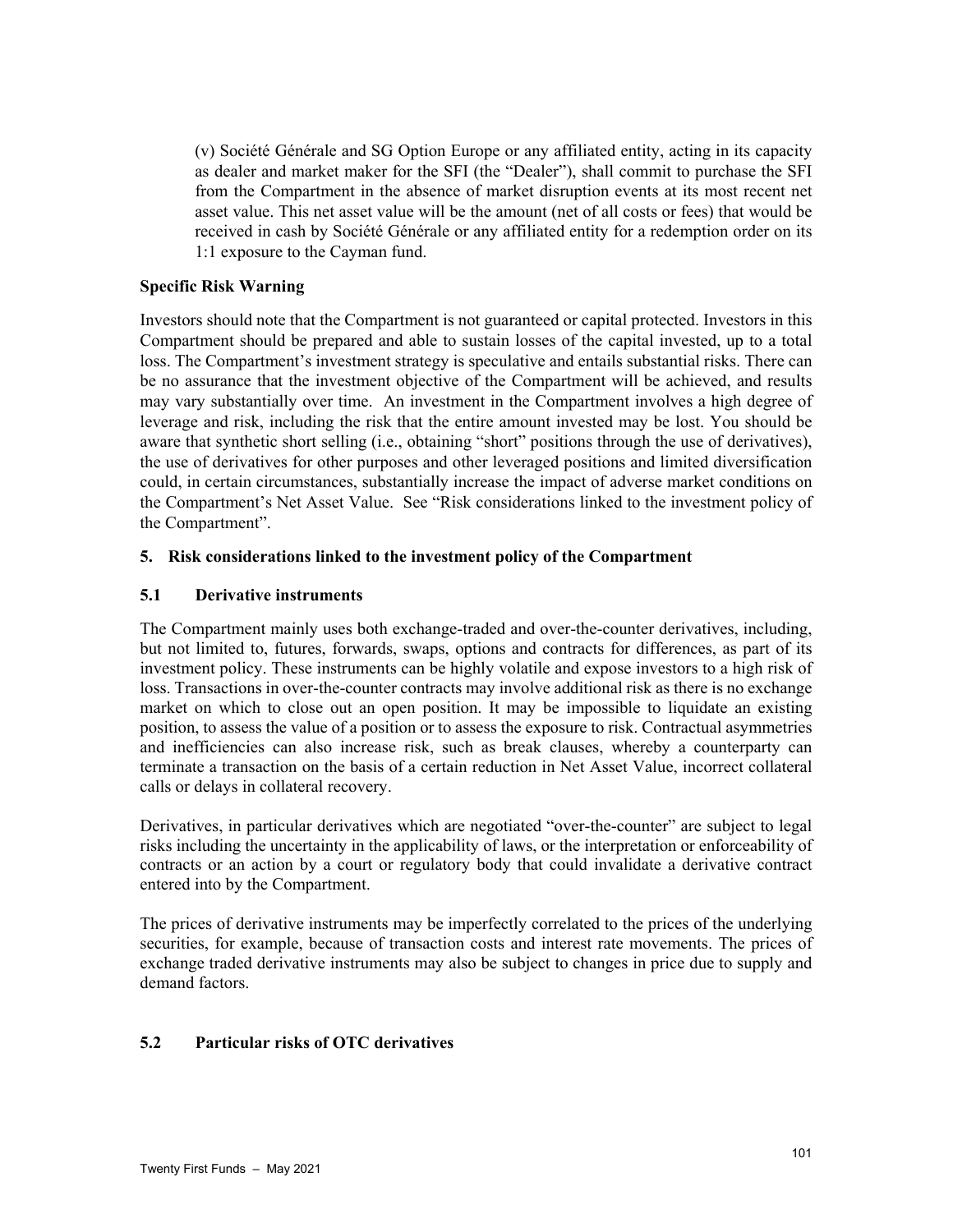(v) Société Générale and SG Option Europe or any affiliated entity, acting in its capacity as dealer and market maker for the SFI (the "Dealer"), shall commit to purchase the SFI from the Compartment in the absence of market disruption events at its most recent net asset value. This net asset value will be the amount (net of all costs or fees) that would be received in cash by Société Générale or any affiliated entity for a redemption order on its 1:1 exposure to the Cayman fund.

**Specific Risk Warning**

Investors should note that the Compartment is not guaranteed or capital protected. Investors in this Compartment should be prepared and able to sustain losses of the capital invested, up to a total loss. The Compartment's investment strategy is speculative and entails substantial risks. There can be no assurance that the investment objective of the Compartment will be achieved, and results may vary substantially over time. An investment in the Compartment involves a high degree of leverage and risk, including the risk that the entire amount invested may be lost. You should be aware that synthetic short selling (i.e., obtaining "short" positions through the use of derivatives), the use of derivatives for other purposes and other leveraged positions and limited diversification could, in certain circumstances, substantially increase the impact of adverse market conditions on the Compartment's Net Asset Value. See "Risk considerations linked to the investment policy of the Compartment".

## 5. Risk considerations linked to the investment policy of the Compartment

### 5.1 Derivative instruments

The Compartment mainly uses both exchange-traded and over-the-counter derivatives, including, but not limited to, futures, forwards, swaps, options and contracts for differences, as part of its investment policy. These instruments can be highly volatile and expose investors to a high risk of loss. Transactions in over-the-counter contracts may involve additional risk as there is no exchange market on which to close out an open position. It may be impossible to liquidate an existing position, to assess the value of a position or to assess the exposure to risk. Contractual asymmetries and inefficiencies can also increase risk, such as break clauses, whereby a counterparty can terminate a transaction on the basis of a certain reduction in Net Asset Value, incorrect collateral calls or delays in collateral recovery.

Derivatives, in particular derivatives which are negotiated "over-the-counter" are subject to legal risks including the uncertainty in the applicability of laws, or the interpretation or enforceability of contracts or an action by a court or regulatory body that could invalidate a derivative contract entered into by the Compartment.

The prices of derivative instruments may be imperfectly correlated to the prices of the underlying securities, for example, because of transaction costs and interest rate movements. The prices of exchange traded derivative instruments may also be subject to changes in price due to supply and demand factors.

### 5.2 Particular risks of OTC derivatives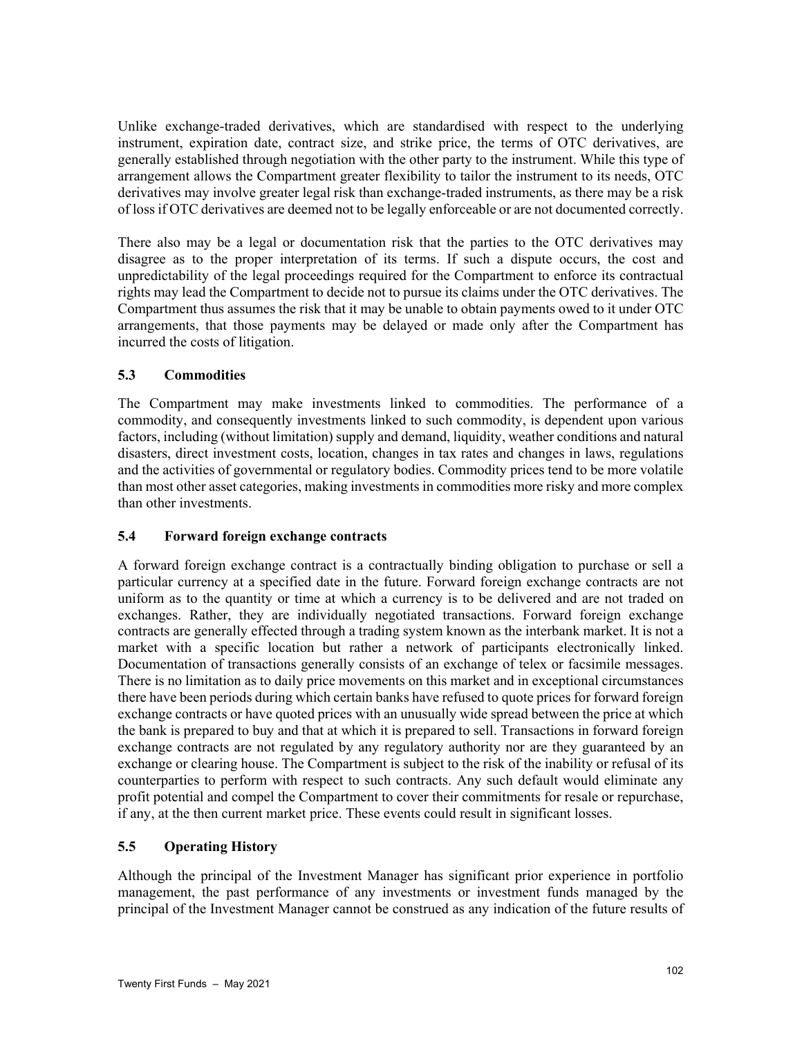Unlike exchange-traded derivatives, which are standardised with respect to the underlying instrument, expiration date, contract size, and strike price, the terms of OTC derivatives, are generally established through negotiation with the other party to the instrument. While this type of arrangement allows the Compartment greater flexibility to tailor the instrument to its needs, OTC derivatives may involve greater legal risk than exchange-traded instruments, as there may be a risk of loss if OTC derivatives are deemed not to be legally enforceable or are not documented correctly.

There also may be a legal or documentation risk that the parties to the OTC derivatives may disagree as to the proper interpretation of its terms. If such a dispute occurs, the cost and unpredictability of the legal proceedings required for the Compartment to enforce its contractual rights may lead the Compartment to decide not to pursue its claims under the OTC derivatives. The Compartment thus assumes the risk that it may be unable to obtain payments owed to it under OTC arrangements, that those payments may be delayed or made only after the Compartment has incurred the costs of litigation.

### 5.3 Commodities

The Compartment may make investments linked to commodities. The performance of a commodity, and consequently investments linked to such commodity, is dependent upon various factors, including (without limitation) supply and demand, liquidity, weather conditions and natural disasters, direct investment costs, location, changes in tax rates and changes in laws, regulations and the activities of governmental or regulatory bodies. Commodity prices tend to be more volatile than most other asset categories, making investments in commodities more risky and more complex than other investments.

### 5.4 Forward foreign exchange contracts

A forward foreign exchange contract is a contractually binding obligation to purchase or sell a particular currency at a specified date in the future. Forward foreign exchange contracts are not uniform as to the quantity or time at which a currency is to be delivered and are not traded on exchanges. Rather, they are individually negotiated transactions. Forward foreign exchange contracts are generally effected through a trading system known as the interbank market. It is not a market with a specific location but rather a network of participants electronically linked. Documentation of transactions generally consists of an exchange of telex or facsimile messages. There is no limitation as to daily price movements on this market and in exceptional circumstances there have been periods during which certain banks have refused to quote prices for forward foreign exchange contracts or have quoted prices with an unusually wide spread between the price at which the bank is prepared to buy and that at which it is prepared to sell. Transactions in forward foreign exchange contracts are not regulated by any regulatory authority nor are they guaranteed by an exchange or clearing house. The Compartment is subject to the risk of the inability or refusal of its counterparties to perform with respect to such contracts. Any such default would eliminate any profit potential and compel the Compartment to cover their commitments for resale or repurchase, if any, at the then current market price. These events could result in significant losses.

### 5.5 Operating History

Although the principal of the Investment Manager has significant prior experience in portfolio management, the past performance of any investments or investment funds managed by the principal of the Investment Manager cannot be construed as any indication of the future results of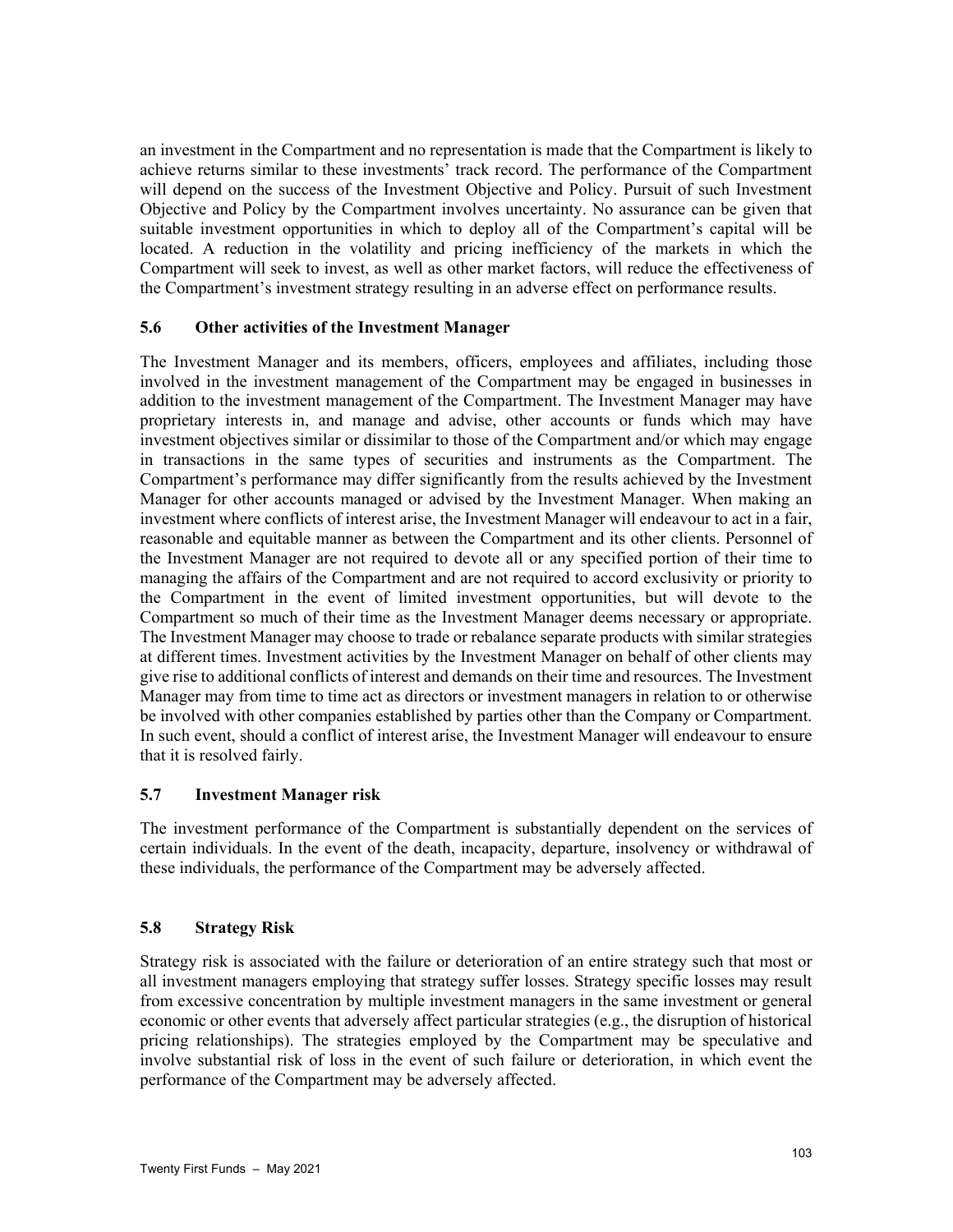an investment in the Compartment and no representation is made that the Compartment is likely to achieve returns similar to these investments' track record. The performance of the Compartment will depend on the success of the Investment Objective and Policy. Pursuit of such Investment Objective and Policy by the Compartment involves uncertainty. No assurance can be given that suitable investment opportunities in which to deploy all of the Compartment's capital will be located. A reduction in the volatility and pricing inefficiency of the markets in which the Compartment will seek to invest, as well as other market factors, will reduce the effectiveness of the Compartment's investment strategy resulting in an adverse effect on performance results.

### 5.6 Other activities of the Investment Manager

The Investment Manager and its members, officers, employees and affiliates, including those involved in the investment management of the Compartment may be engaged in businesses in addition to the investment management of the Compartment. The Investment Manager may have proprietary interests in, and manage and advise, other accounts or funds which may have investment objectives similar or dissimilar to those of the Compartment and/or which may engage in transactions in the same types of securities and instruments as the Compartment. The Compartment's performance may differ significantly from the results achieved by the Investment Manager for other accounts managed or advised by the Investment Manager. When making an investment where conflicts of interest arise, the Investment Manager will endeavour to act in a fair, reasonable and equitable manner as between the Compartment and its other clients. Personnel of the Investment Manager are not required to devote all or any specified portion of their time to managing the affairs of the Compartment and are not required to accord exclusivity or priority to the Compartment in the event of limited investment opportunities, but will devote to the Compartment so much of their time as the Investment Manager deems necessary or appropriate. The Investment Manager may choose to trade or rebalance separate products with similar strategies at different times. Investment activities by the Investment Manager on behalf of other clients may give rise to additional conflicts of interest and demands on their time and resources. The Investment Manager may from time to time act as directors or investment managers in relation to or otherwise be involved with other companies established by parties other than the Company or Compartment. In such event, should a conflict of interest arise, the Investment Manager will endeavour to ensure that it is resolved fairly.

### 5.7 Investment Manager risk

The investment performance of the Compartment is substantially dependent on the services of certain individuals. In the event of the death, incapacity, departure, insolvency or withdrawal of these individuals, the performance of the Compartment may be adversely affected.

### 5.8 Strategy Risk

Strategy risk is associated with the failure or deterioration of an entire strategy such that most or all investment managers employing that strategy suffer losses. Strategy specific losses may result from excessive concentration by multiple investment managers in the same investment or general economic or other events that adversely affect particular strategies (e.g., the disruption of historical pricing relationships). The strategies employed by the Compartment may be speculative and involve substantial risk of loss in the event of such failure or deterioration, in which event the performance of the Compartment may be adversely affected.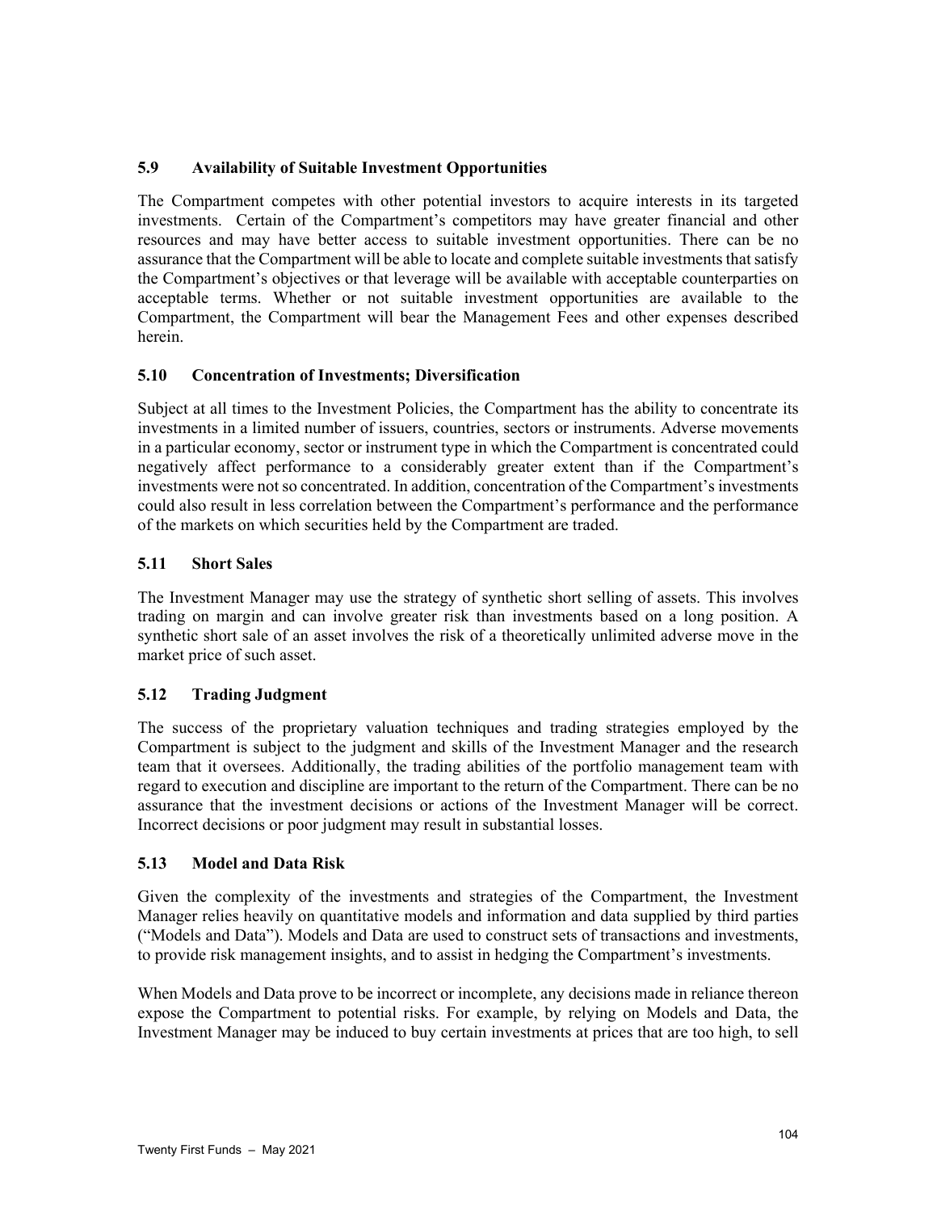### 5.9 Availability of Suitable Investment Opportunities

The Compartment competes with other potential investors to acquire interests in its targeted investments. Certain of the Compartment's competitors may have greater financial and other resources and may have better access to suitable investment opportunities. There can be no assurance that the Compartment will be able to locate and complete suitable investments that satisfy the Compartment's objectives or that leverage will be available with acceptable counterparties on acceptable terms. Whether or not suitable investment opportunities are available to the Compartment, the Compartment will bear the Management Fees and other expenses described herein.

### 5.10 Concentration of Investments; Diversification

Subject at all times to the Investment Policies, the Compartment has the ability to concentrate its investments in a limited number of issuers, countries, sectors or instruments. Adverse movements in a particular economy, sector or instrument type in which the Compartment is concentrated could negatively affect performance to a considerably greater extent than if the Compartment's investments were not so concentrated. In addition, concentration of the Compartment's investments could also result in less correlation between the Compartment's performance and the performance of the markets on which securities held by the Compartment are traded.

### 5.11 Short Sales

The Investment Manager may use the strategy of synthetic short selling of assets. This involves trading on margin and can involve greater risk than investments based on a long position. A synthetic short sale of an asset involves the risk of a theoretically unlimited adverse move in the market price of such asset.

### 5.12 Trading Judgment

The success of the proprietary valuation techniques and trading strategies employed by the Compartment is subject to the judgment and skills of the Investment Manager and the research team that it oversees. Additionally, the trading abilities of the portfolio management team with regard to execution and discipline are important to the return of the Compartment. There can be no assurance that the investment decisions or actions of the Investment Manager will be correct. Incorrect decisions or poor judgment may result in substantial losses.

### 5.13 Model and Data Risk

Given the complexity of the investments and strategies of the Compartment, the Investment Manager relies heavily on quantitative models and information and data supplied by third parties ("Models and Data"). Models and Data are used to construct sets of transactions and investments, to provide risk management insights, and to assist in hedging the Compartment's investments.

When Models and Data prove to be incorrect or incomplete, any decisions made in reliance thereon expose the Compartment to potential risks. For example, by relying on Models and Data, the Investment Manager may be induced to buy certain investments at prices that are too high, to sell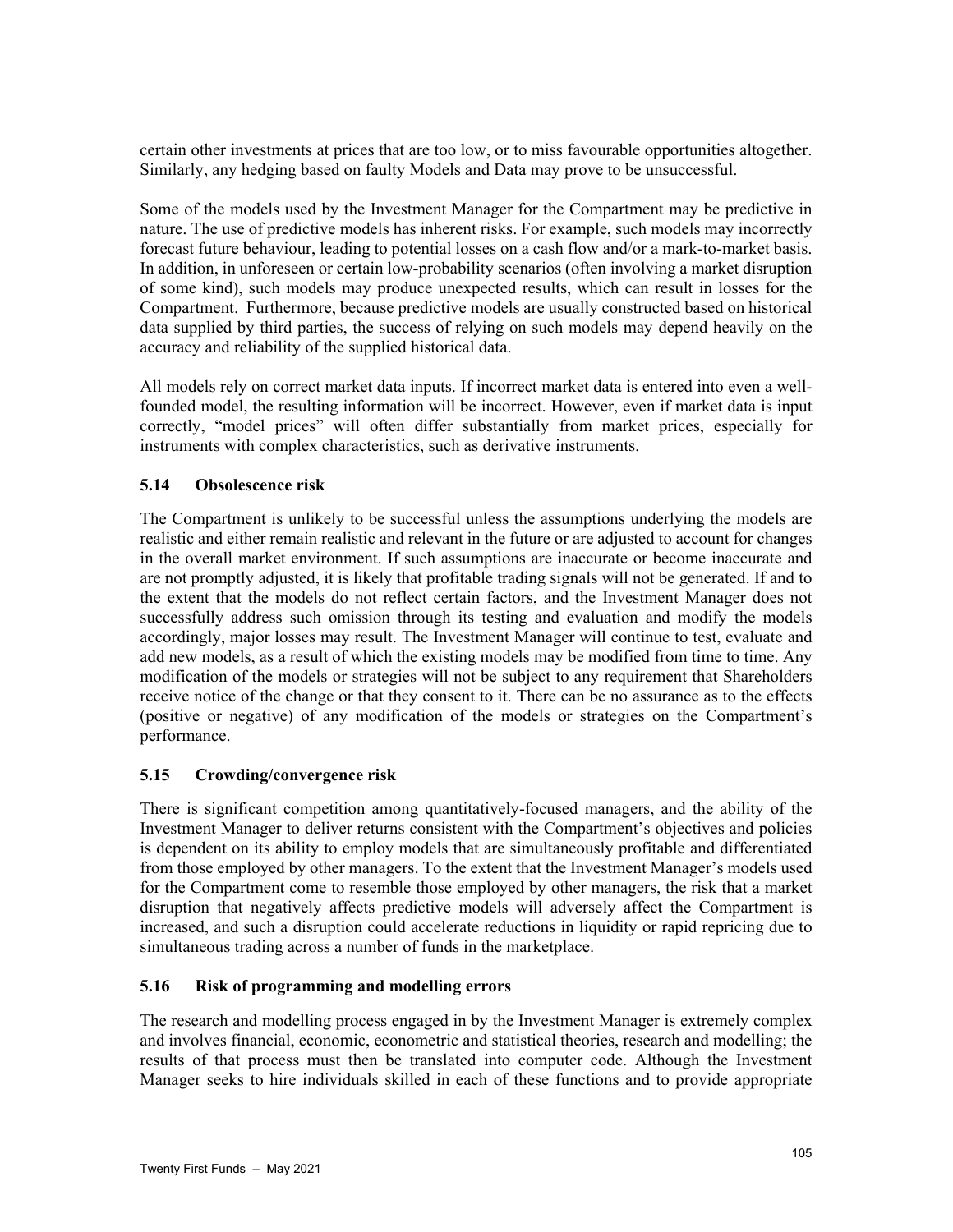certain other investments at prices that are too low, or to miss favourable opportunities altogether. Similarly, any hedging based on faulty Models and Data may prove to be unsuccessful.

Some of the models used by the Investment Manager for the Compartment may be predictive in nature. The use of predictive models has inherent risks. For example, such models may incorrectly forecast future behaviour, leading to potential losses on a cash flow and/or a mark-to-market basis. In addition, in unforeseen or certain low-probability scenarios (often involving a market disruption of some kind), such models may produce unexpected results, which can result in losses for the Compartment. Furthermore, because predictive models are usually constructed based on historical data supplied by third parties, the success of relying on such models may depend heavily on the accuracy and reliability of the supplied historical data.

All models rely on correct market data inputs. If incorrect market data is entered into even a well-founded model, the resulting information will be incorrect. However, even if market data is input correctly, "model prices" will often differ substantially from market prices, especially for instruments with complex characteristics, such as derivative instruments.

### 5.14 Obsolescence risk

The Compartment is unlikely to be successful unless the assumptions underlying the models are realistic and either remain realistic and relevant in the future or are adjusted to account for changes in the overall market environment. If such assumptions are inaccurate or become inaccurate and are not promptly adjusted, it is likely that profitable trading signals will not be generated. If and to the extent that the models do not reflect certain factors, and the Investment Manager does not successfully address such omission through its testing and evaluation and modify the models accordingly, major losses may result. The Investment Manager will continue to test, evaluate and add new models, as a result of which the existing models may be modified from time to time. Any modification of the models or strategies will not be subject to any requirement that Shareholders receive notice of the change or that they consent to it. There can be no assurance as to the effects (positive or negative) of any modification of the models or strategies on the Compartment's performance.

### 5.15 Crowding/convergence risk

There is significant competition among quantitatively-focused managers, and the ability of the Investment Manager to deliver returns consistent with the Compartment's objectives and policies is dependent on its ability to employ models that are simultaneously profitable and differentiated from those employed by other managers. To the extent that the Investment Manager's models used for the Compartment come to resemble those employed by other managers, the risk that a market disruption that negatively affects predictive models will adversely affect the Compartment is increased, and such a disruption could accelerate reductions in liquidity or rapid repricing due to simultaneous trading across a number of funds in the marketplace.

### 5.16 Risk of programming and modelling errors

The research and modelling process engaged in by the Investment Manager is extremely complex and involves financial, economic, econometric and statistical theories, research and modelling; the results of that process must then be translated into computer code. Although the Investment Manager seeks to hire individuals skilled in each of these functions and to provide appropriate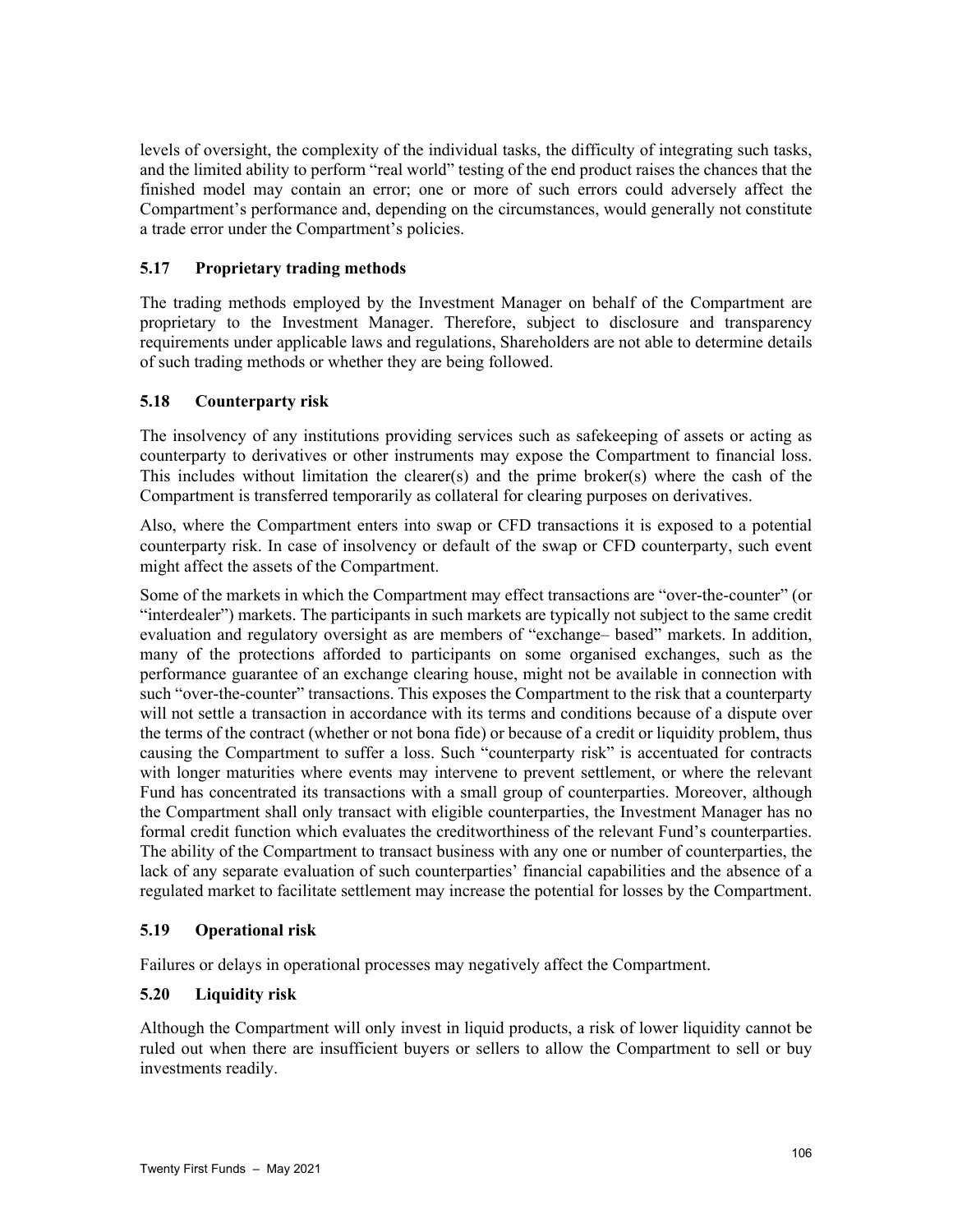levels of oversight, the complexity of the individual tasks, the difficulty of integrating such tasks, and the limited ability to perform "real world" testing of the end product raises the chances that the finished model may contain an error; one or more of such errors could adversely affect the Compartment's performance and, depending on the circumstances, would generally not constitute a trade error under the Compartment's policies.

### 5.17 Proprietary trading methods

The trading methods employed by the Investment Manager on behalf of the Compartment are proprietary to the Investment Manager. Therefore, subject to disclosure and transparency requirements under applicable laws and regulations, Shareholders are not able to determine details of such trading methods or whether they are being followed.

### 5.18 Counterparty risk

The insolvency of any institutions providing services such as safekeeping of assets or acting as counterparty to derivatives or other instruments may expose the Compartment to financial loss. This includes without limitation the clearer(s) and the prime broker(s) where the cash of the Compartment is transferred temporarily as collateral for clearing purposes on derivatives.

Also, where the Compartment enters into swap or CFD transactions it is exposed to a potential counterparty risk. In case of insolvency or default of the swap or CFD counterparty, such event might affect the assets of the Compartment.

Some of the markets in which the Compartment may effect transactions are "over-the-counter" (or "interdealer") markets. The participants in such markets are typically not subject to the same credit evaluation and regulatory oversight as are members of "exchange– based" markets. In addition, many of the protections afforded to participants on some organised exchanges, such as the performance guarantee of an exchange clearing house, might not be available in connection with such "over-the-counter" transactions. This exposes the Compartment to the risk that a counterparty will not settle a transaction in accordance with its terms and conditions because of a dispute over the terms of the contract (whether or not bona fide) or because of a credit or liquidity problem, thus causing the Compartment to suffer a loss. Such "counterparty risk" is accentuated for contracts with longer maturities where events may intervene to prevent settlement, or where the relevant Fund has concentrated its transactions with a small group of counterparties. Moreover, although the Compartment shall only transact with eligible counterparties, the Investment Manager has no formal credit function which evaluates the creditworthiness of the relevant Fund's counterparties. The ability of the Compartment to transact business with any one or number of counterparties, the lack of any separate evaluation of such counterparties' financial capabilities and the absence of a regulated market to facilitate settlement may increase the potential for losses by the Compartment.

### 5.19 Operational risk

Failures or delays in operational processes may negatively affect the Compartment.

### 5.20 Liquidity risk

Although the Compartment will only invest in liquid products, a risk of lower liquidity cannot be ruled out when there are insufficient buyers or sellers to allow the Compartment to sell or buy investments readily.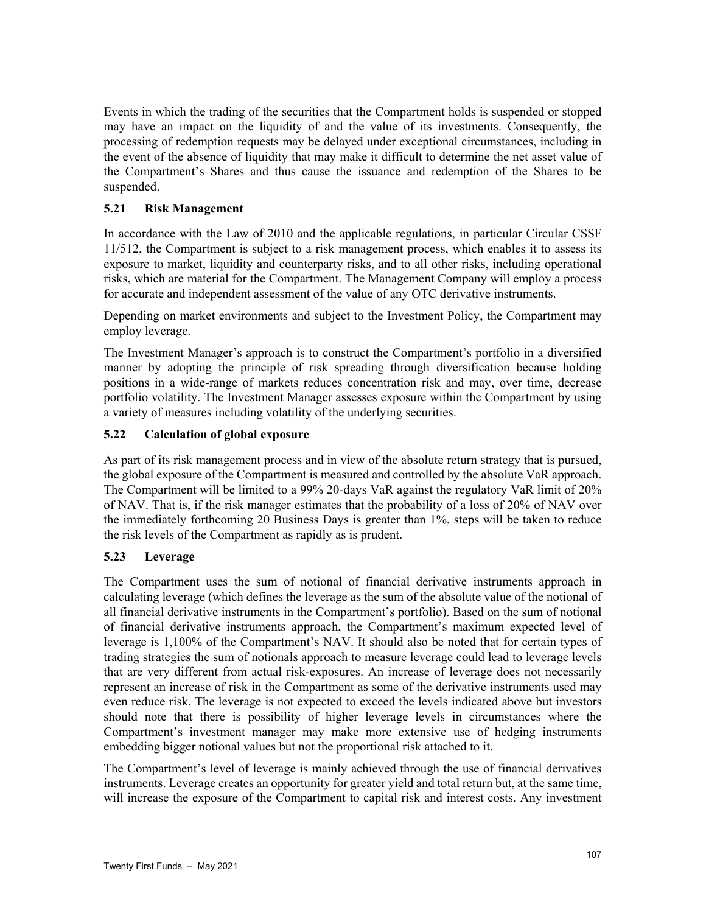Events in which the trading of the securities that the Compartment holds is suspended or stopped may have an impact on the liquidity of and the value of its investments. Consequently, the processing of redemption requests may be delayed under exceptional circumstances, including in the event of the absence of liquidity that may make it difficult to determine the net asset value of the Compartment's Shares and thus cause the issuance and redemption of the Shares to be suspended.

### 5.21 Risk Management

In accordance with the Law of 2010 and the applicable regulations, in particular Circular CSSF 11/512, the Compartment is subject to a risk management process, which enables it to assess its exposure to market, liquidity and counterparty risks, and to all other risks, including operational risks, which are material for the Compartment. The Management Company will employ a process for accurate and independent assessment of the value of any OTC derivative instruments.

Depending on market environments and subject to the Investment Policy, the Compartment may employ leverage.

The Investment Manager's approach is to construct the Compartment's portfolio in a diversified manner by adopting the principle of risk spreading through diversification because holding positions in a wide-range of markets reduces concentration risk and may, over time, decrease portfolio volatility. The Investment Manager assesses exposure within the Compartment by using a variety of measures including volatility of the underlying securities.

### 5.22 Calculation of global exposure

As part of its risk management process and in view of the absolute return strategy that is pursued, the global exposure of the Compartment is measured and controlled by the absolute VaR approach. The Compartment will be limited to a 99% 20-days VaR against the regulatory VaR limit of 20% of NAV. That is, if the risk manager estimates that the probability of a loss of 20% of NAV over the immediately forthcoming 20 Business Days is greater than 1%, steps will be taken to reduce the risk levels of the Compartment as rapidly as is prudent.

### 5.23 Leverage

The Compartment uses the sum of notional of financial derivative instruments approach in calculating leverage (which defines the leverage as the sum of the absolute value of the notional of all financial derivative instruments in the Compartment's portfolio). Based on the sum of notional of financial derivative instruments approach, the Compartment's maximum expected level of leverage is 1,100% of the Compartment's NAV. It should also be noted that for certain types of trading strategies the sum of notionals approach to measure leverage could lead to leverage levels that are very different from actual risk-exposures. An increase of leverage does not necessarily represent an increase of risk in the Compartment as some of the derivative instruments used may even reduce risk. The leverage is not expected to exceed the levels indicated above but investors should note that there is possibility of higher leverage levels in circumstances where the Compartment's investment manager may make more extensive use of hedging instruments embedding bigger notional values but not the proportional risk attached to it.

The Compartment's level of leverage is mainly achieved through the use of financial derivatives instruments. Leverage creates an opportunity for greater yield and total return but, at the same time, will increase the exposure of the Compartment to capital risk and interest costs. Any investment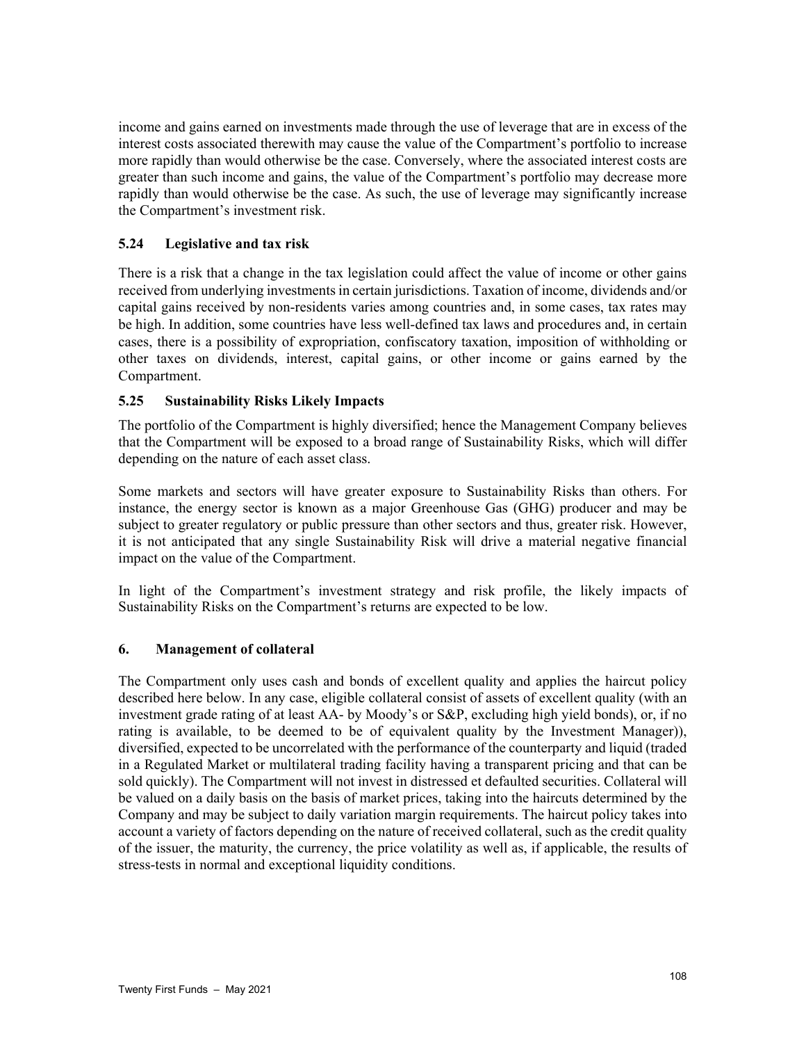income and gains earned on investments made through the use of leverage that are in excess of the interest costs associated therewith may cause the value of the Compartment's portfolio to increase more rapidly than would otherwise be the case. Conversely, where the associated interest costs are greater than such income and gains, the value of the Compartment's portfolio may decrease more rapidly than would otherwise be the case. As such, the use of leverage may significantly increase the Compartment's investment risk.

### 5.24 Legislative and tax risk

There is a risk that a change in the tax legislation could affect the value of income or other gains received from underlying investments in certain jurisdictions. Taxation of income, dividends and/or capital gains received by non-residents varies among countries and, in some cases, tax rates may be high. In addition, some countries have less well-defined tax laws and procedures and, in certain cases, there is a possibility of expropriation, confiscatory taxation, imposition of withholding or other taxes on dividends, interest, capital gains, or other income or gains earned by the Compartment.

### 5.25 Sustainability Risks Likely Impacts

The portfolio of the Compartment is highly diversified; hence the Management Company believes that the Compartment will be exposed to a broad range of Sustainability Risks, which will differ depending on the nature of each asset class.

Some markets and sectors will have greater exposure to Sustainability Risks than others. For instance, the energy sector is known as a major Greenhouse Gas (GHG) producer and may be subject to greater regulatory or public pressure than other sectors and thus, greater risk. However, it is not anticipated that any single Sustainability Risk will drive a material negative financial impact on the value of the Compartment.

In light of the Compartment's investment strategy and risk profile, the likely impacts of Sustainability Risks on the Compartment's returns are expected to be low.

## 6. Management of collateral

The Compartment only uses cash and bonds of excellent quality and applies the haircut policy described here below. In any case, eligible collateral consist of assets of excellent quality (with an investment grade rating of at least AA- by Moody's or S&P, excluding high yield bonds), or, if no rating is available, to be deemed to be of equivalent quality by the Investment Manager)), diversified, expected to be uncorrelated with the performance of the counterparty and liquid (traded in a Regulated Market or multilateral trading facility having a transparent pricing and that can be sold quickly). The Compartment will not invest in distressed et defaulted securities. Collateral will be valued on a daily basis on the basis of market prices, taking into the haircuts determined by the Company and may be subject to daily variation margin requirements. The haircut policy takes into account a variety of factors depending on the nature of received collateral, such as the credit quality of the issuer, the maturity, the currency, the price volatility as well as, if applicable, the results of stress-tests in normal and exceptional liquidity conditions.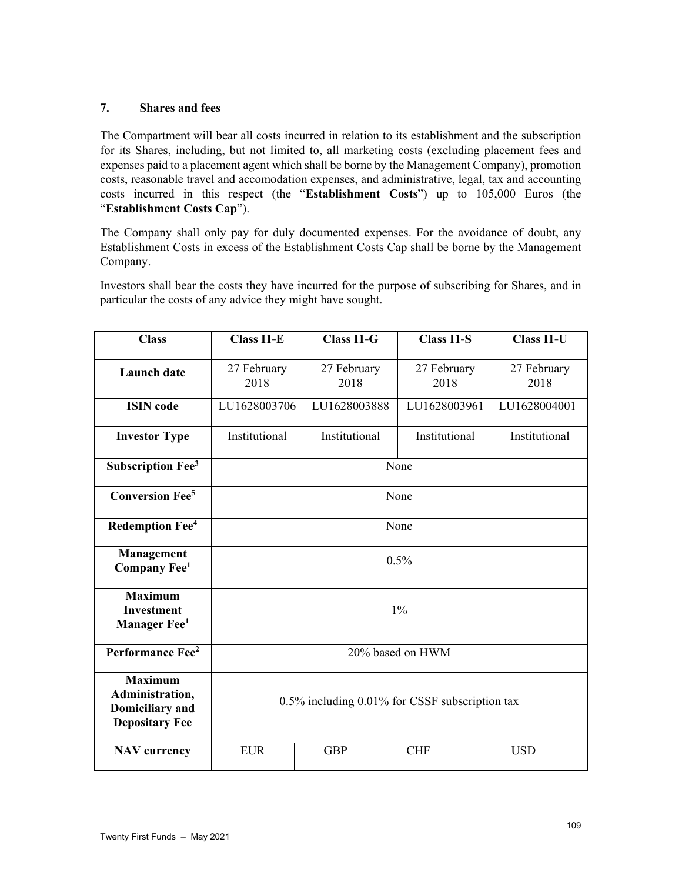## 7. Shares and fees

The Compartment will bear all costs incurred in relation to its establishment and the subscription for its Shares, including, but not limited to, all marketing costs (excluding placement fees and expenses paid to a placement agent which shall be borne by the Management Company), promotion costs, reasonable travel and accomodation expenses, and administrative, legal, tax and accounting costs incurred in this respect (the "**Establishment Costs**") up to 105,000 Euros (the "**Establishment Costs Cap**").

The Company shall only pay for duly documented expenses. For the avoidance of doubt, any Establishment Costs in excess of the Establishment Costs Cap shall be borne by the Management Company.

Investors shall bear the costs they have incurred for the purpose of subscribing for Shares, and in particular the costs of any advice they might have sought.

| **Class** | **Class I1-E** | **Class I1-G** | **Class I1-S** | **Class I1-U** |
|---|---|---|---|---|
| **Launch date** | 27 February 2018 | 27 February 2018 | 27 February 2018 | 27 February 2018 |
| **ISIN code** | LU1628003706 | LU1628003888 | LU1628003961 | LU1628004001 |
| **Investor Type** | Institutional | Institutional | Institutional | Institutional |
| **Subscription Fee**[3] | None | | | |
| **Conversion Fee**[5] | None | | | |
| **Redemption Fee**[4] | None | | | |
| **Management Company Fee**[1] | 0.5% | | | |
| **Maximum Investment Manager Fee**[1] | 1% | | | |
| **Performance Fee**[2] | 20% based on HWM | | | |
| **Maximum Administration, Domiciliary and Depositary Fee** | 0.5% including 0.01% for CSSF subscription tax | | | |
| **NAV currency** | EUR | GBP | CHF | USD |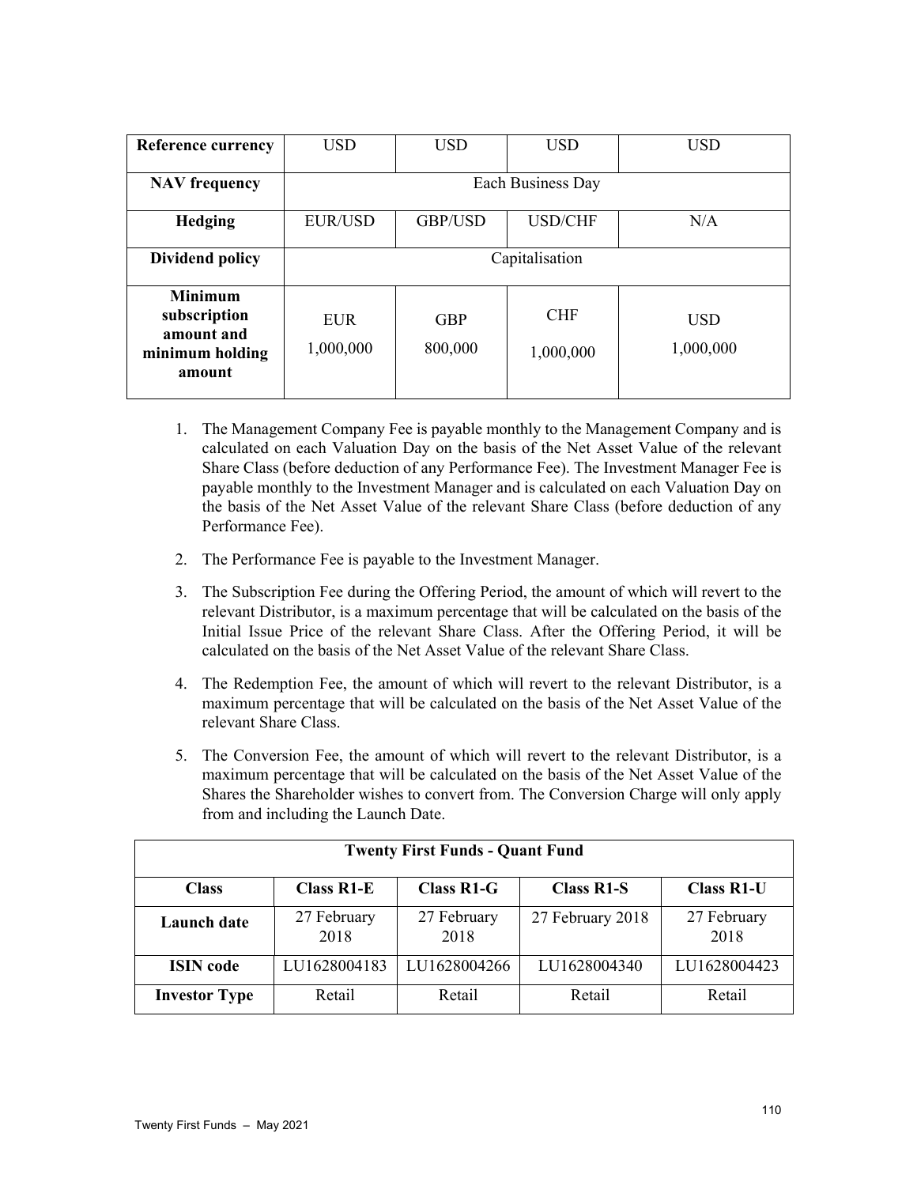| Reference currency | USD | USD | USD | USD |
|---|---|---|---|---|
| NAV frequency | Each Business Day | | | |
| Hedging | EUR/USD | GBP/USD | USD/CHF | N/A |
| Dividend policy | Capitalisation | | | |
| Minimum subscription amount and minimum holding amount | EUR 1,000,000 | GBP 800,000 | CHF 1,000,000 | USD 1,000,000 |

1. The Management Company Fee is payable monthly to the Management Company and is calculated on each Valuation Day on the basis of the Net Asset Value of the relevant Share Class (before deduction of any Performance Fee). The Investment Manager Fee is payable monthly to the Investment Manager and is calculated on each Valuation Day on the basis of the Net Asset Value of the relevant Share Class (before deduction of any Performance Fee).
2. The Performance Fee is payable to the Investment Manager.
3. The Subscription Fee during the Offering Period, the amount of which will revert to the relevant Distributor, is a maximum percentage that will be calculated on the basis of the Initial Issue Price of the relevant Share Class. After the Offering Period, it will be calculated on the basis of the Net Asset Value of the relevant Share Class.
4. The Redemption Fee, the amount of which will revert to the relevant Distributor, is a maximum percentage that will be calculated on the basis of the Net Asset Value of the relevant Share Class.
5. The Conversion Fee, the amount of which will revert to the relevant Distributor, is a maximum percentage that will be calculated on the basis of the Net Asset Value of the Shares the Shareholder wishes to convert from. The Conversion Charge will only apply from and including the Launch Date.

| Twenty First Funds - Quant Fund | | | | |
|---|---|---|---|---|
| **Class** | **Class R1-E** | **Class R1-G** | **Class R1-S** | **Class R1-U** |
| **Launch date** | 27 February 2018 | 27 February 2018 | 27 February 2018 | 27 February 2018 |
| **ISIN code** | LU1628004183 | LU1628004266 | LU1628004340 | LU1628004423 |
| **Investor Type** | Retail | Retail | Retail | Retail |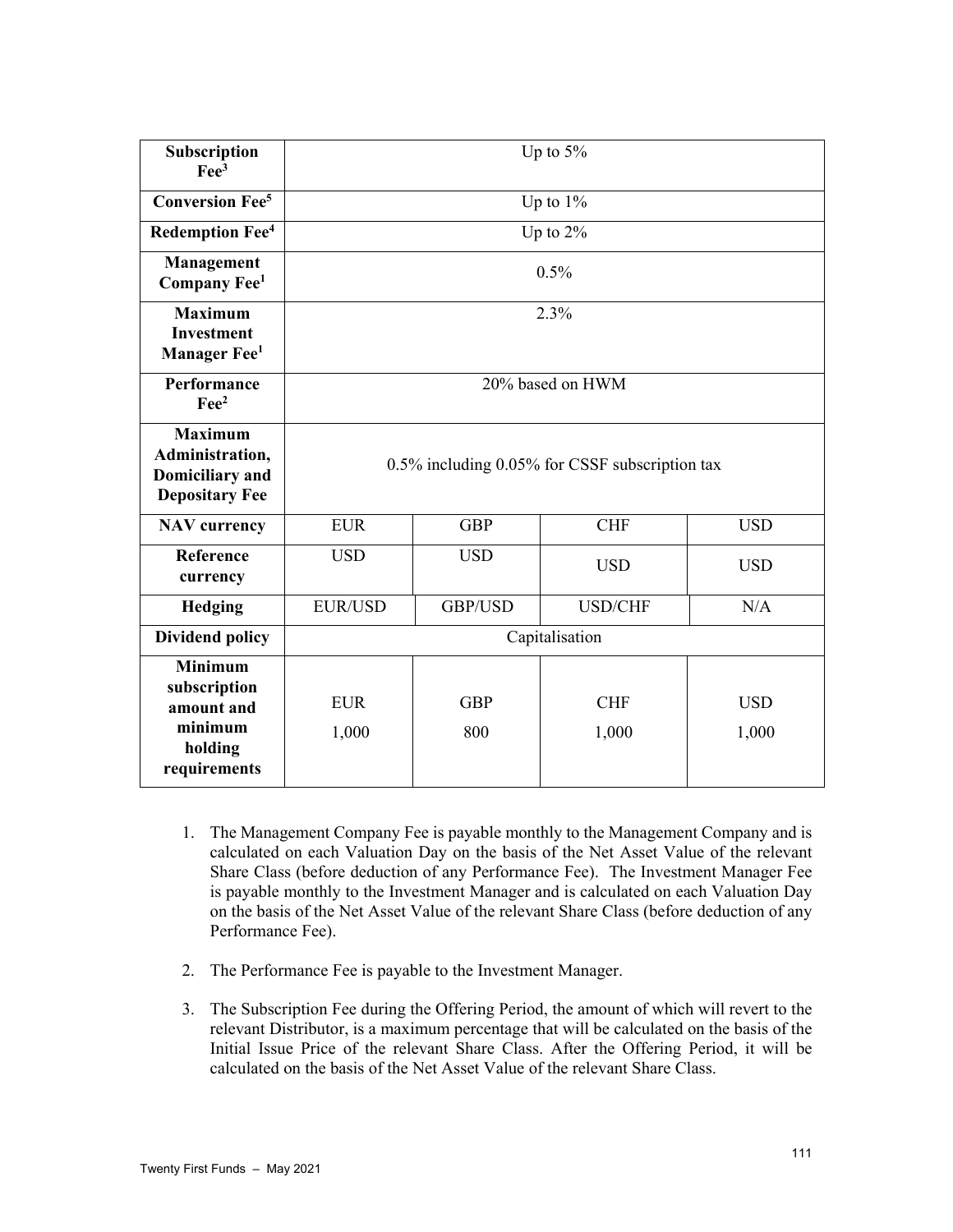| **Subscription Fee**[3] | Up to 5% | | | |
|---|---|---|---|---|
| **Conversion Fee**[5] | Up to 1% | | | |
| **Redemption Fee**[4] | Up to 2% | | | |
| **Management Company Fee**[1] | 0.5% | | | |
| **Maximum Investment Manager Fee**[1] | 2.3% | | | |
| **Performance Fee**[2] | 20% based on HWM | | | |
| **Maximum Administration, Domiciliary and Depositary Fee** | 0.5% including 0.05% for CSSF subscription tax | | | |
| **NAV currency** | EUR | GBP | CHF | USD |
| **Reference currency** | USD | USD | USD | USD |
| **Hedging** | EUR/USD | GBP/USD | USD/CHF | N/A |
| **Dividend policy** | Capitalisation | | | |
| **Minimum subscription amount and minimum holding requirements** | EUR 1,000 | GBP 800 | CHF 1,000 | USD 1,000 |

1. The Management Company Fee is payable monthly to the Management Company and is calculated on each Valuation Day on the basis of the Net Asset Value of the relevant Share Class (before deduction of any Performance Fee). The Investment Manager Fee is payable monthly to the Investment Manager and is calculated on each Valuation Day on the basis of the Net Asset Value of the relevant Share Class (before deduction of any Performance Fee).

2. The Performance Fee is payable to the Investment Manager.

3. The Subscription Fee during the Offering Period, the amount of which will revert to the relevant Distributor, is a maximum percentage that will be calculated on the basis of the Initial Issue Price of the relevant Share Class. After the Offering Period, it will be calculated on the basis of the Net Asset Value of the relevant Share Class.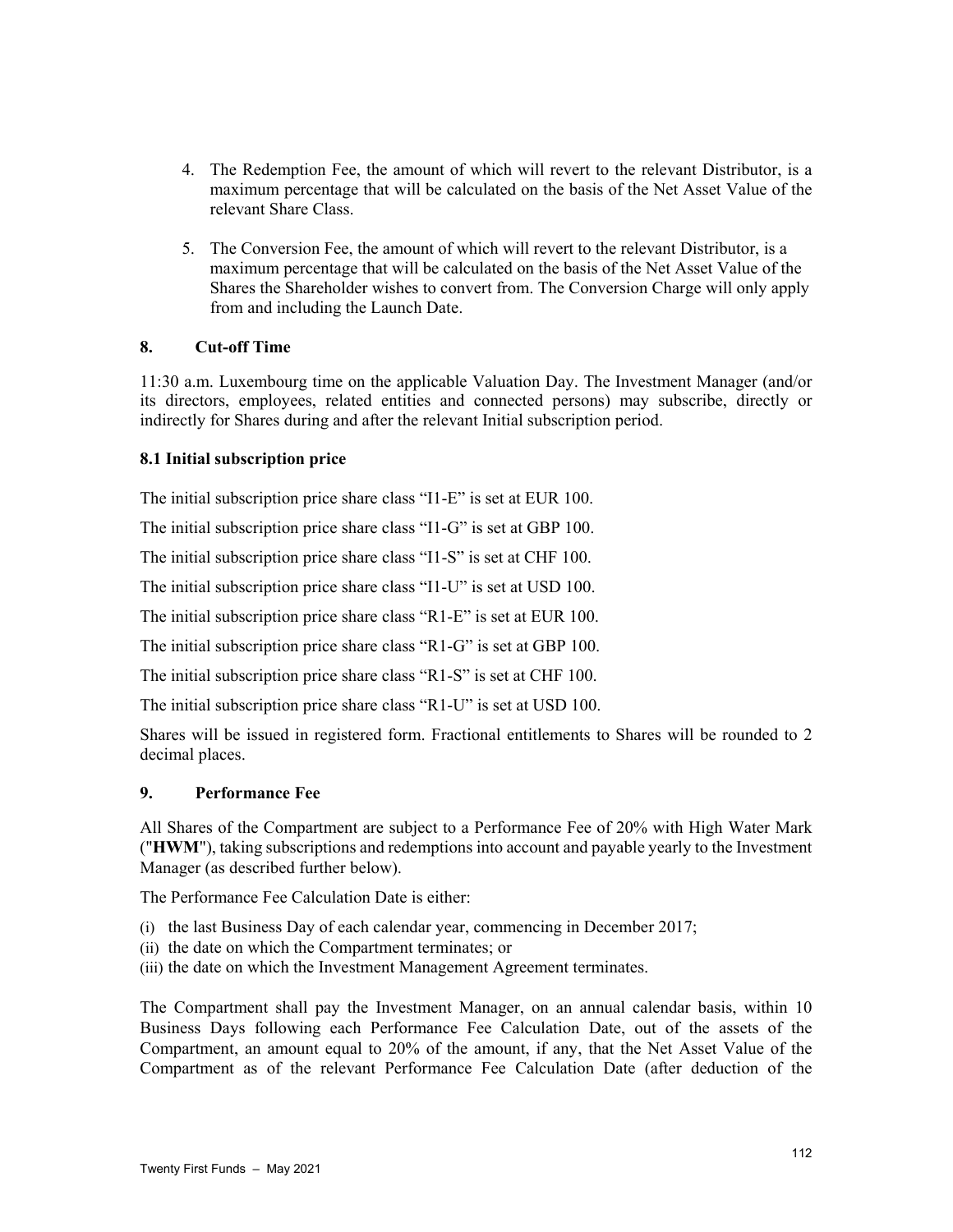4. The Redemption Fee, the amount of which will revert to the relevant Distributor, is a maximum percentage that will be calculated on the basis of the Net Asset Value of the relevant Share Class.

5. The Conversion Fee, the amount of which will revert to the relevant Distributor, is a maximum percentage that will be calculated on the basis of the Net Asset Value of the Shares the Shareholder wishes to convert from. The Conversion Charge will only apply from and including the Launch Date.

### 8. Cut-off Time

11:30 a.m. Luxembourg time on the applicable Valuation Day. The Investment Manager (and/or its directors, employees, related entities and connected persons) may subscribe, directly or indirectly for Shares during and after the relevant Initial subscription period.

### 8.1 Initial subscription price

The initial subscription price share class “I1-E” is set at EUR 100.

The initial subscription price share class “I1-G” is set at GBP 100.

The initial subscription price share class “I1-S” is set at CHF 100.

The initial subscription price share class “I1-U” is set at USD 100.

The initial subscription price share class “R1-E” is set at EUR 100.

The initial subscription price share class “R1-G” is set at GBP 100.

The initial subscription price share class “R1-S” is set at CHF 100.

The initial subscription price share class “R1-U” is set at USD 100.

Shares will be issued in registered form. Fractional entitlements to Shares will be rounded to 2 decimal places.

### 9. Performance Fee

All Shares of the Compartment are subject to a Performance Fee of 20% with High Water Mark ("**HWM**"), taking subscriptions and redemptions into account and payable yearly to the Investment Manager (as described further below).

The Performance Fee Calculation Date is either:

(i) the last Business Day of each calendar year, commencing in December 2017;
(ii) the date on which the Compartment terminates; or
(iii) the date on which the Investment Management Agreement terminates.

The Compartment shall pay the Investment Manager, on an annual calendar basis, within 10 Business Days following each Performance Fee Calculation Date, out of the assets of the Compartment, an amount equal to 20% of the amount, if any, that the Net Asset Value of the Compartment as of the relevant Performance Fee Calculation Date (after deduction of the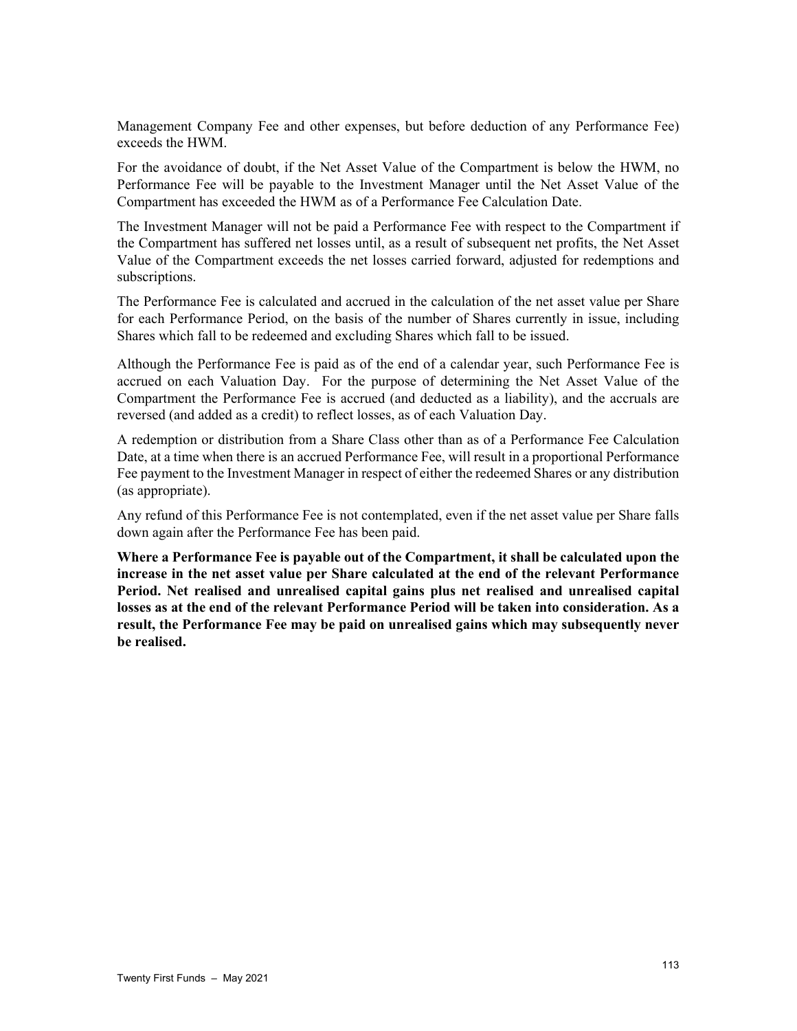Management Company Fee and other expenses, but before deduction of any Performance Fee) exceeds the HWM.

For the avoidance of doubt, if the Net Asset Value of the Compartment is below the HWM, no Performance Fee will be payable to the Investment Manager until the Net Asset Value of the Compartment has exceeded the HWM as of a Performance Fee Calculation Date.

The Investment Manager will not be paid a Performance Fee with respect to the Compartment if the Compartment has suffered net losses until, as a result of subsequent net profits, the Net Asset Value of the Compartment exceeds the net losses carried forward, adjusted for redemptions and subscriptions.

The Performance Fee is calculated and accrued in the calculation of the net asset value per Share for each Performance Period, on the basis of the number of Shares currently in issue, including Shares which fall to be redeemed and excluding Shares which fall to be issued.

Although the Performance Fee is paid as of the end of a calendar year, such Performance Fee is accrued on each Valuation Day. For the purpose of determining the Net Asset Value of the Compartment the Performance Fee is accrued (and deducted as a liability), and the accruals are reversed (and added as a credit) to reflect losses, as of each Valuation Day.

A redemption or distribution from a Share Class other than as of a Performance Fee Calculation Date, at a time when there is an accrued Performance Fee, will result in a proportional Performance Fee payment to the Investment Manager in respect of either the redeemed Shares or any distribution (as appropriate).

Any refund of this Performance Fee is not contemplated, even if the net asset value per Share falls down again after the Performance Fee has been paid.

**Where a Performance Fee is payable out of the Compartment, it shall be calculated upon the increase in the net asset value per Share calculated at the end of the relevant Performance Period. Net realised and unrealised capital gains plus net realised and unrealised capital losses as at the end of the relevant Performance Period will be taken into consideration. As a result, the Performance Fee may be paid on unrealised gains which may subsequently never be realised.**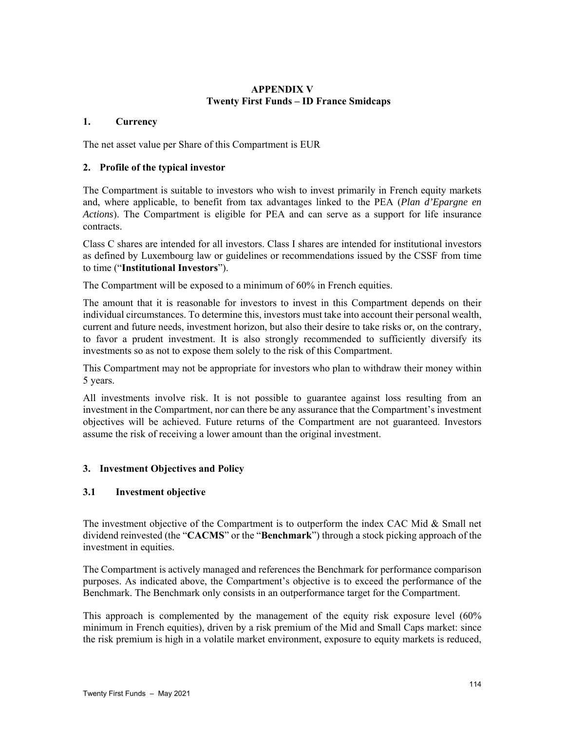# APPENDIX V
# Twenty First Funds – ID France Smidcaps

## 1. Currency

The net asset value per Share of this Compartment is EUR

## 2. Profile of the typical investor

The Compartment is suitable to investors who wish to invest primarily in French equity markets and, where applicable, to benefit from tax advantages linked to the PEA (*Plan d'Epargne en Actions*). The Compartment is eligible for PEA and can serve as a support for life insurance contracts.

Class C shares are intended for all investors. Class I shares are intended for institutional investors as defined by Luxembourg law or guidelines or recommendations issued by the CSSF from time to time ("**Institutional Investors**").

The Compartment will be exposed to a minimum of 60% in French equities.

The amount that it is reasonable for investors to invest in this Compartment depends on their individual circumstances. To determine this, investors must take into account their personal wealth, current and future needs, investment horizon, but also their desire to take risks or, on the contrary, to favor a prudent investment. It is also strongly recommended to sufficiently diversify its investments so as not to expose them solely to the risk of this Compartment.

This Compartment may not be appropriate for investors who plan to withdraw their money within 5 years.

All investments involve risk. It is not possible to guarantee against loss resulting from an investment in the Compartment, nor can there be any assurance that the Compartment's investment objectives will be achieved. Future returns of the Compartment are not guaranteed. Investors assume the risk of receiving a lower amount than the original investment.

## 3. Investment Objectives and Policy

### 3.1 Investment objective

The investment objective of the Compartment is to outperform the index CAC Mid & Small net dividend reinvested (the "**CACMS**" or the "**Benchmark**") through a stock picking approach of the investment in equities.

The Compartment is actively managed and references the Benchmark for performance comparison purposes. As indicated above, the Compartment's objective is to exceed the performance of the Benchmark. The Benchmark only consists in an outperformance target for the Compartment.

This approach is complemented by the management of the equity risk exposure level (60% minimum in French equities), driven by a risk premium of the Mid and Small Caps market: since the risk premium is high in a volatile market environment, exposure to equity markets is reduced,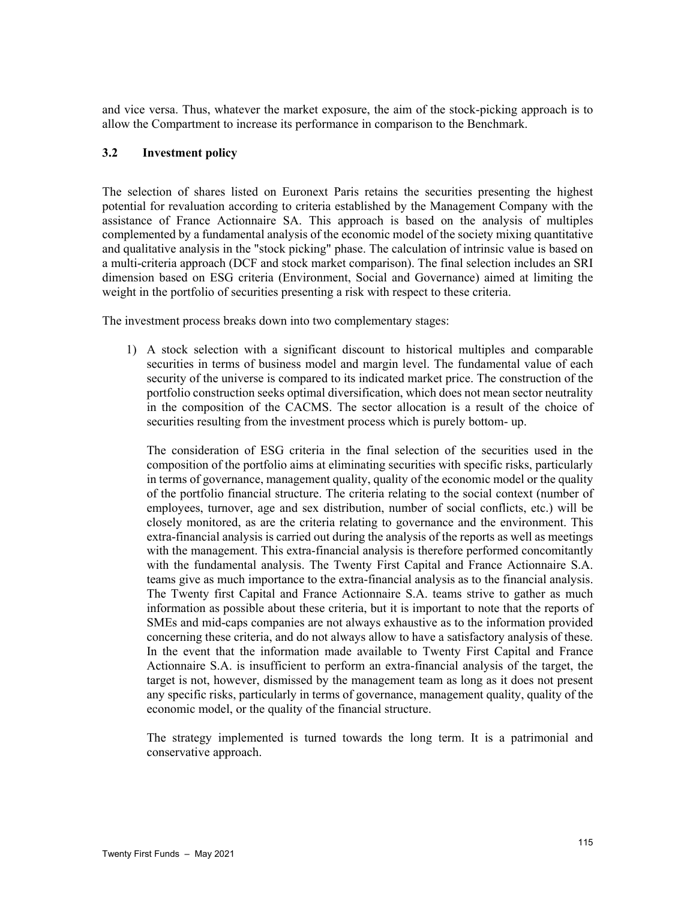and vice versa. Thus, whatever the market exposure, the aim of the stock-picking approach is to allow the Compartment to increase its performance in comparison to the Benchmark.

### 3.2 Investment policy

The selection of shares listed on Euronext Paris retains the securities presenting the highest potential for revaluation according to criteria established by the Management Company with the assistance of France Actionnaire SA. This approach is based on the analysis of multiples complemented by a fundamental analysis of the economic model of the society mixing quantitative and qualitative analysis in the "stock picking" phase. The calculation of intrinsic value is based on a multi-criteria approach (DCF and stock market comparison). The final selection includes an SRI dimension based on ESG criteria (Environment, Social and Governance) aimed at limiting the weight in the portfolio of securities presenting a risk with respect to these criteria.

The investment process breaks down into two complementary stages:

1) A stock selection with a significant discount to historical multiples and comparable securities in terms of business model and margin level. The fundamental value of each security of the universe is compared to its indicated market price. The construction of the portfolio construction seeks optimal diversification, which does not mean sector neutrality in the composition of the CACMS. The sector allocation is a result of the choice of securities resulting from the investment process which is purely bottom- up.

   The consideration of ESG criteria in the final selection of the securities used in the composition of the portfolio aims at eliminating securities with specific risks, particularly in terms of governance, management quality, quality of the economic model or the quality of the portfolio financial structure. The criteria relating to the social context (number of employees, turnover, age and sex distribution, number of social conflicts, etc.) will be closely monitored, as are the criteria relating to governance and the environment. This extra-financial analysis is carried out during the analysis of the reports as well as meetings with the management. This extra-financial analysis is therefore performed concomitantly with the fundamental analysis. The Twenty First Capital and France Actionnaire S.A. teams give as much importance to the extra-financial analysis as to the financial analysis. The Twenty first Capital and France Actionnaire S.A. teams strive to gather as much information as possible about these criteria, but it is important to note that the reports of SMEs and mid-caps companies are not always exhaustive as to the information provided concerning these criteria, and do not always allow to have a satisfactory analysis of these. In the event that the information made available to Twenty First Capital and France Actionnaire S.A. is insufficient to perform an extra-financial analysis of the target, the target is not, however, dismissed by the management team as long as it does not present any specific risks, particularly in terms of governance, management quality, quality of the economic model, or the quality of the financial structure.

   The strategy implemented is turned towards the long term. It is a patrimonial and conservative approach.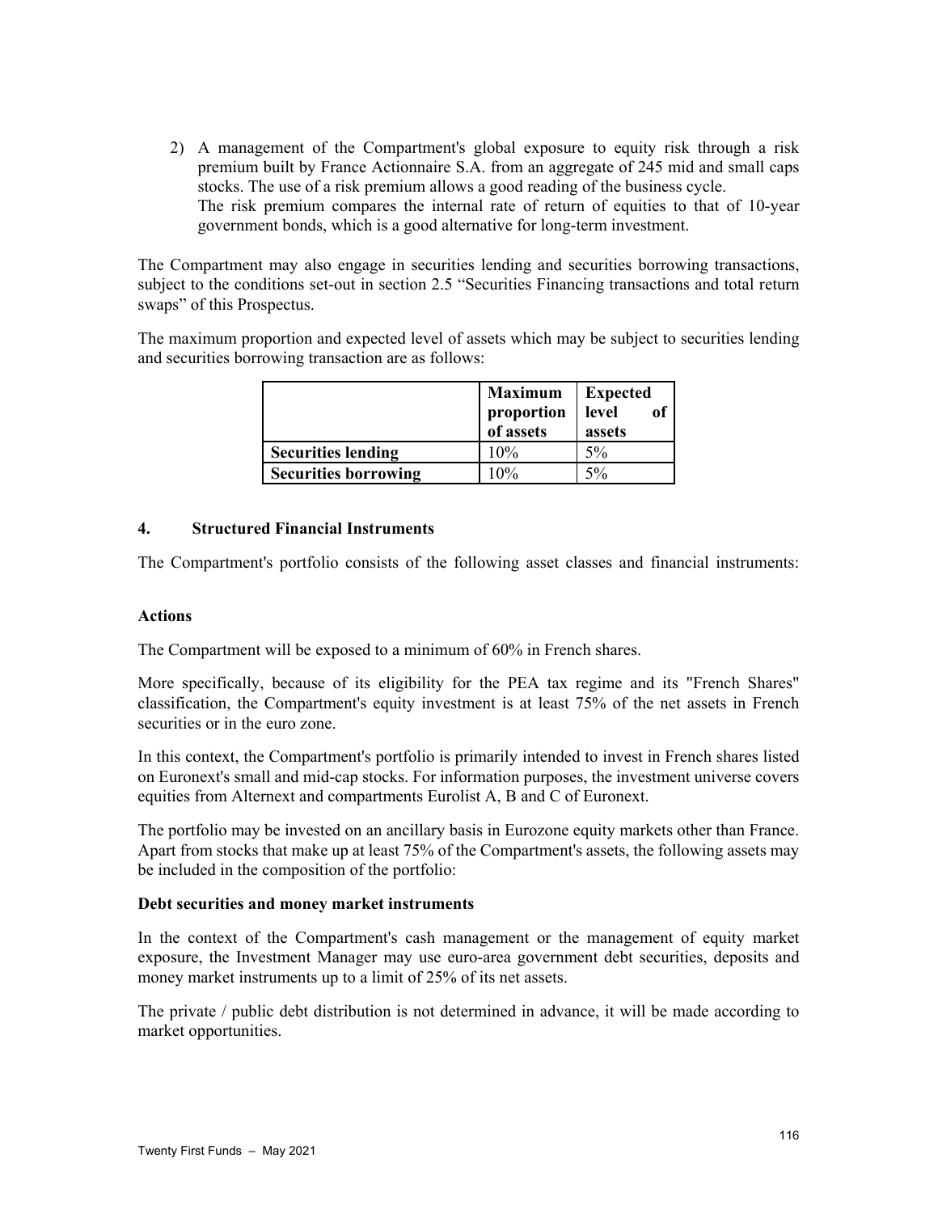2) A management of the Compartment's global exposure to equity risk through a risk premium built by France Actionnaire S.A. from an aggregate of 245 mid and small caps stocks. The use of a risk premium allows a good reading of the business cycle.
   The risk premium compares the internal rate of return of equities to that of 10-year government bonds, which is a good alternative for long-term investment.

The Compartment may also engage in securities lending and securities borrowing transactions, subject to the conditions set-out in section 2.5 "Securities Financing transactions and total return swaps" of this Prospectus.

The maximum proportion and expected level of assets which may be subject to securities lending and securities borrowing transaction are as follows:

| | **Maximum proportion of assets** | **Expected level of assets** |
|---|---|---|
| **Securities lending** | 10% | 5% |
| **Securities borrowing** | 10% | 5% |

## 4. Structured Financial Instruments

The Compartment's portfolio consists of the following asset classes and financial instruments:

**Actions**

The Compartment will be exposed to a minimum of 60% in French shares.

More specifically, because of its eligibility for the PEA tax regime and its "French Shares" classification, the Compartment's equity investment is at least 75% of the net assets in French securities or in the euro zone.

In this context, the Compartment's portfolio is primarily intended to invest in French shares listed on Euronext's small and mid-cap stocks. For information purposes, the investment universe covers equities from Alternext and compartments Eurolist A, B and C of Euronext.

The portfolio may be invested on an ancillary basis in Eurozone equity markets other than France. Apart from stocks that make up at least 75% of the Compartment's assets, the following assets may be included in the composition of the portfolio:

**Debt securities and money market instruments**

In the context of the Compartment's cash management or the management of equity market exposure, the Investment Manager may use euro-area government debt securities, deposits and money market instruments up to a limit of 25% of its net assets.

The private / public debt distribution is not determined in advance, it will be made according to market opportunities.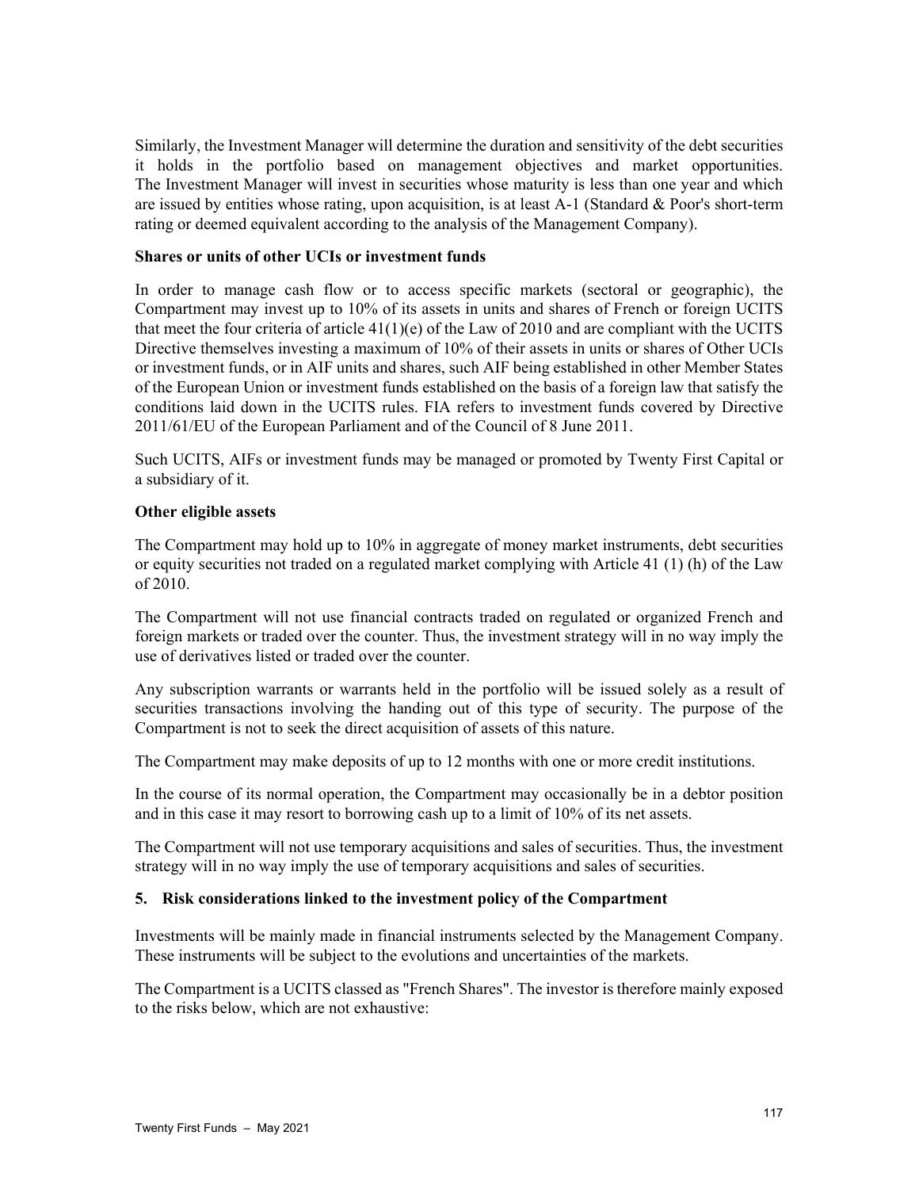Similarly, the Investment Manager will determine the duration and sensitivity of the debt securities it holds in the portfolio based on management objectives and market opportunities. The Investment Manager will invest in securities whose maturity is less than one year and which are issued by entities whose rating, upon acquisition, is at least A-1 (Standard & Poor's short-term rating or deemed equivalent according to the analysis of the Management Company).

**Shares or units of other UCIs or investment funds**

In order to manage cash flow or to access specific markets (sectoral or geographic), the Compartment may invest up to 10% of its assets in units and shares of French or foreign UCITS that meet the four criteria of article 41(1)(e) of the Law of 2010 and are compliant with the UCITS Directive themselves investing a maximum of 10% of their assets in units or shares of Other UCIs or investment funds, or in AIF units and shares, such AIF being established in other Member States of the European Union or investment funds established on the basis of a foreign law that satisfy the conditions laid down in the UCITS rules. FIA refers to investment funds covered by Directive 2011/61/EU of the European Parliament and of the Council of 8 June 2011.

Such UCITS, AIFs or investment funds may be managed or promoted by Twenty First Capital or a subsidiary of it.

**Other eligible assets**

The Compartment may hold up to 10% in aggregate of money market instruments, debt securities or equity securities not traded on a regulated market complying with Article 41 (1) (h) of the Law of 2010.

The Compartment will not use financial contracts traded on regulated or organized French and foreign markets or traded over the counter. Thus, the investment strategy will in no way imply the use of derivatives listed or traded over the counter.

Any subscription warrants or warrants held in the portfolio will be issued solely as a result of securities transactions involving the handing out of this type of security. The purpose of the Compartment is not to seek the direct acquisition of assets of this nature.

The Compartment may make deposits of up to 12 months with one or more credit institutions.

In the course of its normal operation, the Compartment may occasionally be in a debtor position and in this case it may resort to borrowing cash up to a limit of 10% of its net assets.

The Compartment will not use temporary acquisitions and sales of securities. Thus, the investment strategy will in no way imply the use of temporary acquisitions and sales of securities.

**5. Risk considerations linked to the investment policy of the Compartment**

Investments will be mainly made in financial instruments selected by the Management Company. These instruments will be subject to the evolutions and uncertainties of the markets.

The Compartment is a UCITS classed as "French Shares". The investor is therefore mainly exposed to the risks below, which are not exhaustive: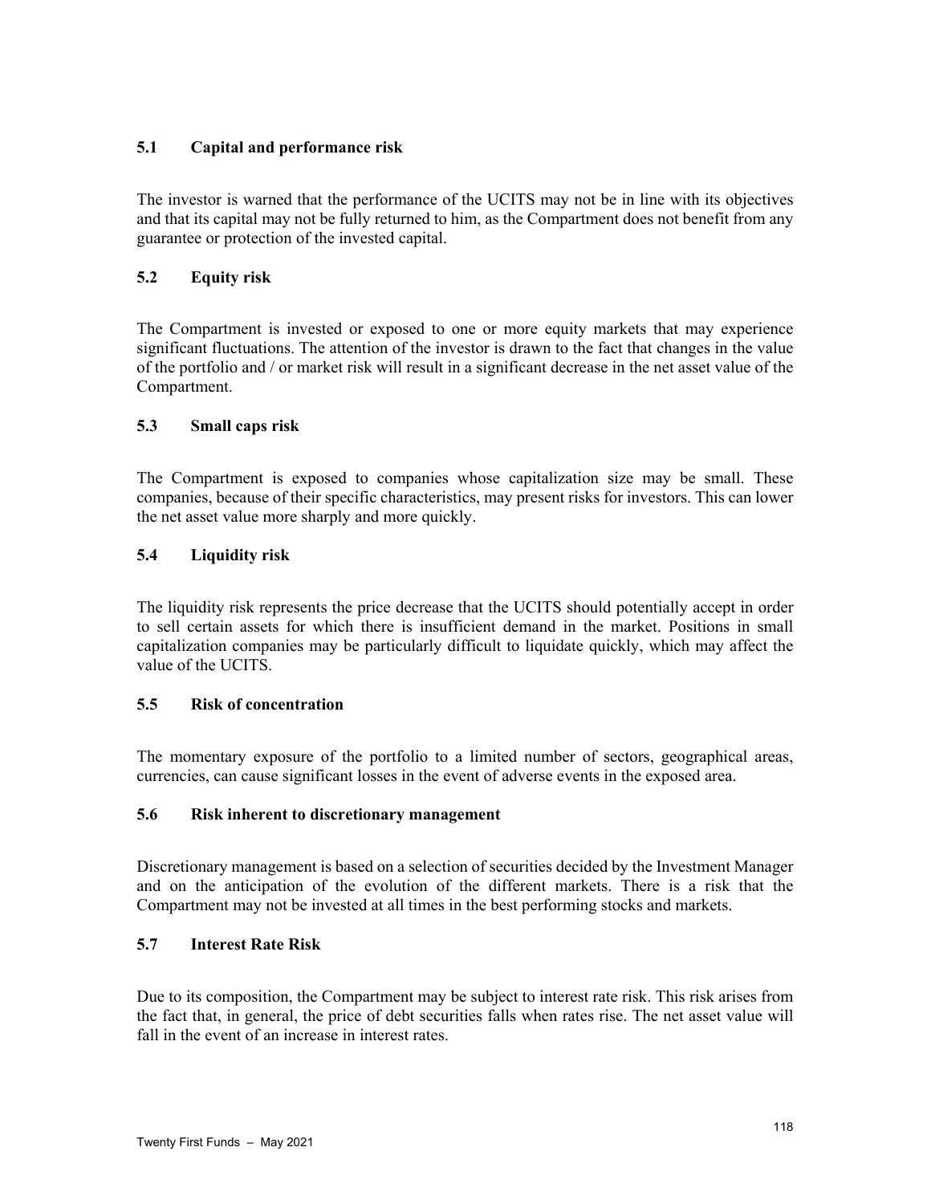### 5.1 Capital and performance risk

The investor is warned that the performance of the UCITS may not be in line with its objectives and that its capital may not be fully returned to him, as the Compartment does not benefit from any guarantee or protection of the invested capital.

### 5.2 Equity risk

The Compartment is invested or exposed to one or more equity markets that may experience significant fluctuations. The attention of the investor is drawn to the fact that changes in the value of the portfolio and / or market risk will result in a significant decrease in the net asset value of the Compartment.

### 5.3 Small caps risk

The Compartment is exposed to companies whose capitalization size may be small. These companies, because of their specific characteristics, may present risks for investors. This can lower the net asset value more sharply and more quickly.

### 5.4 Liquidity risk

The liquidity risk represents the price decrease that the UCITS should potentially accept in order to sell certain assets for which there is insufficient demand in the market. Positions in small capitalization companies may be particularly difficult to liquidate quickly, which may affect the value of the UCITS.

### 5.5 Risk of concentration

The momentary exposure of the portfolio to a limited number of sectors, geographical areas, currencies, can cause significant losses in the event of adverse events in the exposed area.

### 5.6 Risk inherent to discretionary management

Discretionary management is based on a selection of securities decided by the Investment Manager and on the anticipation of the evolution of the different markets. There is a risk that the Compartment may not be invested at all times in the best performing stocks and markets.

### 5.7 Interest Rate Risk

Due to its composition, the Compartment may be subject to interest rate risk. This risk arises from the fact that, in general, the price of debt securities falls when rates rise. The net asset value will fall in the event of an increase in interest rates.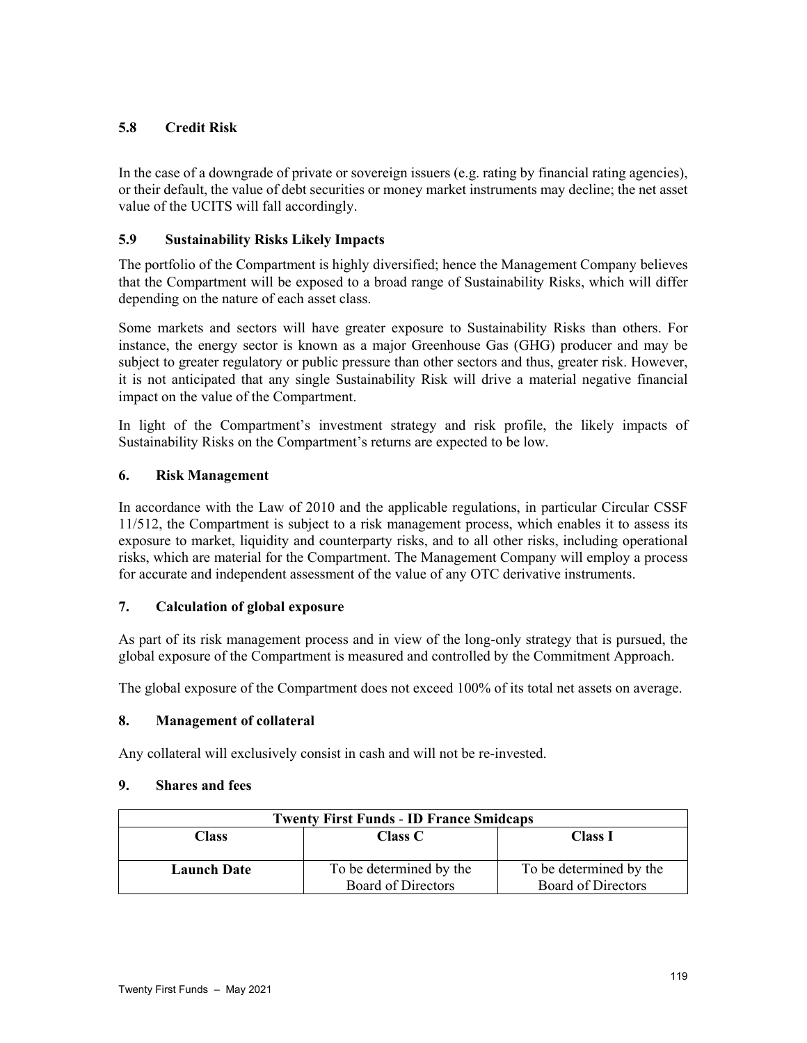### 5.8 Credit Risk

In the case of a downgrade of private or sovereign issuers (e.g. rating by financial rating agencies), or their default, the value of debt securities or money market instruments may decline; the net asset value of the UCITS will fall accordingly.

### 5.9 Sustainability Risks Likely Impacts

The portfolio of the Compartment is highly diversified; hence the Management Company believes that the Compartment will be exposed to a broad range of Sustainability Risks, which will differ depending on the nature of each asset class.

Some markets and sectors will have greater exposure to Sustainability Risks than others. For instance, the energy sector is known as a major Greenhouse Gas (GHG) producer and may be subject to greater regulatory or public pressure than other sectors and thus, greater risk. However, it is not anticipated that any single Sustainability Risk will drive a material negative financial impact on the value of the Compartment.

In light of the Compartment's investment strategy and risk profile, the likely impacts of Sustainability Risks on the Compartment's returns are expected to be low.

## 6. Risk Management

In accordance with the Law of 2010 and the applicable regulations, in particular Circular CSSF 11/512, the Compartment is subject to a risk management process, which enables it to assess its exposure to market, liquidity and counterparty risks, and to all other risks, including operational risks, which are material for the Compartment. The Management Company will employ a process for accurate and independent assessment of the value of any OTC derivative instruments.

## 7. Calculation of global exposure

As part of its risk management process and in view of the long-only strategy that is pursued, the global exposure of the Compartment is measured and controlled by the Commitment Approach.

The global exposure of the Compartment does not exceed 100% of its total net assets on average.

## 8. Management of collateral

Any collateral will exclusively consist in cash and will not be re-invested.

## 9. Shares and fees

| Twenty First Funds - ID France Smidcaps | | |
|---|---|---|
| **Class** | **Class C** | **Class I** |
| **Launch Date** | To be determined by the Board of Directors | To be determined by the Board of Directors |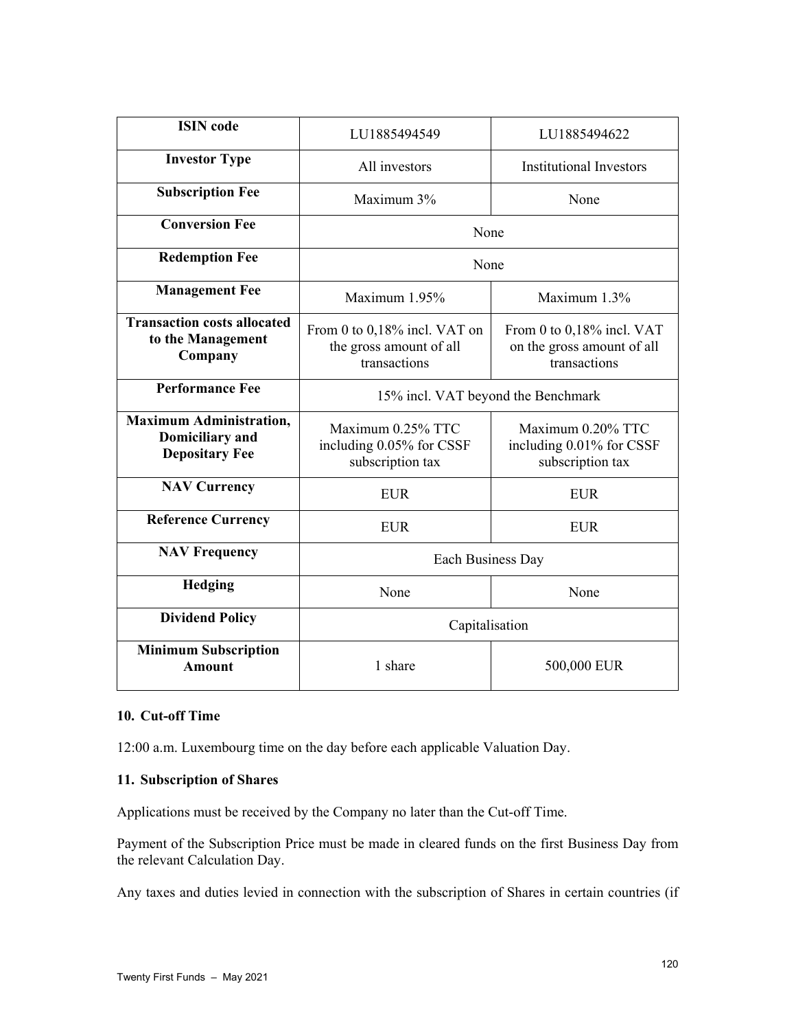| ISIN code | LU1885494549 | LU1885494622 |
|---|---|---|
| **Investor Type** | All investors | Institutional Investors |
| **Subscription Fee** | Maximum 3% | None |
| **Conversion Fee** | None | |
| **Redemption Fee** | None | |
| **Management Fee** | Maximum 1.95% | Maximum 1.3% |
| **Transaction costs allocated to the Management Company** | From 0 to 0,18% incl. VAT on the gross amount of all transactions | From 0 to 0,18% incl. VAT on the gross amount of all transactions |
| **Performance Fee** | 15% incl. VAT beyond the Benchmark | |
| **Maximum Administration, Domiciliary and Depositary Fee** | Maximum 0.25% TTC including 0.05% for CSSF subscription tax | Maximum 0.20% TTC including 0.01% for CSSF subscription tax |
| **NAV Currency** | EUR | EUR |
| **Reference Currency** | EUR | EUR |
| **NAV Frequency** | Each Business Day | |
| **Hedging** | None | None |
| **Dividend Policy** | Capitalisation | |
| **Minimum Subscription Amount** | 1 share | 500,000 EUR |

**10. Cut-off Time**

12:00 a.m. Luxembourg time on the day before each applicable Valuation Day.

**11. Subscription of Shares**

Applications must be received by the Company no later than the Cut-off Time.

Payment of the Subscription Price must be made in cleared funds on the first Business Day from the relevant Calculation Day.

Any taxes and duties levied in connection with the subscription of Shares in certain countries (if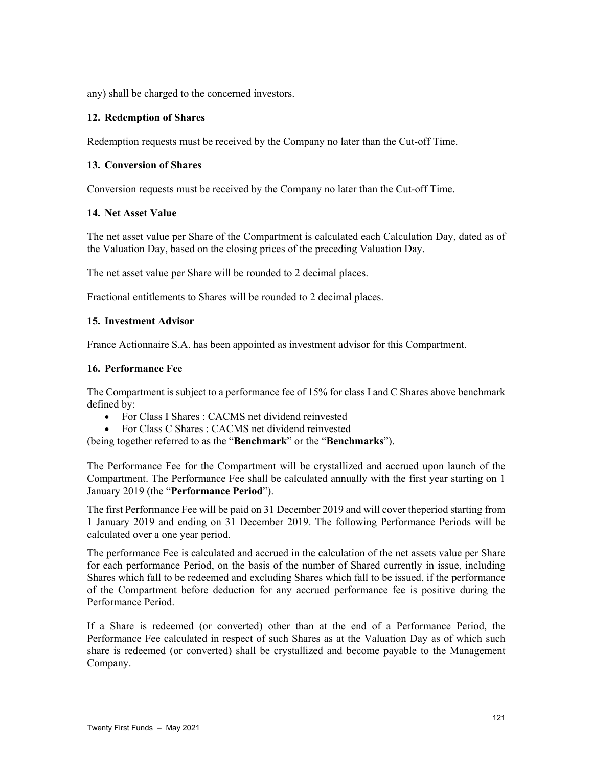any) shall be charged to the concerned investors.

## 12. Redemption of Shares

Redemption requests must be received by the Company no later than the Cut-off Time.

## 13. Conversion of Shares

Conversion requests must be received by the Company no later than the Cut-off Time.

## 14. Net Asset Value

The net asset value per Share of the Compartment is calculated each Calculation Day, dated as of the Valuation Day, based on the closing prices of the preceding Valuation Day.

The net asset value per Share will be rounded to 2 decimal places.

Fractional entitlements to Shares will be rounded to 2 decimal places.

## 15. Investment Advisor

France Actionnaire S.A. has been appointed as investment advisor for this Compartment.

## 16. Performance Fee

The Compartment is subject to a performance fee of 15% for class I and C Shares above benchmark defined by:

- For Class I Shares : CACMS net dividend reinvested
- For Class C Shares : CACMS net dividend reinvested

(being together referred to as the "**Benchmark**" or the "**Benchmarks**").

The Performance Fee for the Compartment will be crystallized and accrued upon launch of the Compartment. The Performance Fee shall be calculated annually with the first year starting on 1 January 2019 (the "**Performance Period**").

The first Performance Fee will be paid on 31 December 2019 and will cover theperiod starting from 1 January 2019 and ending on 31 December 2019. The following Performance Periods will be calculated over a one year period.

The performance Fee is calculated and accrued in the calculation of the net assets value per Share for each performance Period, on the basis of the number of Shared currently in issue, including Shares which fall to be redeemed and excluding Shares which fall to be issued, if the performance of the Compartment before deduction for any accrued performance fee is positive during the Performance Period.

If a Share is redeemed (or converted) other than at the end of a Performance Period, the Performance Fee calculated in respect of such Shares as at the Valuation Day as of which such share is redeemed (or converted) shall be crystallized and become payable to the Management Company.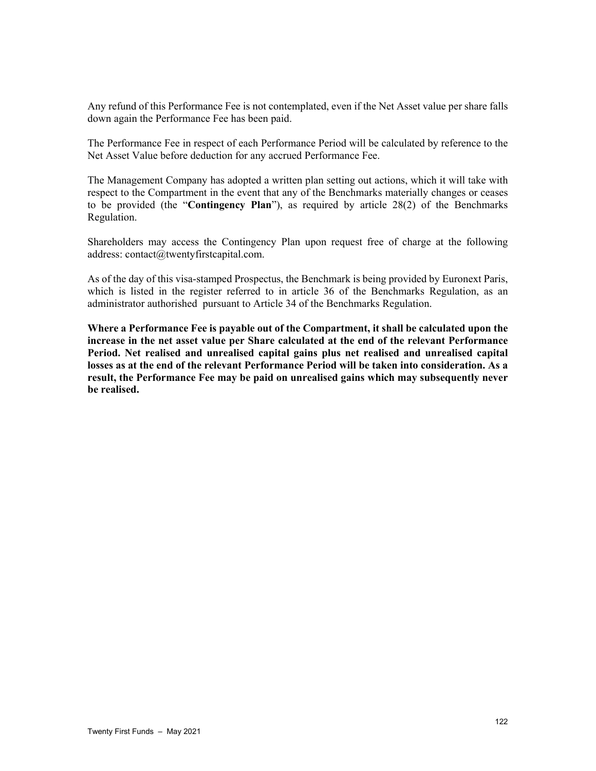Any refund of this Performance Fee is not contemplated, even if the Net Asset value per share falls down again the Performance Fee has been paid.

The Performance Fee in respect of each Performance Period will be calculated by reference to the Net Asset Value before deduction for any accrued Performance Fee.

The Management Company has adopted a written plan setting out actions, which it will take with respect to the Compartment in the event that any of the Benchmarks materially changes or ceases to be provided (the "**Contingency Plan**"), as required by article 28(2) of the Benchmarks Regulation.

Shareholders may access the Contingency Plan upon request free of charge at the following address: contact@twentyfirstcapital.com.

As of the day of this visa-stamped Prospectus, the Benchmark is being provided by Euronext Paris, which is listed in the register referred to in article 36 of the Benchmarks Regulation, as an administrator authorished pursuant to Article 34 of the Benchmarks Regulation.

**Where a Performance Fee is payable out of the Compartment, it shall be calculated upon the increase in the net asset value per Share calculated at the end of the relevant Performance Period. Net realised and unrealised capital gains plus net realised and unrealised capital losses as at the end of the relevant Performance Period will be taken into consideration. As a result, the Performance Fee may be paid on unrealised gains which may subsequently never be realised.**